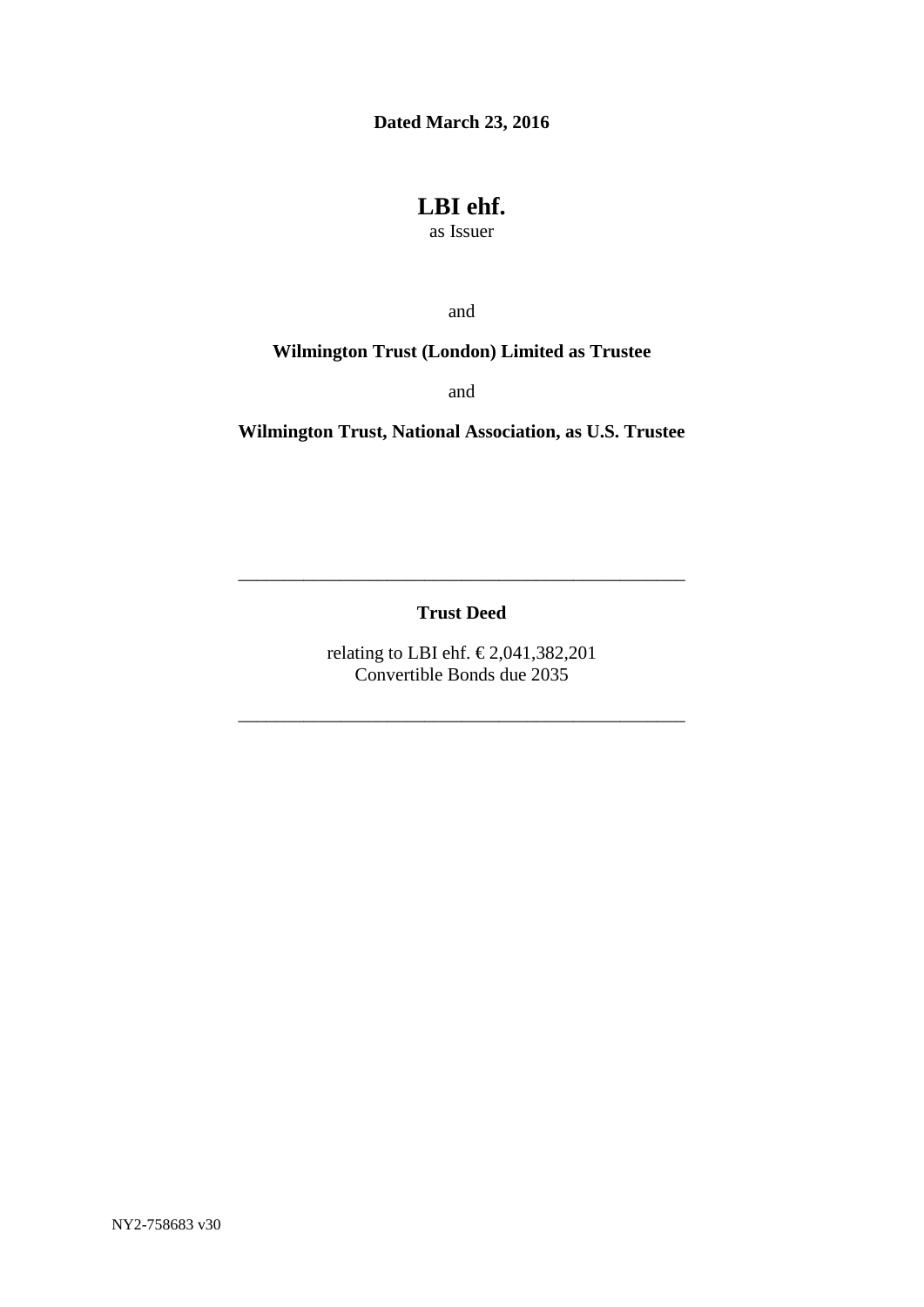**Dated March 23, 2016**

# LBI ehf.

as Issuer

and

**Wilmington Trust (London) Limited as Trustee**

and

**Wilmington Trust, National Association, as U.S. Trustee**

---

**Trust Deed**

relating to LBI ehf. € 2,041,382,201
Convertible Bonds due 2035

---

NY2-758683 v30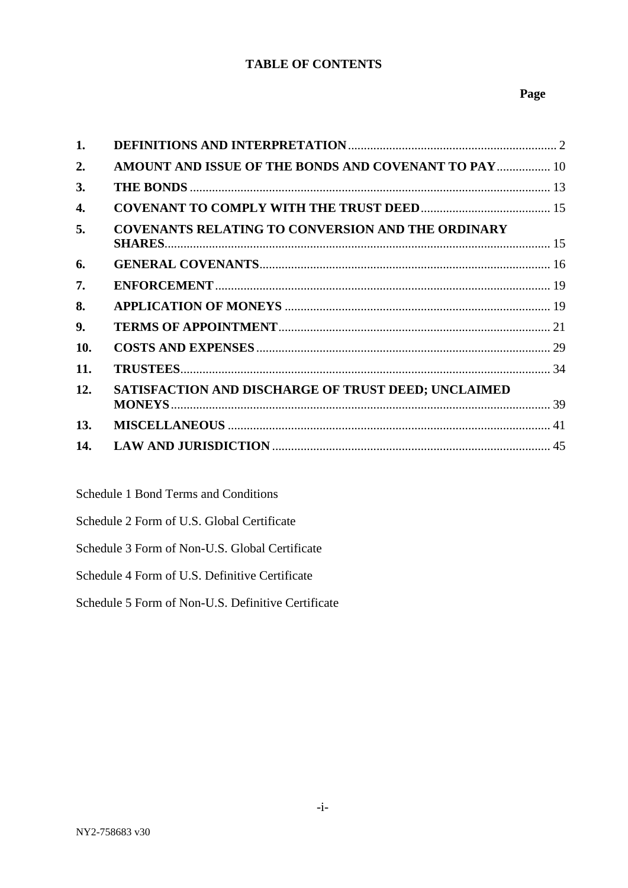**TABLE OF CONTENTS**

| | | Page |
|---|---|---|
| **1.** | **DEFINITIONS AND INTERPRETATION** | 2 |
| **2.** | **AMOUNT AND ISSUE OF THE BONDS AND COVENANT TO PAY** | 10 |
| **3.** | **THE BONDS** | 13 |
| **4.** | **COVENANT TO COMPLY WITH THE TRUST DEED** | 15 |
| **5.** | **COVENANTS RELATING TO CONVERSION AND THE ORDINARY SHARES** | 15 |
| **6.** | **GENERAL COVENANTS** | 16 |
| **7.** | **ENFORCEMENT** | 19 |
| **8.** | **APPLICATION OF MONEYS** | 19 |
| **9.** | **TERMS OF APPOINTMENT** | 21 |
| **10.** | **COSTS AND EXPENSES** | 29 |
| **11.** | **TRUSTEES** | 34 |
| **12.** | **SATISFACTION AND DISCHARGE OF TRUST DEED; UNCLAIMED MONEYS** | 39 |
| **13.** | **MISCELLANEOUS** | 41 |
| **14.** | **LAW AND JURISDICTION** | 45 |

Schedule 1 Bond Terms and Conditions

Schedule 2 Form of U.S. Global Certificate

Schedule 3 Form of Non-U.S. Global Certificate

Schedule 4 Form of U.S. Definitive Certificate

Schedule 5 Form of Non-U.S. Definitive Certificate

NY2-758683 v30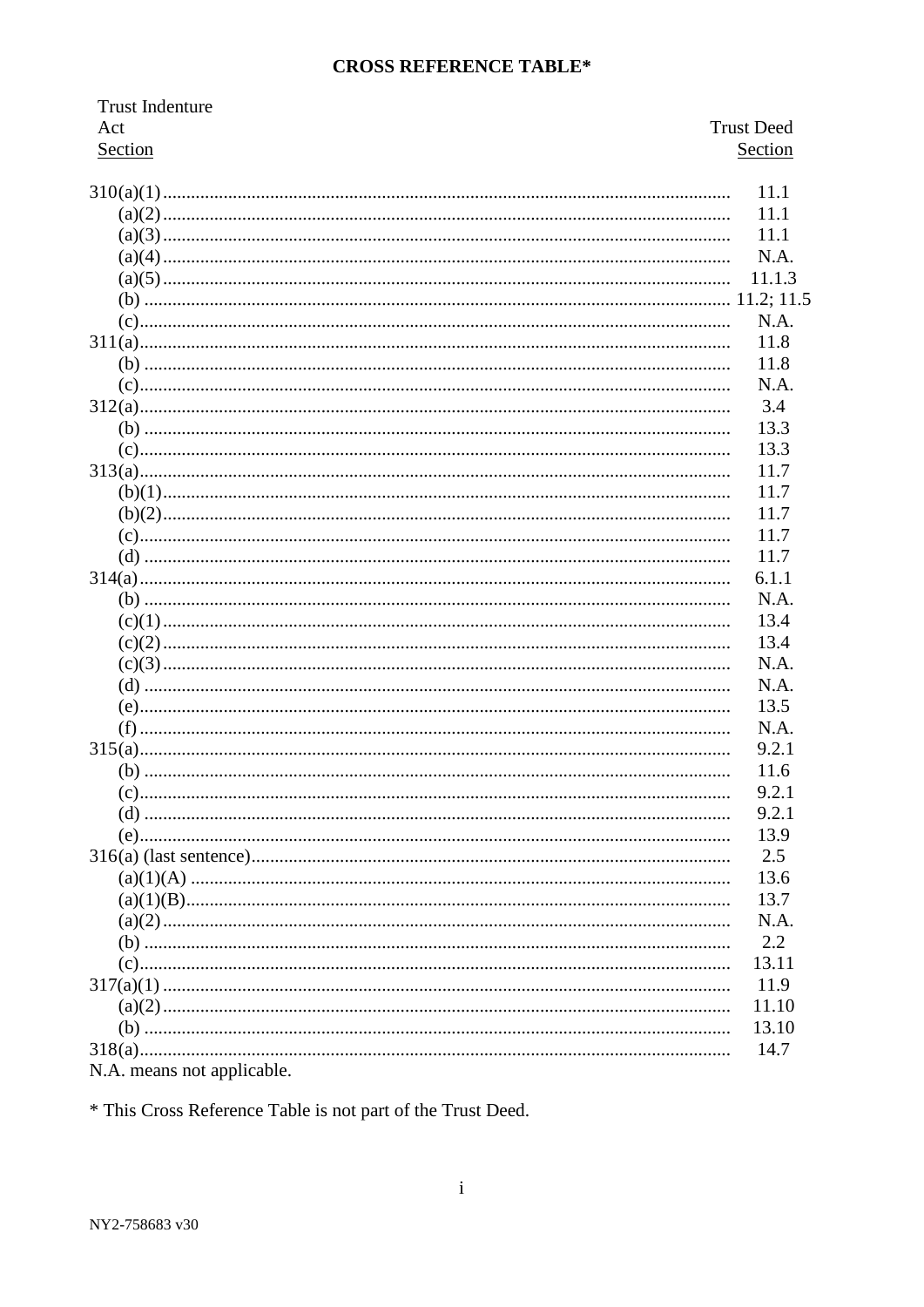## CROSS REFERENCE TABLE*

| Trust Indenture Act Section | Trust Deed Section |
|---|---|
| 310(a)(1) | 11.1 |
| (a)(2) | 11.1 |
| (a)(3) | 11.1 |
| (a)(4) | N.A. |
| (a)(5) | 11.1.3 |
| (b) | 11.2; 11.5 |
| (c) | N.A. |
| 311(a) | 11.8 |
| (b) | 11.8 |
| (c) | N.A. |
| 312(a) | 3.4 |
| (b) | 13.3 |
| (c) | 13.3 |
| 313(a) | 11.7 |
| (b)(1) | 11.7 |
| (b)(2) | 11.7 |
| (c) | 11.7 |
| (d) | 11.7 |
| 314(a) | 6.1.1 |
| (b) | N.A. |
| (c)(1) | 13.4 |
| (c)(2) | 13.4 |
| (c)(3) | N.A. |
| (d) | N.A. |
| (e) | 13.5 |
| (f) | N.A. |
| 315(a) | 9.2.1 |
| (b) | 11.6 |
| (c) | 9.2.1 |
| (d) | 9.2.1 |
| (e) | 13.9 |
| 316(a) (last sentence) | 2.5 |
| (a)(1)(A) | 13.6 |
| (a)(1)(B) | 13.7 |
| (a)(2) | N.A. |
| (b) | 2.2 |
| (c) | 13.11 |
| 317(a)(1) | 11.9 |
| (a)(2) | 11.10 |
| (b) | 13.10 |
| 318(a) | 14.7 |

N.A. means not applicable.

* This Cross Reference Table is not part of the Trust Deed.

NY2-758683 v30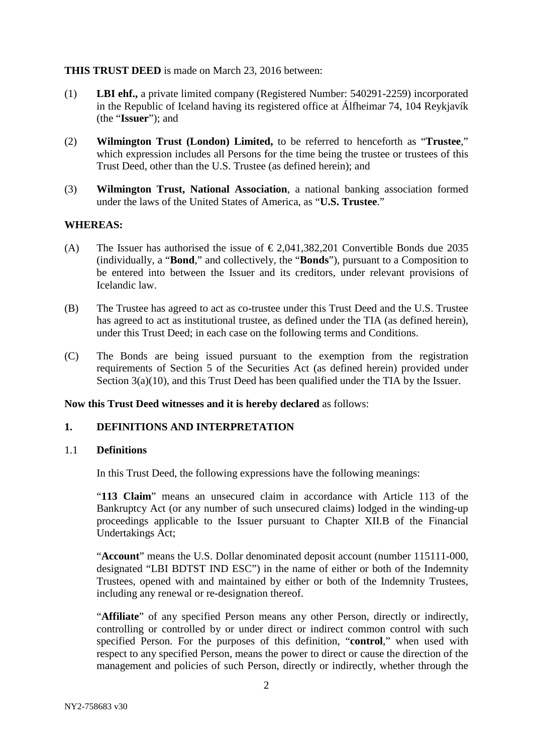**THIS TRUST DEED** is made on March 23, 2016 between:

(1) **LBI ehf.,** a private limited company (Registered Number: 540291-2259) incorporated in the Republic of Iceland having its registered office at Álfheimar 74, 104 Reykjavík (the "**Issuer**"); and

(2) **Wilmington Trust (London) Limited,** to be referred to henceforth as "**Trustee**," which expression includes all Persons for the time being the trustee or trustees of this Trust Deed, other than the U.S. Trustee (as defined herein); and

(3) **Wilmington Trust, National Association**, a national banking association formed under the laws of the United States of America, as "**U.S. Trustee**."

**WHEREAS:**

(A) The Issuer has authorised the issue of € 2,041,382,201 Convertible Bonds due 2035 (individually, a "**Bond**," and collectively, the "**Bonds**"), pursuant to a Composition to be entered into between the Issuer and its creditors, under relevant provisions of Icelandic law.

(B) The Trustee has agreed to act as co-trustee under this Trust Deed and the U.S. Trustee has agreed to act as institutional trustee, as defined under the TIA (as defined herein), under this Trust Deed; in each case on the following terms and Conditions.

(C) The Bonds are being issued pursuant to the exemption from the registration requirements of Section 5 of the Securities Act (as defined herein) provided under Section 3(a)(10), and this Trust Deed has been qualified under the TIA by the Issuer.

**Now this Trust Deed witnesses and it is hereby declared** as follows:

## 1. DEFINITIONS AND INTERPRETATION

### 1.1 Definitions

In this Trust Deed, the following expressions have the following meanings:

"**113 Claim**" means an unsecured claim in accordance with Article 113 of the Bankruptcy Act (or any number of such unsecured claims) lodged in the winding-up proceedings applicable to the Issuer pursuant to Chapter XII.B of the Financial Undertakings Act;

"**Account**" means the U.S. Dollar denominated deposit account (number 115111-000, designated "LBI BDTST IND ESC") in the name of either or both of the Indemnity Trustees, opened with and maintained by either or both of the Indemnity Trustees, including any renewal or re-designation thereof.

"**Affiliate**" of any specified Person means any other Person, directly or indirectly, controlling or controlled by or under direct or indirect common control with such specified Person. For the purposes of this definition, "**control**," when used with respect to any specified Person, means the power to direct or cause the direction of the management and policies of such Person, directly or indirectly, whether through the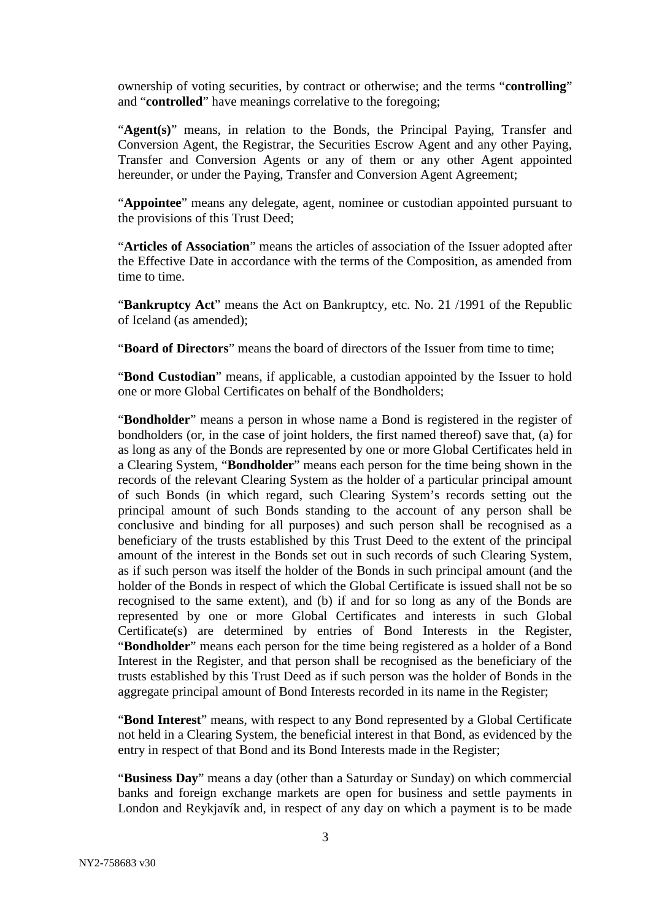ownership of voting securities, by contract or otherwise; and the terms "**controlling**" and "**controlled**" have meanings correlative to the foregoing;

"**Agent(s)**" means, in relation to the Bonds, the Principal Paying, Transfer and Conversion Agent, the Registrar, the Securities Escrow Agent and any other Paying, Transfer and Conversion Agents or any of them or any other Agent appointed hereunder, or under the Paying, Transfer and Conversion Agent Agreement;

"**Appointee**" means any delegate, agent, nominee or custodian appointed pursuant to the provisions of this Trust Deed;

"**Articles of Association**" means the articles of association of the Issuer adopted after the Effective Date in accordance with the terms of the Composition, as amended from time to time.

"**Bankruptcy Act**" means the Act on Bankruptcy, etc. No. 21 /1991 of the Republic of Iceland (as amended);

"**Board of Directors**" means the board of directors of the Issuer from time to time;

"**Bond Custodian**" means, if applicable, a custodian appointed by the Issuer to hold one or more Global Certificates on behalf of the Bondholders;

"**Bondholder**" means a person in whose name a Bond is registered in the register of bondholders (or, in the case of joint holders, the first named thereof) save that, (a) for as long as any of the Bonds are represented by one or more Global Certificates held in a Clearing System, "**Bondholder**" means each person for the time being shown in the records of the relevant Clearing System as the holder of a particular principal amount of such Bonds (in which regard, such Clearing System's records setting out the principal amount of such Bonds standing to the account of any person shall be conclusive and binding for all purposes) and such person shall be recognised as a beneficiary of the trusts established by this Trust Deed to the extent of the principal amount of the interest in the Bonds set out in such records of such Clearing System, as if such person was itself the holder of the Bonds in such principal amount (and the holder of the Bonds in respect of which the Global Certificate is issued shall not be so recognised to the same extent), and (b) if and for so long as any of the Bonds are represented by one or more Global Certificates and interests in such Global Certificate(s) are determined by entries of Bond Interests in the Register, "**Bondholder**" means each person for the time being registered as a holder of a Bond Interest in the Register, and that person shall be recognised as the beneficiary of the trusts established by this Trust Deed as if such person was the holder of Bonds in the aggregate principal amount of Bond Interests recorded in its name in the Register;

"**Bond Interest**" means, with respect to any Bond represented by a Global Certificate not held in a Clearing System, the beneficial interest in that Bond, as evidenced by the entry in respect of that Bond and its Bond Interests made in the Register;

"**Business Day**" means a day (other than a Saturday or Sunday) on which commercial banks and foreign exchange markets are open for business and settle payments in London and Reykjavík and, in respect of any day on which a payment is to be made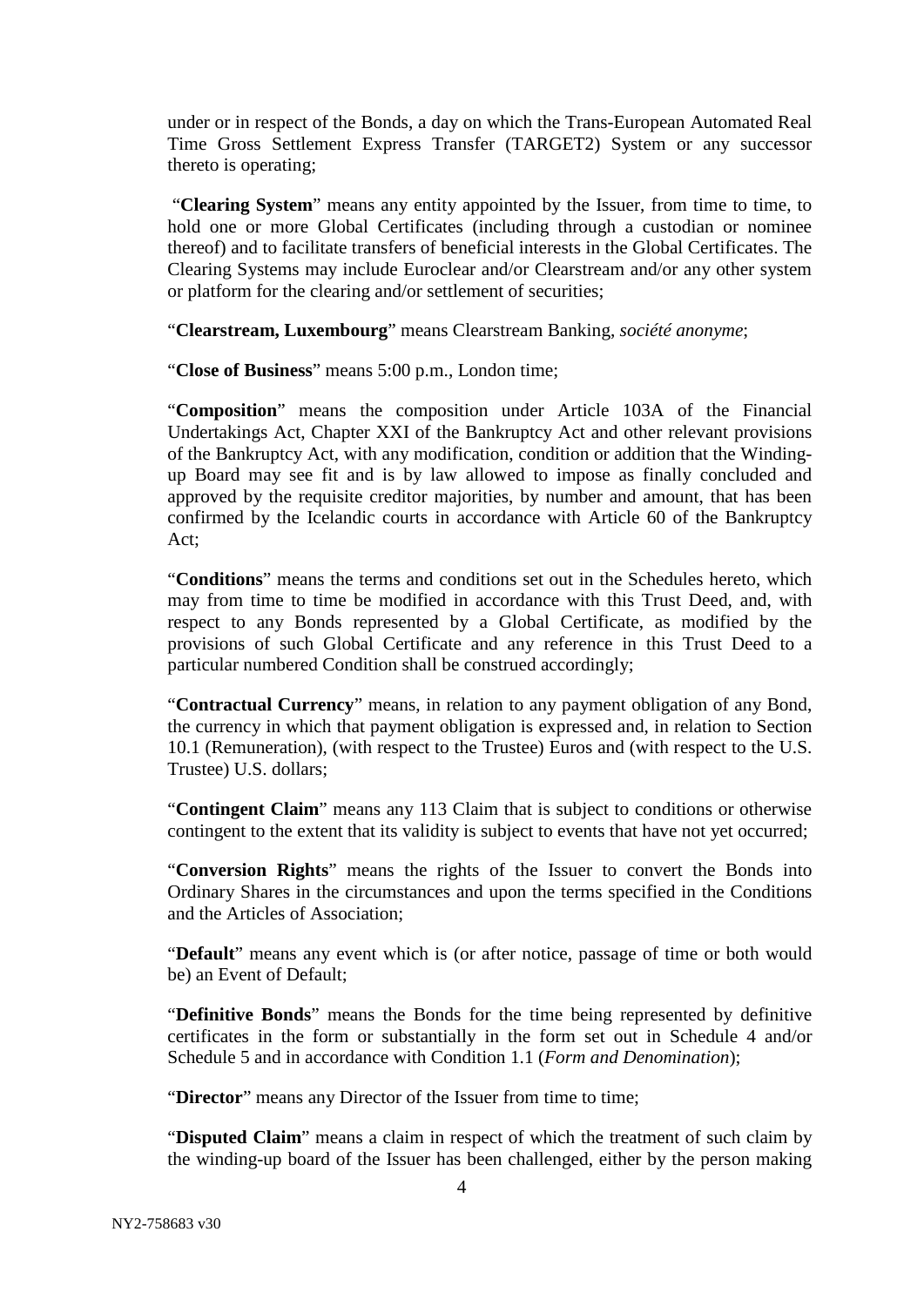under or in respect of the Bonds, a day on which the Trans-European Automated Real Time Gross Settlement Express Transfer (TARGET2) System or any successor thereto is operating;

"**Clearing System**" means any entity appointed by the Issuer, from time to time, to hold one or more Global Certificates (including through a custodian or nominee thereof) and to facilitate transfers of beneficial interests in the Global Certificates. The Clearing Systems may include Euroclear and/or Clearstream and/or any other system or platform for the clearing and/or settlement of securities;

"**Clearstream, Luxembourg**" means Clearstream Banking, *société anonyme*;

"**Close of Business**" means 5:00 p.m., London time;

"**Composition**" means the composition under Article 103A of the Financial Undertakings Act, Chapter XXI of the Bankruptcy Act and other relevant provisions of the Bankruptcy Act, with any modification, condition or addition that the Winding-up Board may see fit and is by law allowed to impose as finally concluded and approved by the requisite creditor majorities, by number and amount, that has been confirmed by the Icelandic courts in accordance with Article 60 of the Bankruptcy Act;

"**Conditions**" means the terms and conditions set out in the Schedules hereto, which may from time to time be modified in accordance with this Trust Deed, and, with respect to any Bonds represented by a Global Certificate, as modified by the provisions of such Global Certificate and any reference in this Trust Deed to a particular numbered Condition shall be construed accordingly;

"**Contractual Currency**" means, in relation to any payment obligation of any Bond, the currency in which that payment obligation is expressed and, in relation to Section 10.1 (Remuneration), (with respect to the Trustee) Euros and (with respect to the U.S. Trustee) U.S. dollars;

"**Contingent Claim**" means any 113 Claim that is subject to conditions or otherwise contingent to the extent that its validity is subject to events that have not yet occurred;

"**Conversion Rights**" means the rights of the Issuer to convert the Bonds into Ordinary Shares in the circumstances and upon the terms specified in the Conditions and the Articles of Association;

"**Default**" means any event which is (or after notice, passage of time or both would be) an Event of Default;

"**Definitive Bonds**" means the Bonds for the time being represented by definitive certificates in the form or substantially in the form set out in Schedule 4 and/or Schedule 5 and in accordance with Condition 1.1 (*Form and Denomination*);

"**Director**" means any Director of the Issuer from time to time;

"**Disputed Claim**" means a claim in respect of which the treatment of such claim by the winding-up board of the Issuer has been challenged, either by the person making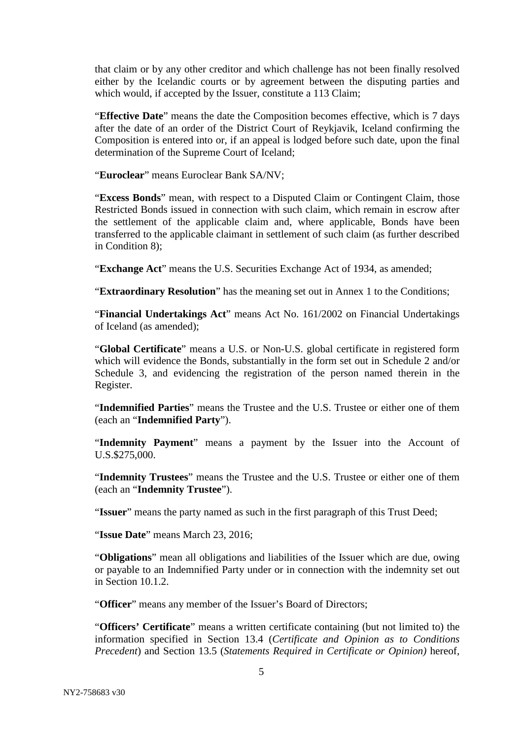that claim or by any other creditor and which challenge has not been finally resolved either by the Icelandic courts or by agreement between the disputing parties and which would, if accepted by the Issuer, constitute a 113 Claim;

"**Effective Date**" means the date the Composition becomes effective, which is 7 days after the date of an order of the District Court of Reykjavik, Iceland confirming the Composition is entered into or, if an appeal is lodged before such date, upon the final determination of the Supreme Court of Iceland;

"**Euroclear**" means Euroclear Bank SA/NV;

"**Excess Bonds**" mean, with respect to a Disputed Claim or Contingent Claim, those Restricted Bonds issued in connection with such claim, which remain in escrow after the settlement of the applicable claim and, where applicable, Bonds have been transferred to the applicable claimant in settlement of such claim (as further described in Condition 8);

"**Exchange Act**" means the U.S. Securities Exchange Act of 1934, as amended;

"**Extraordinary Resolution**" has the meaning set out in Annex 1 to the Conditions;

"**Financial Undertakings Act**" means Act No. 161/2002 on Financial Undertakings of Iceland (as amended);

"**Global Certificate**" means a U.S. or Non-U.S. global certificate in registered form which will evidence the Bonds, substantially in the form set out in Schedule 2 and/or Schedule 3, and evidencing the registration of the person named therein in the Register.

"**Indemnified Parties**" means the Trustee and the U.S. Trustee or either one of them (each an "**Indemnified Party**").

"**Indemnity Payment**" means a payment by the Issuer into the Account of U.S.$275,000.

"**Indemnity Trustees**" means the Trustee and the U.S. Trustee or either one of them (each an "**Indemnity Trustee**").

"**Issuer**" means the party named as such in the first paragraph of this Trust Deed;

"**Issue Date**" means March 23, 2016;

"**Obligations**" mean all obligations and liabilities of the Issuer which are due, owing or payable to an Indemnified Party under or in connection with the indemnity set out in Section 10.1.2.

"**Officer**" means any member of the Issuer's Board of Directors;

"**Officers' Certificate**" means a written certificate containing (but not limited to) the information specified in Section 13.4 (*Certificate and Opinion as to Conditions Precedent*) and Section 13.5 (*Statements Required in Certificate or Opinion)* hereof,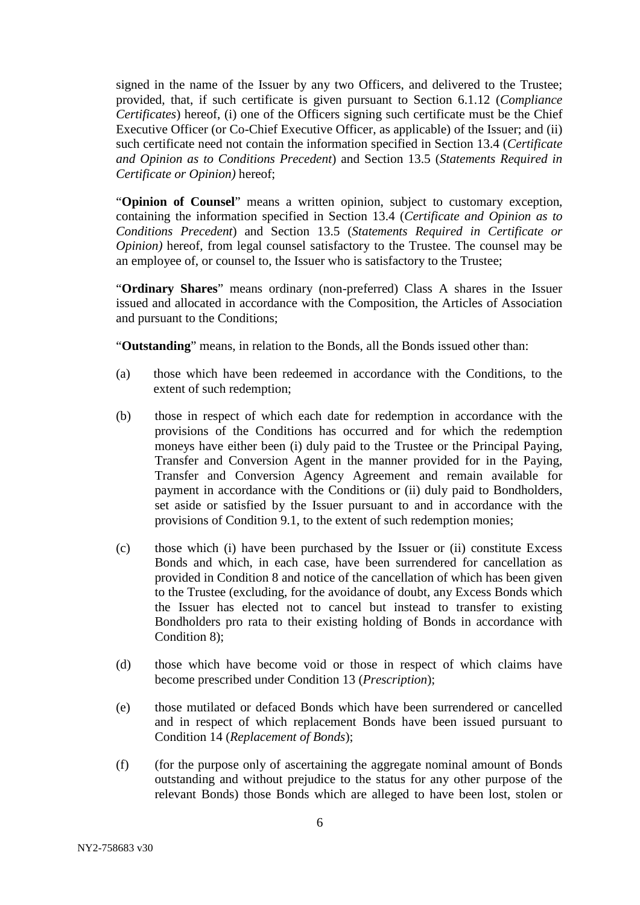signed in the name of the Issuer by any two Officers, and delivered to the Trustee; provided, that, if such certificate is given pursuant to Section 6.1.12 (*Compliance Certificates*) hereof, (i) one of the Officers signing such certificate must be the Chief Executive Officer (or Co-Chief Executive Officer, as applicable) of the Issuer; and (ii) such certificate need not contain the information specified in Section 13.4 (*Certificate and Opinion as to Conditions Precedent*) and Section 13.5 (*Statements Required in Certificate or Opinion)* hereof;

"**Opinion of Counsel**" means a written opinion, subject to customary exception, containing the information specified in Section 13.4 (*Certificate and Opinion as to Conditions Precedent*) and Section 13.5 (*Statements Required in Certificate or Opinion)* hereof, from legal counsel satisfactory to the Trustee. The counsel may be an employee of, or counsel to, the Issuer who is satisfactory to the Trustee;

"**Ordinary Shares**" means ordinary (non-preferred) Class A shares in the Issuer issued and allocated in accordance with the Composition, the Articles of Association and pursuant to the Conditions;

"**Outstanding**" means, in relation to the Bonds, all the Bonds issued other than:

(a) those which have been redeemed in accordance with the Conditions, to the extent of such redemption;

(b) those in respect of which each date for redemption in accordance with the provisions of the Conditions has occurred and for which the redemption moneys have either been (i) duly paid to the Trustee or the Principal Paying, Transfer and Conversion Agent in the manner provided for in the Paying, Transfer and Conversion Agency Agreement and remain available for payment in accordance with the Conditions or (ii) duly paid to Bondholders, set aside or satisfied by the Issuer pursuant to and in accordance with the provisions of Condition 9.1, to the extent of such redemption monies;

(c) those which (i) have been purchased by the Issuer or (ii) constitute Excess Bonds and which, in each case, have been surrendered for cancellation as provided in Condition 8 and notice of the cancellation of which has been given to the Trustee (excluding, for the avoidance of doubt, any Excess Bonds which the Issuer has elected not to cancel but instead to transfer to existing Bondholders pro rata to their existing holding of Bonds in accordance with Condition 8);

(d) those which have become void or those in respect of which claims have become prescribed under Condition 13 (*Prescription*);

(e) those mutilated or defaced Bonds which have been surrendered or cancelled and in respect of which replacement Bonds have been issued pursuant to Condition 14 (*Replacement of Bonds*);

(f) (for the purpose only of ascertaining the aggregate nominal amount of Bonds outstanding and without prejudice to the status for any other purpose of the relevant Bonds) those Bonds which are alleged to have been lost, stolen or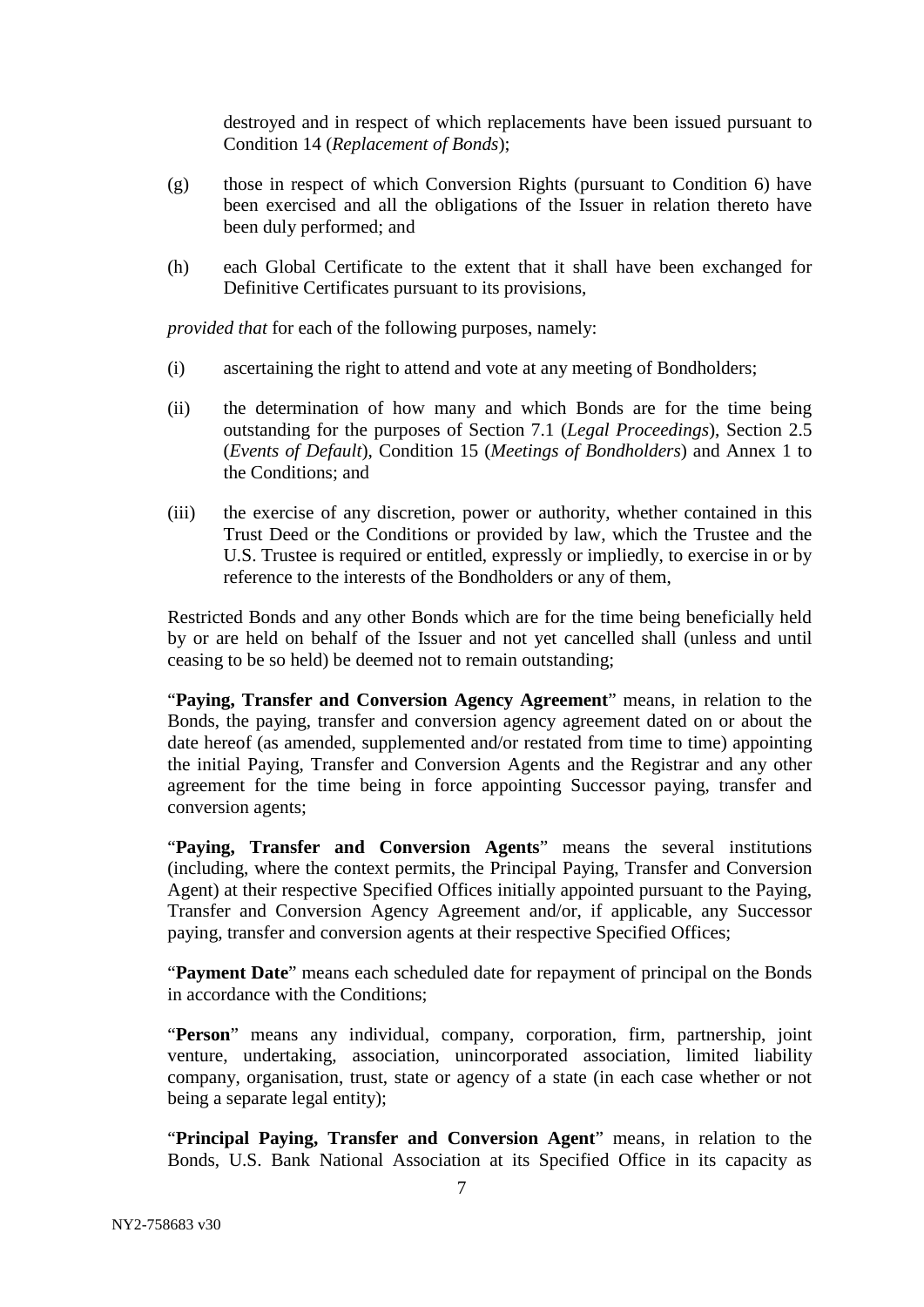destroyed and in respect of which replacements have been issued pursuant to Condition 14 (*Replacement of Bonds*);

(g) those in respect of which Conversion Rights (pursuant to Condition 6) have been exercised and all the obligations of the Issuer in relation thereto have been duly performed; and

(h) each Global Certificate to the extent that it shall have been exchanged for Definitive Certificates pursuant to its provisions,

*provided that* for each of the following purposes, namely:

(i) ascertaining the right to attend and vote at any meeting of Bondholders;

(ii) the determination of how many and which Bonds are for the time being outstanding for the purposes of Section 7.1 (*Legal Proceedings*), Section 2.5 (*Events of Default*), Condition 15 (*Meetings of Bondholders*) and Annex 1 to the Conditions; and

(iii) the exercise of any discretion, power or authority, whether contained in this Trust Deed or the Conditions or provided by law, which the Trustee and the U.S. Trustee is required or entitled, expressly or impliedly, to exercise in or by reference to the interests of the Bondholders or any of them,

Restricted Bonds and any other Bonds which are for the time being beneficially held by or are held on behalf of the Issuer and not yet cancelled shall (unless and until ceasing to be so held) be deemed not to remain outstanding;

"**Paying, Transfer and Conversion Agency Agreement**" means, in relation to the Bonds, the paying, transfer and conversion agency agreement dated on or about the date hereof (as amended, supplemented and/or restated from time to time) appointing the initial Paying, Transfer and Conversion Agents and the Registrar and any other agreement for the time being in force appointing Successor paying, transfer and conversion agents;

"**Paying, Transfer and Conversion Agents**" means the several institutions (including, where the context permits, the Principal Paying, Transfer and Conversion Agent) at their respective Specified Offices initially appointed pursuant to the Paying, Transfer and Conversion Agency Agreement and/or, if applicable, any Successor paying, transfer and conversion agents at their respective Specified Offices;

"**Payment Date**" means each scheduled date for repayment of principal on the Bonds in accordance with the Conditions;

"**Person**" means any individual, company, corporation, firm, partnership, joint venture, undertaking, association, unincorporated association, limited liability company, organisation, trust, state or agency of a state (in each case whether or not being a separate legal entity);

"**Principal Paying, Transfer and Conversion Agent**" means, in relation to the Bonds, U.S. Bank National Association at its Specified Office in its capacity as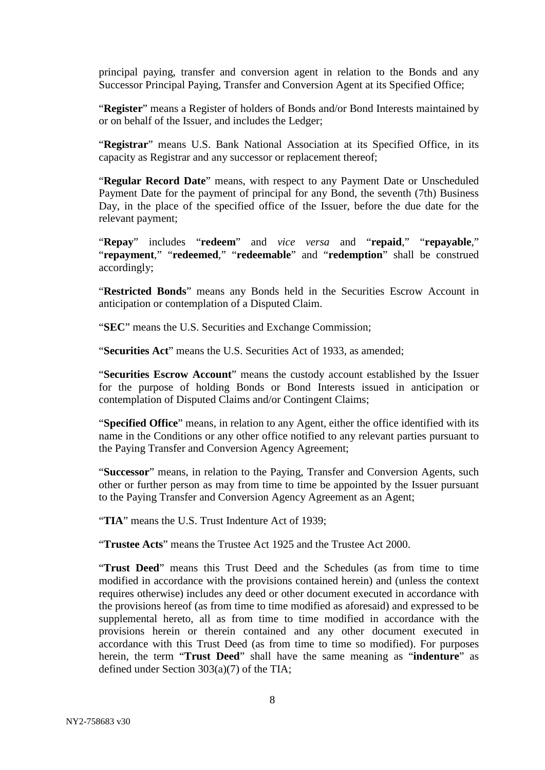principal paying, transfer and conversion agent in relation to the Bonds and any Successor Principal Paying, Transfer and Conversion Agent at its Specified Office;

"**Register**" means a Register of holders of Bonds and/or Bond Interests maintained by or on behalf of the Issuer, and includes the Ledger;

"**Registrar**" means U.S. Bank National Association at its Specified Office, in its capacity as Registrar and any successor or replacement thereof;

"**Regular Record Date**" means, with respect to any Payment Date or Unscheduled Payment Date for the payment of principal for any Bond, the seventh (7th) Business Day, in the place of the specified office of the Issuer, before the due date for the relevant payment;

"**Repay**" includes "**redeem**" and *vice versa* and "**repaid**," "**repayable**," "**repayment**," "**redeemed**," "**redeemable**" and "**redemption**" shall be construed accordingly;

"**Restricted Bonds**" means any Bonds held in the Securities Escrow Account in anticipation or contemplation of a Disputed Claim.

"**SEC**" means the U.S. Securities and Exchange Commission;

"**Securities Act**" means the U.S. Securities Act of 1933, as amended;

"**Securities Escrow Account**" means the custody account established by the Issuer for the purpose of holding Bonds or Bond Interests issued in anticipation or contemplation of Disputed Claims and/or Contingent Claims;

"**Specified Office**" means, in relation to any Agent, either the office identified with its name in the Conditions or any other office notified to any relevant parties pursuant to the Paying Transfer and Conversion Agency Agreement;

"**Successor**" means, in relation to the Paying, Transfer and Conversion Agents, such other or further person as may from time to time be appointed by the Issuer pursuant to the Paying Transfer and Conversion Agency Agreement as an Agent;

"**TIA**" means the U.S. Trust Indenture Act of 1939;

"**Trustee Acts**" means the Trustee Act 1925 and the Trustee Act 2000.

"**Trust Deed**" means this Trust Deed and the Schedules (as from time to time modified in accordance with the provisions contained herein) and (unless the context requires otherwise) includes any deed or other document executed in accordance with the provisions hereof (as from time to time modified as aforesaid) and expressed to be supplemental hereto, all as from time to time modified in accordance with the provisions herein or therein contained and any other document executed in accordance with this Trust Deed (as from time to time so modified). For purposes herein, the term "**Trust Deed**" shall have the same meaning as "**indenture**" as defined under Section 303(a)(7) of the TIA;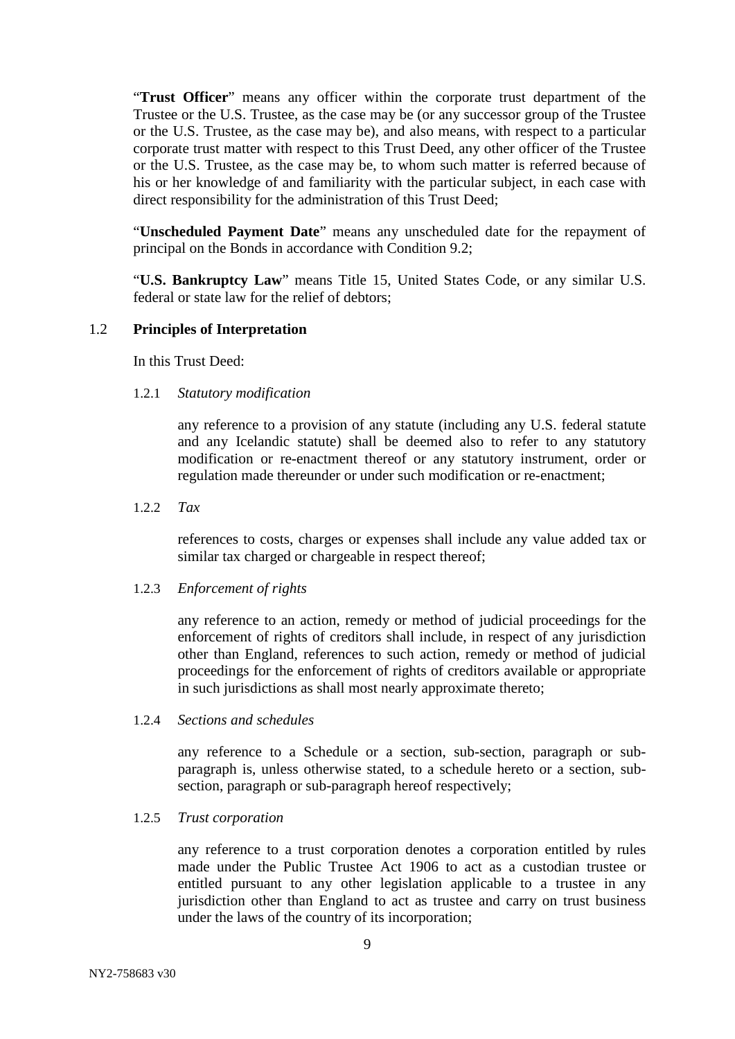"**Trust Officer**" means any officer within the corporate trust department of the Trustee or the U.S. Trustee, as the case may be (or any successor group of the Trustee or the U.S. Trustee, as the case may be), and also means, with respect to a particular corporate trust matter with respect to this Trust Deed, any other officer of the Trustee or the U.S. Trustee, as the case may be, to whom such matter is referred because of his or her knowledge of and familiarity with the particular subject, in each case with direct responsibility for the administration of this Trust Deed;

"**Unscheduled Payment Date**" means any unscheduled date for the repayment of principal on the Bonds in accordance with Condition 9.2;

"**U.S. Bankruptcy Law**" means Title 15, United States Code, or any similar U.S. federal or state law for the relief of debtors;

## 1.2 Principles of Interpretation

In this Trust Deed:

1.2.1 *Statutory modification*

any reference to a provision of any statute (including any U.S. federal statute and any Icelandic statute) shall be deemed also to refer to any statutory modification or re-enactment thereof or any statutory instrument, order or regulation made thereunder or under such modification or re-enactment;

1.2.2 *Tax*

references to costs, charges or expenses shall include any value added tax or similar tax charged or chargeable in respect thereof;

1.2.3 *Enforcement of rights*

any reference to an action, remedy or method of judicial proceedings for the enforcement of rights of creditors shall include, in respect of any jurisdiction other than England, references to such action, remedy or method of judicial proceedings for the enforcement of rights of creditors available or appropriate in such jurisdictions as shall most nearly approximate thereto;

1.2.4 *Sections and schedules*

any reference to a Schedule or a section, sub-section, paragraph or sub-paragraph is, unless otherwise stated, to a schedule hereto or a section, sub-section, paragraph or sub-paragraph hereof respectively;

1.2.5 *Trust corporation*

any reference to a trust corporation denotes a corporation entitled by rules made under the Public Trustee Act 1906 to act as a custodian trustee or entitled pursuant to any other legislation applicable to a trustee in any jurisdiction other than England to act as trustee and carry on trust business under the laws of the country of its incorporation;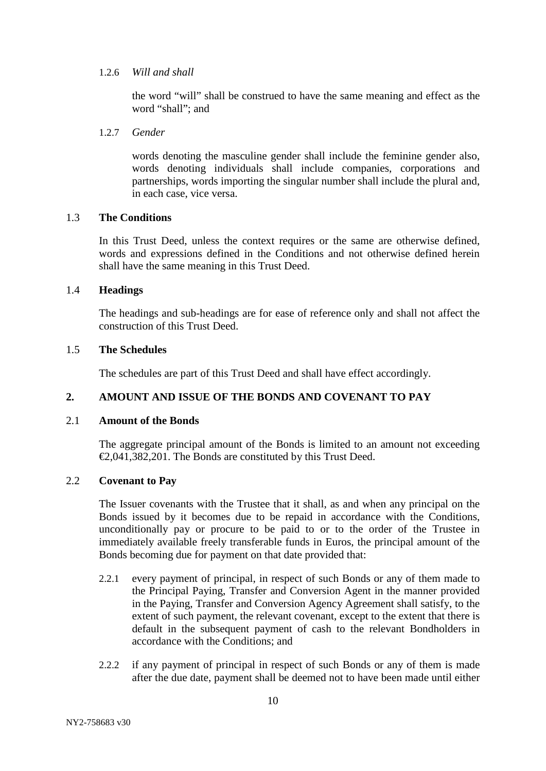1.2.6 *Will and shall*

the word "will" shall be construed to have the same meaning and effect as the word "shall"; and

1.2.7 *Gender*

words denoting the masculine gender shall include the feminine gender also, words denoting individuals shall include companies, corporations and partnerships, words importing the singular number shall include the plural and, in each case, vice versa.

1.3 **The Conditions**

In this Trust Deed, unless the context requires or the same are otherwise defined, words and expressions defined in the Conditions and not otherwise defined herein shall have the same meaning in this Trust Deed.

1.4 **Headings**

The headings and sub-headings are for ease of reference only and shall not affect the construction of this Trust Deed.

1.5 **The Schedules**

The schedules are part of this Trust Deed and shall have effect accordingly.

## 2. AMOUNT AND ISSUE OF THE BONDS AND COVENANT TO PAY

2.1 **Amount of the Bonds**

The aggregate principal amount of the Bonds is limited to an amount not exceeding €2,041,382,201. The Bonds are constituted by this Trust Deed.

2.2 **Covenant to Pay**

The Issuer covenants with the Trustee that it shall, as and when any principal on the Bonds issued by it becomes due to be repaid in accordance with the Conditions, unconditionally pay or procure to be paid to or to the order of the Trustee in immediately available freely transferable funds in Euros, the principal amount of the Bonds becoming due for payment on that date provided that:

2.2.1 every payment of principal, in respect of such Bonds or any of them made to the Principal Paying, Transfer and Conversion Agent in the manner provided in the Paying, Transfer and Conversion Agency Agreement shall satisfy, to the extent of such payment, the relevant covenant, except to the extent that there is default in the subsequent payment of cash to the relevant Bondholders in accordance with the Conditions; and

2.2.2 if any payment of principal in respect of such Bonds or any of them is made after the due date, payment shall be deemed not to have been made until either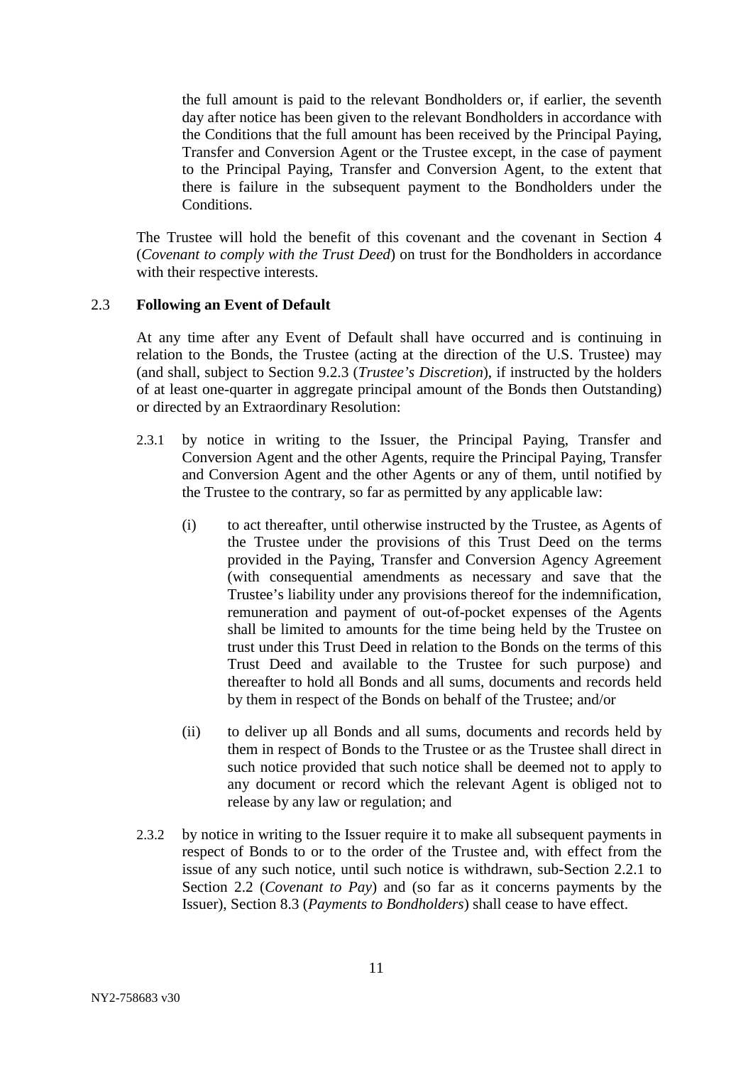the full amount is paid to the relevant Bondholders or, if earlier, the seventh day after notice has been given to the relevant Bondholders in accordance with the Conditions that the full amount has been received by the Principal Paying, Transfer and Conversion Agent or the Trustee except, in the case of payment to the Principal Paying, Transfer and Conversion Agent, to the extent that there is failure in the subsequent payment to the Bondholders under the Conditions.

The Trustee will hold the benefit of this covenant and the covenant in Section 4 (*Covenant to comply with the Trust Deed*) on trust for the Bondholders in accordance with their respective interests.

### 2.3 Following an Event of Default

At any time after any Event of Default shall have occurred and is continuing in relation to the Bonds, the Trustee (acting at the direction of the U.S. Trustee) may (and shall, subject to Section 9.2.3 (*Trustee's Discretion*), if instructed by the holders of at least one-quarter in aggregate principal amount of the Bonds then Outstanding) or directed by an Extraordinary Resolution:

2.3.1 by notice in writing to the Issuer, the Principal Paying, Transfer and Conversion Agent and the other Agents, require the Principal Paying, Transfer and Conversion Agent and the other Agents or any of them, until notified by the Trustee to the contrary, so far as permitted by any applicable law:

(i) to act thereafter, until otherwise instructed by the Trustee, as Agents of the Trustee under the provisions of this Trust Deed on the terms provided in the Paying, Transfer and Conversion Agency Agreement (with consequential amendments as necessary and save that the Trustee's liability under any provisions thereof for the indemnification, remuneration and payment of out-of-pocket expenses of the Agents shall be limited to amounts for the time being held by the Trustee on trust under this Trust Deed in relation to the Bonds on the terms of this Trust Deed and available to the Trustee for such purpose) and thereafter to hold all Bonds and all sums, documents and records held by them in respect of the Bonds on behalf of the Trustee; and/or

(ii) to deliver up all Bonds and all sums, documents and records held by them in respect of Bonds to the Trustee or as the Trustee shall direct in such notice provided that such notice shall be deemed not to apply to any document or record which the relevant Agent is obliged not to release by any law or regulation; and

2.3.2 by notice in writing to the Issuer require it to make all subsequent payments in respect of Bonds to or to the order of the Trustee and, with effect from the issue of any such notice, until such notice is withdrawn, sub-Section 2.2.1 to Section 2.2 (*Covenant to Pay*) and (so far as it concerns payments by the Issuer), Section 8.3 (*Payments to Bondholders*) shall cease to have effect.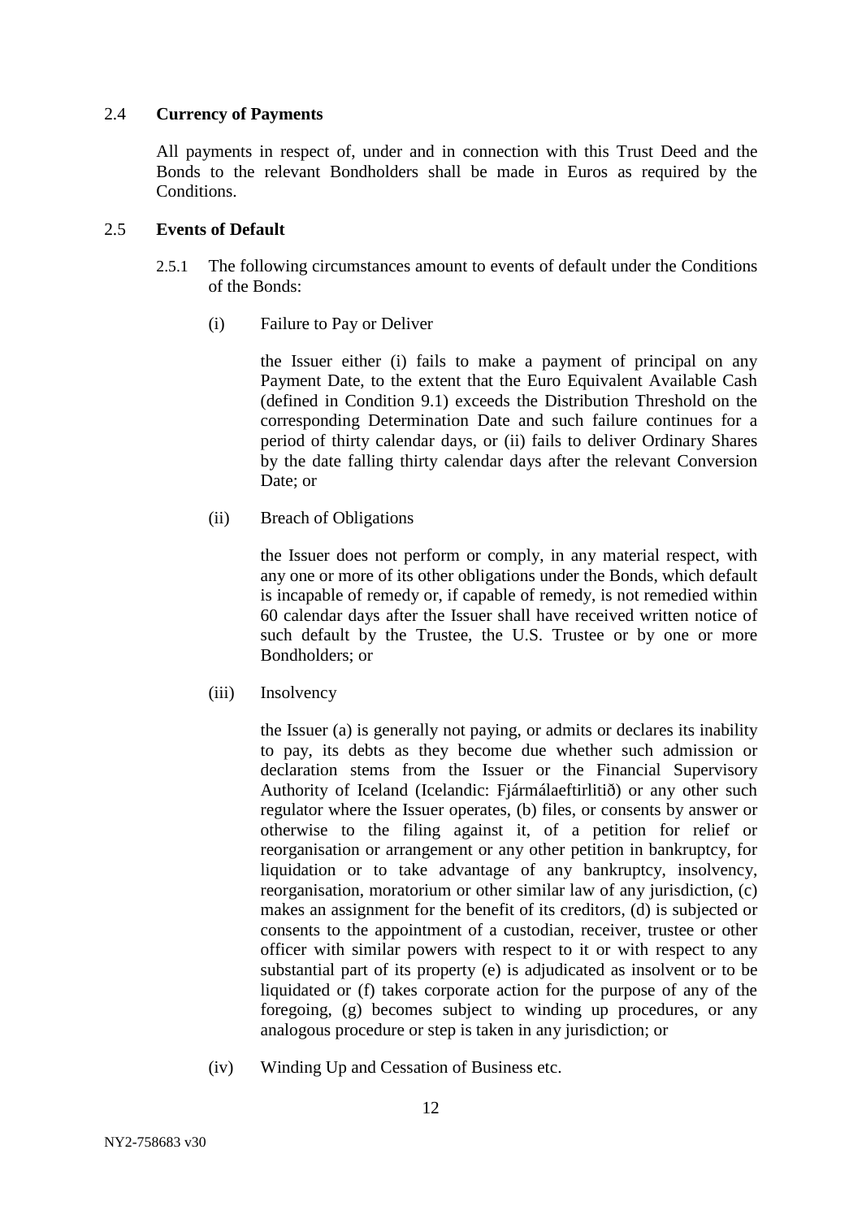### 2.4 **Currency of Payments**

All payments in respect of, under and in connection with this Trust Deed and the Bonds to the relevant Bondholders shall be made in Euros as required by the Conditions.

### 2.5 **Events of Default**

2.5.1 The following circumstances amount to events of default under the Conditions of the Bonds:

(i) Failure to Pay or Deliver

the Issuer either (i) fails to make a payment of principal on any Payment Date, to the extent that the Euro Equivalent Available Cash (defined in Condition 9.1) exceeds the Distribution Threshold on the corresponding Determination Date and such failure continues for a period of thirty calendar days, or (ii) fails to deliver Ordinary Shares by the date falling thirty calendar days after the relevant Conversion Date; or

(ii) Breach of Obligations

the Issuer does not perform or comply, in any material respect, with any one or more of its other obligations under the Bonds, which default is incapable of remedy or, if capable of remedy, is not remedied within 60 calendar days after the Issuer shall have received written notice of such default by the Trustee, the U.S. Trustee or by one or more Bondholders; or

(iii) Insolvency

the Issuer (a) is generally not paying, or admits or declares its inability to pay, its debts as they become due whether such admission or declaration stems from the Issuer or the Financial Supervisory Authority of Iceland (Icelandic: Fjármálaeftirlitið) or any other such regulator where the Issuer operates, (b) files, or consents by answer or otherwise to the filing against it, of a petition for relief or reorganisation or arrangement or any other petition in bankruptcy, for liquidation or to take advantage of any bankruptcy, insolvency, reorganisation, moratorium or other similar law of any jurisdiction, (c) makes an assignment for the benefit of its creditors, (d) is subjected or consents to the appointment of a custodian, receiver, trustee or other officer with similar powers with respect to it or with respect to any substantial part of its property (e) is adjudicated as insolvent or to be liquidated or (f) takes corporate action for the purpose of any of the foregoing, (g) becomes subject to winding up procedures, or any analogous procedure or step is taken in any jurisdiction; or

(iv) Winding Up and Cessation of Business etc.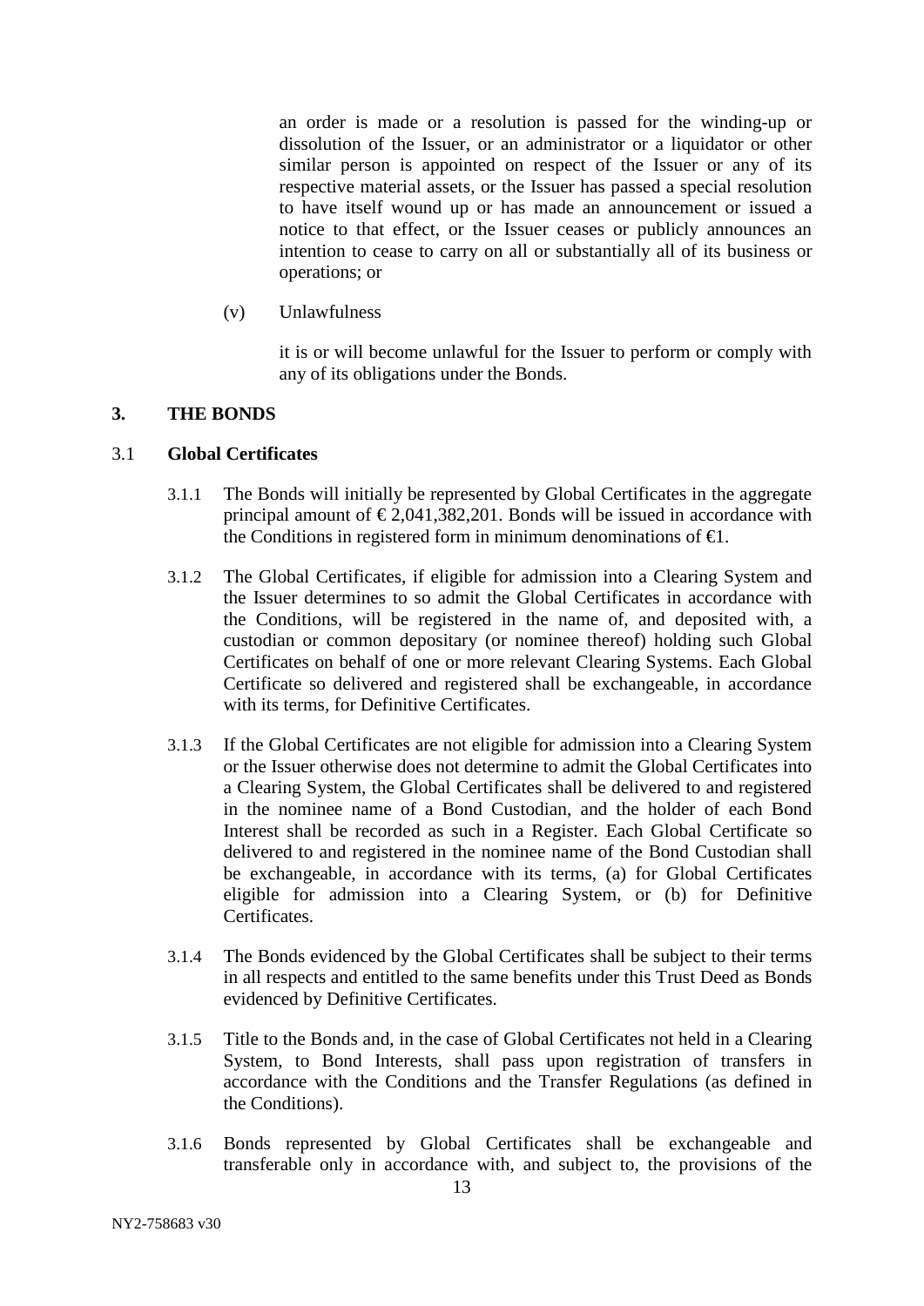an order is made or a resolution is passed for the winding-up or dissolution of the Issuer, or an administrator or a liquidator or other similar person is appointed on respect of the Issuer or any of its respective material assets, or the Issuer has passed a special resolution to have itself wound up or has made an announcement or issued a notice to that effect, or the Issuer ceases or publicly announces an intention to cease to carry on all or substantially all of its business or operations; or

(v) Unlawfulness

it is or will become unlawful for the Issuer to perform or comply with any of its obligations under the Bonds.

## 3. THE BONDS

### 3.1 Global Certificates

3.1.1 The Bonds will initially be represented by Global Certificates in the aggregate principal amount of € 2,041,382,201. Bonds will be issued in accordance with the Conditions in registered form in minimum denominations of €1.

3.1.2 The Global Certificates, if eligible for admission into a Clearing System and the Issuer determines to so admit the Global Certificates in accordance with the Conditions, will be registered in the name of, and deposited with, a custodian or common depositary (or nominee thereof) holding such Global Certificates on behalf of one or more relevant Clearing Systems. Each Global Certificate so delivered and registered shall be exchangeable, in accordance with its terms, for Definitive Certificates.

3.1.3 If the Global Certificates are not eligible for admission into a Clearing System or the Issuer otherwise does not determine to admit the Global Certificates into a Clearing System, the Global Certificates shall be delivered to and registered in the nominee name of a Bond Custodian, and the holder of each Bond Interest shall be recorded as such in a Register. Each Global Certificate so delivered to and registered in the nominee name of the Bond Custodian shall be exchangeable, in accordance with its terms, (a) for Global Certificates eligible for admission into a Clearing System, or (b) for Definitive Certificates.

3.1.4 The Bonds evidenced by the Global Certificates shall be subject to their terms in all respects and entitled to the same benefits under this Trust Deed as Bonds evidenced by Definitive Certificates.

3.1.5 Title to the Bonds and, in the case of Global Certificates not held in a Clearing System, to Bond Interests, shall pass upon registration of transfers in accordance with the Conditions and the Transfer Regulations (as defined in the Conditions).

3.1.6 Bonds represented by Global Certificates shall be exchangeable and transferable only in accordance with, and subject to, the provisions of the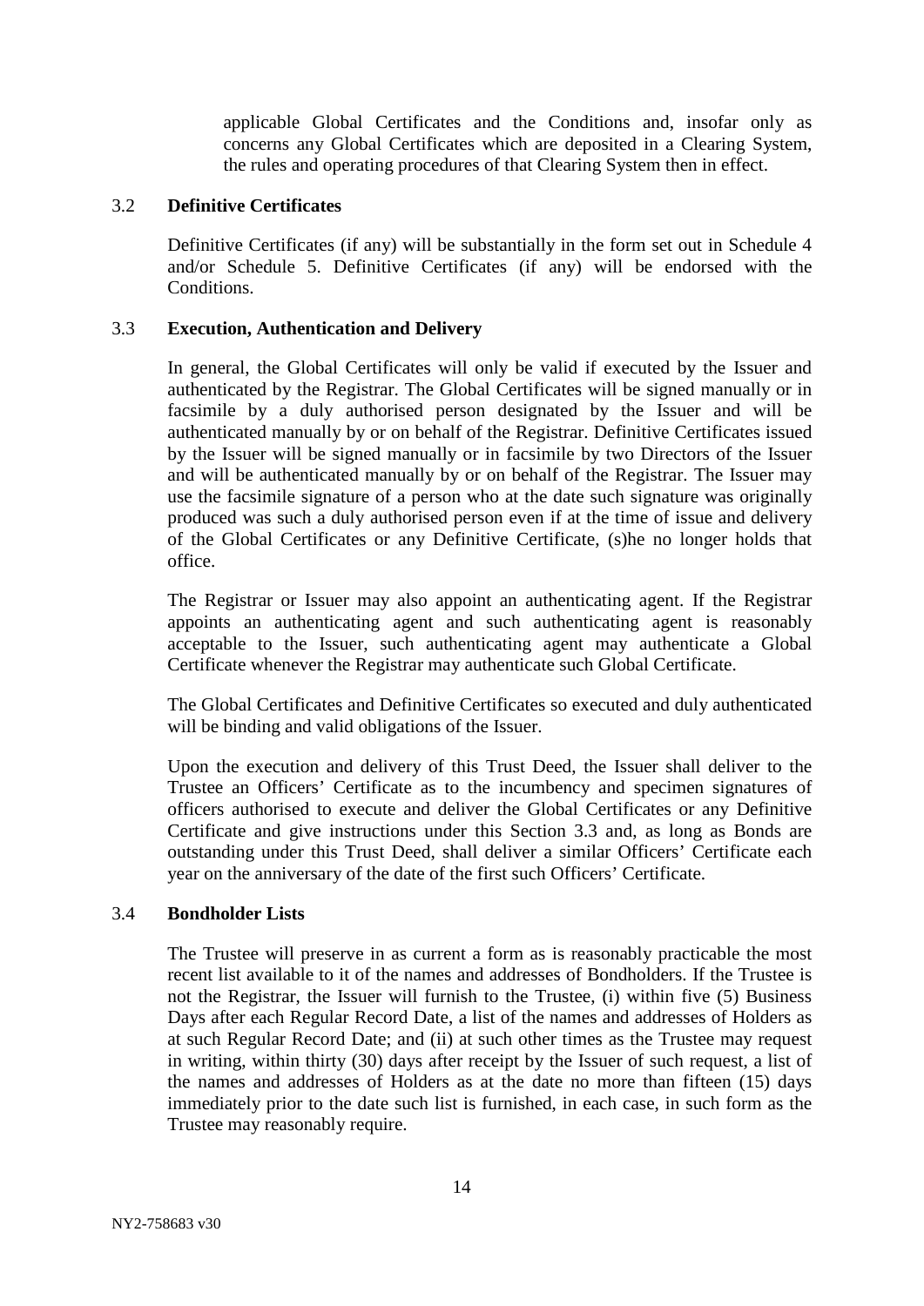applicable Global Certificates and the Conditions and, insofar only as concerns any Global Certificates which are deposited in a Clearing System, the rules and operating procedures of that Clearing System then in effect.

### 3.2 Definitive Certificates

Definitive Certificates (if any) will be substantially in the form set out in Schedule 4 and/or Schedule 5. Definitive Certificates (if any) will be endorsed with the Conditions.

### 3.3 Execution, Authentication and Delivery

In general, the Global Certificates will only be valid if executed by the Issuer and authenticated by the Registrar. The Global Certificates will be signed manually or in facsimile by a duly authorised person designated by the Issuer and will be authenticated manually by or on behalf of the Registrar. Definitive Certificates issued by the Issuer will be signed manually or in facsimile by two Directors of the Issuer and will be authenticated manually by or on behalf of the Registrar. The Issuer may use the facsimile signature of a person who at the date such signature was originally produced was such a duly authorised person even if at the time of issue and delivery of the Global Certificates or any Definitive Certificate, (s)he no longer holds that office.

The Registrar or Issuer may also appoint an authenticating agent. If the Registrar appoints an authenticating agent and such authenticating agent is reasonably acceptable to the Issuer, such authenticating agent may authenticate a Global Certificate whenever the Registrar may authenticate such Global Certificate.

The Global Certificates and Definitive Certificates so executed and duly authenticated will be binding and valid obligations of the Issuer.

Upon the execution and delivery of this Trust Deed, the Issuer shall deliver to the Trustee an Officers' Certificate as to the incumbency and specimen signatures of officers authorised to execute and deliver the Global Certificates or any Definitive Certificate and give instructions under this Section 3.3 and, as long as Bonds are outstanding under this Trust Deed, shall deliver a similar Officers' Certificate each year on the anniversary of the date of the first such Officers' Certificate.

### 3.4 Bondholder Lists

The Trustee will preserve in as current a form as is reasonably practicable the most recent list available to it of the names and addresses of Bondholders. If the Trustee is not the Registrar, the Issuer will furnish to the Trustee, (i) within five (5) Business Days after each Regular Record Date, a list of the names and addresses of Holders as at such Regular Record Date; and (ii) at such other times as the Trustee may request in writing, within thirty (30) days after receipt by the Issuer of such request, a list of the names and addresses of Holders as at the date no more than fifteen (15) days immediately prior to the date such list is furnished, in each case, in such form as the Trustee may reasonably require.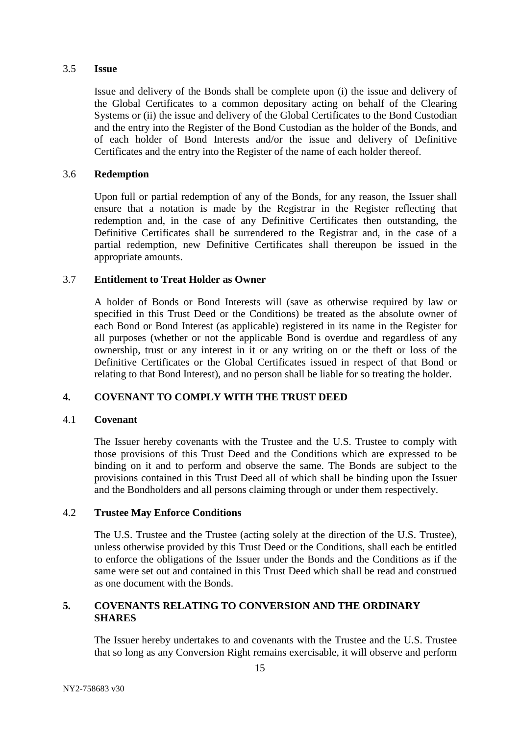### 3.5 **Issue**

Issue and delivery of the Bonds shall be complete upon (i) the issue and delivery of the Global Certificates to a common depositary acting on behalf of the Clearing Systems or (ii) the issue and delivery of the Global Certificates to the Bond Custodian and the entry into the Register of the Bond Custodian as the holder of the Bonds, and of each holder of Bond Interests and/or the issue and delivery of Definitive Certificates and the entry into the Register of the name of each holder thereof.

### 3.6 **Redemption**

Upon full or partial redemption of any of the Bonds, for any reason, the Issuer shall ensure that a notation is made by the Registrar in the Register reflecting that redemption and, in the case of any Definitive Certificates then outstanding, the Definitive Certificates shall be surrendered to the Registrar and, in the case of a partial redemption, new Definitive Certificates shall thereupon be issued in the appropriate amounts.

### 3.7 **Entitlement to Treat Holder as Owner**

A holder of Bonds or Bond Interests will (save as otherwise required by law or specified in this Trust Deed or the Conditions) be treated as the absolute owner of each Bond or Bond Interest (as applicable) registered in its name in the Register for all purposes (whether or not the applicable Bond is overdue and regardless of any ownership, trust or any interest in it or any writing on or the theft or loss of the Definitive Certificates or the Global Certificates issued in respect of that Bond or relating to that Bond Interest), and no person shall be liable for so treating the holder.

## 4. **COVENANT TO COMPLY WITH THE TRUST DEED**

### 4.1 **Covenant**

The Issuer hereby covenants with the Trustee and the U.S. Trustee to comply with those provisions of this Trust Deed and the Conditions which are expressed to be binding on it and to perform and observe the same. The Bonds are subject to the provisions contained in this Trust Deed all of which shall be binding upon the Issuer and the Bondholders and all persons claiming through or under them respectively.

### 4.2 **Trustee May Enforce Conditions**

The U.S. Trustee and the Trustee (acting solely at the direction of the U.S. Trustee), unless otherwise provided by this Trust Deed or the Conditions, shall each be entitled to enforce the obligations of the Issuer under the Bonds and the Conditions as if the same were set out and contained in this Trust Deed which shall be read and construed as one document with the Bonds.

## 5. **COVENANTS RELATING TO CONVERSION AND THE ORDINARY SHARES**

The Issuer hereby undertakes to and covenants with the Trustee and the U.S. Trustee that so long as any Conversion Right remains exercisable, it will observe and perform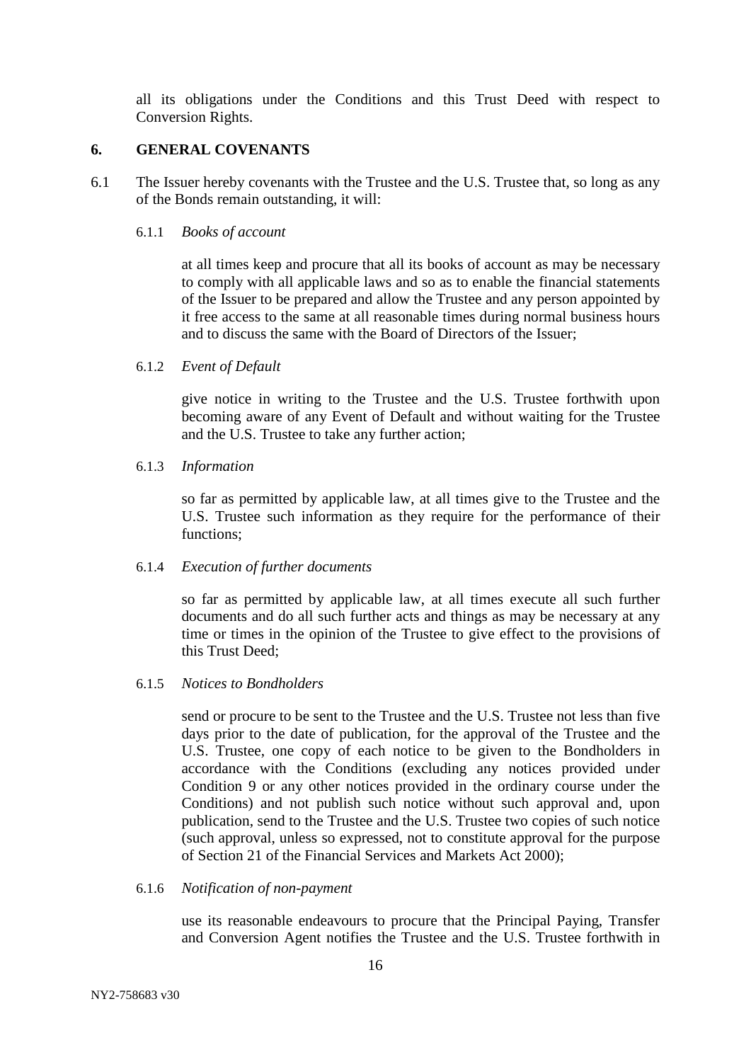all its obligations under the Conditions and this Trust Deed with respect to Conversion Rights.

## 6. GENERAL COVENANTS

6.1 The Issuer hereby covenants with the Trustee and the U.S. Trustee that, so long as any of the Bonds remain outstanding, it will:

6.1.1 *Books of account*

at all times keep and procure that all its books of account as may be necessary to comply with all applicable laws and so as to enable the financial statements of the Issuer to be prepared and allow the Trustee and any person appointed by it free access to the same at all reasonable times during normal business hours and to discuss the same with the Board of Directors of the Issuer;

6.1.2 *Event of Default*

give notice in writing to the Trustee and the U.S. Trustee forthwith upon becoming aware of any Event of Default and without waiting for the Trustee and the U.S. Trustee to take any further action;

6.1.3 *Information*

so far as permitted by applicable law, at all times give to the Trustee and the U.S. Trustee such information as they require for the performance of their functions;

6.1.4 *Execution of further documents*

so far as permitted by applicable law, at all times execute all such further documents and do all such further acts and things as may be necessary at any time or times in the opinion of the Trustee to give effect to the provisions of this Trust Deed;

6.1.5 *Notices to Bondholders*

send or procure to be sent to the Trustee and the U.S. Trustee not less than five days prior to the date of publication, for the approval of the Trustee and the U.S. Trustee, one copy of each notice to be given to the Bondholders in accordance with the Conditions (excluding any notices provided under Condition 9 or any other notices provided in the ordinary course under the Conditions) and not publish such notice without such approval and, upon publication, send to the Trustee and the U.S. Trustee two copies of such notice (such approval, unless so expressed, not to constitute approval for the purpose of Section 21 of the Financial Services and Markets Act 2000);

6.1.6 *Notification of non-payment*

use its reasonable endeavours to procure that the Principal Paying, Transfer and Conversion Agent notifies the Trustee and the U.S. Trustee forthwith in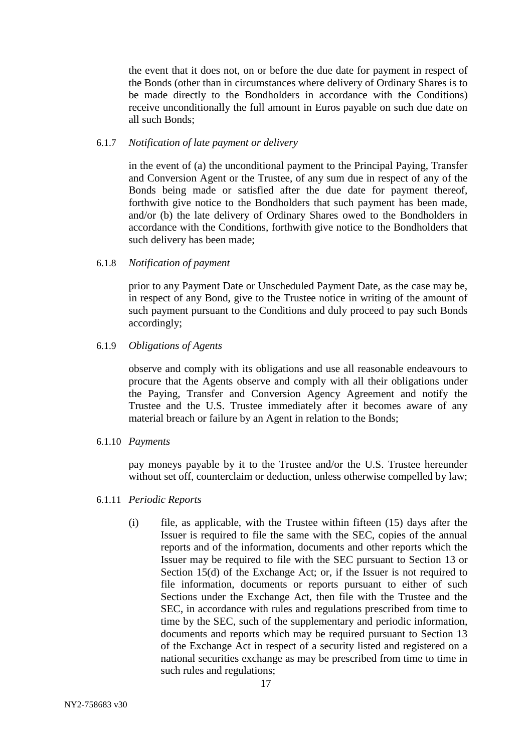the event that it does not, on or before the due date for payment in respect of the Bonds (other than in circumstances where delivery of Ordinary Shares is to be made directly to the Bondholders in accordance with the Conditions) receive unconditionally the full amount in Euros payable on such due date on all such Bonds;

6.1.7 *Notification of late payment or delivery*

in the event of (a) the unconditional payment to the Principal Paying, Transfer and Conversion Agent or the Trustee, of any sum due in respect of any of the Bonds being made or satisfied after the due date for payment thereof, forthwith give notice to the Bondholders that such payment has been made, and/or (b) the late delivery of Ordinary Shares owed to the Bondholders in accordance with the Conditions, forthwith give notice to the Bondholders that such delivery has been made;

6.1.8 *Notification of payment*

prior to any Payment Date or Unscheduled Payment Date, as the case may be, in respect of any Bond, give to the Trustee notice in writing of the amount of such payment pursuant to the Conditions and duly proceed to pay such Bonds accordingly;

6.1.9 *Obligations of Agents*

observe and comply with its obligations and use all reasonable endeavours to procure that the Agents observe and comply with all their obligations under the Paying, Transfer and Conversion Agency Agreement and notify the Trustee and the U.S. Trustee immediately after it becomes aware of any material breach or failure by an Agent in relation to the Bonds;

6.1.10 *Payments*

pay moneys payable by it to the Trustee and/or the U.S. Trustee hereunder without set off, counterclaim or deduction, unless otherwise compelled by law;

6.1.11 *Periodic Reports*

(i) file, as applicable, with the Trustee within fifteen (15) days after the Issuer is required to file the same with the SEC, copies of the annual reports and of the information, documents and other reports which the Issuer may be required to file with the SEC pursuant to Section 13 or Section 15(d) of the Exchange Act; or, if the Issuer is not required to file information, documents or reports pursuant to either of such Sections under the Exchange Act, then file with the Trustee and the SEC, in accordance with rules and regulations prescribed from time to time by the SEC, such of the supplementary and periodic information, documents and reports which may be required pursuant to Section 13 of the Exchange Act in respect of a security listed and registered on a national securities exchange as may be prescribed from time to time in such rules and regulations;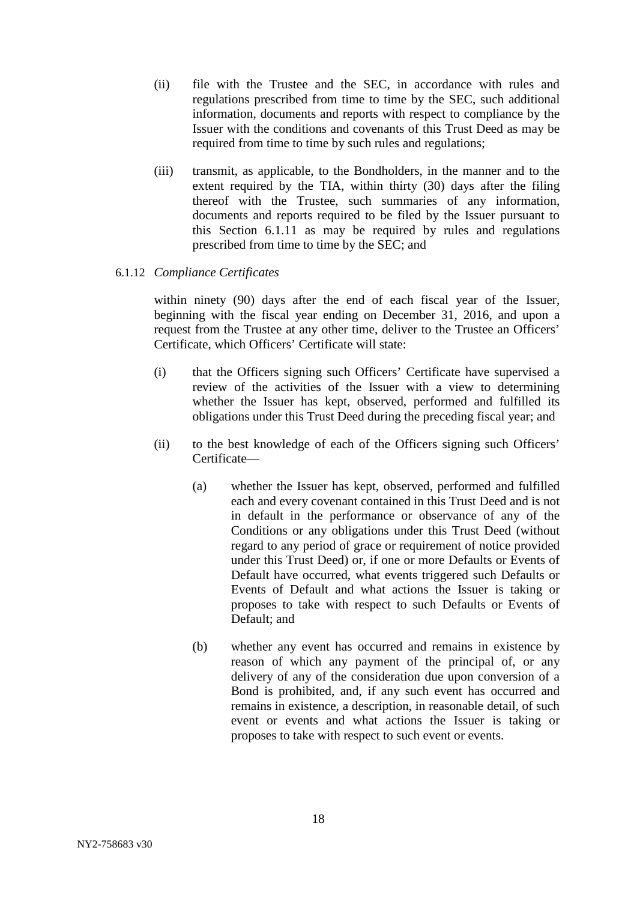(ii) file with the Trustee and the SEC, in accordance with rules and regulations prescribed from time to time by the SEC, such additional information, documents and reports with respect to compliance by the Issuer with the conditions and covenants of this Trust Deed as may be required from time to time by such rules and regulations;

(iii) transmit, as applicable, to the Bondholders, in the manner and to the extent required by the TIA, within thirty (30) days after the filing thereof with the Trustee, such summaries of any information, documents and reports required to be filed by the Issuer pursuant to this Section 6.1.11 as may be required by rules and regulations prescribed from time to time by the SEC; and

6.1.12 *Compliance Certificates*

within ninety (90) days after the end of each fiscal year of the Issuer, beginning with the fiscal year ending on December 31, 2016, and upon a request from the Trustee at any other time, deliver to the Trustee an Officers' Certificate, which Officers' Certificate will state:

(i) that the Officers signing such Officers' Certificate have supervised a review of the activities of the Issuer with a view to determining whether the Issuer has kept, observed, performed and fulfilled its obligations under this Trust Deed during the preceding fiscal year; and

(ii) to the best knowledge of each of the Officers signing such Officers' Certificate—

(a) whether the Issuer has kept, observed, performed and fulfilled each and every covenant contained in this Trust Deed and is not in default in the performance or observance of any of the Conditions or any obligations under this Trust Deed (without regard to any period of grace or requirement of notice provided under this Trust Deed) or, if one or more Defaults or Events of Default have occurred, what events triggered such Defaults or Events of Default and what actions the Issuer is taking or proposes to take with respect to such Defaults or Events of Default; and

(b) whether any event has occurred and remains in existence by reason of which any payment of the principal of, or any delivery of any of the consideration due upon conversion of a Bond is prohibited, and, if any such event has occurred and remains in existence, a description, in reasonable detail, of such event or events and what actions the Issuer is taking or proposes to take with respect to such event or events.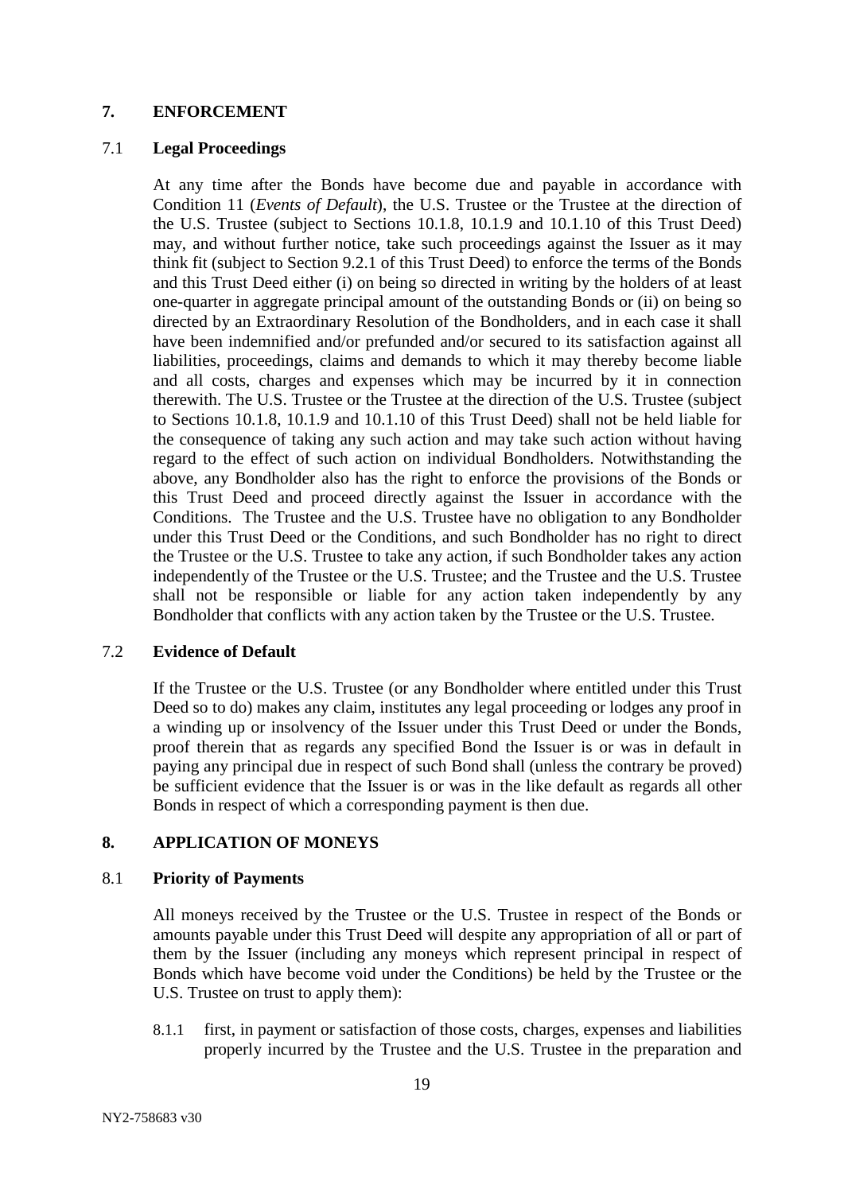## 7. ENFORCEMENT

### 7.1 Legal Proceedings

At any time after the Bonds have become due and payable in accordance with Condition 11 (*Events of Default*), the U.S. Trustee or the Trustee at the direction of the U.S. Trustee (subject to Sections 10.1.8, 10.1.9 and 10.1.10 of this Trust Deed) may, and without further notice, take such proceedings against the Issuer as it may think fit (subject to Section 9.2.1 of this Trust Deed) to enforce the terms of the Bonds and this Trust Deed either (i) on being so directed in writing by the holders of at least one-quarter in aggregate principal amount of the outstanding Bonds or (ii) on being so directed by an Extraordinary Resolution of the Bondholders, and in each case it shall have been indemnified and/or prefunded and/or secured to its satisfaction against all liabilities, proceedings, claims and demands to which it may thereby become liable and all costs, charges and expenses which may be incurred by it in connection therewith. The U.S. Trustee or the Trustee at the direction of the U.S. Trustee (subject to Sections 10.1.8, 10.1.9 and 10.1.10 of this Trust Deed) shall not be held liable for the consequence of taking any such action and may take such action without having regard to the effect of such action on individual Bondholders. Notwithstanding the above, any Bondholder also has the right to enforce the provisions of the Bonds or this Trust Deed and proceed directly against the Issuer in accordance with the Conditions. The Trustee and the U.S. Trustee have no obligation to any Bondholder under this Trust Deed or the Conditions, and such Bondholder has no right to direct the Trustee or the U.S. Trustee to take any action, if such Bondholder takes any action independently of the Trustee or the U.S. Trustee; and the Trustee and the U.S. Trustee shall not be responsible or liable for any action taken independently by any Bondholder that conflicts with any action taken by the Trustee or the U.S. Trustee.

### 7.2 Evidence of Default

If the Trustee or the U.S. Trustee (or any Bondholder where entitled under this Trust Deed so to do) makes any claim, institutes any legal proceeding or lodges any proof in a winding up or insolvency of the Issuer under this Trust Deed or under the Bonds, proof therein that as regards any specified Bond the Issuer is or was in default in paying any principal due in respect of such Bond shall (unless the contrary be proved) be sufficient evidence that the Issuer is or was in the like default as regards all other Bonds in respect of which a corresponding payment is then due.

## 8. APPLICATION OF MONEYS

### 8.1 Priority of Payments

All moneys received by the Trustee or the U.S. Trustee in respect of the Bonds or amounts payable under this Trust Deed will despite any appropriation of all or part of them by the Issuer (including any moneys which represent principal in respect of Bonds which have become void under the Conditions) be held by the Trustee or the U.S. Trustee on trust to apply them):

8.1.1 first, in payment or satisfaction of those costs, charges, expenses and liabilities properly incurred by the Trustee and the U.S. Trustee in the preparation and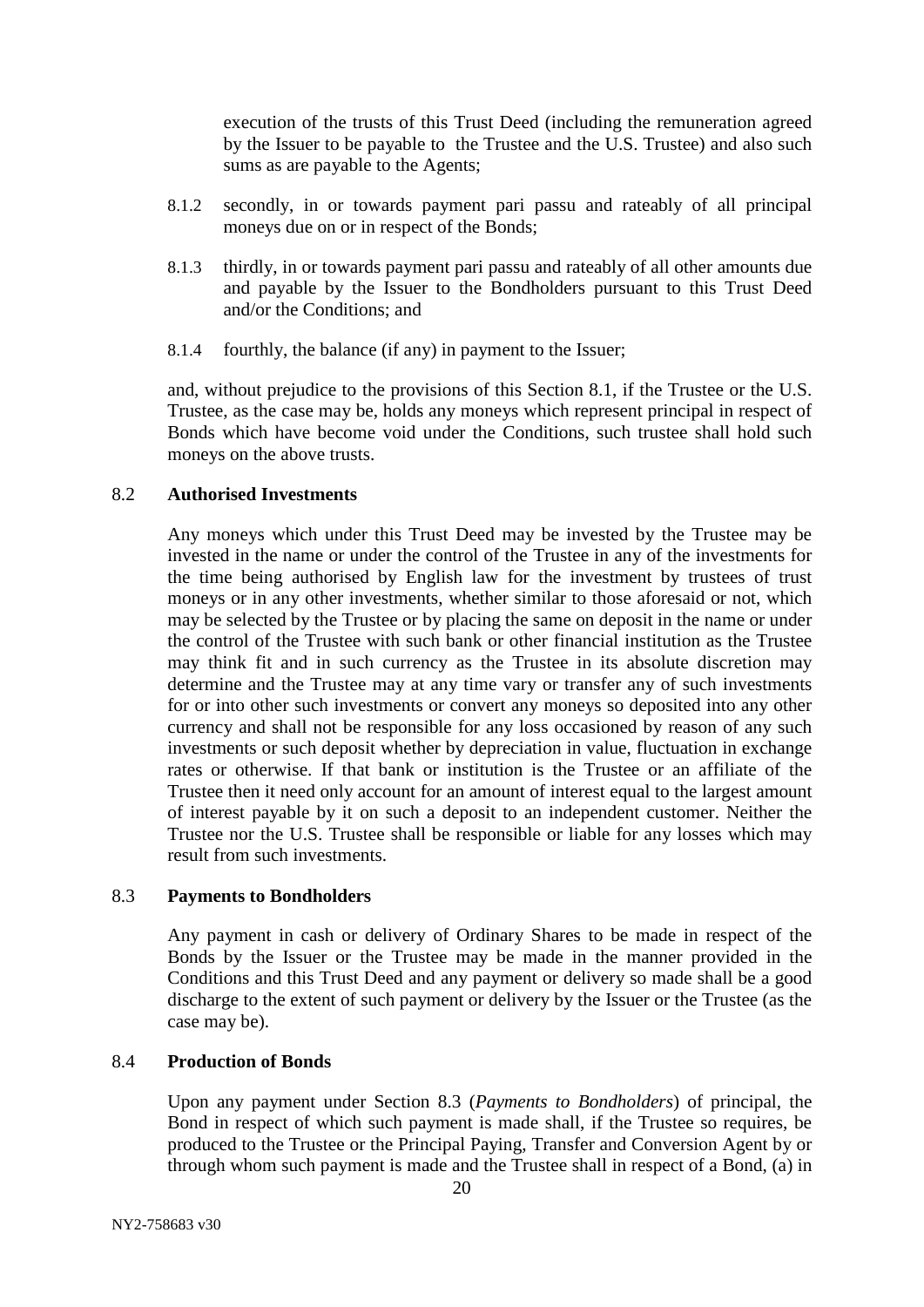execution of the trusts of this Trust Deed (including the remuneration agreed by the Issuer to be payable to the Trustee and the U.S. Trustee) and also such sums as are payable to the Agents;

8.1.2 secondly, in or towards payment pari passu and rateably of all principal moneys due on or in respect of the Bonds;

8.1.3 thirdly, in or towards payment pari passu and rateably of all other amounts due and payable by the Issuer to the Bondholders pursuant to this Trust Deed and/or the Conditions; and

8.1.4 fourthly, the balance (if any) in payment to the Issuer;

and, without prejudice to the provisions of this Section 8.1, if the Trustee or the U.S. Trustee, as the case may be, holds any moneys which represent principal in respect of Bonds which have become void under the Conditions, such trustee shall hold such moneys on the above trusts.

## 8.2 Authorised Investments

Any moneys which under this Trust Deed may be invested by the Trustee may be invested in the name or under the control of the Trustee in any of the investments for the time being authorised by English law for the investment by trustees of trust moneys or in any other investments, whether similar to those aforesaid or not, which may be selected by the Trustee or by placing the same on deposit in the name or under the control of the Trustee with such bank or other financial institution as the Trustee may think fit and in such currency as the Trustee in its absolute discretion may determine and the Trustee may at any time vary or transfer any of such investments for or into other such investments or convert any moneys so deposited into any other currency and shall not be responsible for any loss occasioned by reason of any such investments or such deposit whether by depreciation in value, fluctuation in exchange rates or otherwise. If that bank or institution is the Trustee or an affiliate of the Trustee then it need only account for an amount of interest equal to the largest amount of interest payable by it on such a deposit to an independent customer. Neither the Trustee nor the U.S. Trustee shall be responsible or liable for any losses which may result from such investments.

## 8.3 Payments to Bondholders

Any payment in cash or delivery of Ordinary Shares to be made in respect of the Bonds by the Issuer or the Trustee may be made in the manner provided in the Conditions and this Trust Deed and any payment or delivery so made shall be a good discharge to the extent of such payment or delivery by the Issuer or the Trustee (as the case may be).

## 8.4 Production of Bonds

Upon any payment under Section 8.3 (*Payments to Bondholders*) of principal, the Bond in respect of which such payment is made shall, if the Trustee so requires, be produced to the Trustee or the Principal Paying, Transfer and Conversion Agent by or through whom such payment is made and the Trustee shall in respect of a Bond, (a) in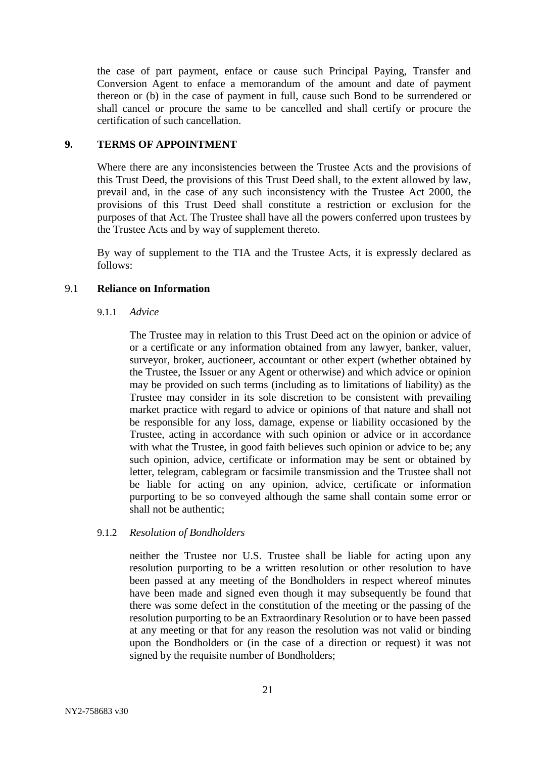the case of part payment, enface or cause such Principal Paying, Transfer and Conversion Agent to enface a memorandum of the amount and date of payment thereon or (b) in the case of payment in full, cause such Bond to be surrendered or shall cancel or procure the same to be cancelled and shall certify or procure the certification of such cancellation.

## 9. TERMS OF APPOINTMENT

Where there are any inconsistencies between the Trustee Acts and the provisions of this Trust Deed, the provisions of this Trust Deed shall, to the extent allowed by law, prevail and, in the case of any such inconsistency with the Trustee Act 2000, the provisions of this Trust Deed shall constitute a restriction or exclusion for the purposes of that Act. The Trustee shall have all the powers conferred upon trustees by the Trustee Acts and by way of supplement thereto.

By way of supplement to the TIA and the Trustee Acts, it is expressly declared as follows:

### 9.1 Reliance on Information

9.1.1 *Advice*

The Trustee may in relation to this Trust Deed act on the opinion or advice of or a certificate or any information obtained from any lawyer, banker, valuer, surveyor, broker, auctioneer, accountant or other expert (whether obtained by the Trustee, the Issuer or any Agent or otherwise) and which advice or opinion may be provided on such terms (including as to limitations of liability) as the Trustee may consider in its sole discretion to be consistent with prevailing market practice with regard to advice or opinions of that nature and shall not be responsible for any loss, damage, expense or liability occasioned by the Trustee, acting in accordance with such opinion or advice or in accordance with what the Trustee, in good faith believes such opinion or advice to be; any such opinion, advice, certificate or information may be sent or obtained by letter, telegram, cablegram or facsimile transmission and the Trustee shall not be liable for acting on any opinion, advice, certificate or information purporting to be so conveyed although the same shall contain some error or shall not be authentic;

9.1.2 *Resolution of Bondholders*

neither the Trustee nor U.S. Trustee shall be liable for acting upon any resolution purporting to be a written resolution or other resolution to have been passed at any meeting of the Bondholders in respect whereof minutes have been made and signed even though it may subsequently be found that there was some defect in the constitution of the meeting or the passing of the resolution purporting to be an Extraordinary Resolution or to have been passed at any meeting or that for any reason the resolution was not valid or binding upon the Bondholders or (in the case of a direction or request) it was not signed by the requisite number of Bondholders;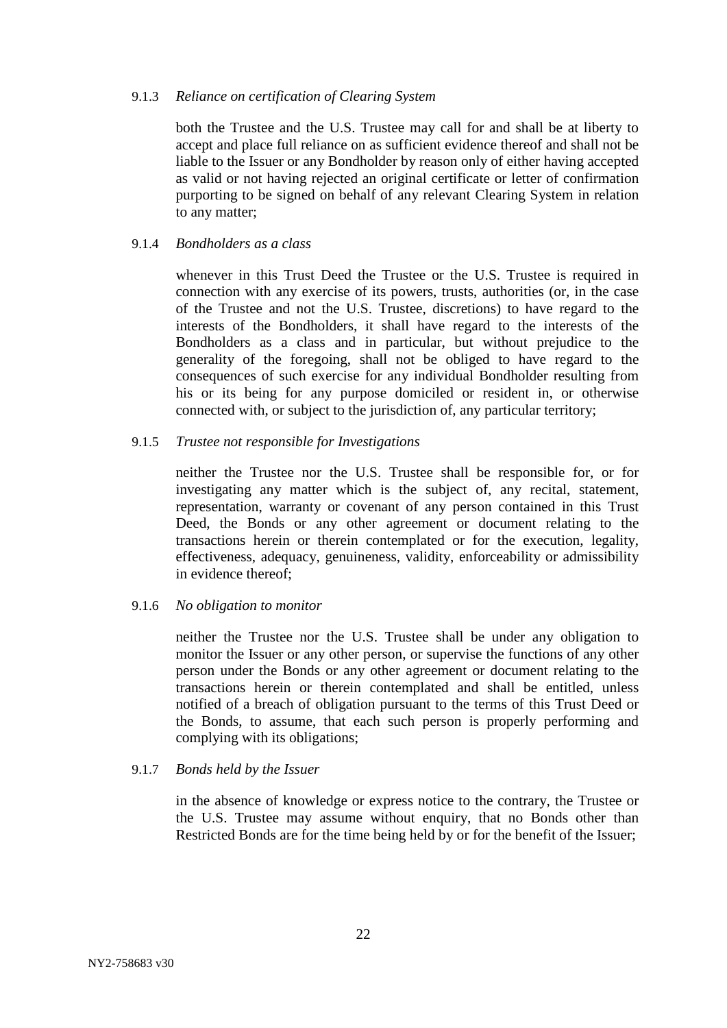9.1.3 *Reliance on certification of Clearing System*

both the Trustee and the U.S. Trustee may call for and shall be at liberty to accept and place full reliance on as sufficient evidence thereof and shall not be liable to the Issuer or any Bondholder by reason only of either having accepted as valid or not having rejected an original certificate or letter of confirmation purporting to be signed on behalf of any relevant Clearing System in relation to any matter;

9.1.4 *Bondholders as a class*

whenever in this Trust Deed the Trustee or the U.S. Trustee is required in connection with any exercise of its powers, trusts, authorities (or, in the case of the Trustee and not the U.S. Trustee, discretions) to have regard to the interests of the Bondholders, it shall have regard to the interests of the Bondholders as a class and in particular, but without prejudice to the generality of the foregoing, shall not be obliged to have regard to the consequences of such exercise for any individual Bondholder resulting from his or its being for any purpose domiciled or resident in, or otherwise connected with, or subject to the jurisdiction of, any particular territory;

9.1.5 *Trustee not responsible for Investigations*

neither the Trustee nor the U.S. Trustee shall be responsible for, or for investigating any matter which is the subject of, any recital, statement, representation, warranty or covenant of any person contained in this Trust Deed, the Bonds or any other agreement or document relating to the transactions herein or therein contemplated or for the execution, legality, effectiveness, adequacy, genuineness, validity, enforceability or admissibility in evidence thereof;

9.1.6 *No obligation to monitor*

neither the Trustee nor the U.S. Trustee shall be under any obligation to monitor the Issuer or any other person, or supervise the functions of any other person under the Bonds or any other agreement or document relating to the transactions herein or therein contemplated and shall be entitled, unless notified of a breach of obligation pursuant to the terms of this Trust Deed or the Bonds, to assume, that each such person is properly performing and complying with its obligations;

9.1.7 *Bonds held by the Issuer*

in the absence of knowledge or express notice to the contrary, the Trustee or the U.S. Trustee may assume without enquiry, that no Bonds other than Restricted Bonds are for the time being held by or for the benefit of the Issuer;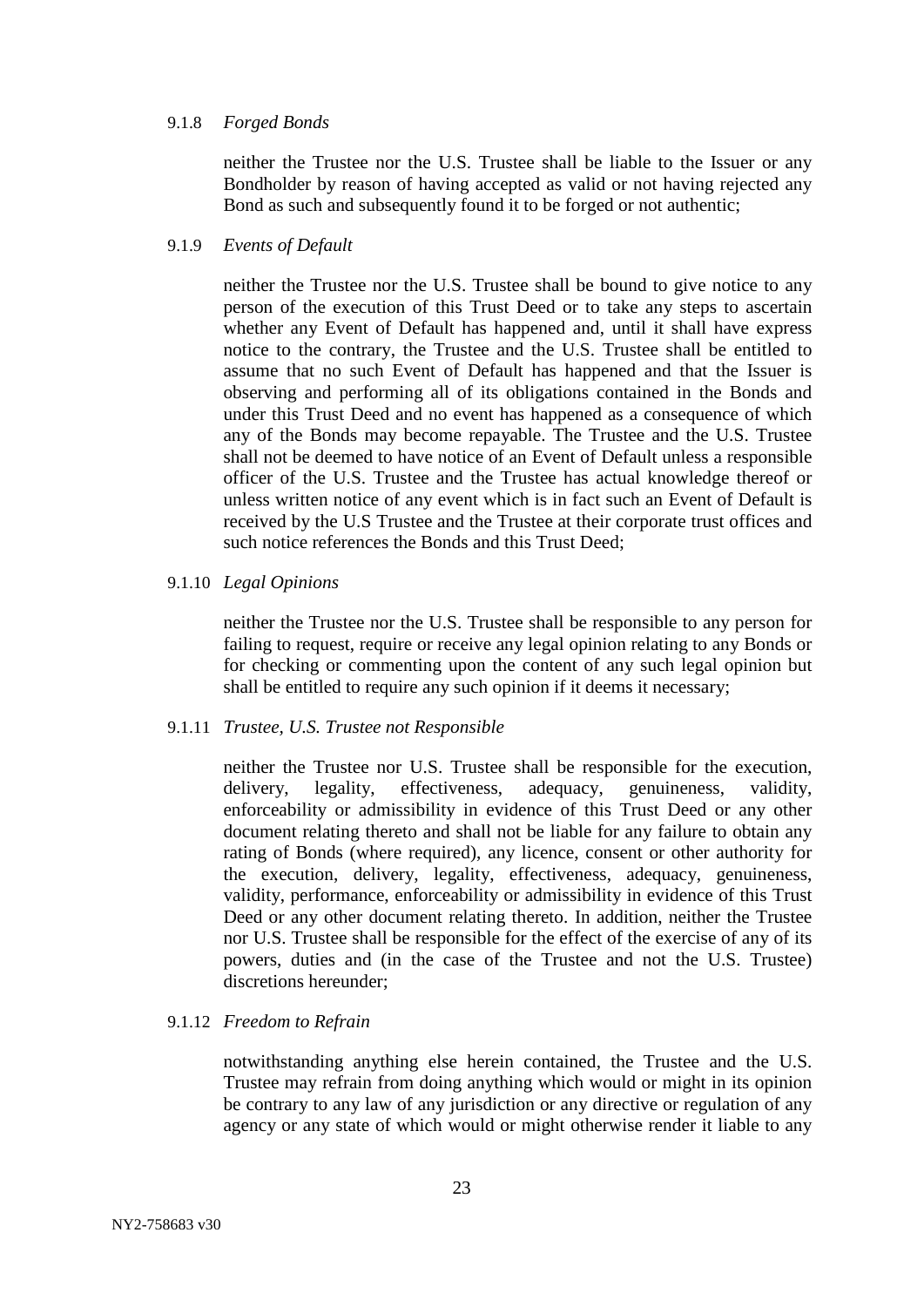9.1.8 *Forged Bonds*

neither the Trustee nor the U.S. Trustee shall be liable to the Issuer or any Bondholder by reason of having accepted as valid or not having rejected any Bond as such and subsequently found it to be forged or not authentic;

9.1.9 *Events of Default*

neither the Trustee nor the U.S. Trustee shall be bound to give notice to any person of the execution of this Trust Deed or to take any steps to ascertain whether any Event of Default has happened and, until it shall have express notice to the contrary, the Trustee and the U.S. Trustee shall be entitled to assume that no such Event of Default has happened and that the Issuer is observing and performing all of its obligations contained in the Bonds and under this Trust Deed and no event has happened as a consequence of which any of the Bonds may become repayable. The Trustee and the U.S. Trustee shall not be deemed to have notice of an Event of Default unless a responsible officer of the U.S. Trustee and the Trustee has actual knowledge thereof or unless written notice of any event which is in fact such an Event of Default is received by the U.S Trustee and the Trustee at their corporate trust offices and such notice references the Bonds and this Trust Deed;

9.1.10 *Legal Opinions*

neither the Trustee nor the U.S. Trustee shall be responsible to any person for failing to request, require or receive any legal opinion relating to any Bonds or for checking or commenting upon the content of any such legal opinion but shall be entitled to require any such opinion if it deems it necessary;

9.1.11 *Trustee, U.S. Trustee not Responsible*

neither the Trustee nor U.S. Trustee shall be responsible for the execution, delivery, legality, effectiveness, adequacy, genuineness, validity, enforceability or admissibility in evidence of this Trust Deed or any other document relating thereto and shall not be liable for any failure to obtain any rating of Bonds (where required), any licence, consent or other authority for the execution, delivery, legality, effectiveness, adequacy, genuineness, validity, performance, enforceability or admissibility in evidence of this Trust Deed or any other document relating thereto. In addition, neither the Trustee nor U.S. Trustee shall be responsible for the effect of the exercise of any of its powers, duties and (in the case of the Trustee and not the U.S. Trustee) discretions hereunder;

9.1.12 *Freedom to Refrain*

notwithstanding anything else herein contained, the Trustee and the U.S. Trustee may refrain from doing anything which would or might in its opinion be contrary to any law of any jurisdiction or any directive or regulation of any agency or any state of which would or might otherwise render it liable to any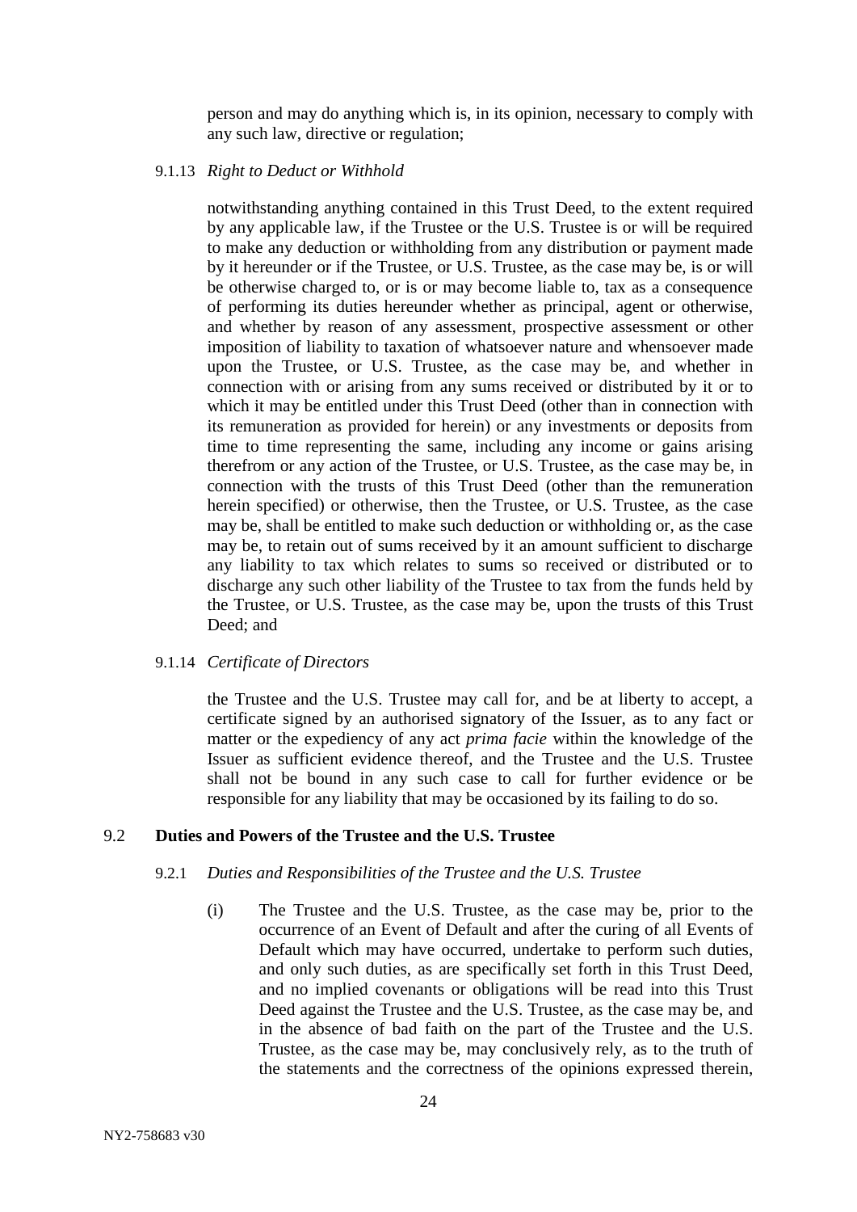person and may do anything which is, in its opinion, necessary to comply with any such law, directive or regulation;

9.1.13 *Right to Deduct or Withhold*

notwithstanding anything contained in this Trust Deed, to the extent required by any applicable law, if the Trustee or the U.S. Trustee is or will be required to make any deduction or withholding from any distribution or payment made by it hereunder or if the Trustee, or U.S. Trustee, as the case may be, is or will be otherwise charged to, or is or may become liable to, tax as a consequence of performing its duties hereunder whether as principal, agent or otherwise, and whether by reason of any assessment, prospective assessment or other imposition of liability to taxation of whatsoever nature and whensoever made upon the Trustee, or U.S. Trustee, as the case may be, and whether in connection with or arising from any sums received or distributed by it or to which it may be entitled under this Trust Deed (other than in connection with its remuneration as provided for herein) or any investments or deposits from time to time representing the same, including any income or gains arising therefrom or any action of the Trustee, or U.S. Trustee, as the case may be, in connection with the trusts of this Trust Deed (other than the remuneration herein specified) or otherwise, then the Trustee, or U.S. Trustee, as the case may be, shall be entitled to make such deduction or withholding or, as the case may be, to retain out of sums received by it an amount sufficient to discharge any liability to tax which relates to sums so received or distributed or to discharge any such other liability of the Trustee to tax from the funds held by the Trustee, or U.S. Trustee, as the case may be, upon the trusts of this Trust Deed; and

9.1.14 *Certificate of Directors*

the Trustee and the U.S. Trustee may call for, and be at liberty to accept, a certificate signed by an authorised signatory of the Issuer, as to any fact or matter or the expediency of any act *prima facie* within the knowledge of the Issuer as sufficient evidence thereof, and the Trustee and the U.S. Trustee shall not be bound in any such case to call for further evidence or be responsible for any liability that may be occasioned by its failing to do so.

9.2 **Duties and Powers of the Trustee and the U.S. Trustee**

9.2.1 *Duties and Responsibilities of the Trustee and the U.S. Trustee*

(i) The Trustee and the U.S. Trustee, as the case may be, prior to the occurrence of an Event of Default and after the curing of all Events of Default which may have occurred, undertake to perform such duties, and only such duties, as are specifically set forth in this Trust Deed, and no implied covenants or obligations will be read into this Trust Deed against the Trustee and the U.S. Trustee, as the case may be, and in the absence of bad faith on the part of the Trustee and the U.S. Trustee, as the case may be, may conclusively rely, as to the truth of the statements and the correctness of the opinions expressed therein,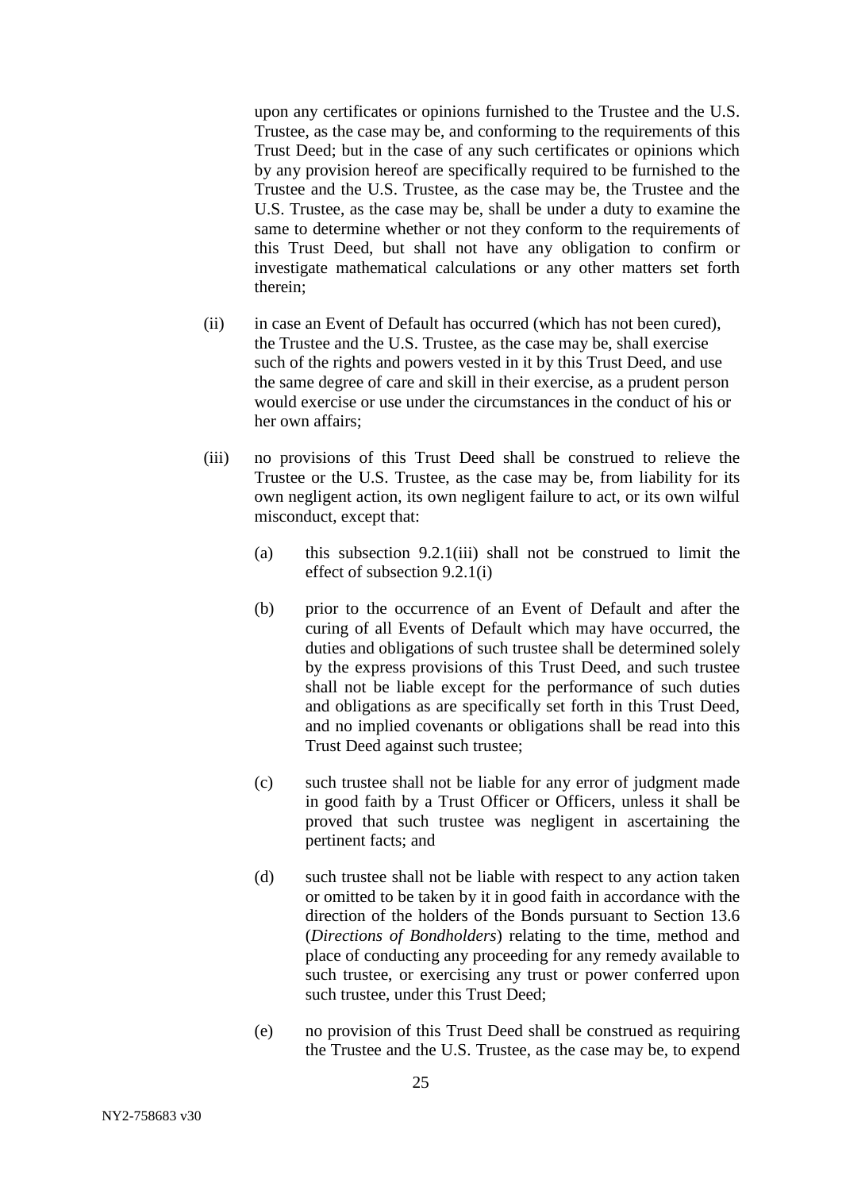upon any certificates or opinions furnished to the Trustee and the U.S. Trustee, as the case may be, and conforming to the requirements of this Trust Deed; but in the case of any such certificates or opinions which by any provision hereof are specifically required to be furnished to the Trustee and the U.S. Trustee, as the case may be, the Trustee and the U.S. Trustee, as the case may be, shall be under a duty to examine the same to determine whether or not they conform to the requirements of this Trust Deed, but shall not have any obligation to confirm or investigate mathematical calculations or any other matters set forth therein;

(ii) in case an Event of Default has occurred (which has not been cured), the Trustee and the U.S. Trustee, as the case may be, shall exercise such of the rights and powers vested in it by this Trust Deed, and use the same degree of care and skill in their exercise, as a prudent person would exercise or use under the circumstances in the conduct of his or her own affairs;

(iii) no provisions of this Trust Deed shall be construed to relieve the Trustee or the U.S. Trustee, as the case may be, from liability for its own negligent action, its own negligent failure to act, or its own wilful misconduct, except that:

(a) this subsection 9.2.1(iii) shall not be construed to limit the effect of subsection 9.2.1(i)

(b) prior to the occurrence of an Event of Default and after the curing of all Events of Default which may have occurred, the duties and obligations of such trustee shall be determined solely by the express provisions of this Trust Deed, and such trustee shall not be liable except for the performance of such duties and obligations as are specifically set forth in this Trust Deed, and no implied covenants or obligations shall be read into this Trust Deed against such trustee;

(c) such trustee shall not be liable for any error of judgment made in good faith by a Trust Officer or Officers, unless it shall be proved that such trustee was negligent in ascertaining the pertinent facts; and

(d) such trustee shall not be liable with respect to any action taken or omitted to be taken by it in good faith in accordance with the direction of the holders of the Bonds pursuant to Section 13.6 (*Directions of Bondholders*) relating to the time, method and place of conducting any proceeding for any remedy available to such trustee, or exercising any trust or power conferred upon such trustee, under this Trust Deed;

(e) no provision of this Trust Deed shall be construed as requiring the Trustee and the U.S. Trustee, as the case may be, to expend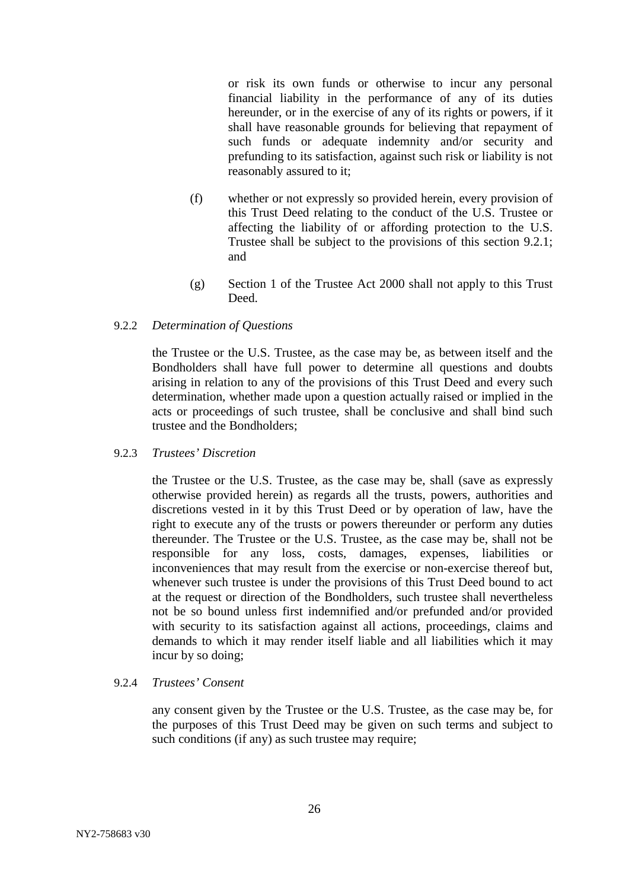or risk its own funds or otherwise to incur any personal financial liability in the performance of any of its duties hereunder, or in the exercise of any of its rights or powers, if it shall have reasonable grounds for believing that repayment of such funds or adequate indemnity and/or security and prefunding to its satisfaction, against such risk or liability is not reasonably assured to it;

(f) whether or not expressly so provided herein, every provision of this Trust Deed relating to the conduct of the U.S. Trustee or affecting the liability of or affording protection to the U.S. Trustee shall be subject to the provisions of this section 9.2.1; and

(g) Section 1 of the Trustee Act 2000 shall not apply to this Trust Deed.

9.2.2 *Determination of Questions*

the Trustee or the U.S. Trustee, as the case may be, as between itself and the Bondholders shall have full power to determine all questions and doubts arising in relation to any of the provisions of this Trust Deed and every such determination, whether made upon a question actually raised or implied in the acts or proceedings of such trustee, shall be conclusive and shall bind such trustee and the Bondholders;

9.2.3 *Trustees' Discretion*

the Trustee or the U.S. Trustee, as the case may be, shall (save as expressly otherwise provided herein) as regards all the trusts, powers, authorities and discretions vested in it by this Trust Deed or by operation of law, have the right to execute any of the trusts or powers thereunder or perform any duties thereunder. The Trustee or the U.S. Trustee, as the case may be, shall not be responsible for any loss, costs, damages, expenses, liabilities or inconveniences that may result from the exercise or non-exercise thereof but, whenever such trustee is under the provisions of this Trust Deed bound to act at the request or direction of the Bondholders, such trustee shall nevertheless not be so bound unless first indemnified and/or prefunded and/or provided with security to its satisfaction against all actions, proceedings, claims and demands to which it may render itself liable and all liabilities which it may incur by so doing;

9.2.4 *Trustees' Consent*

any consent given by the Trustee or the U.S. Trustee, as the case may be, for the purposes of this Trust Deed may be given on such terms and subject to such conditions (if any) as such trustee may require;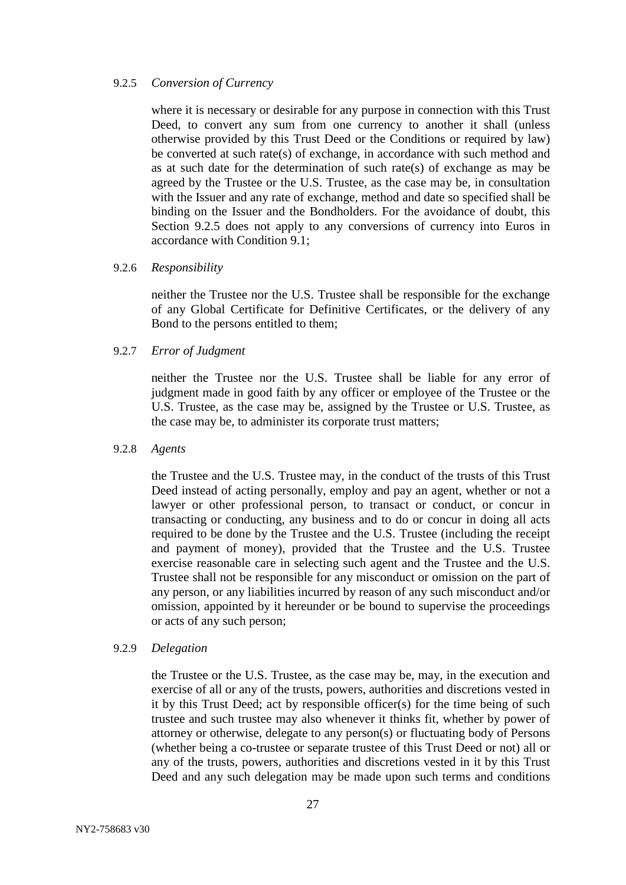9.2.5 *Conversion of Currency*

where it is necessary or desirable for any purpose in connection with this Trust Deed, to convert any sum from one currency to another it shall (unless otherwise provided by this Trust Deed or the Conditions or required by law) be converted at such rate(s) of exchange, in accordance with such method and as at such date for the determination of such rate(s) of exchange as may be agreed by the Trustee or the U.S. Trustee, as the case may be, in consultation with the Issuer and any rate of exchange, method and date so specified shall be binding on the Issuer and the Bondholders. For the avoidance of doubt, this Section 9.2.5 does not apply to any conversions of currency into Euros in accordance with Condition 9.1;

9.2.6 *Responsibility*

neither the Trustee nor the U.S. Trustee shall be responsible for the exchange of any Global Certificate for Definitive Certificates, or the delivery of any Bond to the persons entitled to them;

9.2.7 *Error of Judgment*

neither the Trustee nor the U.S. Trustee shall be liable for any error of judgment made in good faith by any officer or employee of the Trustee or the U.S. Trustee, as the case may be, assigned by the Trustee or U.S. Trustee, as the case may be, to administer its corporate trust matters;

9.2.8 *Agents*

the Trustee and the U.S. Trustee may, in the conduct of the trusts of this Trust Deed instead of acting personally, employ and pay an agent, whether or not a lawyer or other professional person, to transact or conduct, or concur in transacting or conducting, any business and to do or concur in doing all acts required to be done by the Trustee and the U.S. Trustee (including the receipt and payment of money), provided that the Trustee and the U.S. Trustee exercise reasonable care in selecting such agent and the Trustee and the U.S. Trustee shall not be responsible for any misconduct or omission on the part of any person, or any liabilities incurred by reason of any such misconduct and/or omission, appointed by it hereunder or be bound to supervise the proceedings or acts of any such person;

9.2.9 *Delegation*

the Trustee or the U.S. Trustee, as the case may be, may, in the execution and exercise of all or any of the trusts, powers, authorities and discretions vested in it by this Trust Deed; act by responsible officer(s) for the time being of such trustee and such trustee may also whenever it thinks fit, whether by power of attorney or otherwise, delegate to any person(s) or fluctuating body of Persons (whether being a co-trustee or separate trustee of this Trust Deed or not) all or any of the trusts, powers, authorities and discretions vested in it by this Trust Deed and any such delegation may be made upon such terms and conditions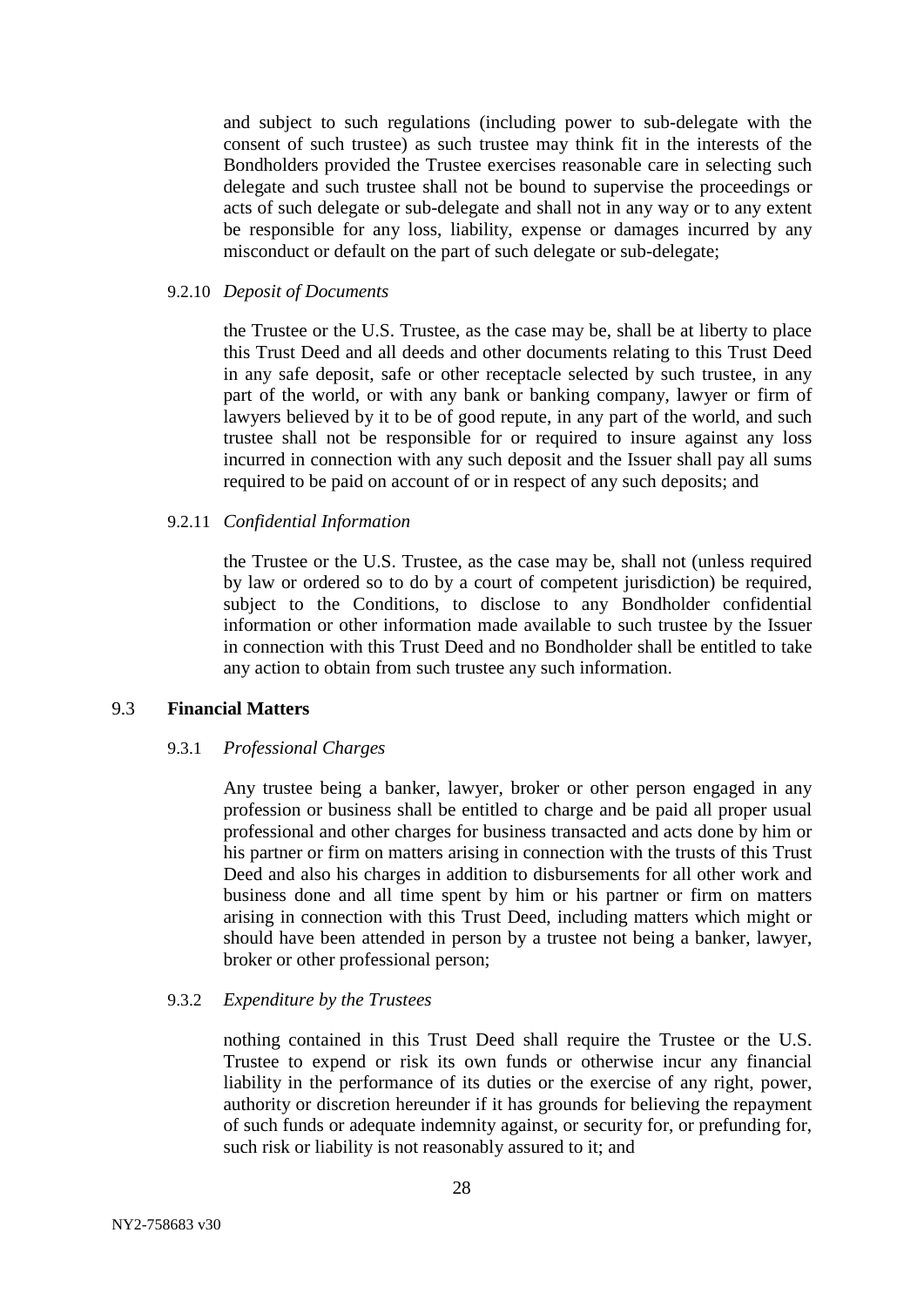and subject to such regulations (including power to sub-delegate with the consent of such trustee) as such trustee may think fit in the interests of the Bondholders provided the Trustee exercises reasonable care in selecting such delegate and such trustee shall not be bound to supervise the proceedings or acts of such delegate or sub-delegate and shall not in any way or to any extent be responsible for any loss, liability, expense or damages incurred by any misconduct or default on the part of such delegate or sub-delegate;

9.2.10 *Deposit of Documents*

the Trustee or the U.S. Trustee, as the case may be, shall be at liberty to place this Trust Deed and all deeds and other documents relating to this Trust Deed in any safe deposit, safe or other receptacle selected by such trustee, in any part of the world, or with any bank or banking company, lawyer or firm of lawyers believed by it to be of good repute, in any part of the world, and such trustee shall not be responsible for or required to insure against any loss incurred in connection with any such deposit and the Issuer shall pay all sums required to be paid on account of or in respect of any such deposits; and

9.2.11 *Confidential Information*

the Trustee or the U.S. Trustee, as the case may be, shall not (unless required by law or ordered so to do by a court of competent jurisdiction) be required, subject to the Conditions, to disclose to any Bondholder confidential information or other information made available to such trustee by the Issuer in connection with this Trust Deed and no Bondholder shall be entitled to take any action to obtain from such trustee any such information.

9.3 **Financial Matters**

9.3.1 *Professional Charges*

Any trustee being a banker, lawyer, broker or other person engaged in any profession or business shall be entitled to charge and be paid all proper usual professional and other charges for business transacted and acts done by him or his partner or firm on matters arising in connection with the trusts of this Trust Deed and also his charges in addition to disbursements for all other work and business done and all time spent by him or his partner or firm on matters arising in connection with this Trust Deed, including matters which might or should have been attended in person by a trustee not being a banker, lawyer, broker or other professional person;

9.3.2 *Expenditure by the Trustees*

nothing contained in this Trust Deed shall require the Trustee or the U.S. Trustee to expend or risk its own funds or otherwise incur any financial liability in the performance of its duties or the exercise of any right, power, authority or discretion hereunder if it has grounds for believing the repayment of such funds or adequate indemnity against, or security for, or prefunding for, such risk or liability is not reasonably assured to it; and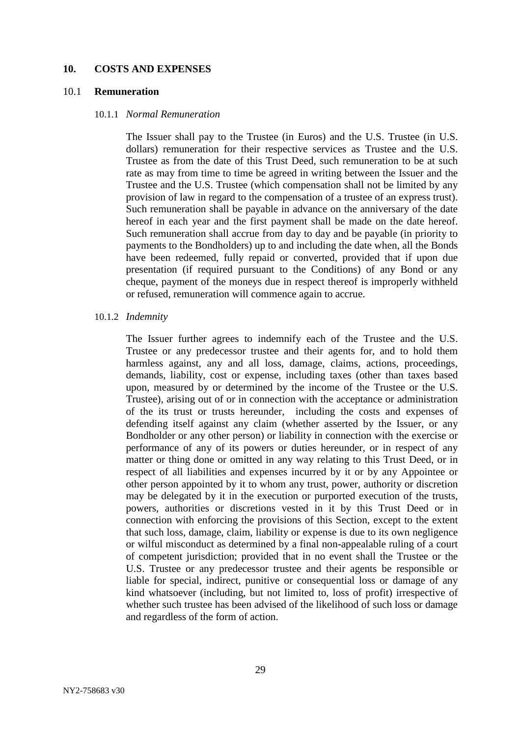## 10. COSTS AND EXPENSES

### 10.1 Remuneration

#### 10.1.1 *Normal Remuneration*

The Issuer shall pay to the Trustee (in Euros) and the U.S. Trustee (in U.S. dollars) remuneration for their respective services as Trustee and the U.S. Trustee as from the date of this Trust Deed, such remuneration to be at such rate as may from time to time be agreed in writing between the Issuer and the Trustee and the U.S. Trustee (which compensation shall not be limited by any provision of law in regard to the compensation of a trustee of an express trust). Such remuneration shall be payable in advance on the anniversary of the date hereof in each year and the first payment shall be made on the date hereof. Such remuneration shall accrue from day to day and be payable (in priority to payments to the Bondholders) up to and including the date when, all the Bonds have been redeemed, fully repaid or converted, provided that if upon due presentation (if required pursuant to the Conditions) of any Bond or any cheque, payment of the moneys due in respect thereof is improperly withheld or refused, remuneration will commence again to accrue.

#### 10.1.2 *Indemnity*

The Issuer further agrees to indemnify each of the Trustee and the U.S. Trustee or any predecessor trustee and their agents for, and to hold them harmless against, any and all loss, damage, claims, actions, proceedings, demands, liability, cost or expense, including taxes (other than taxes based upon, measured by or determined by the income of the Trustee or the U.S. Trustee), arising out of or in connection with the acceptance or administration of the its trust or trusts hereunder, including the costs and expenses of defending itself against any claim (whether asserted by the Issuer, or any Bondholder or any other person) or liability in connection with the exercise or performance of any of its powers or duties hereunder, or in respect of any matter or thing done or omitted in any way relating to this Trust Deed, or in respect of all liabilities and expenses incurred by it or by any Appointee or other person appointed by it to whom any trust, power, authority or discretion may be delegated by it in the execution or purported execution of the trusts, powers, authorities or discretions vested in it by this Trust Deed or in connection with enforcing the provisions of this Section, except to the extent that such loss, damage, claim, liability or expense is due to its own negligence or wilful misconduct as determined by a final non-appealable ruling of a court of competent jurisdiction; provided that in no event shall the Trustee or the U.S. Trustee or any predecessor trustee and their agents be responsible or liable for special, indirect, punitive or consequential loss or damage of any kind whatsoever (including, but not limited to, loss of profit) irrespective of whether such trustee has been advised of the likelihood of such loss or damage and regardless of the form of action.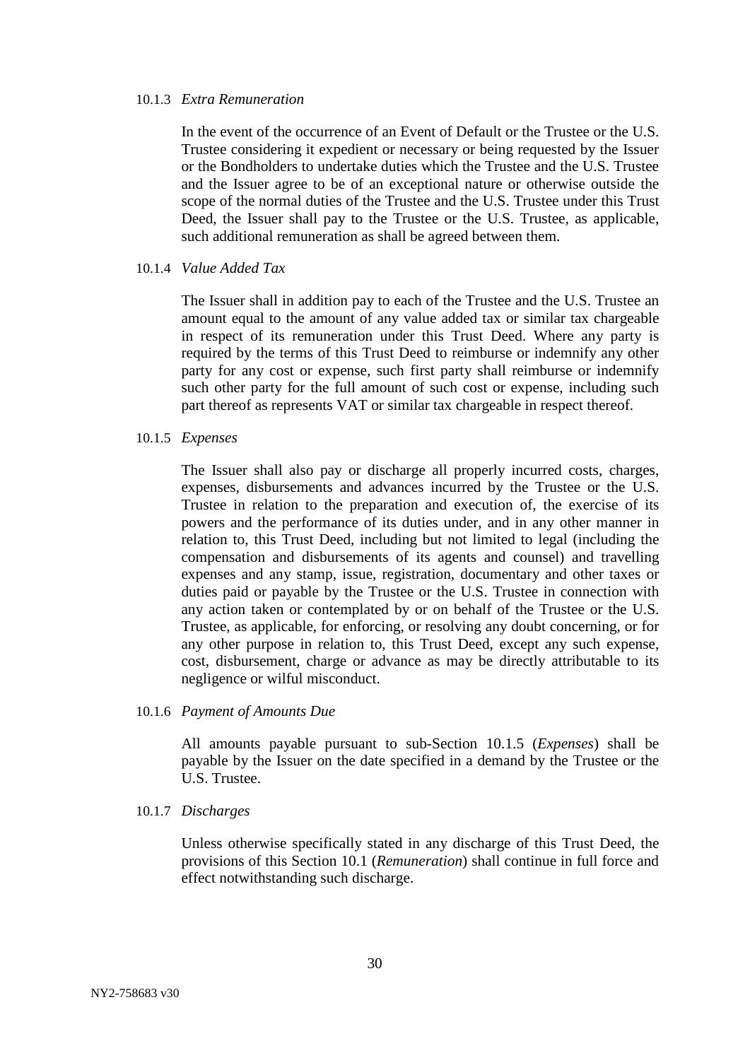10.1.3 *Extra Remuneration*

In the event of the occurrence of an Event of Default or the Trustee or the U.S. Trustee considering it expedient or necessary or being requested by the Issuer or the Bondholders to undertake duties which the Trustee and the U.S. Trustee and the Issuer agree to be of an exceptional nature or otherwise outside the scope of the normal duties of the Trustee and the U.S. Trustee under this Trust Deed, the Issuer shall pay to the Trustee or the U.S. Trustee, as applicable, such additional remuneration as shall be agreed between them.

10.1.4 *Value Added Tax*

The Issuer shall in addition pay to each of the Trustee and the U.S. Trustee an amount equal to the amount of any value added tax or similar tax chargeable in respect of its remuneration under this Trust Deed. Where any party is required by the terms of this Trust Deed to reimburse or indemnify any other party for any cost or expense, such first party shall reimburse or indemnify such other party for the full amount of such cost or expense, including such part thereof as represents VAT or similar tax chargeable in respect thereof.

10.1.5 *Expenses*

The Issuer shall also pay or discharge all properly incurred costs, charges, expenses, disbursements and advances incurred by the Trustee or the U.S. Trustee in relation to the preparation and execution of, the exercise of its powers and the performance of its duties under, and in any other manner in relation to, this Trust Deed, including but not limited to legal (including the compensation and disbursements of its agents and counsel) and travelling expenses and any stamp, issue, registration, documentary and other taxes or duties paid or payable by the Trustee or the U.S. Trustee in connection with any action taken or contemplated by or on behalf of the Trustee or the U.S. Trustee, as applicable, for enforcing, or resolving any doubt concerning, or for any other purpose in relation to, this Trust Deed, except any such expense, cost, disbursement, charge or advance as may be directly attributable to its negligence or wilful misconduct.

10.1.6 *Payment of Amounts Due*

All amounts payable pursuant to sub-Section 10.1.5 (*Expenses*) shall be payable by the Issuer on the date specified in a demand by the Trustee or the U.S. Trustee.

10.1.7 *Discharges*

Unless otherwise specifically stated in any discharge of this Trust Deed, the provisions of this Section 10.1 (*Remuneration*) shall continue in full force and effect notwithstanding such discharge.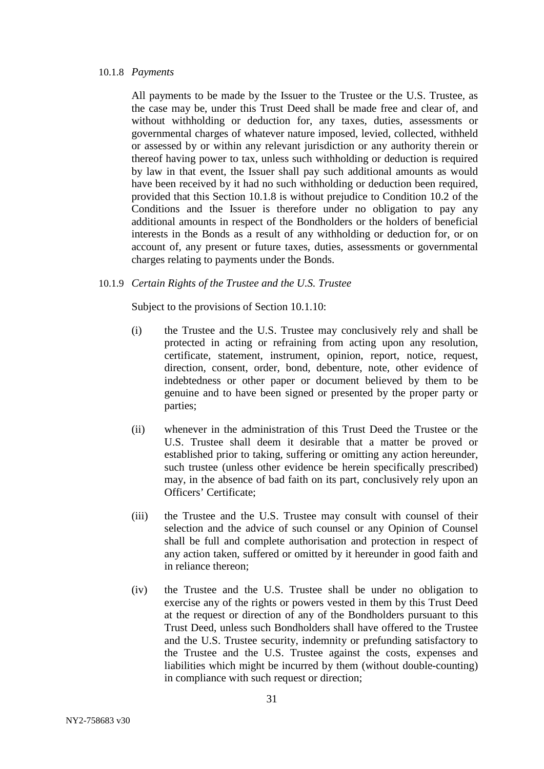10.1.8 *Payments*

All payments to be made by the Issuer to the Trustee or the U.S. Trustee, as the case may be, under this Trust Deed shall be made free and clear of, and without withholding or deduction for, any taxes, duties, assessments or governmental charges of whatever nature imposed, levied, collected, withheld or assessed by or within any relevant jurisdiction or any authority therein or thereof having power to tax, unless such withholding or deduction is required by law in that event, the Issuer shall pay such additional amounts as would have been received by it had no such withholding or deduction been required, provided that this Section 10.1.8 is without prejudice to Condition 10.2 of the Conditions and the Issuer is therefore under no obligation to pay any additional amounts in respect of the Bondholders or the holders of beneficial interests in the Bonds as a result of any withholding or deduction for, or on account of, any present or future taxes, duties, assessments or governmental charges relating to payments under the Bonds.

10.1.9 *Certain Rights of the Trustee and the U.S. Trustee*

Subject to the provisions of Section 10.1.10:

(i) the Trustee and the U.S. Trustee may conclusively rely and shall be protected in acting or refraining from acting upon any resolution, certificate, statement, instrument, opinion, report, notice, request, direction, consent, order, bond, debenture, note, other evidence of indebtedness or other paper or document believed by them to be genuine and to have been signed or presented by the proper party or parties;

(ii) whenever in the administration of this Trust Deed the Trustee or the U.S. Trustee shall deem it desirable that a matter be proved or established prior to taking, suffering or omitting any action hereunder, such trustee (unless other evidence be herein specifically prescribed) may, in the absence of bad faith on its part, conclusively rely upon an Officers' Certificate;

(iii) the Trustee and the U.S. Trustee may consult with counsel of their selection and the advice of such counsel or any Opinion of Counsel shall be full and complete authorisation and protection in respect of any action taken, suffered or omitted by it hereunder in good faith and in reliance thereon;

(iv) the Trustee and the U.S. Trustee shall be under no obligation to exercise any of the rights or powers vested in them by this Trust Deed at the request or direction of any of the Bondholders pursuant to this Trust Deed, unless such Bondholders shall have offered to the Trustee and the U.S. Trustee security, indemnity or prefunding satisfactory to the Trustee and the U.S. Trustee against the costs, expenses and liabilities which might be incurred by them (without double-counting) in compliance with such request or direction;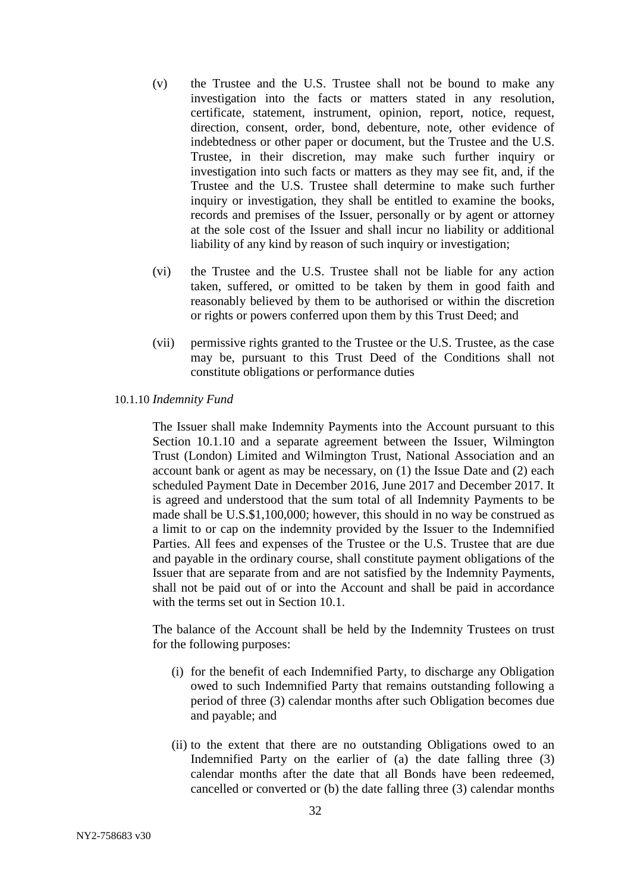(v) the Trustee and the U.S. Trustee shall not be bound to make any investigation into the facts or matters stated in any resolution, certificate, statement, instrument, opinion, report, notice, request, direction, consent, order, bond, debenture, note, other evidence of indebtedness or other paper or document, but the Trustee and the U.S. Trustee, in their discretion, may make such further inquiry or investigation into such facts or matters as they may see fit, and, if the Trustee and the U.S. Trustee shall determine to make such further inquiry or investigation, they shall be entitled to examine the books, records and premises of the Issuer, personally or by agent or attorney at the sole cost of the Issuer and shall incur no liability or additional liability of any kind by reason of such inquiry or investigation;

(vi) the Trustee and the U.S. Trustee shall not be liable for any action taken, suffered, or omitted to be taken by them in good faith and reasonably believed by them to be authorised or within the discretion or rights or powers conferred upon them by this Trust Deed; and

(vii) permissive rights granted to the Trustee or the U.S. Trustee, as the case may be, pursuant to this Trust Deed of the Conditions shall not constitute obligations or performance duties

10.1.10 *Indemnity Fund*

The Issuer shall make Indemnity Payments into the Account pursuant to this Section 10.1.10 and a separate agreement between the Issuer, Wilmington Trust (London) Limited and Wilmington Trust, National Association and an account bank or agent as may be necessary, on (1) the Issue Date and (2) each scheduled Payment Date in December 2016, June 2017 and December 2017. It is agreed and understood that the sum total of all Indemnity Payments to be made shall be U.S.$1,100,000; however, this should in no way be construed as a limit to or cap on the indemnity provided by the Issuer to the Indemnified Parties. All fees and expenses of the Trustee or the U.S. Trustee that are due and payable in the ordinary course, shall constitute payment obligations of the Issuer that are separate from and are not satisfied by the Indemnity Payments, shall not be paid out of or into the Account and shall be paid in accordance with the terms set out in Section 10.1.

The balance of the Account shall be held by the Indemnity Trustees on trust for the following purposes:

(i) for the benefit of each Indemnified Party, to discharge any Obligation owed to such Indemnified Party that remains outstanding following a period of three (3) calendar months after such Obligation becomes due and payable; and

(ii) to the extent that there are no outstanding Obligations owed to an Indemnified Party on the earlier of (a) the date falling three (3) calendar months after the date that all Bonds have been redeemed, cancelled or converted or (b) the date falling three (3) calendar months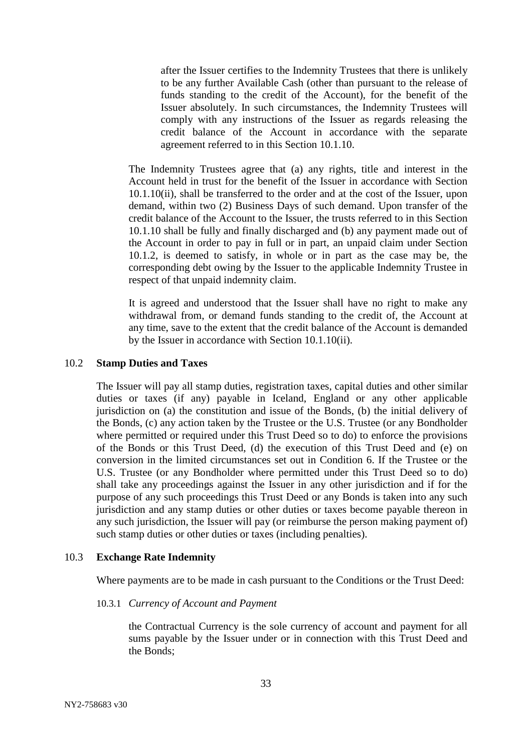after the Issuer certifies to the Indemnity Trustees that there is unlikely to be any further Available Cash (other than pursuant to the release of funds standing to the credit of the Account), for the benefit of the Issuer absolutely. In such circumstances, the Indemnity Trustees will comply with any instructions of the Issuer as regards releasing the credit balance of the Account in accordance with the separate agreement referred to in this Section 10.1.10.

The Indemnity Trustees agree that (a) any rights, title and interest in the Account held in trust for the benefit of the Issuer in accordance with Section 10.1.10(ii), shall be transferred to the order and at the cost of the Issuer, upon demand, within two (2) Business Days of such demand. Upon transfer of the credit balance of the Account to the Issuer, the trusts referred to in this Section 10.1.10 shall be fully and finally discharged and (b) any payment made out of the Account in order to pay in full or in part, an unpaid claim under Section 10.1.2, is deemed to satisfy, in whole or in part as the case may be, the corresponding debt owing by the Issuer to the applicable Indemnity Trustee in respect of that unpaid indemnity claim.

It is agreed and understood that the Issuer shall have no right to make any withdrawal from, or demand funds standing to the credit of, the Account at any time, save to the extent that the credit balance of the Account is demanded by the Issuer in accordance with Section 10.1.10(ii).

## 10.2 **Stamp Duties and Taxes**

The Issuer will pay all stamp duties, registration taxes, capital duties and other similar duties or taxes (if any) payable in Iceland, England or any other applicable jurisdiction on (a) the constitution and issue of the Bonds, (b) the initial delivery of the Bonds, (c) any action taken by the Trustee or the U.S. Trustee (or any Bondholder where permitted or required under this Trust Deed so to do) to enforce the provisions of the Bonds or this Trust Deed, (d) the execution of this Trust Deed and (e) on conversion in the limited circumstances set out in Condition 6. If the Trustee or the U.S. Trustee (or any Bondholder where permitted under this Trust Deed so to do) shall take any proceedings against the Issuer in any other jurisdiction and if for the purpose of any such proceedings this Trust Deed or any Bonds is taken into any such jurisdiction and any stamp duties or other duties or taxes become payable thereon in any such jurisdiction, the Issuer will pay (or reimburse the person making payment of) such stamp duties or other duties or taxes (including penalties).

## 10.3 **Exchange Rate Indemnity**

Where payments are to be made in cash pursuant to the Conditions or the Trust Deed:

10.3.1 *Currency of Account and Payment*

the Contractual Currency is the sole currency of account and payment for all sums payable by the Issuer under or in connection with this Trust Deed and the Bonds;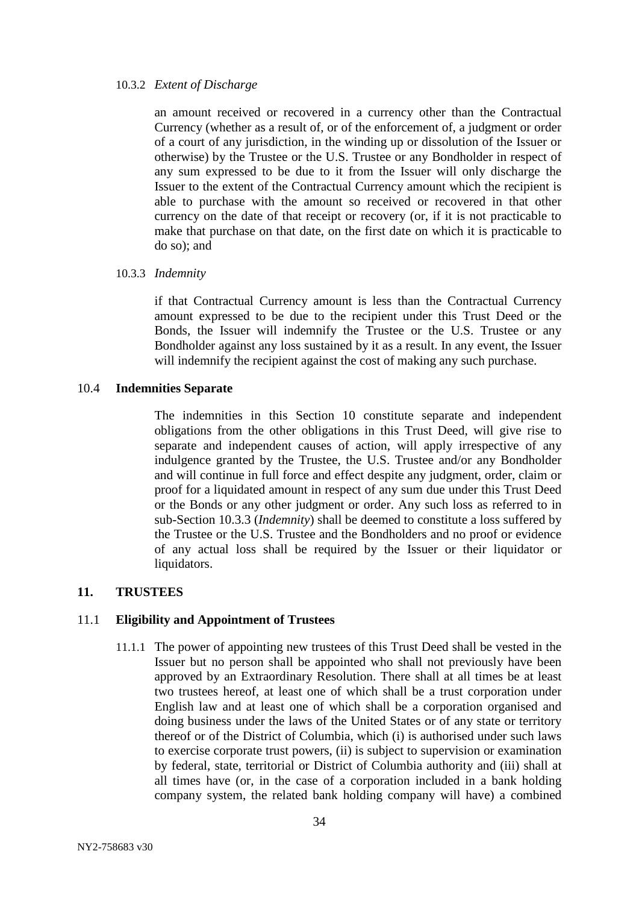10.3.2 *Extent of Discharge*

an amount received or recovered in a currency other than the Contractual Currency (whether as a result of, or of the enforcement of, a judgment or order of a court of any jurisdiction, in the winding up or dissolution of the Issuer or otherwise) by the Trustee or the U.S. Trustee or any Bondholder in respect of any sum expressed to be due to it from the Issuer will only discharge the Issuer to the extent of the Contractual Currency amount which the recipient is able to purchase with the amount so received or recovered in that other currency on the date of that receipt or recovery (or, if it is not practicable to make that purchase on that date, on the first date on which it is practicable to do so); and

10.3.3 *Indemnity*

if that Contractual Currency amount is less than the Contractual Currency amount expressed to be due to the recipient under this Trust Deed or the Bonds, the Issuer will indemnify the Trustee or the U.S. Trustee or any Bondholder against any loss sustained by it as a result. In any event, the Issuer will indemnify the recipient against the cost of making any such purchase.

### 10.4 Indemnities Separate

The indemnities in this Section 10 constitute separate and independent obligations from the other obligations in this Trust Deed, will give rise to separate and independent causes of action, will apply irrespective of any indulgence granted by the Trustee, the U.S. Trustee and/or any Bondholder and will continue in full force and effect despite any judgment, order, claim or proof for a liquidated amount in respect of any sum due under this Trust Deed or the Bonds or any other judgment or order. Any such loss as referred to in sub-Section 10.3.3 (*Indemnity*) shall be deemed to constitute a loss suffered by the Trustee or the U.S. Trustee and the Bondholders and no proof or evidence of any actual loss shall be required by the Issuer or their liquidator or liquidators.

## 11. TRUSTEES

### 11.1 Eligibility and Appointment of Trustees

11.1.1 The power of appointing new trustees of this Trust Deed shall be vested in the Issuer but no person shall be appointed who shall not previously have been approved by an Extraordinary Resolution. There shall at all times be at least two trustees hereof, at least one of which shall be a trust corporation under English law and at least one of which shall be a corporation organised and doing business under the laws of the United States or of any state or territory thereof or of the District of Columbia, which (i) is authorised under such laws to exercise corporate trust powers, (ii) is subject to supervision or examination by federal, state, territorial or District of Columbia authority and (iii) shall at all times have (or, in the case of a corporation included in a bank holding company system, the related bank holding company will have) a combined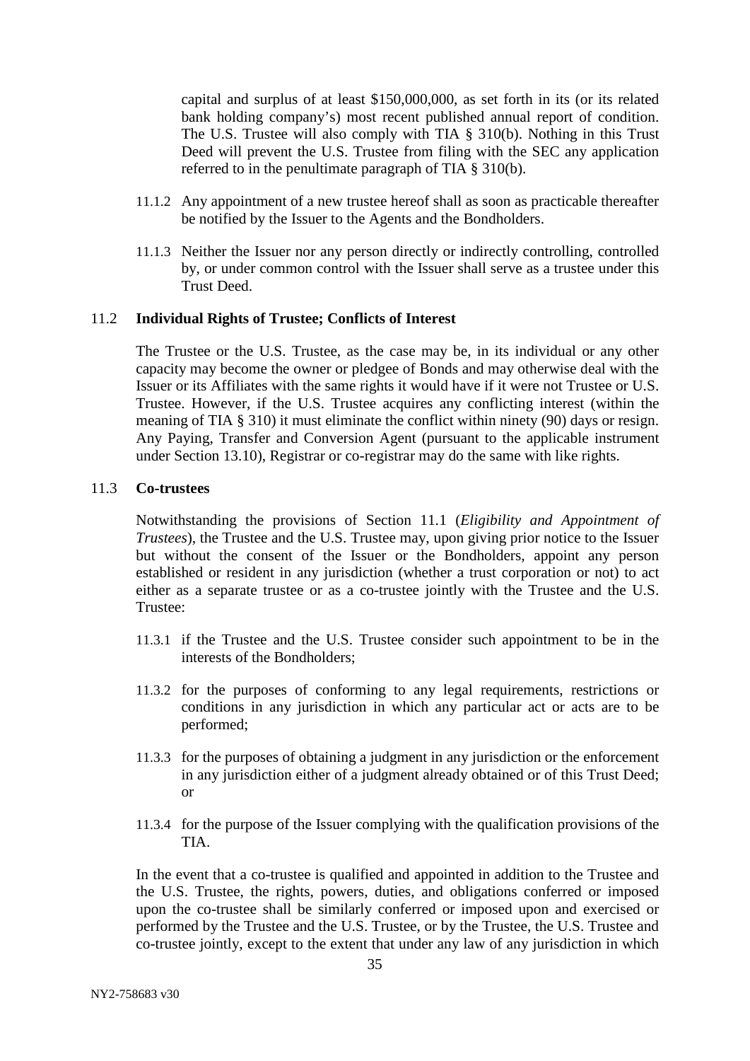capital and surplus of at least $150,000,000, as set forth in its (or its related bank holding company's) most recent published annual report of condition. The U.S. Trustee will also comply with TIA § 310(b). Nothing in this Trust Deed will prevent the U.S. Trustee from filing with the SEC any application referred to in the penultimate paragraph of TIA § 310(b).

11.1.2 Any appointment of a new trustee hereof shall as soon as practicable thereafter be notified by the Issuer to the Agents and the Bondholders.

11.1.3 Neither the Issuer nor any person directly or indirectly controlling, controlled by, or under common control with the Issuer shall serve as a trustee under this Trust Deed.

## 11.2 **Individual Rights of Trustee; Conflicts of Interest**

The Trustee or the U.S. Trustee, as the case may be, in its individual or any other capacity may become the owner or pledgee of Bonds and may otherwise deal with the Issuer or its Affiliates with the same rights it would have if it were not Trustee or U.S. Trustee. However, if the U.S. Trustee acquires any conflicting interest (within the meaning of TIA § 310) it must eliminate the conflict within ninety (90) days or resign. Any Paying, Transfer and Conversion Agent (pursuant to the applicable instrument under Section 13.10), Registrar or co-registrar may do the same with like rights.

## 11.3 **Co-trustees**

Notwithstanding the provisions of Section 11.1 (*Eligibility and Appointment of Trustees*), the Trustee and the U.S. Trustee may, upon giving prior notice to the Issuer but without the consent of the Issuer or the Bondholders, appoint any person established or resident in any jurisdiction (whether a trust corporation or not) to act either as a separate trustee or as a co-trustee jointly with the Trustee and the U.S. Trustee:

11.3.1 if the Trustee and the U.S. Trustee consider such appointment to be in the interests of the Bondholders;

11.3.2 for the purposes of conforming to any legal requirements, restrictions or conditions in any jurisdiction in which any particular act or acts are to be performed;

11.3.3 for the purposes of obtaining a judgment in any jurisdiction or the enforcement in any jurisdiction either of a judgment already obtained or of this Trust Deed; or

11.3.4 for the purpose of the Issuer complying with the qualification provisions of the TIA.

In the event that a co-trustee is qualified and appointed in addition to the Trustee and the U.S. Trustee, the rights, powers, duties, and obligations conferred or imposed upon the co-trustee shall be similarly conferred or imposed upon and exercised or performed by the Trustee and the U.S. Trustee, or by the Trustee, the U.S. Trustee and co-trustee jointly, except to the extent that under any law of any jurisdiction in which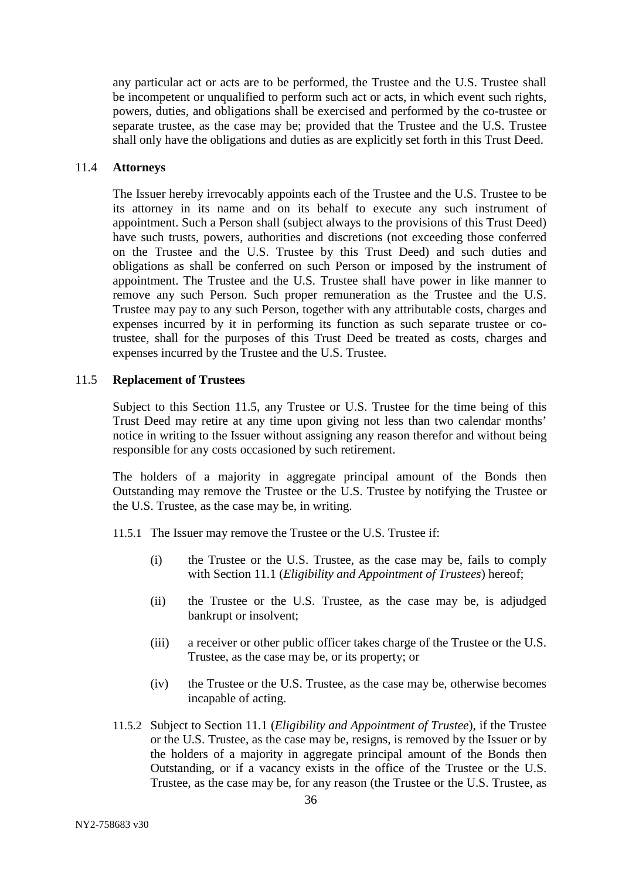any particular act or acts are to be performed, the Trustee and the U.S. Trustee shall be incompetent or unqualified to perform such act or acts, in which event such rights, powers, duties, and obligations shall be exercised and performed by the co-trustee or separate trustee, as the case may be; provided that the Trustee and the U.S. Trustee shall only have the obligations and duties as are explicitly set forth in this Trust Deed.

### 11.4 Attorneys

The Issuer hereby irrevocably appoints each of the Trustee and the U.S. Trustee to be its attorney in its name and on its behalf to execute any such instrument of appointment. Such a Person shall (subject always to the provisions of this Trust Deed) have such trusts, powers, authorities and discretions (not exceeding those conferred on the Trustee and the U.S. Trustee by this Trust Deed) and such duties and obligations as shall be conferred on such Person or imposed by the instrument of appointment. The Trustee and the U.S. Trustee shall have power in like manner to remove any such Person. Such proper remuneration as the Trustee and the U.S. Trustee may pay to any such Person, together with any attributable costs, charges and expenses incurred by it in performing its function as such separate trustee or co-trustee, shall for the purposes of this Trust Deed be treated as costs, charges and expenses incurred by the Trustee and the U.S. Trustee.

### 11.5 Replacement of Trustees

Subject to this Section 11.5, any Trustee or U.S. Trustee for the time being of this Trust Deed may retire at any time upon giving not less than two calendar months' notice in writing to the Issuer without assigning any reason therefor and without being responsible for any costs occasioned by such retirement.

The holders of a majority in aggregate principal amount of the Bonds then Outstanding may remove the Trustee or the U.S. Trustee by notifying the Trustee or the U.S. Trustee, as the case may be, in writing.

11.5.1 The Issuer may remove the Trustee or the U.S. Trustee if:

(i) the Trustee or the U.S. Trustee, as the case may be, fails to comply with Section 11.1 (*Eligibility and Appointment of Trustees*) hereof;

(ii) the Trustee or the U.S. Trustee, as the case may be, is adjudged bankrupt or insolvent;

(iii) a receiver or other public officer takes charge of the Trustee or the U.S. Trustee, as the case may be, or its property; or

(iv) the Trustee or the U.S. Trustee, as the case may be, otherwise becomes incapable of acting.

11.5.2 Subject to Section 11.1 (*Eligibility and Appointment of Trustee*), if the Trustee or the U.S. Trustee, as the case may be, resigns, is removed by the Issuer or by the holders of a majority in aggregate principal amount of the Bonds then Outstanding, or if a vacancy exists in the office of the Trustee or the U.S. Trustee, as the case may be, for any reason (the Trustee or the U.S. Trustee, as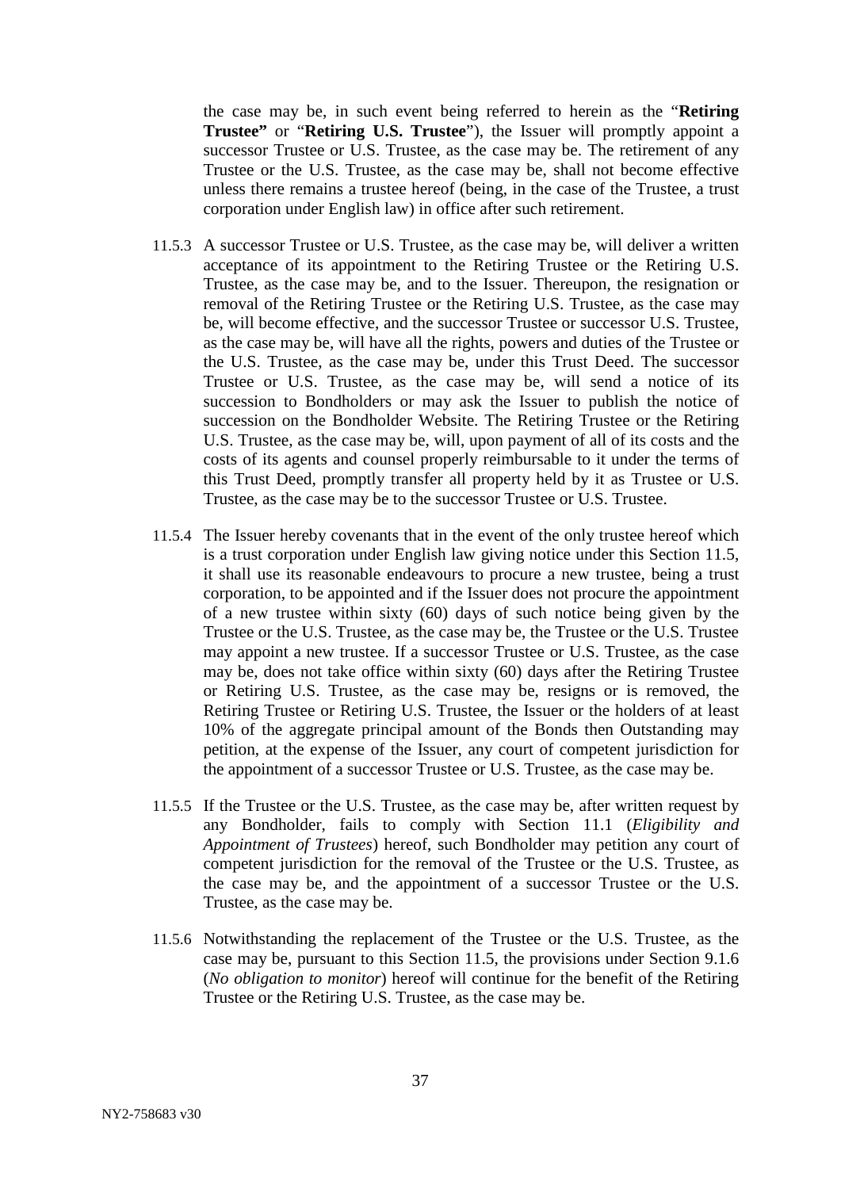the case may be, in such event being referred to herein as the "**Retiring Trustee"** or "**Retiring U.S. Trustee**"), the Issuer will promptly appoint a successor Trustee or U.S. Trustee, as the case may be. The retirement of any Trustee or the U.S. Trustee, as the case may be, shall not become effective unless there remains a trustee hereof (being, in the case of the Trustee, a trust corporation under English law) in office after such retirement.

11.5.3 A successor Trustee or U.S. Trustee, as the case may be, will deliver a written acceptance of its appointment to the Retiring Trustee or the Retiring U.S. Trustee, as the case may be, and to the Issuer. Thereupon, the resignation or removal of the Retiring Trustee or the Retiring U.S. Trustee, as the case may be, will become effective, and the successor Trustee or successor U.S. Trustee, as the case may be, will have all the rights, powers and duties of the Trustee or the U.S. Trustee, as the case may be, under this Trust Deed. The successor Trustee or U.S. Trustee, as the case may be, will send a notice of its succession to Bondholders or may ask the Issuer to publish the notice of succession on the Bondholder Website. The Retiring Trustee or the Retiring U.S. Trustee, as the case may be, will, upon payment of all of its costs and the costs of its agents and counsel properly reimbursable to it under the terms of this Trust Deed, promptly transfer all property held by it as Trustee or U.S. Trustee, as the case may be to the successor Trustee or U.S. Trustee.

11.5.4 The Issuer hereby covenants that in the event of the only trustee hereof which is a trust corporation under English law giving notice under this Section 11.5, it shall use its reasonable endeavours to procure a new trustee, being a trust corporation, to be appointed and if the Issuer does not procure the appointment of a new trustee within sixty (60) days of such notice being given by the Trustee or the U.S. Trustee, as the case may be, the Trustee or the U.S. Trustee may appoint a new trustee. If a successor Trustee or U.S. Trustee, as the case may be, does not take office within sixty (60) days after the Retiring Trustee or Retiring U.S. Trustee, as the case may be, resigns or is removed, the Retiring Trustee or Retiring U.S. Trustee, the Issuer or the holders of at least 10% of the aggregate principal amount of the Bonds then Outstanding may petition, at the expense of the Issuer, any court of competent jurisdiction for the appointment of a successor Trustee or U.S. Trustee, as the case may be.

11.5.5 If the Trustee or the U.S. Trustee, as the case may be, after written request by any Bondholder, fails to comply with Section 11.1 (*Eligibility and Appointment of Trustees*) hereof, such Bondholder may petition any court of competent jurisdiction for the removal of the Trustee or the U.S. Trustee, as the case may be, and the appointment of a successor Trustee or the U.S. Trustee, as the case may be.

11.5.6 Notwithstanding the replacement of the Trustee or the U.S. Trustee, as the case may be, pursuant to this Section 11.5, the provisions under Section 9.1.6 (*No obligation to monitor*) hereof will continue for the benefit of the Retiring Trustee or the Retiring U.S. Trustee, as the case may be.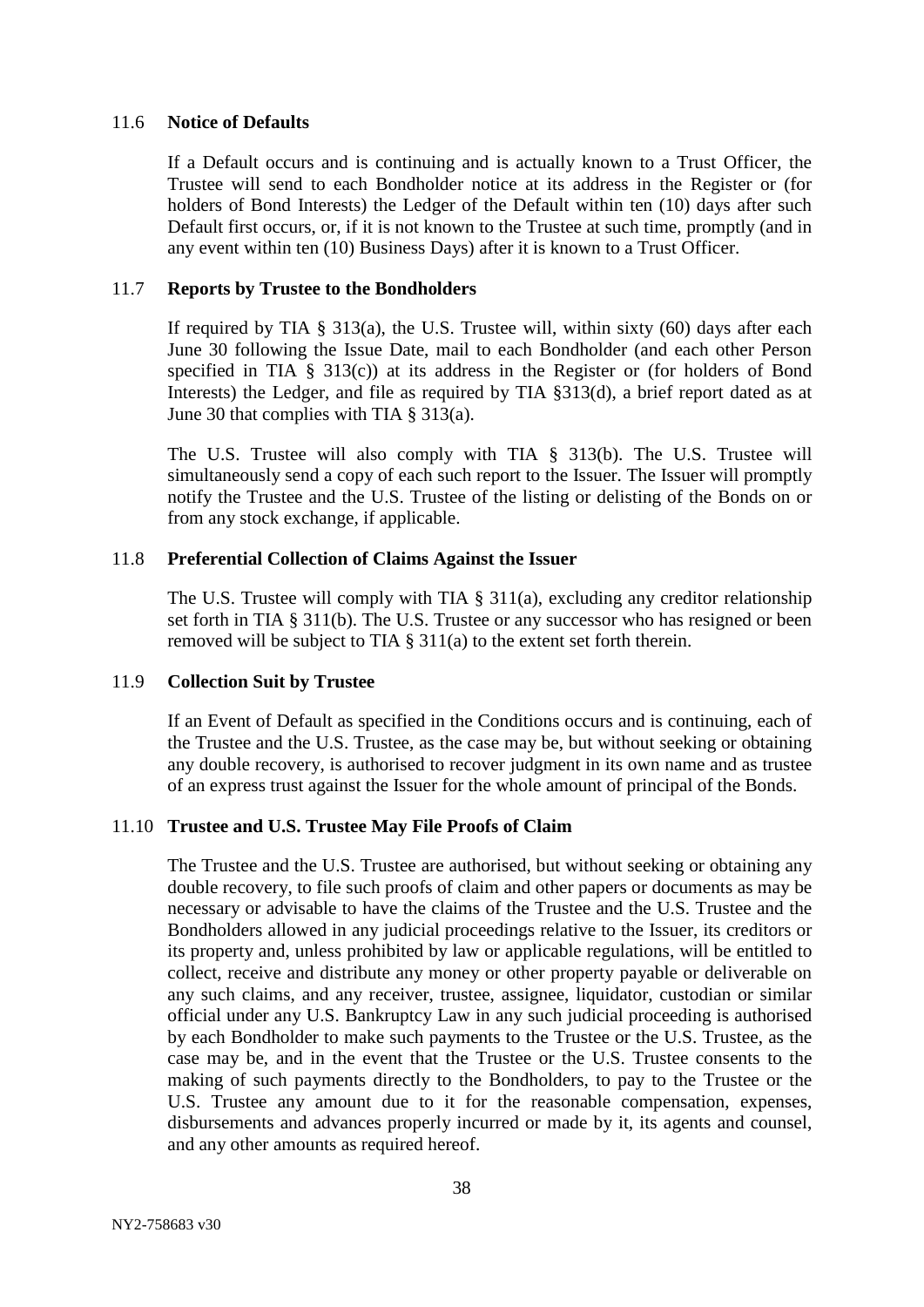### 11.6 **Notice of Defaults**

If a Default occurs and is continuing and is actually known to a Trust Officer, the Trustee will send to each Bondholder notice at its address in the Register or (for holders of Bond Interests) the Ledger of the Default within ten (10) days after such Default first occurs, or, if it is not known to the Trustee at such time, promptly (and in any event within ten (10) Business Days) after it is known to a Trust Officer.

### 11.7 **Reports by Trustee to the Bondholders**

If required by TIA § 313(a), the U.S. Trustee will, within sixty (60) days after each June 30 following the Issue Date, mail to each Bondholder (and each other Person specified in TIA § 313(c)) at its address in the Register or (for holders of Bond Interests) the Ledger, and file as required by TIA §313(d), a brief report dated as at June 30 that complies with TIA § 313(a).

The U.S. Trustee will also comply with TIA § 313(b). The U.S. Trustee will simultaneously send a copy of each such report to the Issuer. The Issuer will promptly notify the Trustee and the U.S. Trustee of the listing or delisting of the Bonds on or from any stock exchange, if applicable.

### 11.8 **Preferential Collection of Claims Against the Issuer**

The U.S. Trustee will comply with TIA § 311(a), excluding any creditor relationship set forth in TIA § 311(b). The U.S. Trustee or any successor who has resigned or been removed will be subject to TIA § 311(a) to the extent set forth therein.

### 11.9 **Collection Suit by Trustee**

If an Event of Default as specified in the Conditions occurs and is continuing, each of the Trustee and the U.S. Trustee, as the case may be, but without seeking or obtaining any double recovery, is authorised to recover judgment in its own name and as trustee of an express trust against the Issuer for the whole amount of principal of the Bonds.

### 11.10 **Trustee and U.S. Trustee May File Proofs of Claim**

The Trustee and the U.S. Trustee are authorised, but without seeking or obtaining any double recovery, to file such proofs of claim and other papers or documents as may be necessary or advisable to have the claims of the Trustee and the U.S. Trustee and the Bondholders allowed in any judicial proceedings relative to the Issuer, its creditors or its property and, unless prohibited by law or applicable regulations, will be entitled to collect, receive and distribute any money or other property payable or deliverable on any such claims, and any receiver, trustee, assignee, liquidator, custodian or similar official under any U.S. Bankruptcy Law in any such judicial proceeding is authorised by each Bondholder to make such payments to the Trustee or the U.S. Trustee, as the case may be, and in the event that the Trustee or the U.S. Trustee consents to the making of such payments directly to the Bondholders, to pay to the Trustee or the U.S. Trustee any amount due to it for the reasonable compensation, expenses, disbursements and advances properly incurred or made by it, its agents and counsel, and any other amounts as required hereof.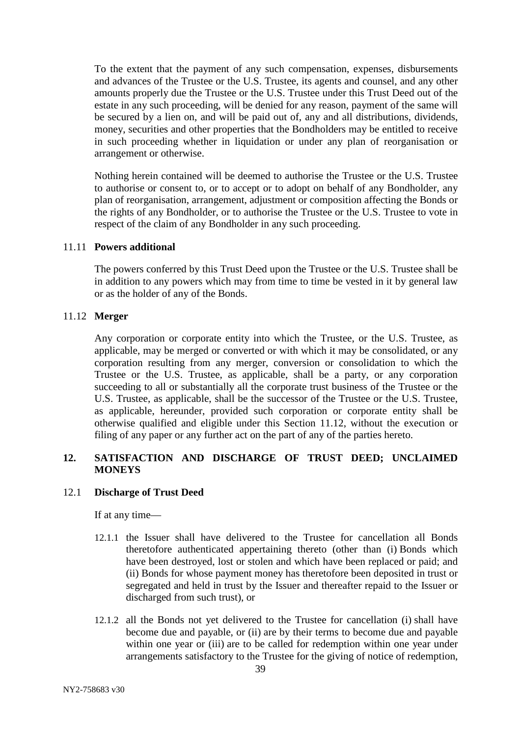To the extent that the payment of any such compensation, expenses, disbursements and advances of the Trustee or the U.S. Trustee, its agents and counsel, and any other amounts properly due the Trustee or the U.S. Trustee under this Trust Deed out of the estate in any such proceeding, will be denied for any reason, payment of the same will be secured by a lien on, and will be paid out of, any and all distributions, dividends, money, securities and other properties that the Bondholders may be entitled to receive in such proceeding whether in liquidation or under any plan of reorganisation or arrangement or otherwise.

Nothing herein contained will be deemed to authorise the Trustee or the U.S. Trustee to authorise or consent to, or to accept or to adopt on behalf of any Bondholder, any plan of reorganisation, arrangement, adjustment or composition affecting the Bonds or the rights of any Bondholder, or to authorise the Trustee or the U.S. Trustee to vote in respect of the claim of any Bondholder in any such proceeding.

### 11.11 Powers additional

The powers conferred by this Trust Deed upon the Trustee or the U.S. Trustee shall be in addition to any powers which may from time to time be vested in it by general law or as the holder of any of the Bonds.

### 11.12 Merger

Any corporation or corporate entity into which the Trustee, or the U.S. Trustee, as applicable, may be merged or converted or with which it may be consolidated, or any corporation resulting from any merger, conversion or consolidation to which the Trustee or the U.S. Trustee, as applicable, shall be a party, or any corporation succeeding to all or substantially all the corporate trust business of the Trustee or the U.S. Trustee, as applicable, shall be the successor of the Trustee or the U.S. Trustee, as applicable, hereunder, provided such corporation or corporate entity shall be otherwise qualified and eligible under this Section 11.12, without the execution or filing of any paper or any further act on the part of any of the parties hereto.

## 12. SATISFACTION AND DISCHARGE OF TRUST DEED; UNCLAIMED MONEYS

### 12.1 Discharge of Trust Deed

If at any time—

12.1.1 the Issuer shall have delivered to the Trustee for cancellation all Bonds theretofore authenticated appertaining thereto (other than (i) Bonds which have been destroyed, lost or stolen and which have been replaced or paid; and (ii) Bonds for whose payment money has theretofore been deposited in trust or segregated and held in trust by the Issuer and thereafter repaid to the Issuer or discharged from such trust), or

12.1.2 all the Bonds not yet delivered to the Trustee for cancellation (i) shall have become due and payable, or (ii) are by their terms to become due and payable within one year or (iii) are to be called for redemption within one year under arrangements satisfactory to the Trustee for the giving of notice of redemption,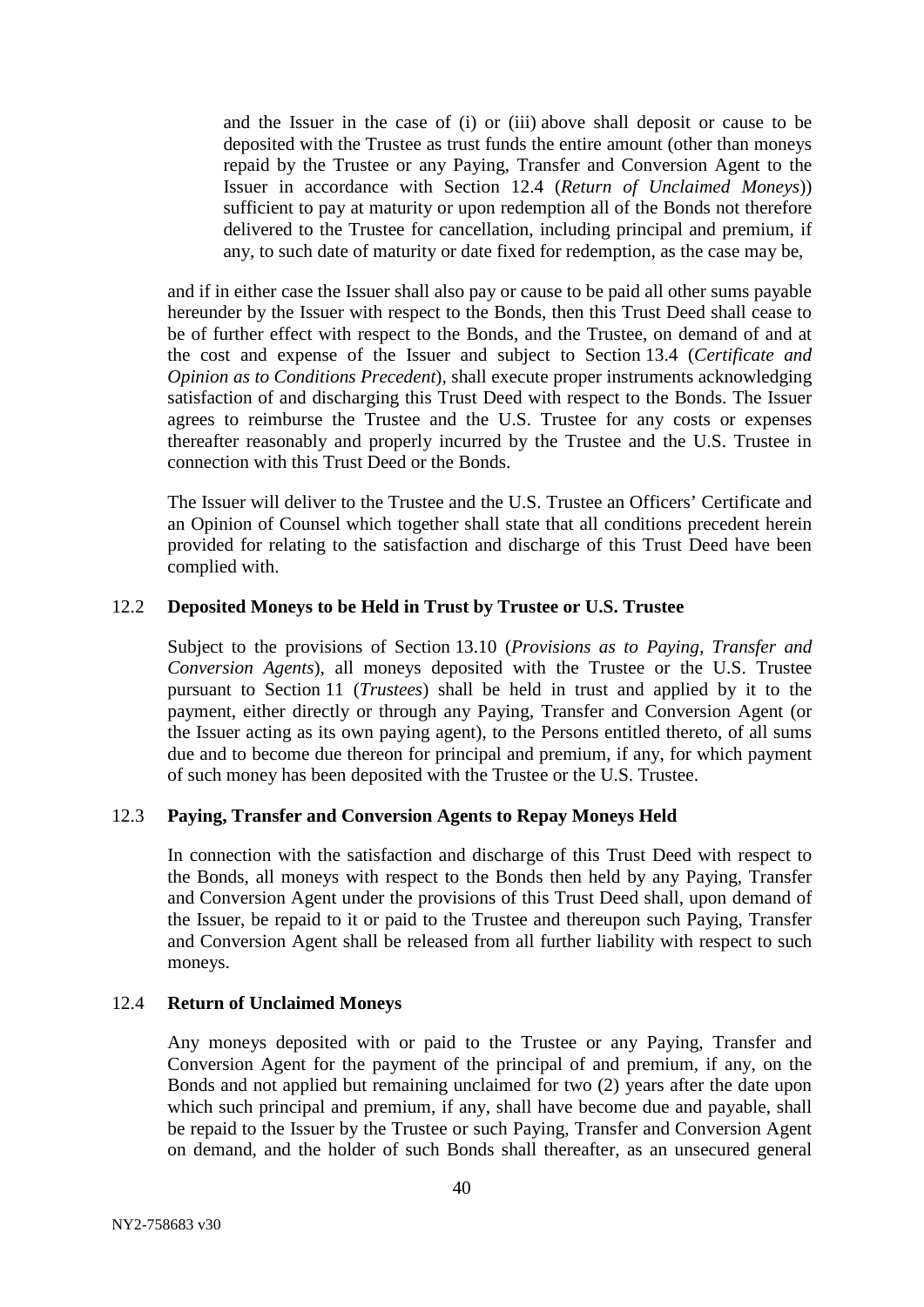and the Issuer in the case of (i) or (iii) above shall deposit or cause to be deposited with the Trustee as trust funds the entire amount (other than moneys repaid by the Trustee or any Paying, Transfer and Conversion Agent to the Issuer in accordance with Section 12.4 (*Return of Unclaimed Moneys*)) sufficient to pay at maturity or upon redemption all of the Bonds not therefore delivered to the Trustee for cancellation, including principal and premium, if any, to such date of maturity or date fixed for redemption, as the case may be,

and if in either case the Issuer shall also pay or cause to be paid all other sums payable hereunder by the Issuer with respect to the Bonds, then this Trust Deed shall cease to be of further effect with respect to the Bonds, and the Trustee, on demand of and at the cost and expense of the Issuer and subject to Section 13.4 (*Certificate and Opinion as to Conditions Precedent*), shall execute proper instruments acknowledging satisfaction of and discharging this Trust Deed with respect to the Bonds. The Issuer agrees to reimburse the Trustee and the U.S. Trustee for any costs or expenses thereafter reasonably and properly incurred by the Trustee and the U.S. Trustee in connection with this Trust Deed or the Bonds.

The Issuer will deliver to the Trustee and the U.S. Trustee an Officers' Certificate and an Opinion of Counsel which together shall state that all conditions precedent herein provided for relating to the satisfaction and discharge of this Trust Deed have been complied with.

### 12.2 Deposited Moneys to be Held in Trust by Trustee or U.S. Trustee

Subject to the provisions of Section 13.10 (*Provisions as to Paying, Transfer and Conversion Agents*), all moneys deposited with the Trustee or the U.S. Trustee pursuant to Section 11 (*Trustees*) shall be held in trust and applied by it to the payment, either directly or through any Paying, Transfer and Conversion Agent (or the Issuer acting as its own paying agent), to the Persons entitled thereto, of all sums due and to become due thereon for principal and premium, if any, for which payment of such money has been deposited with the Trustee or the U.S. Trustee.

### 12.3 Paying, Transfer and Conversion Agents to Repay Moneys Held

In connection with the satisfaction and discharge of this Trust Deed with respect to the Bonds, all moneys with respect to the Bonds then held by any Paying, Transfer and Conversion Agent under the provisions of this Trust Deed shall, upon demand of the Issuer, be repaid to it or paid to the Trustee and thereupon such Paying, Transfer and Conversion Agent shall be released from all further liability with respect to such moneys.

### 12.4 Return of Unclaimed Moneys

Any moneys deposited with or paid to the Trustee or any Paying, Transfer and Conversion Agent for the payment of the principal of and premium, if any, on the Bonds and not applied but remaining unclaimed for two (2) years after the date upon which such principal and premium, if any, shall have become due and payable, shall be repaid to the Issuer by the Trustee or such Paying, Transfer and Conversion Agent on demand, and the holder of such Bonds shall thereafter, as an unsecured general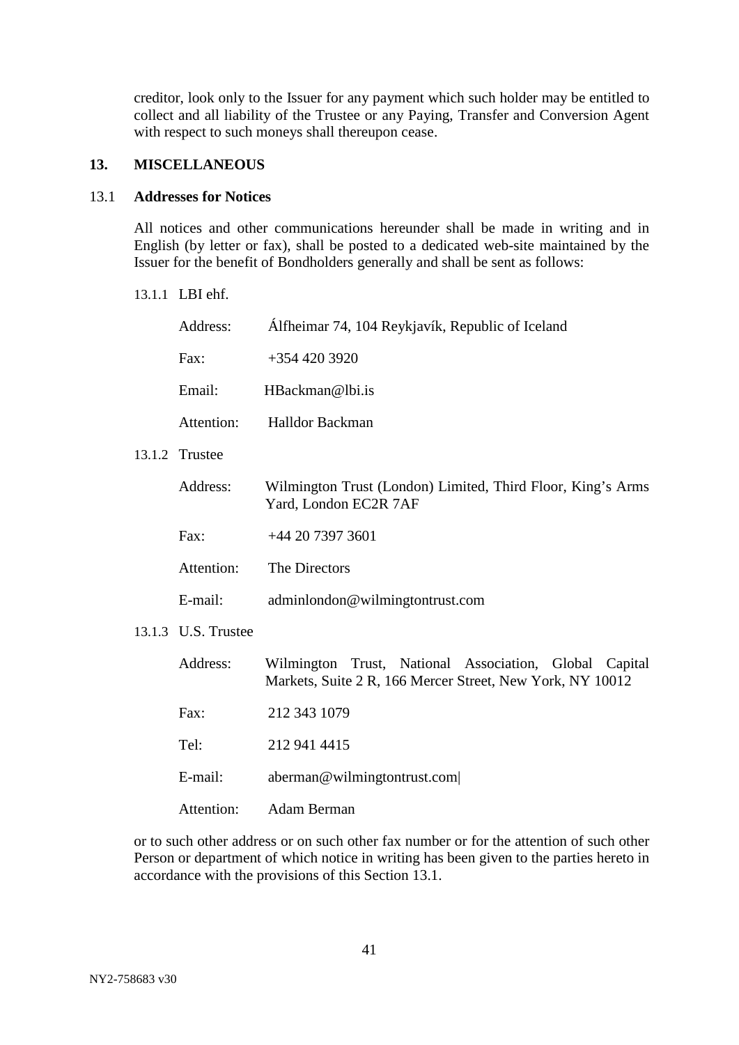creditor, look only to the Issuer for any payment which such holder may be entitled to collect and all liability of the Trustee or any Paying, Transfer and Conversion Agent with respect to such moneys shall thereupon cease.

## 13. MISCELLANEOUS

### 13.1 Addresses for Notices

All notices and other communications hereunder shall be made in writing and in English (by letter or fax), shall be posted to a dedicated web-site maintained by the Issuer for the benefit of Bondholders generally and shall be sent as follows:

13.1.1 LBI ehf.

Address: Álfheimar 74, 104 Reykjavík, Republic of Iceland

Fax: +354 420 3920

Email: HBackman@lbi.is

Attention: Halldor Backman

13.1.2 Trustee

Address: Wilmington Trust (London) Limited, Third Floor, King's Arms Yard, London EC2R 7AF

Fax: +44 20 7397 3601

Attention: The Directors

E-mail: adminlondon@wilmingtontrust.com

13.1.3 U.S. Trustee

Address: Wilmington Trust, National Association, Global Capital Markets, Suite 2 R, 166 Mercer Street, New York, NY 10012

Fax: 212 343 1079

Tel: 212 941 4415

E-mail: aberman@wilmingtontrust.com|

Attention: Adam Berman

or to such other address or on such other fax number or for the attention of such other Person or department of which notice in writing has been given to the parties hereto in accordance with the provisions of this Section 13.1.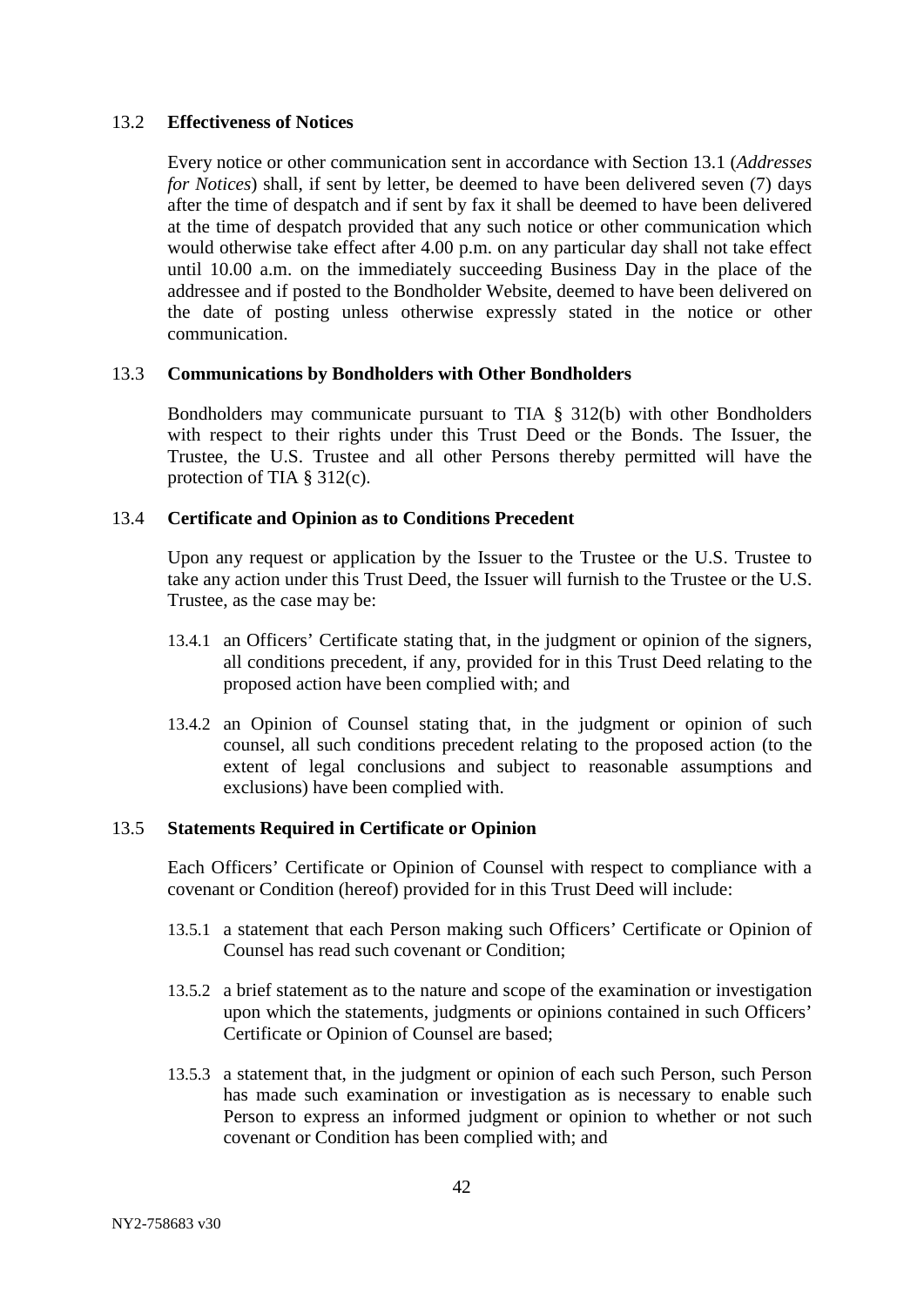### 13.2 **Effectiveness of Notices**

Every notice or other communication sent in accordance with Section 13.1 (*Addresses for Notices*) shall, if sent by letter, be deemed to have been delivered seven (7) days after the time of despatch and if sent by fax it shall be deemed to have been delivered at the time of despatch provided that any such notice or other communication which would otherwise take effect after 4.00 p.m. on any particular day shall not take effect until 10.00 a.m. on the immediately succeeding Business Day in the place of the addressee and if posted to the Bondholder Website, deemed to have been delivered on the date of posting unless otherwise expressly stated in the notice or other communication.

### 13.3 **Communications by Bondholders with Other Bondholders**

Bondholders may communicate pursuant to TIA § 312(b) with other Bondholders with respect to their rights under this Trust Deed or the Bonds. The Issuer, the Trustee, the U.S. Trustee and all other Persons thereby permitted will have the protection of TIA § 312(c).

### 13.4 **Certificate and Opinion as to Conditions Precedent**

Upon any request or application by the Issuer to the Trustee or the U.S. Trustee to take any action under this Trust Deed, the Issuer will furnish to the Trustee or the U.S. Trustee, as the case may be:

13.4.1 an Officers' Certificate stating that, in the judgment or opinion of the signers, all conditions precedent, if any, provided for in this Trust Deed relating to the proposed action have been complied with; and

13.4.2 an Opinion of Counsel stating that, in the judgment or opinion of such counsel, all such conditions precedent relating to the proposed action (to the extent of legal conclusions and subject to reasonable assumptions and exclusions) have been complied with.

### 13.5 **Statements Required in Certificate or Opinion**

Each Officers' Certificate or Opinion of Counsel with respect to compliance with a covenant or Condition (hereof) provided for in this Trust Deed will include:

13.5.1 a statement that each Person making such Officers' Certificate or Opinion of Counsel has read such covenant or Condition;

13.5.2 a brief statement as to the nature and scope of the examination or investigation upon which the statements, judgments or opinions contained in such Officers' Certificate or Opinion of Counsel are based;

13.5.3 a statement that, in the judgment or opinion of each such Person, such Person has made such examination or investigation as is necessary to enable such Person to express an informed judgment or opinion to whether or not such covenant or Condition has been complied with; and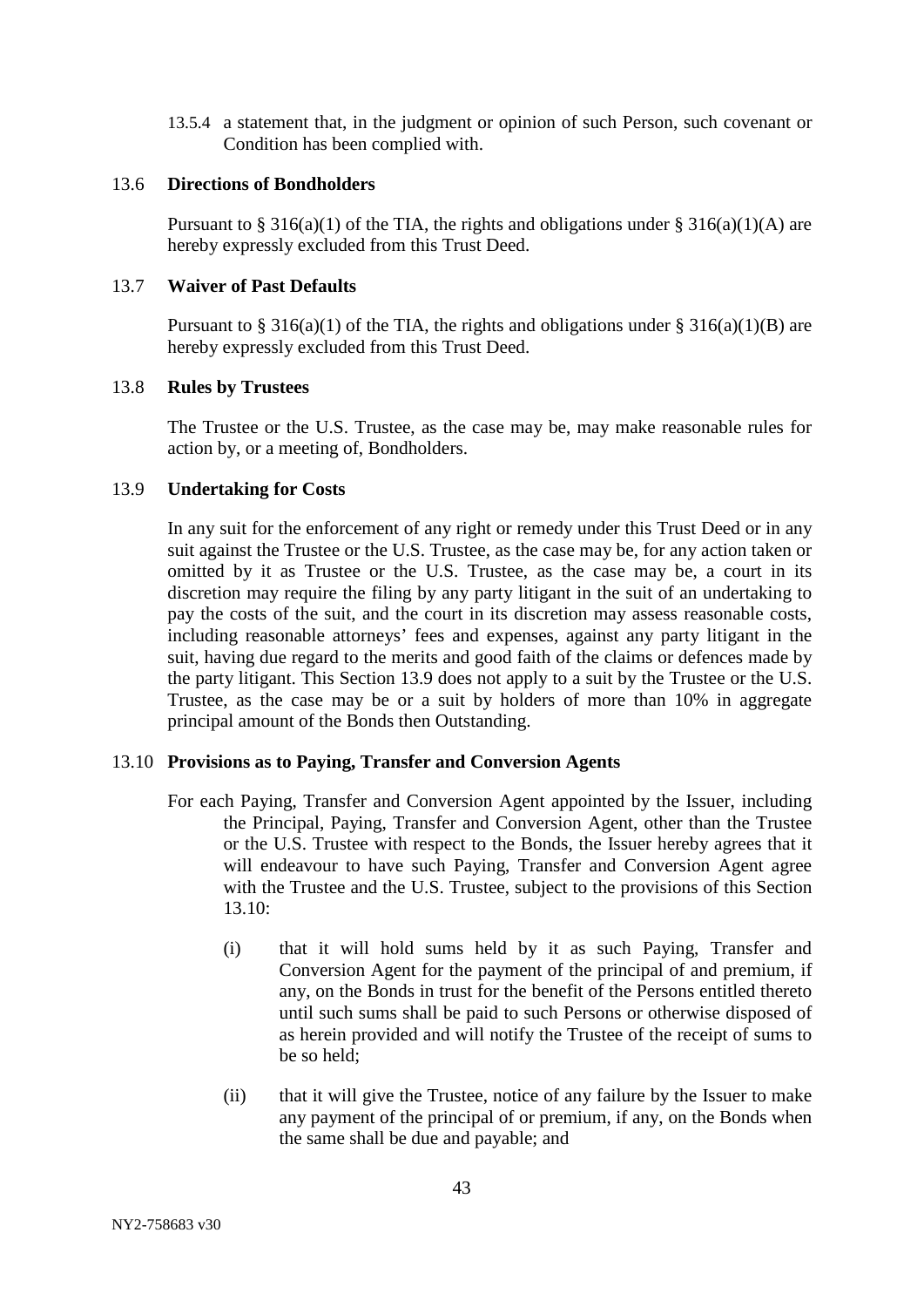13.5.4 a statement that, in the judgment or opinion of such Person, such covenant or Condition has been complied with.

### 13.6 Directions of Bondholders

Pursuant to § 316(a)(1) of the TIA, the rights and obligations under § 316(a)(1)(A) are hereby expressly excluded from this Trust Deed.

### 13.7 Waiver of Past Defaults

Pursuant to § 316(a)(1) of the TIA, the rights and obligations under § 316(a)(1)(B) are hereby expressly excluded from this Trust Deed.

### 13.8 Rules by Trustees

The Trustee or the U.S. Trustee, as the case may be, may make reasonable rules for action by, or a meeting of, Bondholders.

### 13.9 Undertaking for Costs

In any suit for the enforcement of any right or remedy under this Trust Deed or in any suit against the Trustee or the U.S. Trustee, as the case may be, for any action taken or omitted by it as Trustee or the U.S. Trustee, as the case may be, a court in its discretion may require the filing by any party litigant in the suit of an undertaking to pay the costs of the suit, and the court in its discretion may assess reasonable costs, including reasonable attorneys' fees and expenses, against any party litigant in the suit, having due regard to the merits and good faith of the claims or defences made by the party litigant. This Section 13.9 does not apply to a suit by the Trustee or the U.S. Trustee, as the case may be or a suit by holders of more than 10% in aggregate principal amount of the Bonds then Outstanding.

### 13.10 Provisions as to Paying, Transfer and Conversion Agents

For each Paying, Transfer and Conversion Agent appointed by the Issuer, including the Principal, Paying, Transfer and Conversion Agent, other than the Trustee or the U.S. Trustee with respect to the Bonds, the Issuer hereby agrees that it will endeavour to have such Paying, Transfer and Conversion Agent agree with the Trustee and the U.S. Trustee, subject to the provisions of this Section 13.10:

(i) that it will hold sums held by it as such Paying, Transfer and Conversion Agent for the payment of the principal of and premium, if any, on the Bonds in trust for the benefit of the Persons entitled thereto until such sums shall be paid to such Persons or otherwise disposed of as herein provided and will notify the Trustee of the receipt of sums to be so held;

(ii) that it will give the Trustee, notice of any failure by the Issuer to make any payment of the principal of or premium, if any, on the Bonds when the same shall be due and payable; and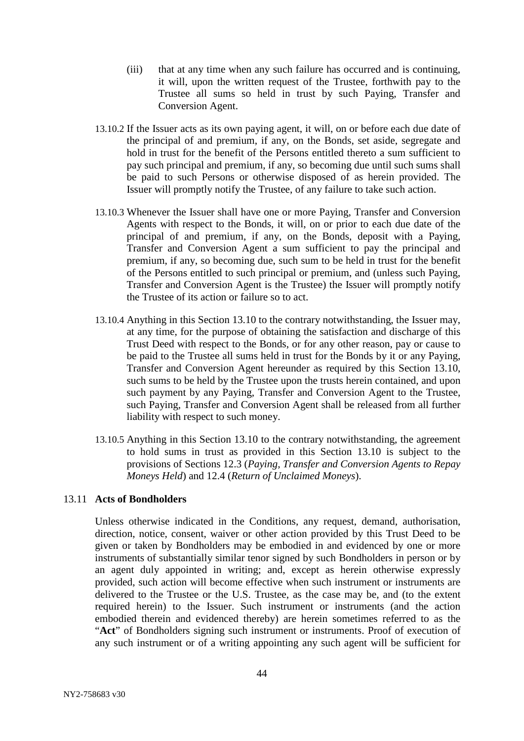(iii) that at any time when any such failure has occurred and is continuing, it will, upon the written request of the Trustee, forthwith pay to the Trustee all sums so held in trust by such Paying, Transfer and Conversion Agent.

13.10.2 If the Issuer acts as its own paying agent, it will, on or before each due date of the principal of and premium, if any, on the Bonds, set aside, segregate and hold in trust for the benefit of the Persons entitled thereto a sum sufficient to pay such principal and premium, if any, so becoming due until such sums shall be paid to such Persons or otherwise disposed of as herein provided. The Issuer will promptly notify the Trustee, of any failure to take such action.

13.10.3 Whenever the Issuer shall have one or more Paying, Transfer and Conversion Agents with respect to the Bonds, it will, on or prior to each due date of the principal of and premium, if any, on the Bonds, deposit with a Paying, Transfer and Conversion Agent a sum sufficient to pay the principal and premium, if any, so becoming due, such sum to be held in trust for the benefit of the Persons entitled to such principal or premium, and (unless such Paying, Transfer and Conversion Agent is the Trustee) the Issuer will promptly notify the Trustee of its action or failure so to act.

13.10.4 Anything in this Section 13.10 to the contrary notwithstanding, the Issuer may, at any time, for the purpose of obtaining the satisfaction and discharge of this Trust Deed with respect to the Bonds, or for any other reason, pay or cause to be paid to the Trustee all sums held in trust for the Bonds by it or any Paying, Transfer and Conversion Agent hereunder as required by this Section 13.10, such sums to be held by the Trustee upon the trusts herein contained, and upon such payment by any Paying, Transfer and Conversion Agent to the Trustee, such Paying, Transfer and Conversion Agent shall be released from all further liability with respect to such money.

13.10.5 Anything in this Section 13.10 to the contrary notwithstanding, the agreement to hold sums in trust as provided in this Section 13.10 is subject to the provisions of Sections 12.3 (*Paying, Transfer and Conversion Agents to Repay Moneys Held*) and 12.4 (*Return of Unclaimed Moneys*).

### 13.11 Acts of Bondholders

Unless otherwise indicated in the Conditions, any request, demand, authorisation, direction, notice, consent, waiver or other action provided by this Trust Deed to be given or taken by Bondholders may be embodied in and evidenced by one or more instruments of substantially similar tenor signed by such Bondholders in person or by an agent duly appointed in writing; and, except as herein otherwise expressly provided, such action will become effective when such instrument or instruments are delivered to the Trustee or the U.S. Trustee, as the case may be, and (to the extent required herein) to the Issuer. Such instrument or instruments (and the action embodied therein and evidenced thereby) are herein sometimes referred to as the "**Act**" of Bondholders signing such instrument or instruments. Proof of execution of any such instrument or of a writing appointing any such agent will be sufficient for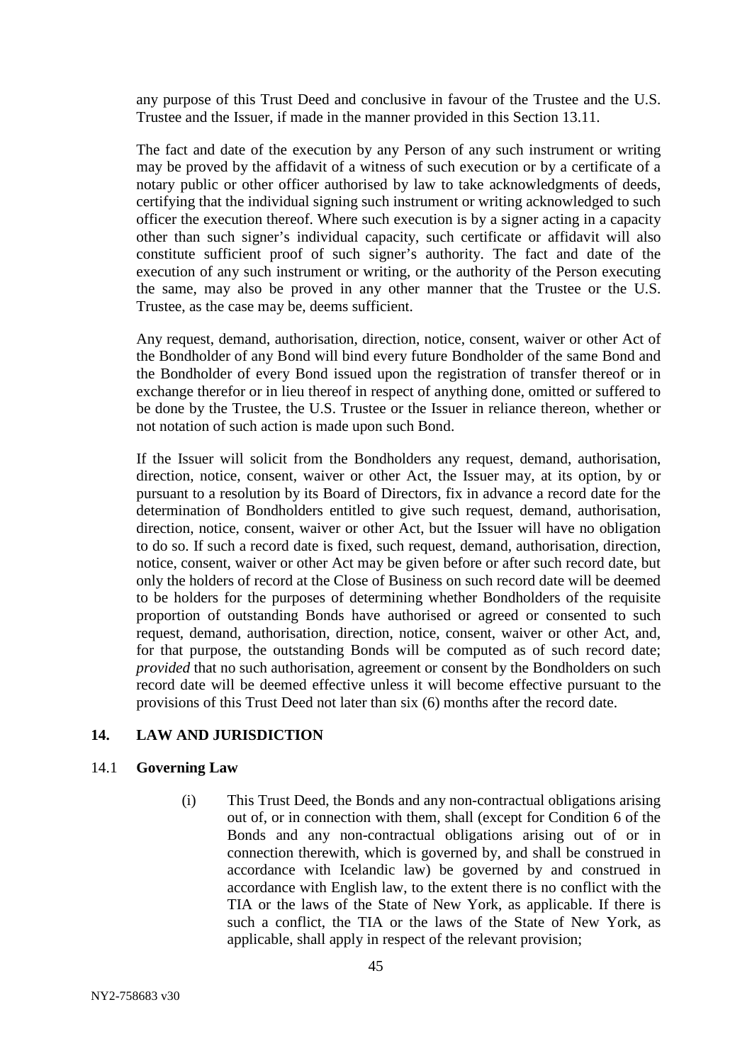any purpose of this Trust Deed and conclusive in favour of the Trustee and the U.S. Trustee and the Issuer, if made in the manner provided in this Section 13.11.

The fact and date of the execution by any Person of any such instrument or writing may be proved by the affidavit of a witness of such execution or by a certificate of a notary public or other officer authorised by law to take acknowledgments of deeds, certifying that the individual signing such instrument or writing acknowledged to such officer the execution thereof. Where such execution is by a signer acting in a capacity other than such signer's individual capacity, such certificate or affidavit will also constitute sufficient proof of such signer's authority. The fact and date of the execution of any such instrument or writing, or the authority of the Person executing the same, may also be proved in any other manner that the Trustee or the U.S. Trustee, as the case may be, deems sufficient.

Any request, demand, authorisation, direction, notice, consent, waiver or other Act of the Bondholder of any Bond will bind every future Bondholder of the same Bond and the Bondholder of every Bond issued upon the registration of transfer thereof or in exchange therefor or in lieu thereof in respect of anything done, omitted or suffered to be done by the Trustee, the U.S. Trustee or the Issuer in reliance thereon, whether or not notation of such action is made upon such Bond.

If the Issuer will solicit from the Bondholders any request, demand, authorisation, direction, notice, consent, waiver or other Act, the Issuer may, at its option, by or pursuant to a resolution by its Board of Directors, fix in advance a record date for the determination of Bondholders entitled to give such request, demand, authorisation, direction, notice, consent, waiver or other Act, but the Issuer will have no obligation to do so. If such a record date is fixed, such request, demand, authorisation, direction, notice, consent, waiver or other Act may be given before or after such record date, but only the holders of record at the Close of Business on such record date will be deemed to be holders for the purposes of determining whether Bondholders of the requisite proportion of outstanding Bonds have authorised or agreed or consented to such request, demand, authorisation, direction, notice, consent, waiver or other Act, and, for that purpose, the outstanding Bonds will be computed as of such record date; *provided* that no such authorisation, agreement or consent by the Bondholders on such record date will be deemed effective unless it will become effective pursuant to the provisions of this Trust Deed not later than six (6) months after the record date.

## 14. LAW AND JURISDICTION

### 14.1 Governing Law

(i) This Trust Deed, the Bonds and any non-contractual obligations arising out of, or in connection with them, shall (except for Condition 6 of the Bonds and any non-contractual obligations arising out of or in connection therewith, which is governed by, and shall be construed in accordance with Icelandic law) be governed by and construed in accordance with English law, to the extent there is no conflict with the TIA or the laws of the State of New York, as applicable. If there is such a conflict, the TIA or the laws of the State of New York, as applicable, shall apply in respect of the relevant provision;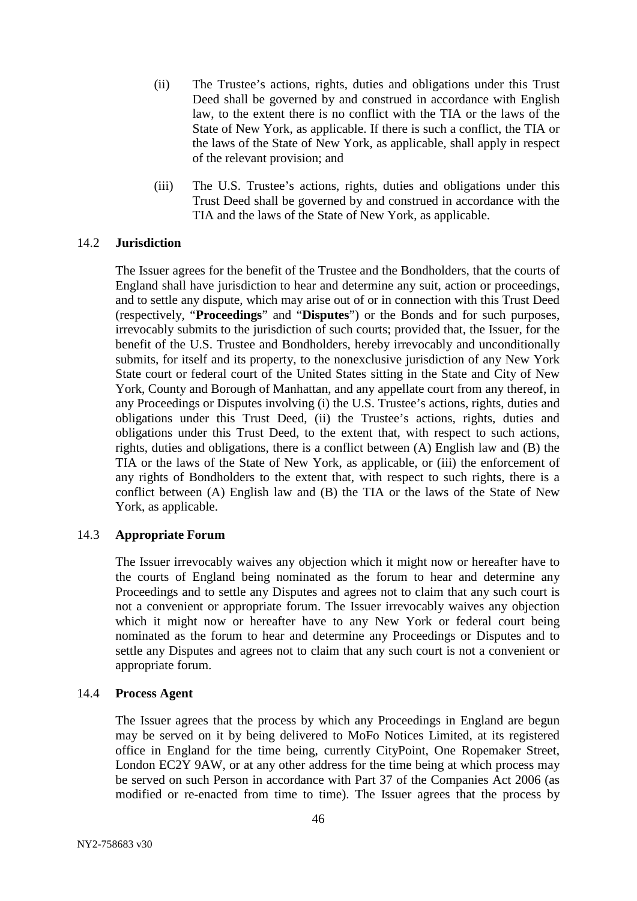(ii) The Trustee's actions, rights, duties and obligations under this Trust Deed shall be governed by and construed in accordance with English law, to the extent there is no conflict with the TIA or the laws of the State of New York, as applicable. If there is such a conflict, the TIA or the laws of the State of New York, as applicable, shall apply in respect of the relevant provision; and

(iii) The U.S. Trustee's actions, rights, duties and obligations under this Trust Deed shall be governed by and construed in accordance with the TIA and the laws of the State of New York, as applicable.

### 14.2 Jurisdiction

The Issuer agrees for the benefit of the Trustee and the Bondholders, that the courts of England shall have jurisdiction to hear and determine any suit, action or proceedings, and to settle any dispute, which may arise out of or in connection with this Trust Deed (respectively, "**Proceedings**" and "**Disputes**") or the Bonds and for such purposes, irrevocably submits to the jurisdiction of such courts; provided that, the Issuer, for the benefit of the U.S. Trustee and Bondholders, hereby irrevocably and unconditionally submits, for itself and its property, to the nonexclusive jurisdiction of any New York State court or federal court of the United States sitting in the State and City of New York, County and Borough of Manhattan, and any appellate court from any thereof, in any Proceedings or Disputes involving (i) the U.S. Trustee's actions, rights, duties and obligations under this Trust Deed, (ii) the Trustee's actions, rights, duties and obligations under this Trust Deed, to the extent that, with respect to such actions, rights, duties and obligations, there is a conflict between (A) English law and (B) the TIA or the laws of the State of New York, as applicable, or (iii) the enforcement of any rights of Bondholders to the extent that, with respect to such rights, there is a conflict between (A) English law and (B) the TIA or the laws of the State of New York, as applicable.

### 14.3 Appropriate Forum

The Issuer irrevocably waives any objection which it might now or hereafter have to the courts of England being nominated as the forum to hear and determine any Proceedings and to settle any Disputes and agrees not to claim that any such court is not a convenient or appropriate forum. The Issuer irrevocably waives any objection which it might now or hereafter have to any New York or federal court being nominated as the forum to hear and determine any Proceedings or Disputes and to settle any Disputes and agrees not to claim that any such court is not a convenient or appropriate forum.

### 14.4 Process Agent

The Issuer agrees that the process by which any Proceedings in England are begun may be served on it by being delivered to MoFo Notices Limited, at its registered office in England for the time being, currently CityPoint, One Ropemaker Street, London EC2Y 9AW, or at any other address for the time being at which process may be served on such Person in accordance with Part 37 of the Companies Act 2006 (as modified or re-enacted from time to time). The Issuer agrees that the process by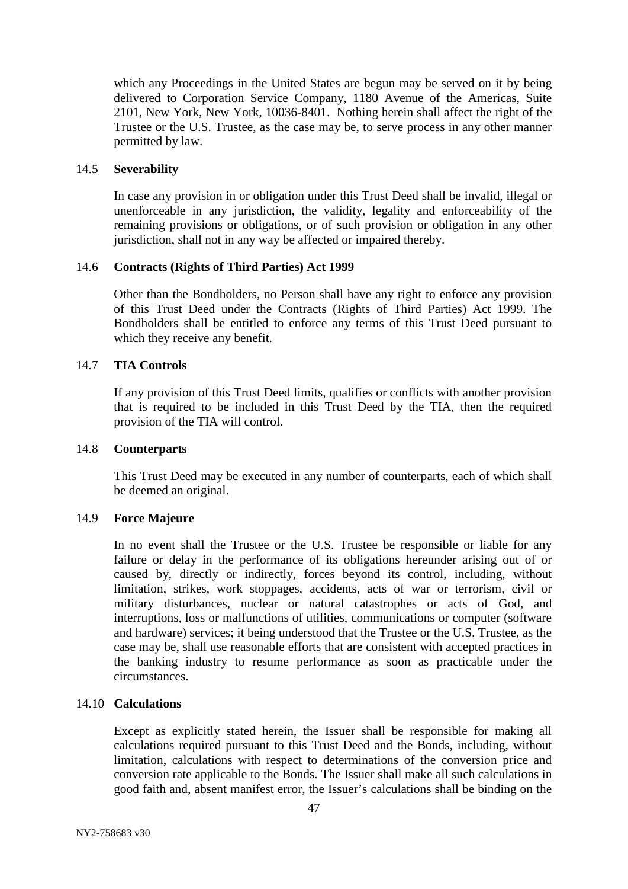which any Proceedings in the United States are begun may be served on it by being delivered to Corporation Service Company, 1180 Avenue of the Americas, Suite 2101, New York, New York, 10036-8401. Nothing herein shall affect the right of the Trustee or the U.S. Trustee, as the case may be, to serve process in any other manner permitted by law.

### 14.5 **Severability**

In case any provision in or obligation under this Trust Deed shall be invalid, illegal or unenforceable in any jurisdiction, the validity, legality and enforceability of the remaining provisions or obligations, or of such provision or obligation in any other jurisdiction, shall not in any way be affected or impaired thereby.

### 14.6 **Contracts (Rights of Third Parties) Act 1999**

Other than the Bondholders, no Person shall have any right to enforce any provision of this Trust Deed under the Contracts (Rights of Third Parties) Act 1999. The Bondholders shall be entitled to enforce any terms of this Trust Deed pursuant to which they receive any benefit.

### 14.7 **TIA Controls**

If any provision of this Trust Deed limits, qualifies or conflicts with another provision that is required to be included in this Trust Deed by the TIA, then the required provision of the TIA will control.

### 14.8 **Counterparts**

This Trust Deed may be executed in any number of counterparts, each of which shall be deemed an original.

### 14.9 **Force Majeure**

In no event shall the Trustee or the U.S. Trustee be responsible or liable for any failure or delay in the performance of its obligations hereunder arising out of or caused by, directly or indirectly, forces beyond its control, including, without limitation, strikes, work stoppages, accidents, acts of war or terrorism, civil or military disturbances, nuclear or natural catastrophes or acts of God, and interruptions, loss or malfunctions of utilities, communications or computer (software and hardware) services; it being understood that the Trustee or the U.S. Trustee, as the case may be, shall use reasonable efforts that are consistent with accepted practices in the banking industry to resume performance as soon as practicable under the circumstances.

### 14.10 **Calculations**

Except as explicitly stated herein, the Issuer shall be responsible for making all calculations required pursuant to this Trust Deed and the Bonds, including, without limitation, calculations with respect to determinations of the conversion price and conversion rate applicable to the Bonds. The Issuer shall make all such calculations in good faith and, absent manifest error, the Issuer's calculations shall be binding on the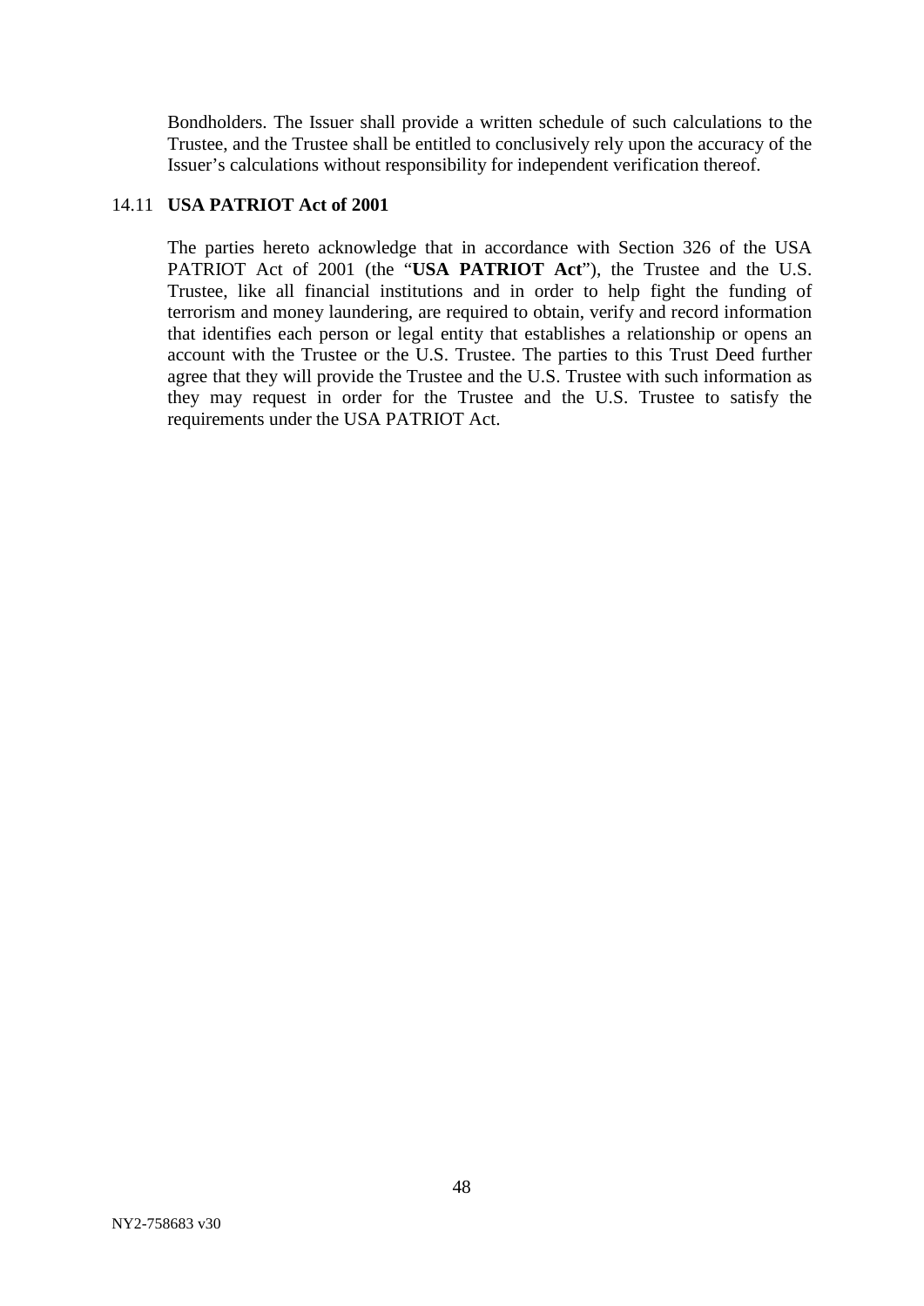Bondholders. The Issuer shall provide a written schedule of such calculations to the Trustee, and the Trustee shall be entitled to conclusively rely upon the accuracy of the Issuer's calculations without responsibility for independent verification thereof.

### 14.11 USA PATRIOT Act of 2001

The parties hereto acknowledge that in accordance with Section 326 of the USA PATRIOT Act of 2001 (the "**USA PATRIOT Act**"), the Trustee and the U.S. Trustee, like all financial institutions and in order to help fight the funding of terrorism and money laundering, are required to obtain, verify and record information that identifies each person or legal entity that establishes a relationship or opens an account with the Trustee or the U.S. Trustee. The parties to this Trust Deed further agree that they will provide the Trustee and the U.S. Trustee with such information as they may request in order for the Trustee and the U.S. Trustee to satisfy the requirements under the USA PATRIOT Act.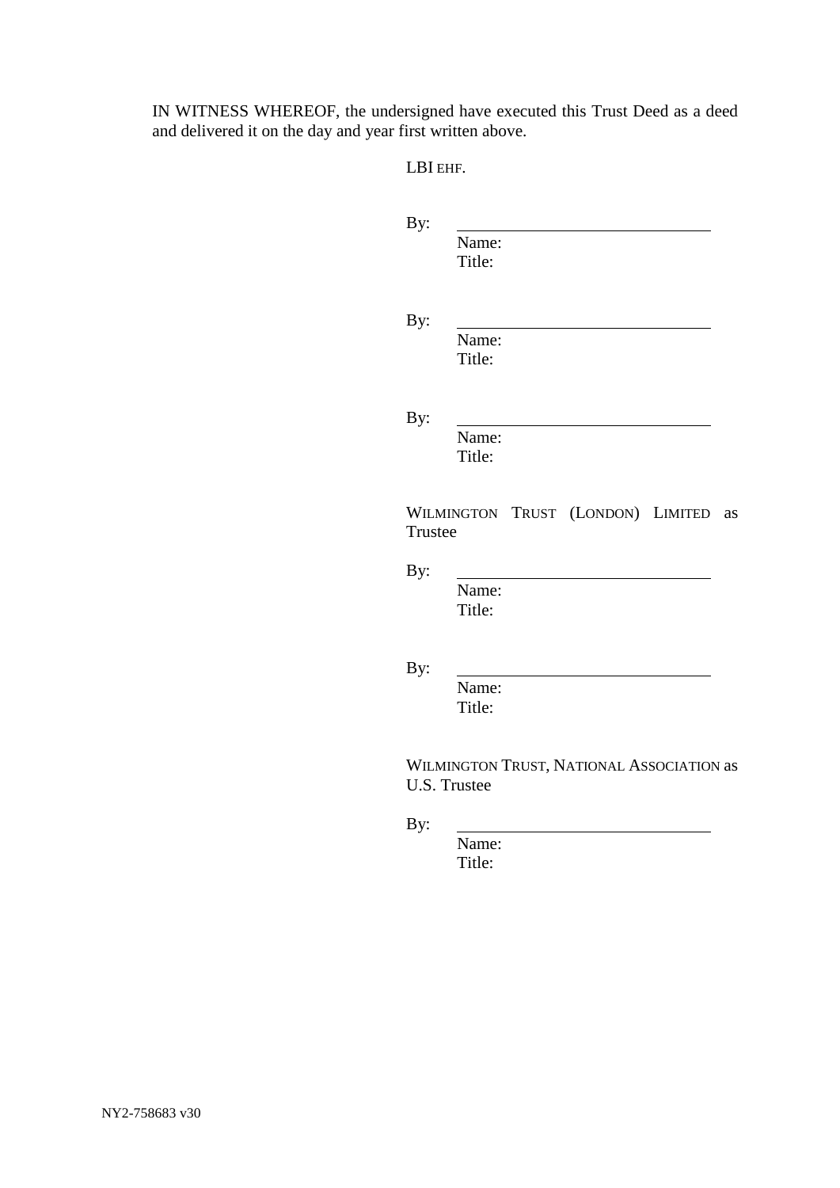IN WITNESS WHEREOF, the undersigned have executed this Trust Deed as a deed and delivered it on the day and year first written above.

LBI EHF.

By: \_\_\_\_\_\_\_\_\_\_\_\_\_\_\_\_\_\_\_\_\_\_\_\_\_\_\_\_
Name:
Title:

By: \_\_\_\_\_\_\_\_\_\_\_\_\_\_\_\_\_\_\_\_\_\_\_\_\_\_\_\_
Name:
Title:

By: \_\_\_\_\_\_\_\_\_\_\_\_\_\_\_\_\_\_\_\_\_\_\_\_\_\_\_\_
Name:
Title:

WILMINGTON TRUST (LONDON) LIMITED as Trustee

By: \_\_\_\_\_\_\_\_\_\_\_\_\_\_\_\_\_\_\_\_\_\_\_\_\_\_\_\_
Name:
Title:

By: \_\_\_\_\_\_\_\_\_\_\_\_\_\_\_\_\_\_\_\_\_\_\_\_\_\_\_\_
Name:
Title:

WILMINGTON TRUST, NATIONAL ASSOCIATION as U.S. Trustee

By: \_\_\_\_\_\_\_\_\_\_\_\_\_\_\_\_\_\_\_\_\_\_\_\_\_\_\_\_
Name:
Title:

NY2-758683 v30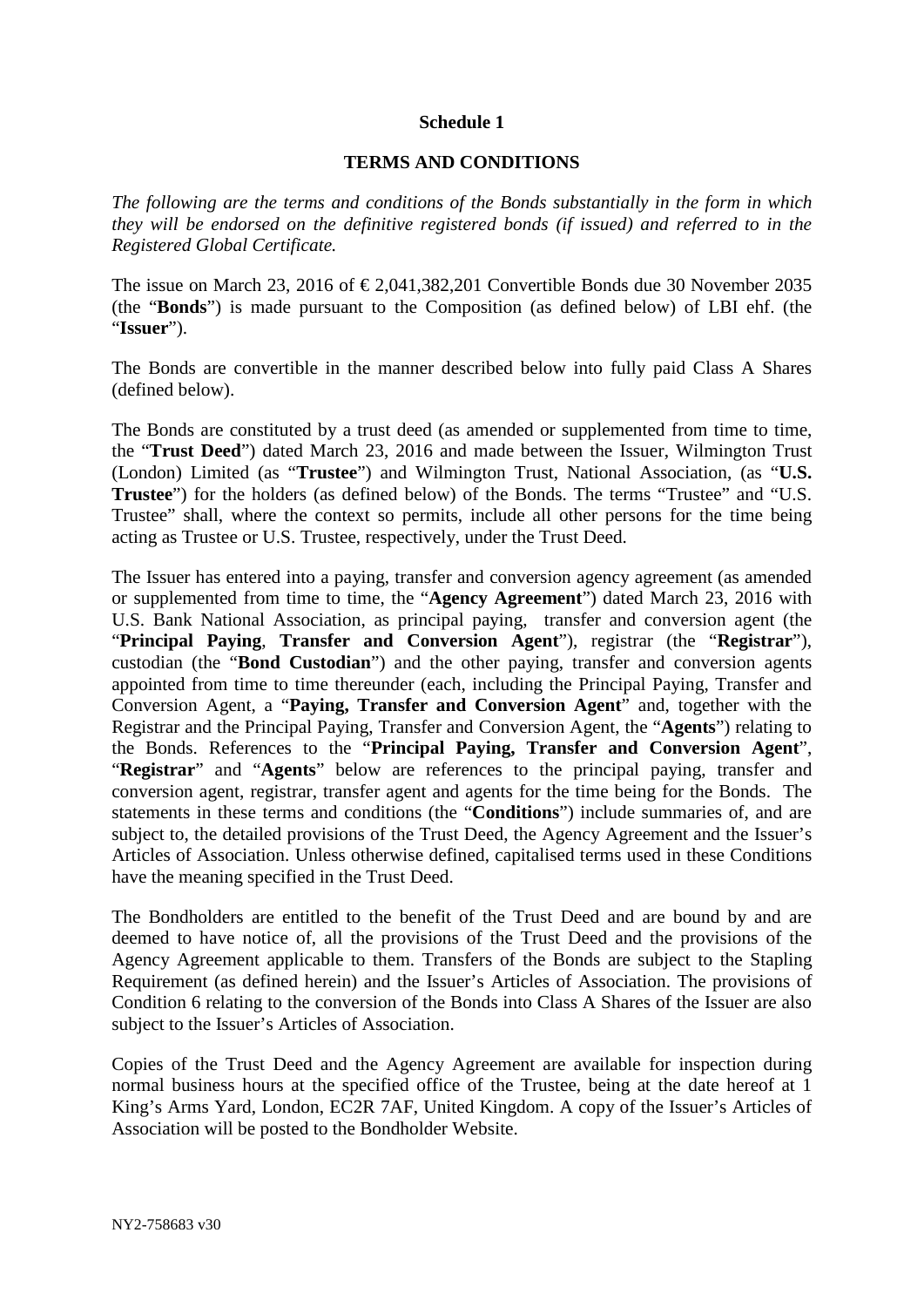**Schedule 1**

**TERMS AND CONDITIONS**

*The following are the terms and conditions of the Bonds substantially in the form in which they will be endorsed on the definitive registered bonds (if issued) and referred to in the Registered Global Certificate.*

The issue on March 23, 2016 of € 2,041,382,201 Convertible Bonds due 30 November 2035 (the "**Bonds**") is made pursuant to the Composition (as defined below) of LBI ehf. (the "**Issuer**").

The Bonds are convertible in the manner described below into fully paid Class A Shares (defined below).

The Bonds are constituted by a trust deed (as amended or supplemented from time to time, the "**Trust Deed**") dated March 23, 2016 and made between the Issuer, Wilmington Trust (London) Limited (as "**Trustee**") and Wilmington Trust, National Association, (as "**U.S. Trustee**") for the holders (as defined below) of the Bonds. The terms "Trustee" and "U.S. Trustee" shall, where the context so permits, include all other persons for the time being acting as Trustee or U.S. Trustee, respectively, under the Trust Deed.

The Issuer has entered into a paying, transfer and conversion agency agreement (as amended or supplemented from time to time, the "**Agency Agreement**") dated March 23, 2016 with U.S. Bank National Association, as principal paying, transfer and conversion agent (the "**Principal Paying**, **Transfer and Conversion Agent**"), registrar (the "**Registrar**"), custodian (the "**Bond Custodian**") and the other paying, transfer and conversion agents appointed from time to time thereunder (each, including the Principal Paying, Transfer and Conversion Agent, a "**Paying, Transfer and Conversion Agent**" and, together with the Registrar and the Principal Paying, Transfer and Conversion Agent, the "**Agents**") relating to the Bonds. References to the "**Principal Paying, Transfer and Conversion Agent**", "**Registrar**" and "**Agents**" below are references to the principal paying, transfer and conversion agent, registrar, transfer agent and agents for the time being for the Bonds. The statements in these terms and conditions (the "**Conditions**") include summaries of, and are subject to, the detailed provisions of the Trust Deed, the Agency Agreement and the Issuer's Articles of Association. Unless otherwise defined, capitalised terms used in these Conditions have the meaning specified in the Trust Deed.

The Bondholders are entitled to the benefit of the Trust Deed and are bound by and are deemed to have notice of, all the provisions of the Trust Deed and the provisions of the Agency Agreement applicable to them. Transfers of the Bonds are subject to the Stapling Requirement (as defined herein) and the Issuer's Articles of Association. The provisions of Condition 6 relating to the conversion of the Bonds into Class A Shares of the Issuer are also subject to the Issuer's Articles of Association.

Copies of the Trust Deed and the Agency Agreement are available for inspection during normal business hours at the specified office of the Trustee, being at the date hereof at 1 King's Arms Yard, London, EC2R 7AF, United Kingdom. A copy of the Issuer's Articles of Association will be posted to the Bondholder Website.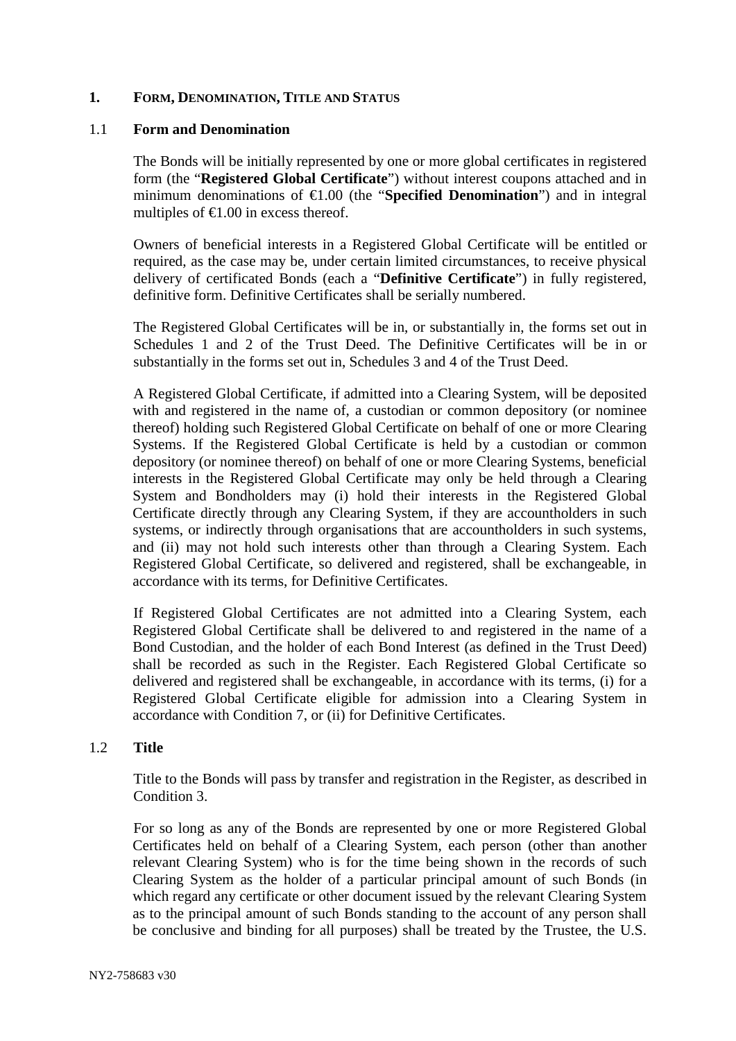## 1. FORM, DENOMINATION, TITLE AND STATUS

### 1.1 Form and Denomination

The Bonds will be initially represented by one or more global certificates in registered form (the "**Registered Global Certificate**") without interest coupons attached and in minimum denominations of €1.00 (the "**Specified Denomination**") and in integral multiples of €1.00 in excess thereof.

Owners of beneficial interests in a Registered Global Certificate will be entitled or required, as the case may be, under certain limited circumstances, to receive physical delivery of certificated Bonds (each a "**Definitive Certificate**") in fully registered, definitive form. Definitive Certificates shall be serially numbered.

The Registered Global Certificates will be in, or substantially in, the forms set out in Schedules 1 and 2 of the Trust Deed. The Definitive Certificates will be in or substantially in the forms set out in, Schedules 3 and 4 of the Trust Deed.

A Registered Global Certificate, if admitted into a Clearing System, will be deposited with and registered in the name of, a custodian or common depository (or nominee thereof) holding such Registered Global Certificate on behalf of one or more Clearing Systems. If the Registered Global Certificate is held by a custodian or common depository (or nominee thereof) on behalf of one or more Clearing Systems, beneficial interests in the Registered Global Certificate may only be held through a Clearing System and Bondholders may (i) hold their interests in the Registered Global Certificate directly through any Clearing System, if they are accountholders in such systems, or indirectly through organisations that are accountholders in such systems, and (ii) may not hold such interests other than through a Clearing System. Each Registered Global Certificate, so delivered and registered, shall be exchangeable, in accordance with its terms, for Definitive Certificates.

If Registered Global Certificates are not admitted into a Clearing System, each Registered Global Certificate shall be delivered to and registered in the name of a Bond Custodian, and the holder of each Bond Interest (as defined in the Trust Deed) shall be recorded as such in the Register. Each Registered Global Certificate so delivered and registered shall be exchangeable, in accordance with its terms, (i) for a Registered Global Certificate eligible for admission into a Clearing System in accordance with Condition 7, or (ii) for Definitive Certificates.

### 1.2 Title

Title to the Bonds will pass by transfer and registration in the Register, as described in Condition 3.

For so long as any of the Bonds are represented by one or more Registered Global Certificates held on behalf of a Clearing System, each person (other than another relevant Clearing System) who is for the time being shown in the records of such Clearing System as the holder of a particular principal amount of such Bonds (in which regard any certificate or other document issued by the relevant Clearing System as to the principal amount of such Bonds standing to the account of any person shall be conclusive and binding for all purposes) shall be treated by the Trustee, the U.S.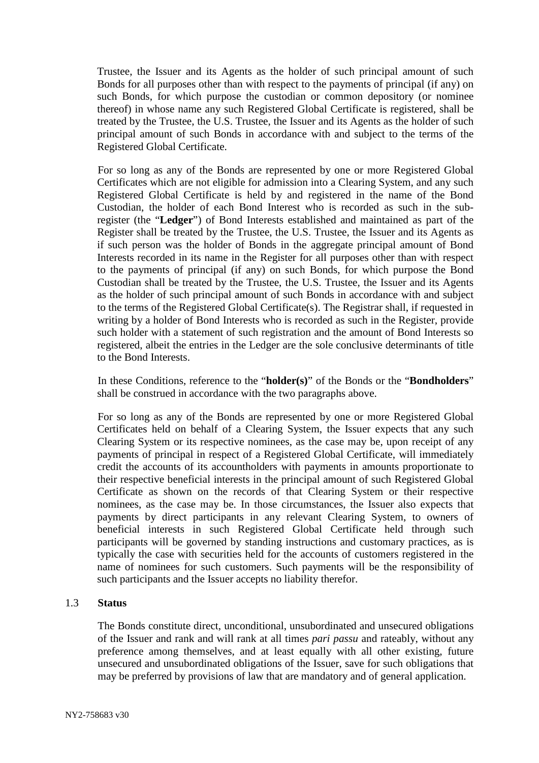Trustee, the Issuer and its Agents as the holder of such principal amount of such Bonds for all purposes other than with respect to the payments of principal (if any) on such Bonds, for which purpose the custodian or common depository (or nominee thereof) in whose name any such Registered Global Certificate is registered, shall be treated by the Trustee, the U.S. Trustee, the Issuer and its Agents as the holder of such principal amount of such Bonds in accordance with and subject to the terms of the Registered Global Certificate.

For so long as any of the Bonds are represented by one or more Registered Global Certificates which are not eligible for admission into a Clearing System, and any such Registered Global Certificate is held by and registered in the name of the Bond Custodian, the holder of each Bond Interest who is recorded as such in the sub-register (the "**Ledger**") of Bond Interests established and maintained as part of the Register shall be treated by the Trustee, the U.S. Trustee, the Issuer and its Agents as if such person was the holder of Bonds in the aggregate principal amount of Bond Interests recorded in its name in the Register for all purposes other than with respect to the payments of principal (if any) on such Bonds, for which purpose the Bond Custodian shall be treated by the Trustee, the U.S. Trustee, the Issuer and its Agents as the holder of such principal amount of such Bonds in accordance with and subject to the terms of the Registered Global Certificate(s). The Registrar shall, if requested in writing by a holder of Bond Interests who is recorded as such in the Register, provide such holder with a statement of such registration and the amount of Bond Interests so registered, albeit the entries in the Ledger are the sole conclusive determinants of title to the Bond Interests.

In these Conditions, reference to the "**holder(s)**" of the Bonds or the "**Bondholders**" shall be construed in accordance with the two paragraphs above.

For so long as any of the Bonds are represented by one or more Registered Global Certificates held on behalf of a Clearing System, the Issuer expects that any such Clearing System or its respective nominees, as the case may be, upon receipt of any payments of principal in respect of a Registered Global Certificate, will immediately credit the accounts of its accountholders with payments in amounts proportionate to their respective beneficial interests in the principal amount of such Registered Global Certificate as shown on the records of that Clearing System or their respective nominees, as the case may be. In those circumstances, the Issuer also expects that payments by direct participants in any relevant Clearing System, to owners of beneficial interests in such Registered Global Certificate held through such participants will be governed by standing instructions and customary practices, as is typically the case with securities held for the accounts of customers registered in the name of nominees for such customers. Such payments will be the responsibility of such participants and the Issuer accepts no liability therefor.

### 1.3 **Status**

The Bonds constitute direct, unconditional, unsubordinated and unsecured obligations of the Issuer and rank and will rank at all times *pari passu* and rateably, without any preference among themselves, and at least equally with all other existing, future unsecured and unsubordinated obligations of the Issuer, save for such obligations that may be preferred by provisions of law that are mandatory and of general application.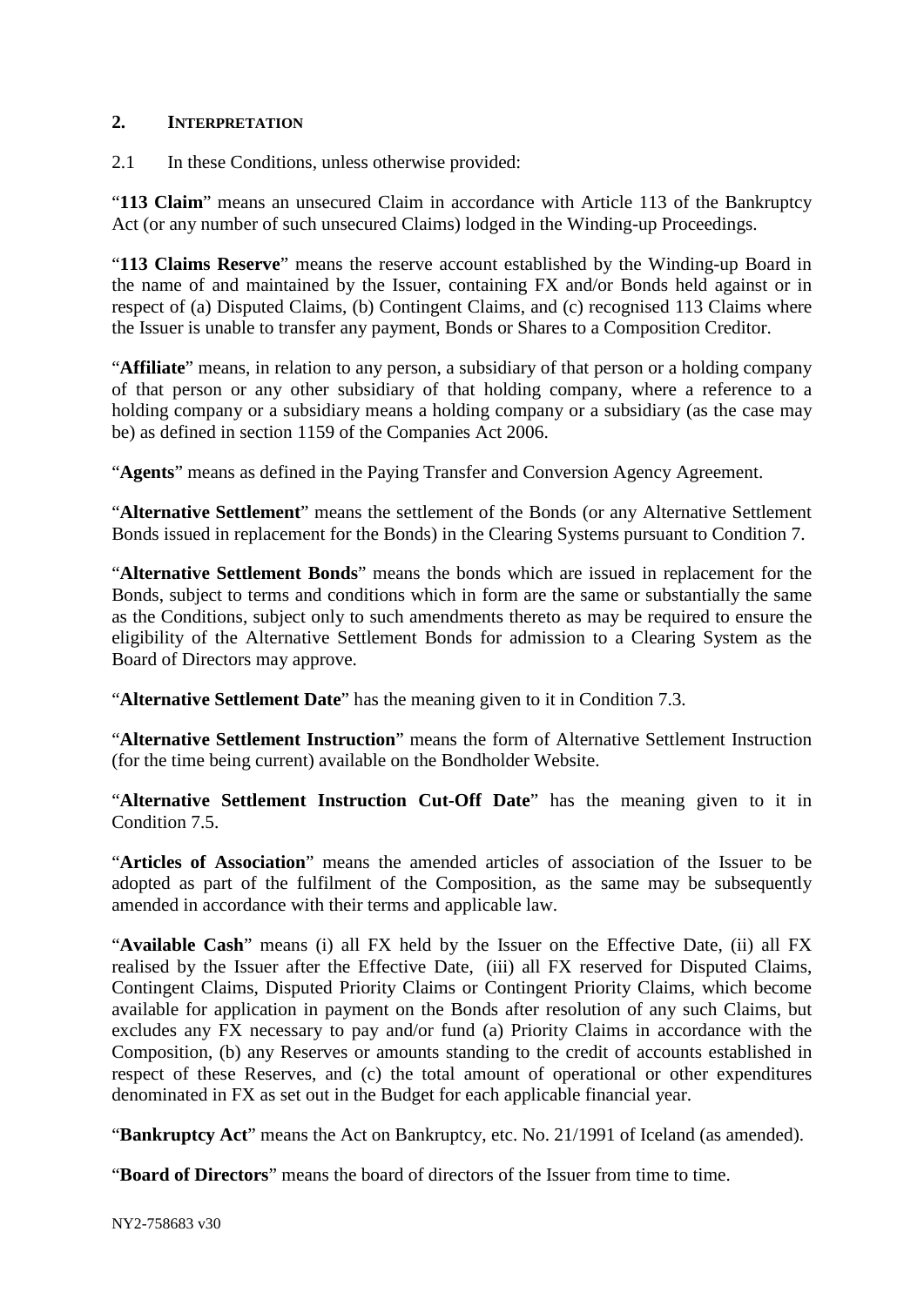## 2. INTERPRETATION

2.1 In these Conditions, unless otherwise provided:

"**113 Claim**" means an unsecured Claim in accordance with Article 113 of the Bankruptcy Act (or any number of such unsecured Claims) lodged in the Winding-up Proceedings.

"**113 Claims Reserve**" means the reserve account established by the Winding-up Board in the name of and maintained by the Issuer, containing FX and/or Bonds held against or in respect of (a) Disputed Claims, (b) Contingent Claims, and (c) recognised 113 Claims where the Issuer is unable to transfer any payment, Bonds or Shares to a Composition Creditor.

"**Affiliate**" means, in relation to any person, a subsidiary of that person or a holding company of that person or any other subsidiary of that holding company, where a reference to a holding company or a subsidiary means a holding company or a subsidiary (as the case may be) as defined in section 1159 of the Companies Act 2006.

"**Agents**" means as defined in the Paying Transfer and Conversion Agency Agreement.

"**Alternative Settlement**" means the settlement of the Bonds (or any Alternative Settlement Bonds issued in replacement for the Bonds) in the Clearing Systems pursuant to Condition 7.

"**Alternative Settlement Bonds**" means the bonds which are issued in replacement for the Bonds, subject to terms and conditions which in form are the same or substantially the same as the Conditions, subject only to such amendments thereto as may be required to ensure the eligibility of the Alternative Settlement Bonds for admission to a Clearing System as the Board of Directors may approve.

"**Alternative Settlement Date**" has the meaning given to it in Condition 7.3.

"**Alternative Settlement Instruction**" means the form of Alternative Settlement Instruction (for the time being current) available on the Bondholder Website.

"**Alternative Settlement Instruction Cut-Off Date**" has the meaning given to it in Condition 7.5.

"**Articles of Association**" means the amended articles of association of the Issuer to be adopted as part of the fulfilment of the Composition, as the same may be subsequently amended in accordance with their terms and applicable law.

"**Available Cash**" means (i) all FX held by the Issuer on the Effective Date, (ii) all FX realised by the Issuer after the Effective Date, (iii) all FX reserved for Disputed Claims, Contingent Claims, Disputed Priority Claims or Contingent Priority Claims, which become available for application in payment on the Bonds after resolution of any such Claims, but excludes any FX necessary to pay and/or fund (a) Priority Claims in accordance with the Composition, (b) any Reserves or amounts standing to the credit of accounts established in respect of these Reserves, and (c) the total amount of operational or other expenditures denominated in FX as set out in the Budget for each applicable financial year.

"**Bankruptcy Act**" means the Act on Bankruptcy, etc. No. 21/1991 of Iceland (as amended).

"**Board of Directors**" means the board of directors of the Issuer from time to time.

NY2-758683 v30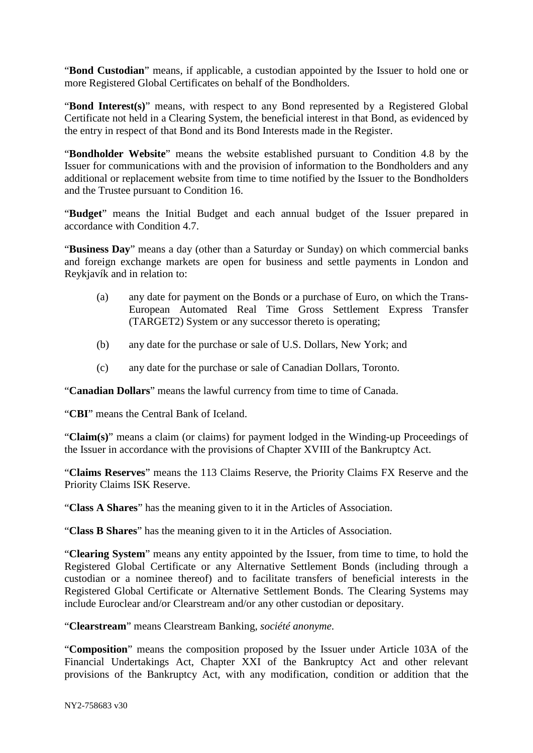"**Bond Custodian**" means, if applicable, a custodian appointed by the Issuer to hold one or more Registered Global Certificates on behalf of the Bondholders.

"**Bond Interest(s)**" means, with respect to any Bond represented by a Registered Global Certificate not held in a Clearing System, the beneficial interest in that Bond, as evidenced by the entry in respect of that Bond and its Bond Interests made in the Register.

"**Bondholder Website**" means the website established pursuant to Condition 4.8 by the Issuer for communications with and the provision of information to the Bondholders and any additional or replacement website from time to time notified by the Issuer to the Bondholders and the Trustee pursuant to Condition 16.

"**Budget**" means the Initial Budget and each annual budget of the Issuer prepared in accordance with Condition 4.7.

"**Business Day**" means a day (other than a Saturday or Sunday) on which commercial banks and foreign exchange markets are open for business and settle payments in London and Reykjavík and in relation to:

(a) any date for payment on the Bonds or a purchase of Euro, on which the Trans-European Automated Real Time Gross Settlement Express Transfer (TARGET2) System or any successor thereto is operating;

(b) any date for the purchase or sale of U.S. Dollars, New York; and

(c) any date for the purchase or sale of Canadian Dollars, Toronto.

"**Canadian Dollars**" means the lawful currency from time to time of Canada.

"**CBI**" means the Central Bank of Iceland.

"**Claim(s)**" means a claim (or claims) for payment lodged in the Winding-up Proceedings of the Issuer in accordance with the provisions of Chapter XVIII of the Bankruptcy Act.

"**Claims Reserves**" means the 113 Claims Reserve, the Priority Claims FX Reserve and the Priority Claims ISK Reserve.

"**Class A Shares**" has the meaning given to it in the Articles of Association.

"**Class B Shares**" has the meaning given to it in the Articles of Association.

"**Clearing System**" means any entity appointed by the Issuer, from time to time, to hold the Registered Global Certificate or any Alternative Settlement Bonds (including through a custodian or a nominee thereof) and to facilitate transfers of beneficial interests in the Registered Global Certificate or Alternative Settlement Bonds. The Clearing Systems may include Euroclear and/or Clearstream and/or any other custodian or depositary.

"**Clearstream**" means Clearstream Banking, *société anonyme*.

"**Composition**" means the composition proposed by the Issuer under Article 103A of the Financial Undertakings Act, Chapter XXI of the Bankruptcy Act and other relevant provisions of the Bankruptcy Act, with any modification, condition or addition that the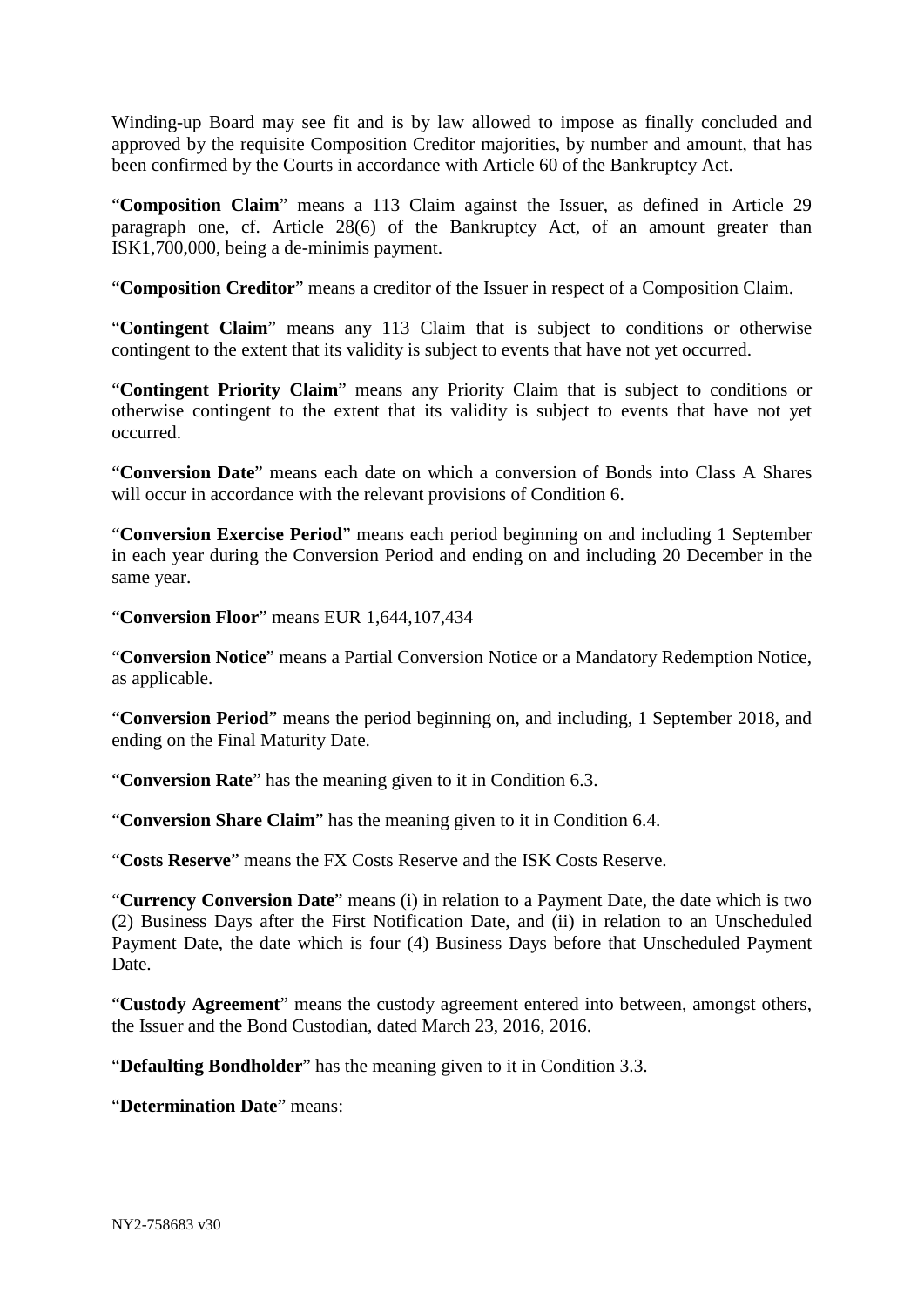Winding-up Board may see fit and is by law allowed to impose as finally concluded and approved by the requisite Composition Creditor majorities, by number and amount, that has been confirmed by the Courts in accordance with Article 60 of the Bankruptcy Act.

"**Composition Claim**" means a 113 Claim against the Issuer, as defined in Article 29 paragraph one, cf. Article 28(6) of the Bankruptcy Act, of an amount greater than ISK1,700,000, being a de-minimis payment.

"**Composition Creditor**" means a creditor of the Issuer in respect of a Composition Claim.

"**Contingent Claim**" means any 113 Claim that is subject to conditions or otherwise contingent to the extent that its validity is subject to events that have not yet occurred.

"**Contingent Priority Claim**" means any Priority Claim that is subject to conditions or otherwise contingent to the extent that its validity is subject to events that have not yet occurred.

"**Conversion Date**" means each date on which a conversion of Bonds into Class A Shares will occur in accordance with the relevant provisions of Condition 6.

"**Conversion Exercise Period**" means each period beginning on and including 1 September in each year during the Conversion Period and ending on and including 20 December in the same year.

"**Conversion Floor**" means EUR 1,644,107,434

"**Conversion Notice**" means a Partial Conversion Notice or a Mandatory Redemption Notice, as applicable.

"**Conversion Period**" means the period beginning on, and including, 1 September 2018, and ending on the Final Maturity Date.

"**Conversion Rate**" has the meaning given to it in Condition 6.3.

"**Conversion Share Claim**" has the meaning given to it in Condition 6.4.

"**Costs Reserve**" means the FX Costs Reserve and the ISK Costs Reserve.

"**Currency Conversion Date**" means (i) in relation to a Payment Date, the date which is two (2) Business Days after the First Notification Date, and (ii) in relation to an Unscheduled Payment Date, the date which is four (4) Business Days before that Unscheduled Payment Date.

"**Custody Agreement**" means the custody agreement entered into between, amongst others, the Issuer and the Bond Custodian, dated March 23, 2016, 2016.

"**Defaulting Bondholder**" has the meaning given to it in Condition 3.3.

"**Determination Date**" means: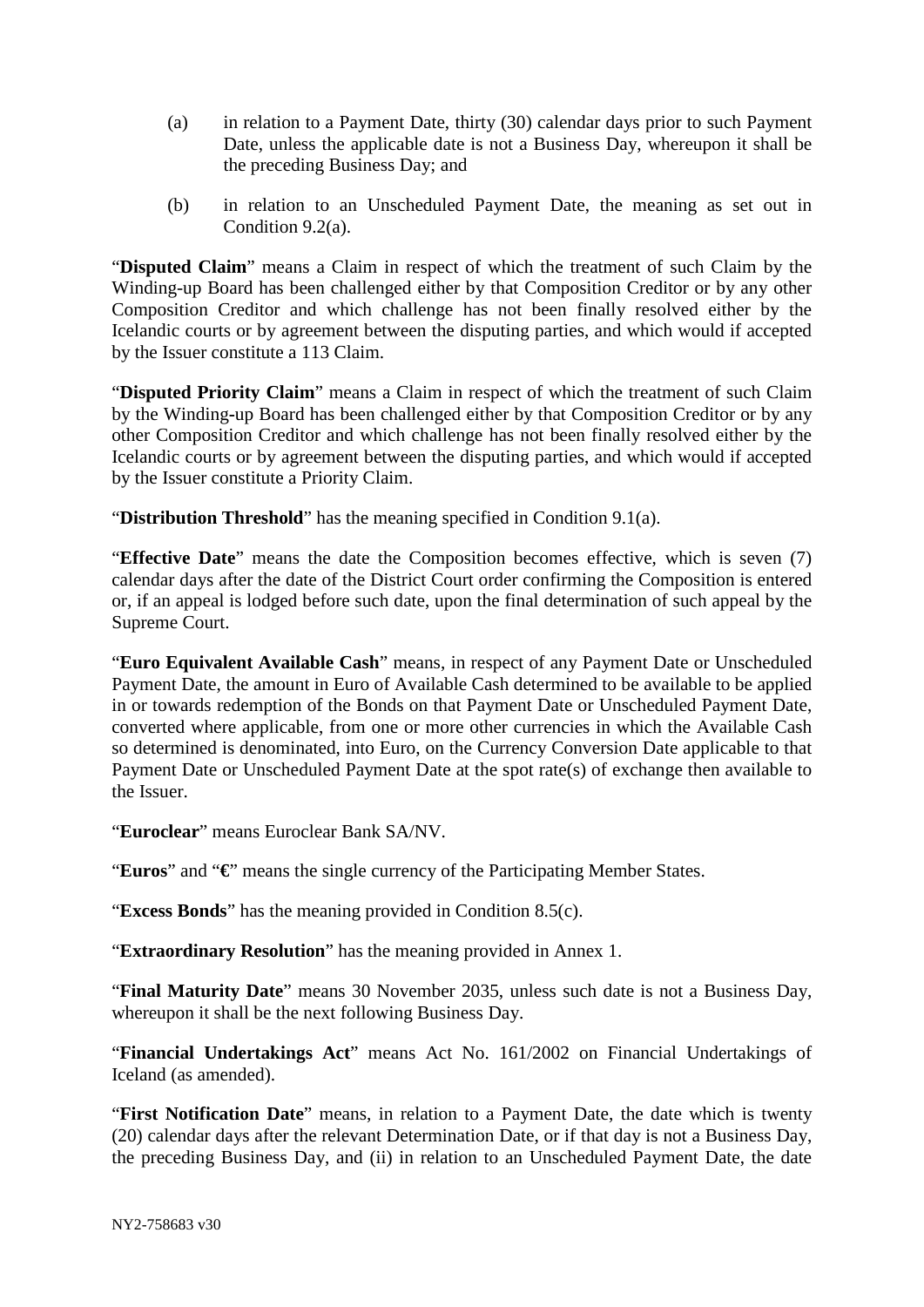(a) in relation to a Payment Date, thirty (30) calendar days prior to such Payment Date, unless the applicable date is not a Business Day, whereupon it shall be the preceding Business Day; and

(b) in relation to an Unscheduled Payment Date, the meaning as set out in Condition 9.2(a).

"**Disputed Claim**" means a Claim in respect of which the treatment of such Claim by the Winding-up Board has been challenged either by that Composition Creditor or by any other Composition Creditor and which challenge has not been finally resolved either by the Icelandic courts or by agreement between the disputing parties, and which would if accepted by the Issuer constitute a 113 Claim.

"**Disputed Priority Claim**" means a Claim in respect of which the treatment of such Claim by the Winding-up Board has been challenged either by that Composition Creditor or by any other Composition Creditor and which challenge has not been finally resolved either by the Icelandic courts or by agreement between the disputing parties, and which would if accepted by the Issuer constitute a Priority Claim.

"**Distribution Threshold**" has the meaning specified in Condition 9.1(a).

"**Effective Date**" means the date the Composition becomes effective, which is seven (7) calendar days after the date of the District Court order confirming the Composition is entered or, if an appeal is lodged before such date, upon the final determination of such appeal by the Supreme Court.

"**Euro Equivalent Available Cash**" means, in respect of any Payment Date or Unscheduled Payment Date, the amount in Euro of Available Cash determined to be available to be applied in or towards redemption of the Bonds on that Payment Date or Unscheduled Payment Date, converted where applicable, from one or more other currencies in which the Available Cash so determined is denominated, into Euro, on the Currency Conversion Date applicable to that Payment Date or Unscheduled Payment Date at the spot rate(s) of exchange then available to the Issuer.

"**Euroclear**" means Euroclear Bank SA/NV.

"**Euros**" and "**€**" means the single currency of the Participating Member States.

"**Excess Bonds**" has the meaning provided in Condition 8.5(c).

"**Extraordinary Resolution**" has the meaning provided in Annex 1.

"**Final Maturity Date**" means 30 November 2035, unless such date is not a Business Day, whereupon it shall be the next following Business Day.

"**Financial Undertakings Act**" means Act No. 161/2002 on Financial Undertakings of Iceland (as amended).

"**First Notification Date**" means, in relation to a Payment Date, the date which is twenty (20) calendar days after the relevant Determination Date, or if that day is not a Business Day, the preceding Business Day, and (ii) in relation to an Unscheduled Payment Date, the date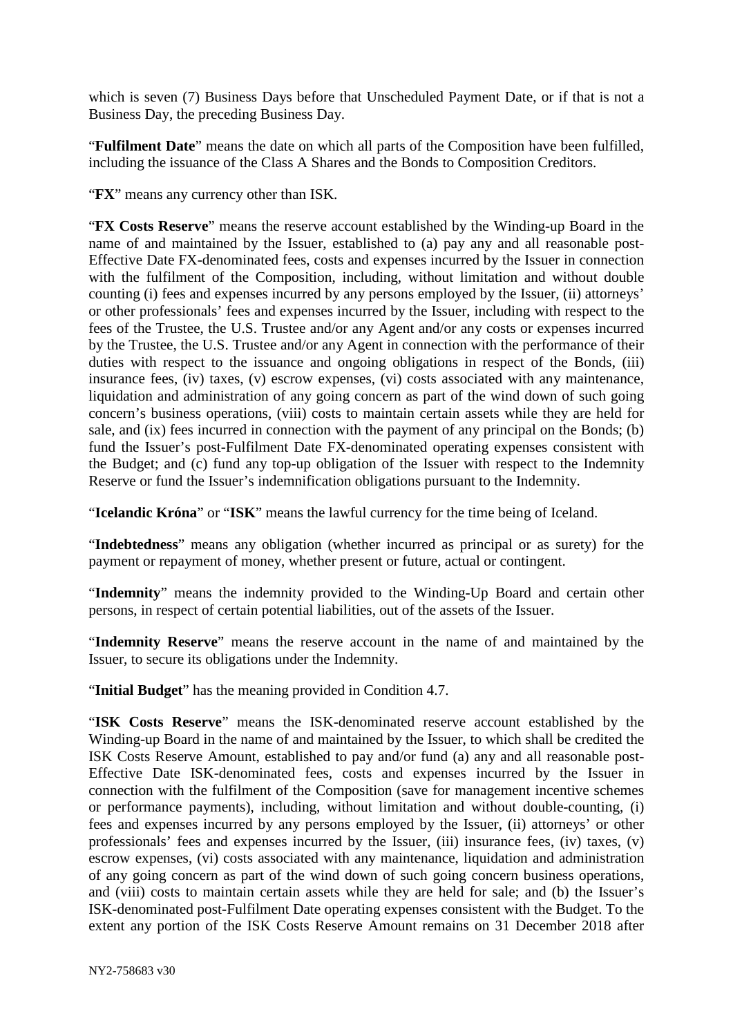which is seven (7) Business Days before that Unscheduled Payment Date, or if that is not a Business Day, the preceding Business Day.

"**Fulfilment Date**" means the date on which all parts of the Composition have been fulfilled, including the issuance of the Class A Shares and the Bonds to Composition Creditors.

"**FX**" means any currency other than ISK.

"**FX Costs Reserve**" means the reserve account established by the Winding-up Board in the name of and maintained by the Issuer, established to (a) pay any and all reasonable post-Effective Date FX-denominated fees, costs and expenses incurred by the Issuer in connection with the fulfilment of the Composition, including, without limitation and without double counting (i) fees and expenses incurred by any persons employed by the Issuer, (ii) attorneys' or other professionals' fees and expenses incurred by the Issuer, including with respect to the fees of the Trustee, the U.S. Trustee and/or any Agent and/or any costs or expenses incurred by the Trustee, the U.S. Trustee and/or any Agent in connection with the performance of their duties with respect to the issuance and ongoing obligations in respect of the Bonds, (iii) insurance fees, (iv) taxes, (v) escrow expenses, (vi) costs associated with any maintenance, liquidation and administration of any going concern as part of the wind down of such going concern's business operations, (viii) costs to maintain certain assets while they are held for sale, and (ix) fees incurred in connection with the payment of any principal on the Bonds; (b) fund the Issuer's post-Fulfilment Date FX-denominated operating expenses consistent with the Budget; and (c) fund any top-up obligation of the Issuer with respect to the Indemnity Reserve or fund the Issuer's indemnification obligations pursuant to the Indemnity.

"**Icelandic Króna**" or "**ISK**" means the lawful currency for the time being of Iceland.

"**Indebtedness**" means any obligation (whether incurred as principal or as surety) for the payment or repayment of money, whether present or future, actual or contingent.

"**Indemnity**" means the indemnity provided to the Winding-Up Board and certain other persons, in respect of certain potential liabilities, out of the assets of the Issuer.

"**Indemnity Reserve**" means the reserve account in the name of and maintained by the Issuer, to secure its obligations under the Indemnity.

"**Initial Budget**" has the meaning provided in Condition 4.7.

"**ISK Costs Reserve**" means the ISK-denominated reserve account established by the Winding-up Board in the name of and maintained by the Issuer, to which shall be credited the ISK Costs Reserve Amount, established to pay and/or fund (a) any and all reasonable post-Effective Date ISK-denominated fees, costs and expenses incurred by the Issuer in connection with the fulfilment of the Composition (save for management incentive schemes or performance payments), including, without limitation and without double-counting, (i) fees and expenses incurred by any persons employed by the Issuer, (ii) attorneys' or other professionals' fees and expenses incurred by the Issuer, (iii) insurance fees, (iv) taxes, (v) escrow expenses, (vi) costs associated with any maintenance, liquidation and administration of any going concern as part of the wind down of such going concern business operations, and (viii) costs to maintain certain assets while they are held for sale; and (b) the Issuer's ISK-denominated post-Fulfilment Date operating expenses consistent with the Budget. To the extent any portion of the ISK Costs Reserve Amount remains on 31 December 2018 after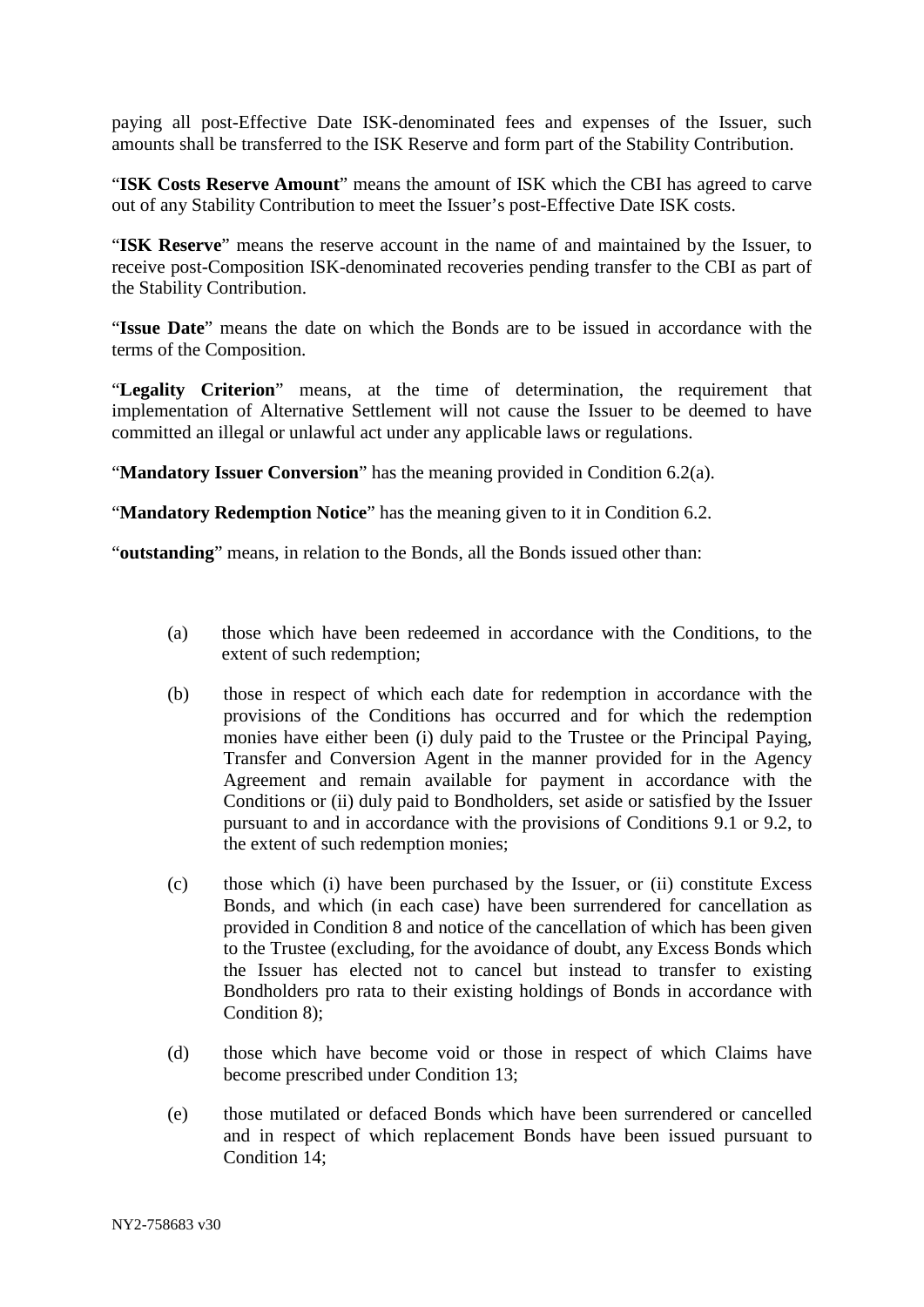paying all post-Effective Date ISK-denominated fees and expenses of the Issuer, such amounts shall be transferred to the ISK Reserve and form part of the Stability Contribution.

"**ISK Costs Reserve Amount**" means the amount of ISK which the CBI has agreed to carve out of any Stability Contribution to meet the Issuer's post-Effective Date ISK costs.

"**ISK Reserve**" means the reserve account in the name of and maintained by the Issuer, to receive post-Composition ISK-denominated recoveries pending transfer to the CBI as part of the Stability Contribution.

"**Issue Date**" means the date on which the Bonds are to be issued in accordance with the terms of the Composition.

"**Legality Criterion**" means, at the time of determination, the requirement that implementation of Alternative Settlement will not cause the Issuer to be deemed to have committed an illegal or unlawful act under any applicable laws or regulations.

"**Mandatory Issuer Conversion**" has the meaning provided in Condition 6.2(a).

"**Mandatory Redemption Notice**" has the meaning given to it in Condition 6.2.

"**outstanding**" means, in relation to the Bonds, all the Bonds issued other than:

(a) those which have been redeemed in accordance with the Conditions, to the extent of such redemption;

(b) those in respect of which each date for redemption in accordance with the provisions of the Conditions has occurred and for which the redemption monies have either been (i) duly paid to the Trustee or the Principal Paying, Transfer and Conversion Agent in the manner provided for in the Agency Agreement and remain available for payment in accordance with the Conditions or (ii) duly paid to Bondholders, set aside or satisfied by the Issuer pursuant to and in accordance with the provisions of Conditions 9.1 or 9.2, to the extent of such redemption monies;

(c) those which (i) have been purchased by the Issuer, or (ii) constitute Excess Bonds, and which (in each case) have been surrendered for cancellation as provided in Condition 8 and notice of the cancellation of which has been given to the Trustee (excluding, for the avoidance of doubt, any Excess Bonds which the Issuer has elected not to cancel but instead to transfer to existing Bondholders pro rata to their existing holdings of Bonds in accordance with Condition 8);

(d) those which have become void or those in respect of which Claims have become prescribed under Condition 13;

(e) those mutilated or defaced Bonds which have been surrendered or cancelled and in respect of which replacement Bonds have been issued pursuant to Condition 14;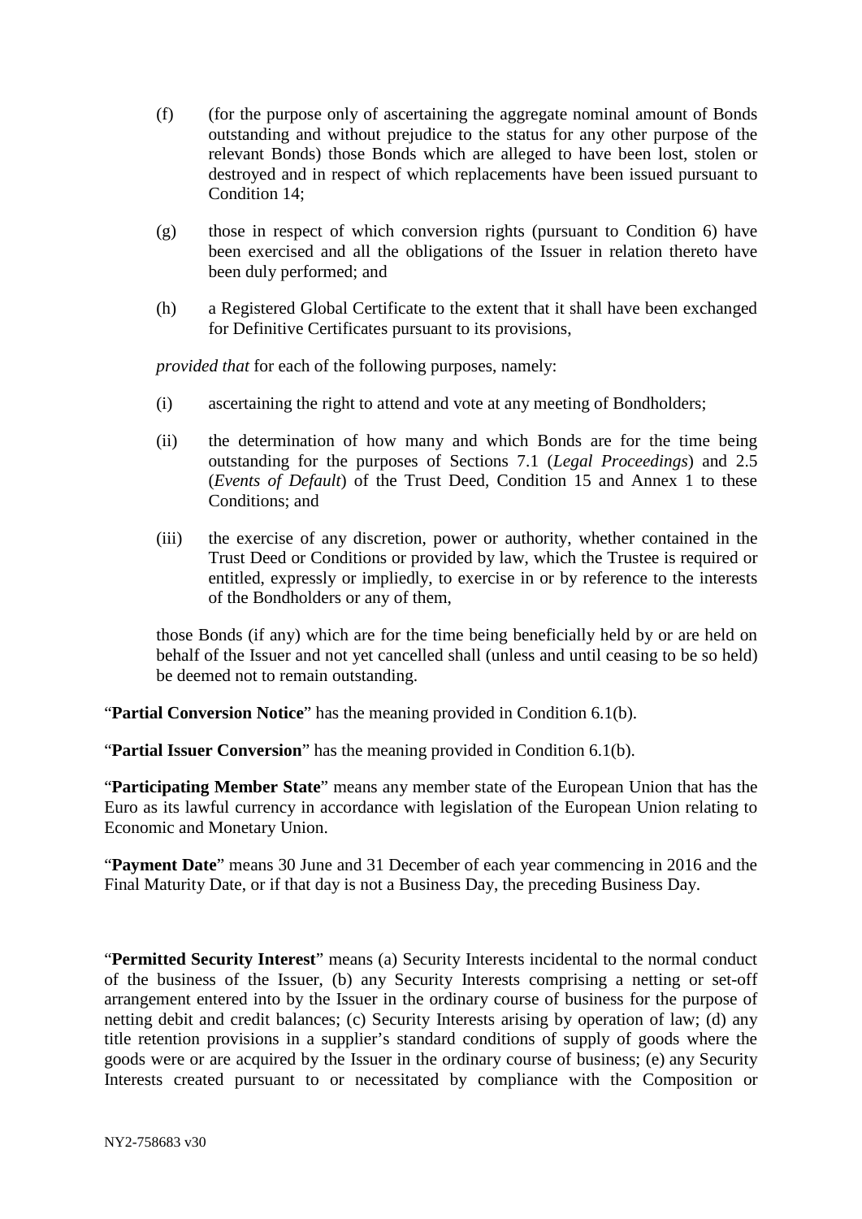(f) (for the purpose only of ascertaining the aggregate nominal amount of Bonds outstanding and without prejudice to the status for any other purpose of the relevant Bonds) those Bonds which are alleged to have been lost, stolen or destroyed and in respect of which replacements have been issued pursuant to Condition 14;

(g) those in respect of which conversion rights (pursuant to Condition 6) have been exercised and all the obligations of the Issuer in relation thereto have been duly performed; and

(h) a Registered Global Certificate to the extent that it shall have been exchanged for Definitive Certificates pursuant to its provisions,

*provided that* for each of the following purposes, namely:

(i) ascertaining the right to attend and vote at any meeting of Bondholders;

(ii) the determination of how many and which Bonds are for the time being outstanding for the purposes of Sections 7.1 (*Legal Proceedings*) and 2.5 (*Events of Default*) of the Trust Deed, Condition 15 and Annex 1 to these Conditions; and

(iii) the exercise of any discretion, power or authority, whether contained in the Trust Deed or Conditions or provided by law, which the Trustee is required or entitled, expressly or impliedly, to exercise in or by reference to the interests of the Bondholders or any of them,

those Bonds (if any) which are for the time being beneficially held by or are held on behalf of the Issuer and not yet cancelled shall (unless and until ceasing to be so held) be deemed not to remain outstanding.

"**Partial Conversion Notice**" has the meaning provided in Condition 6.1(b).

"**Partial Issuer Conversion**" has the meaning provided in Condition 6.1(b).

"**Participating Member State**" means any member state of the European Union that has the Euro as its lawful currency in accordance with legislation of the European Union relating to Economic and Monetary Union.

"**Payment Date**" means 30 June and 31 December of each year commencing in 2016 and the Final Maturity Date, or if that day is not a Business Day, the preceding Business Day.

"**Permitted Security Interest**" means (a) Security Interests incidental to the normal conduct of the business of the Issuer, (b) any Security Interests comprising a netting or set-off arrangement entered into by the Issuer in the ordinary course of business for the purpose of netting debit and credit balances; (c) Security Interests arising by operation of law; (d) any title retention provisions in a supplier's standard conditions of supply of goods where the goods were or are acquired by the Issuer in the ordinary course of business; (e) any Security Interests created pursuant to or necessitated by compliance with the Composition or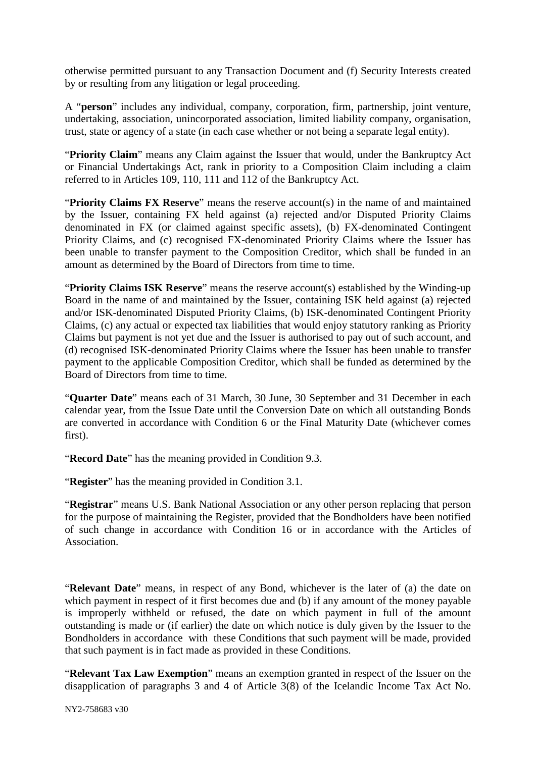otherwise permitted pursuant to any Transaction Document and (f) Security Interests created by or resulting from any litigation or legal proceeding.

A "**person**" includes any individual, company, corporation, firm, partnership, joint venture, undertaking, association, unincorporated association, limited liability company, organisation, trust, state or agency of a state (in each case whether or not being a separate legal entity).

"**Priority Claim**" means any Claim against the Issuer that would, under the Bankruptcy Act or Financial Undertakings Act, rank in priority to a Composition Claim including a claim referred to in Articles 109, 110, 111 and 112 of the Bankruptcy Act.

"**Priority Claims FX Reserve**" means the reserve account(s) in the name of and maintained by the Issuer, containing FX held against (a) rejected and/or Disputed Priority Claims denominated in FX (or claimed against specific assets), (b) FX-denominated Contingent Priority Claims, and (c) recognised FX-denominated Priority Claims where the Issuer has been unable to transfer payment to the Composition Creditor, which shall be funded in an amount as determined by the Board of Directors from time to time.

"**Priority Claims ISK Reserve**" means the reserve account(s) established by the Winding-up Board in the name of and maintained by the Issuer, containing ISK held against (a) rejected and/or ISK-denominated Disputed Priority Claims, (b) ISK-denominated Contingent Priority Claims, (c) any actual or expected tax liabilities that would enjoy statutory ranking as Priority Claims but payment is not yet due and the Issuer is authorised to pay out of such account, and (d) recognised ISK-denominated Priority Claims where the Issuer has been unable to transfer payment to the applicable Composition Creditor, which shall be funded as determined by the Board of Directors from time to time.

"**Quarter Date**" means each of 31 March, 30 June, 30 September and 31 December in each calendar year, from the Issue Date until the Conversion Date on which all outstanding Bonds are converted in accordance with Condition 6 or the Final Maturity Date (whichever comes first).

"**Record Date**" has the meaning provided in Condition 9.3.

"**Register**" has the meaning provided in Condition 3.1.

"**Registrar**" means U.S. Bank National Association or any other person replacing that person for the purpose of maintaining the Register, provided that the Bondholders have been notified of such change in accordance with Condition 16 or in accordance with the Articles of Association.

"**Relevant Date**" means, in respect of any Bond, whichever is the later of (a) the date on which payment in respect of it first becomes due and (b) if any amount of the money payable is improperly withheld or refused, the date on which payment in full of the amount outstanding is made or (if earlier) the date on which notice is duly given by the Issuer to the Bondholders in accordance with these Conditions that such payment will be made, provided that such payment is in fact made as provided in these Conditions.

"**Relevant Tax Law Exemption**" means an exemption granted in respect of the Issuer on the disapplication of paragraphs 3 and 4 of Article 3(8) of the Icelandic Income Tax Act No.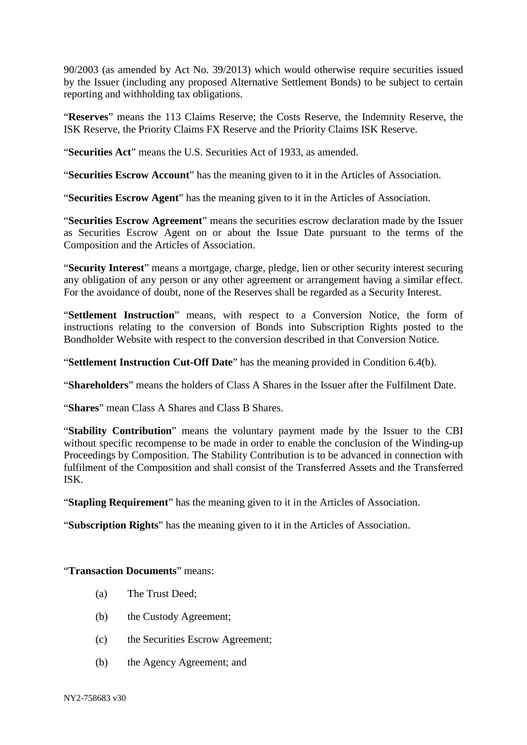90/2003 (as amended by Act No. 39/2013) which would otherwise require securities issued by the Issuer (including any proposed Alternative Settlement Bonds) to be subject to certain reporting and withholding tax obligations.

"**Reserves**" means the 113 Claims Reserve; the Costs Reserve, the Indemnity Reserve, the ISK Reserve, the Priority Claims FX Reserve and the Priority Claims ISK Reserve.

"**Securities Act**" means the U.S. Securities Act of 1933, as amended.

"**Securities Escrow Account**" has the meaning given to it in the Articles of Association.

"**Securities Escrow Agent**" has the meaning given to it in the Articles of Association.

"**Securities Escrow Agreement**" means the securities escrow declaration made by the Issuer as Securities Escrow Agent on or about the Issue Date pursuant to the terms of the Composition and the Articles of Association.

"**Security Interest**" means a mortgage, charge, pledge, lien or other security interest securing any obligation of any person or any other agreement or arrangement having a similar effect. For the avoidance of doubt, none of the Reserves shall be regarded as a Security Interest.

"**Settlement Instruction**" means, with respect to a Conversion Notice, the form of instructions relating to the conversion of Bonds into Subscription Rights posted to the Bondholder Website with respect to the conversion described in that Conversion Notice.

"**Settlement Instruction Cut-Off Date**" has the meaning provided in Condition 6.4(b).

"**Shareholders**" means the holders of Class A Shares in the Issuer after the Fulfilment Date.

"**Shares**" mean Class A Shares and Class B Shares.

"**Stability Contribution**" means the voluntary payment made by the Issuer to the CBI without specific recompense to be made in order to enable the conclusion of the Winding-up Proceedings by Composition. The Stability Contribution is to be advanced in connection with fulfilment of the Composition and shall consist of the Transferred Assets and the Transferred ISK.

"**Stapling Requirement**" has the meaning given to it in the Articles of Association.

"**Subscription Rights**" has the meaning given to it in the Articles of Association.

"**Transaction Documents**" means:

(a) The Trust Deed;

(b) the Custody Agreement;

(c) the Securities Escrow Agreement;

(b) the Agency Agreement; and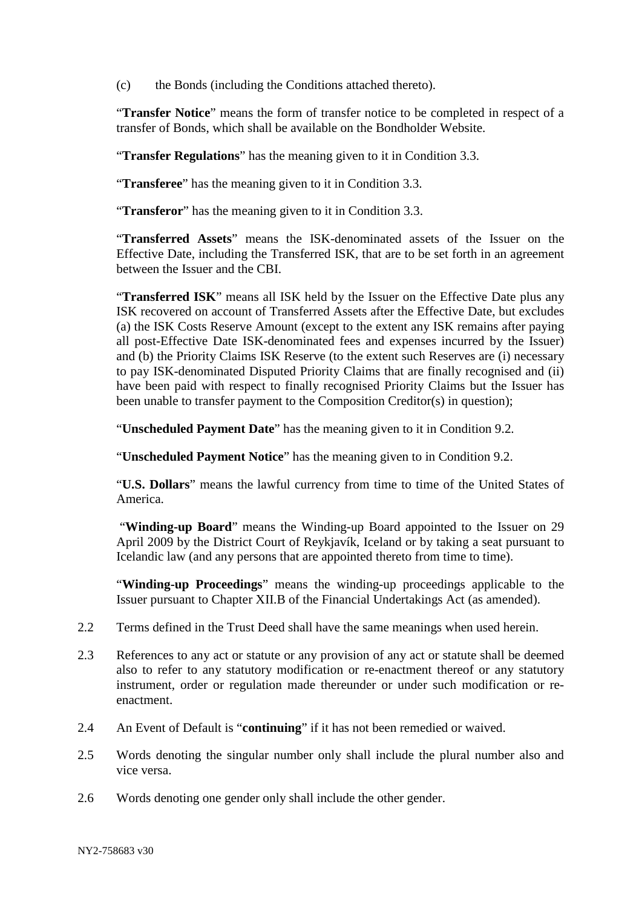(c) the Bonds (including the Conditions attached thereto).

"**Transfer Notice**" means the form of transfer notice to be completed in respect of a transfer of Bonds, which shall be available on the Bondholder Website.

"**Transfer Regulations**" has the meaning given to it in Condition 3.3.

"**Transferee**" has the meaning given to it in Condition 3.3.

"**Transferor**" has the meaning given to it in Condition 3.3.

"**Transferred Assets**" means the ISK-denominated assets of the Issuer on the Effective Date, including the Transferred ISK, that are to be set forth in an agreement between the Issuer and the CBI.

"**Transferred ISK**" means all ISK held by the Issuer on the Effective Date plus any ISK recovered on account of Transferred Assets after the Effective Date, but excludes (a) the ISK Costs Reserve Amount (except to the extent any ISK remains after paying all post-Effective Date ISK-denominated fees and expenses incurred by the Issuer) and (b) the Priority Claims ISK Reserve (to the extent such Reserves are (i) necessary to pay ISK-denominated Disputed Priority Claims that are finally recognised and (ii) have been paid with respect to finally recognised Priority Claims but the Issuer has been unable to transfer payment to the Composition Creditor(s) in question);

"**Unscheduled Payment Date**" has the meaning given to it in Condition 9.2.

"**Unscheduled Payment Notice**" has the meaning given to in Condition 9.2.

"**U.S. Dollars**" means the lawful currency from time to time of the United States of America.

"**Winding-up Board**" means the Winding-up Board appointed to the Issuer on 29 April 2009 by the District Court of Reykjavík, Iceland or by taking a seat pursuant to Icelandic law (and any persons that are appointed thereto from time to time).

"**Winding-up Proceedings**" means the winding-up proceedings applicable to the Issuer pursuant to Chapter XII.B of the Financial Undertakings Act (as amended).

2.2 Terms defined in the Trust Deed shall have the same meanings when used herein.

2.3 References to any act or statute or any provision of any act or statute shall be deemed also to refer to any statutory modification or re-enactment thereof or any statutory instrument, order or regulation made thereunder or under such modification or re-enactment.

2.4 An Event of Default is "**continuing**" if it has not been remedied or waived.

2.5 Words denoting the singular number only shall include the plural number also and vice versa.

2.6 Words denoting one gender only shall include the other gender.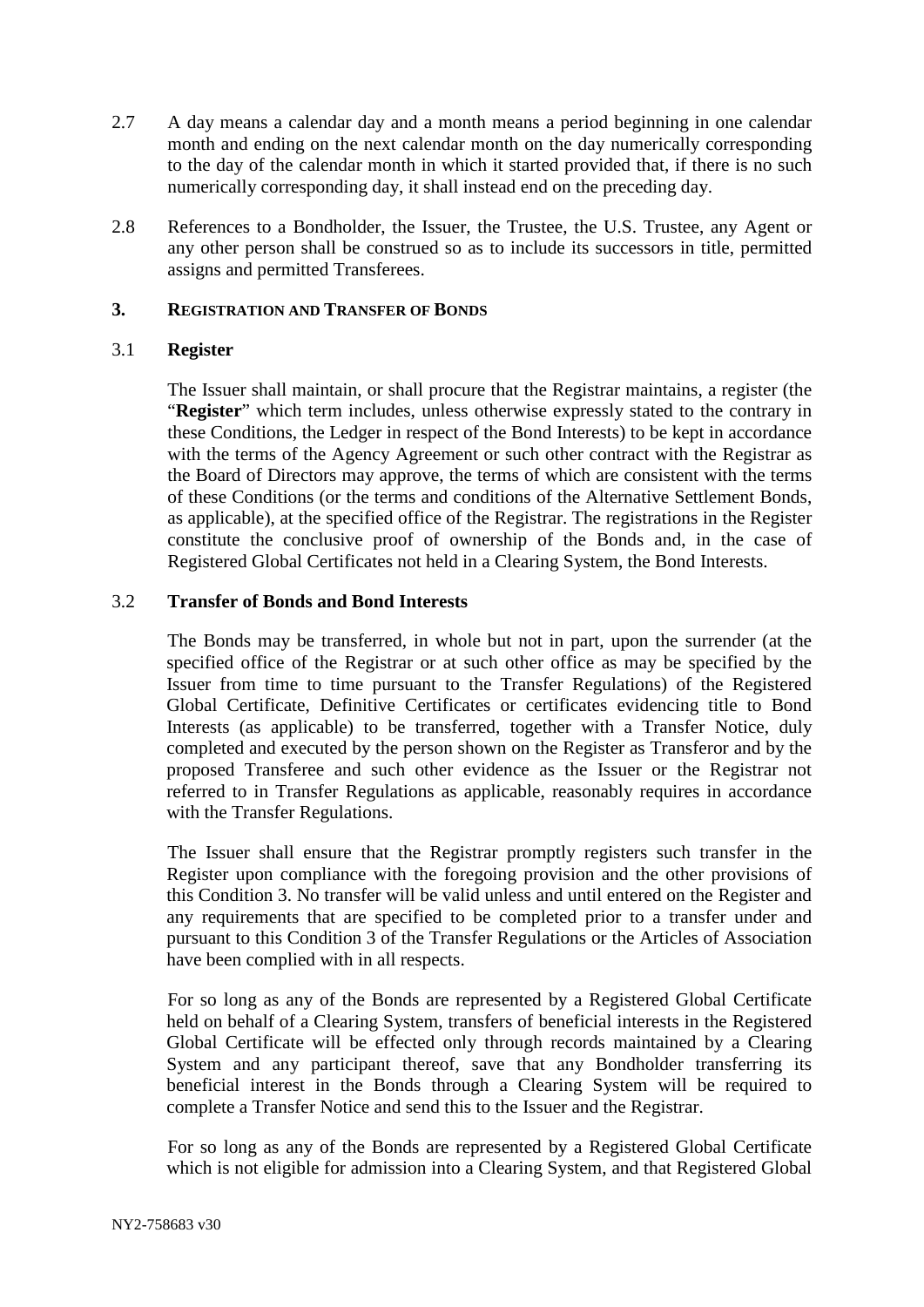2.7 A day means a calendar day and a month means a period beginning in one calendar month and ending on the next calendar month on the day numerically corresponding to the day of the calendar month in which it started provided that, if there is no such numerically corresponding day, it shall instead end on the preceding day.

2.8 References to a Bondholder, the Issuer, the Trustee, the U.S. Trustee, any Agent or any other person shall be construed so as to include its successors in title, permitted assigns and permitted Transferees.

## 3. REGISTRATION AND TRANSFER OF BONDS

### 3.1 Register

The Issuer shall maintain, or shall procure that the Registrar maintains, a register (the "**Register**" which term includes, unless otherwise expressly stated to the contrary in these Conditions, the Ledger in respect of the Bond Interests) to be kept in accordance with the terms of the Agency Agreement or such other contract with the Registrar as the Board of Directors may approve, the terms of which are consistent with the terms of these Conditions (or the terms and conditions of the Alternative Settlement Bonds, as applicable), at the specified office of the Registrar. The registrations in the Register constitute the conclusive proof of ownership of the Bonds and, in the case of Registered Global Certificates not held in a Clearing System, the Bond Interests.

### 3.2 Transfer of Bonds and Bond Interests

The Bonds may be transferred, in whole but not in part, upon the surrender (at the specified office of the Registrar or at such other office as may be specified by the Issuer from time to time pursuant to the Transfer Regulations) of the Registered Global Certificate, Definitive Certificates or certificates evidencing title to Bond Interests (as applicable) to be transferred, together with a Transfer Notice, duly completed and executed by the person shown on the Register as Transferor and by the proposed Transferee and such other evidence as the Issuer or the Registrar not referred to in Transfer Regulations as applicable, reasonably requires in accordance with the Transfer Regulations.

The Issuer shall ensure that the Registrar promptly registers such transfer in the Register upon compliance with the foregoing provision and the other provisions of this Condition 3. No transfer will be valid unless and until entered on the Register and any requirements that are specified to be completed prior to a transfer under and pursuant to this Condition 3 of the Transfer Regulations or the Articles of Association have been complied with in all respects.

For so long as any of the Bonds are represented by a Registered Global Certificate held on behalf of a Clearing System, transfers of beneficial interests in the Registered Global Certificate will be effected only through records maintained by a Clearing System and any participant thereof, save that any Bondholder transferring its beneficial interest in the Bonds through a Clearing System will be required to complete a Transfer Notice and send this to the Issuer and the Registrar.

For so long as any of the Bonds are represented by a Registered Global Certificate which is not eligible for admission into a Clearing System, and that Registered Global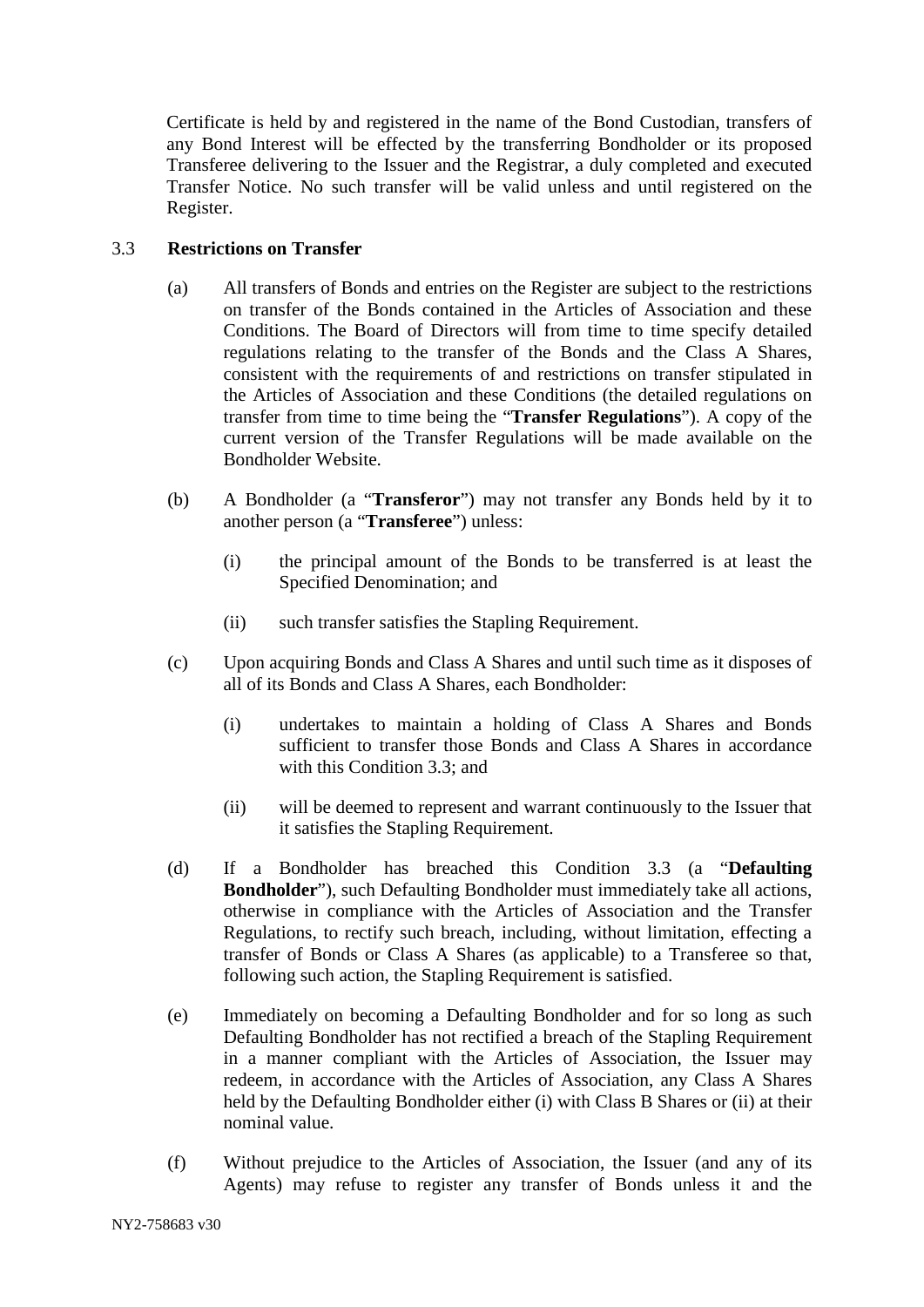Certificate is held by and registered in the name of the Bond Custodian, transfers of any Bond Interest will be effected by the transferring Bondholder or its proposed Transferee delivering to the Issuer and the Registrar, a duly completed and executed Transfer Notice. No such transfer will be valid unless and until registered on the Register.

3.3 **Restrictions on Transfer**

(a) All transfers of Bonds and entries on the Register are subject to the restrictions on transfer of the Bonds contained in the Articles of Association and these Conditions. The Board of Directors will from time to time specify detailed regulations relating to the transfer of the Bonds and the Class A Shares, consistent with the requirements of and restrictions on transfer stipulated in the Articles of Association and these Conditions (the detailed regulations on transfer from time to time being the "**Transfer Regulations**"). A copy of the current version of the Transfer Regulations will be made available on the Bondholder Website.

(b) A Bondholder (a "**Transferor**") may not transfer any Bonds held by it to another person (a "**Transferee**") unless:

(i) the principal amount of the Bonds to be transferred is at least the Specified Denomination; and

(ii) such transfer satisfies the Stapling Requirement.

(c) Upon acquiring Bonds and Class A Shares and until such time as it disposes of all of its Bonds and Class A Shares, each Bondholder:

(i) undertakes to maintain a holding of Class A Shares and Bonds sufficient to transfer those Bonds and Class A Shares in accordance with this Condition 3.3; and

(ii) will be deemed to represent and warrant continuously to the Issuer that it satisfies the Stapling Requirement.

(d) If a Bondholder has breached this Condition 3.3 (a "**Defaulting Bondholder**"), such Defaulting Bondholder must immediately take all actions, otherwise in compliance with the Articles of Association and the Transfer Regulations, to rectify such breach, including, without limitation, effecting a transfer of Bonds or Class A Shares (as applicable) to a Transferee so that, following such action, the Stapling Requirement is satisfied.

(e) Immediately on becoming a Defaulting Bondholder and for so long as such Defaulting Bondholder has not rectified a breach of the Stapling Requirement in a manner compliant with the Articles of Association, the Issuer may redeem, in accordance with the Articles of Association, any Class A Shares held by the Defaulting Bondholder either (i) with Class B Shares or (ii) at their nominal value.

(f) Without prejudice to the Articles of Association, the Issuer (and any of its Agents) may refuse to register any transfer of Bonds unless it and the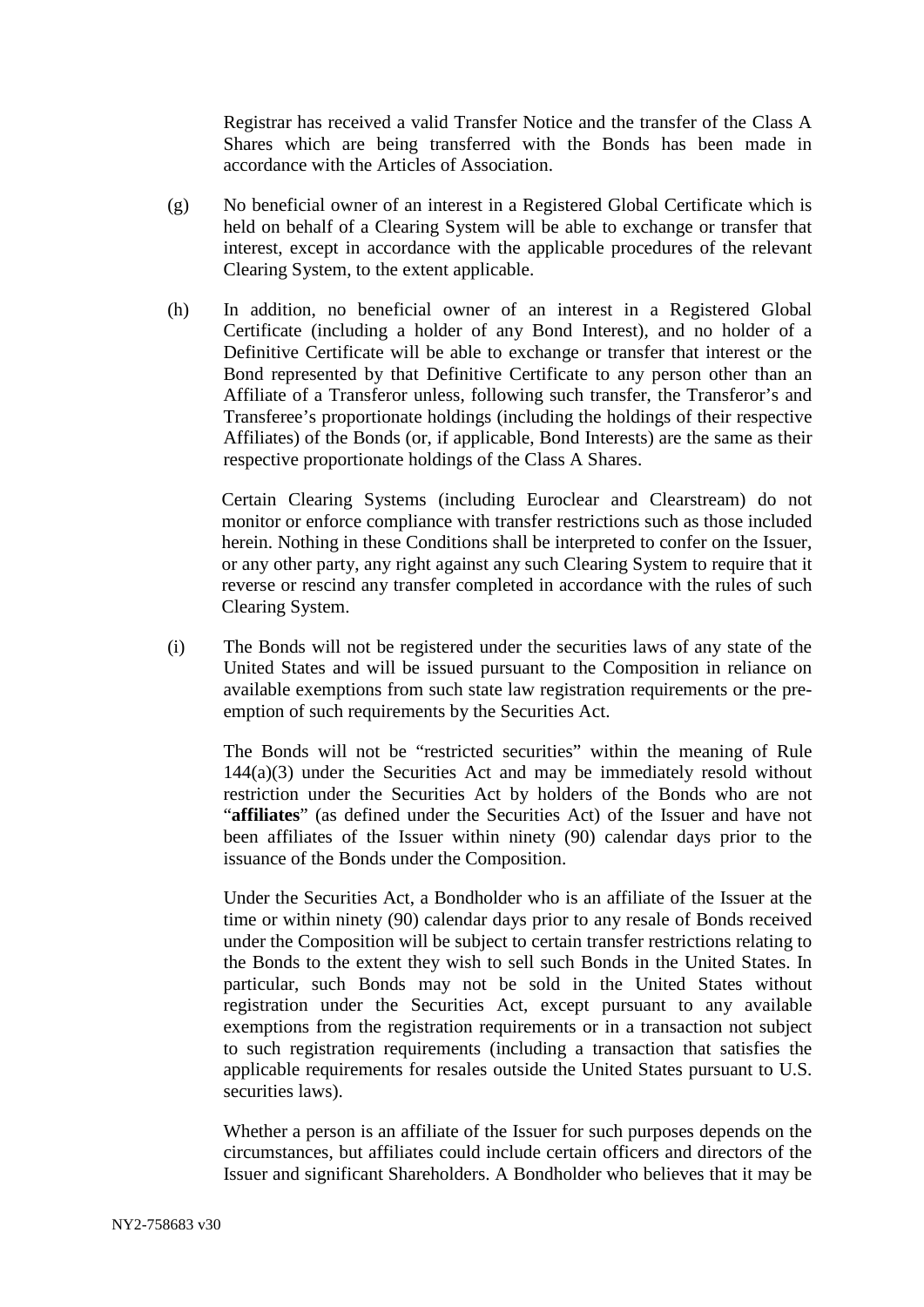Registrar has received a valid Transfer Notice and the transfer of the Class A Shares which are being transferred with the Bonds has been made in accordance with the Articles of Association.

(g) No beneficial owner of an interest in a Registered Global Certificate which is held on behalf of a Clearing System will be able to exchange or transfer that interest, except in accordance with the applicable procedures of the relevant Clearing System, to the extent applicable.

(h) In addition, no beneficial owner of an interest in a Registered Global Certificate (including a holder of any Bond Interest), and no holder of a Definitive Certificate will be able to exchange or transfer that interest or the Bond represented by that Definitive Certificate to any person other than an Affiliate of a Transferor unless, following such transfer, the Transferor's and Transferee's proportionate holdings (including the holdings of their respective Affiliates) of the Bonds (or, if applicable, Bond Interests) are the same as their respective proportionate holdings of the Class A Shares.

Certain Clearing Systems (including Euroclear and Clearstream) do not monitor or enforce compliance with transfer restrictions such as those included herein. Nothing in these Conditions shall be interpreted to confer on the Issuer, or any other party, any right against any such Clearing System to require that it reverse or rescind any transfer completed in accordance with the rules of such Clearing System.

(i) The Bonds will not be registered under the securities laws of any state of the United States and will be issued pursuant to the Composition in reliance on available exemptions from such state law registration requirements or the pre-emption of such requirements by the Securities Act.

The Bonds will not be "restricted securities" within the meaning of Rule 144(a)(3) under the Securities Act and may be immediately resold without restriction under the Securities Act by holders of the Bonds who are not "**affiliates**" (as defined under the Securities Act) of the Issuer and have not been affiliates of the Issuer within ninety (90) calendar days prior to the issuance of the Bonds under the Composition.

Under the Securities Act, a Bondholder who is an affiliate of the Issuer at the time or within ninety (90) calendar days prior to any resale of Bonds received under the Composition will be subject to certain transfer restrictions relating to the Bonds to the extent they wish to sell such Bonds in the United States. In particular, such Bonds may not be sold in the United States without registration under the Securities Act, except pursuant to any available exemptions from the registration requirements or in a transaction not subject to such registration requirements (including a transaction that satisfies the applicable requirements for resales outside the United States pursuant to U.S. securities laws).

Whether a person is an affiliate of the Issuer for such purposes depends on the circumstances, but affiliates could include certain officers and directors of the Issuer and significant Shareholders. A Bondholder who believes that it may be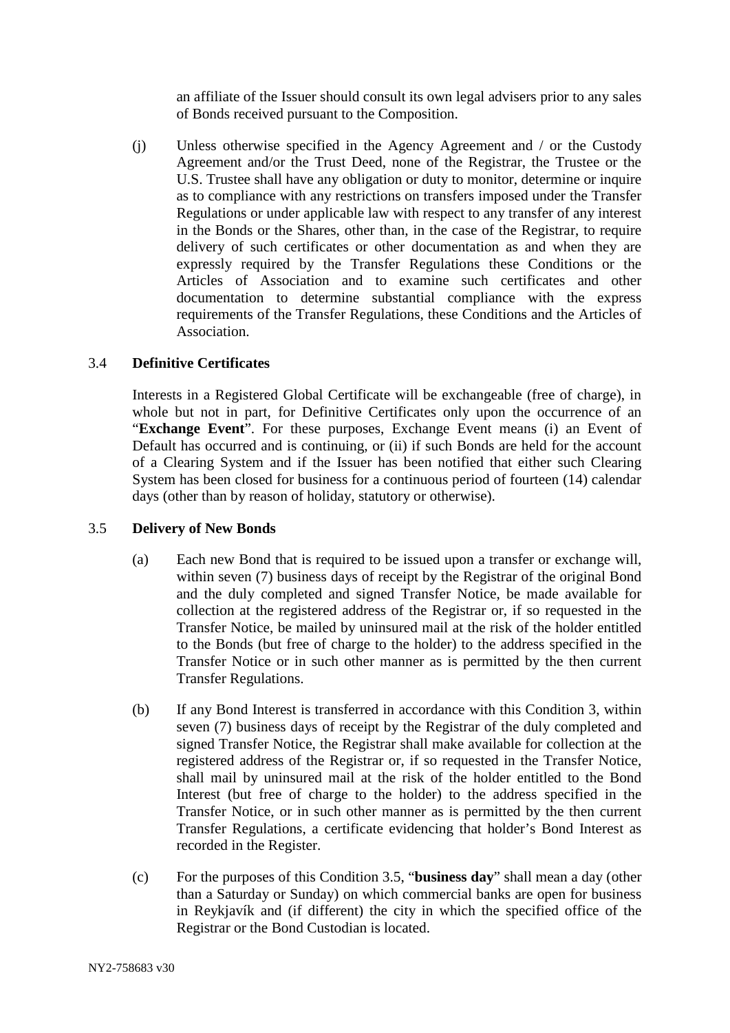an affiliate of the Issuer should consult its own legal advisers prior to any sales of Bonds received pursuant to the Composition.

(j) Unless otherwise specified in the Agency Agreement and / or the Custody Agreement and/or the Trust Deed, none of the Registrar, the Trustee or the U.S. Trustee shall have any obligation or duty to monitor, determine or inquire as to compliance with any restrictions on transfers imposed under the Transfer Regulations or under applicable law with respect to any transfer of any interest in the Bonds or the Shares, other than, in the case of the Registrar, to require delivery of such certificates or other documentation as and when they are expressly required by the Transfer Regulations these Conditions or the Articles of Association and to examine such certificates and other documentation to determine substantial compliance with the express requirements of the Transfer Regulations, these Conditions and the Articles of Association.

### 3.4 Definitive Certificates

Interests in a Registered Global Certificate will be exchangeable (free of charge), in whole but not in part, for Definitive Certificates only upon the occurrence of an "**Exchange Event**". For these purposes, Exchange Event means (i) an Event of Default has occurred and is continuing, or (ii) if such Bonds are held for the account of a Clearing System and if the Issuer has been notified that either such Clearing System has been closed for business for a continuous period of fourteen (14) calendar days (other than by reason of holiday, statutory or otherwise).

### 3.5 Delivery of New Bonds

(a) Each new Bond that is required to be issued upon a transfer or exchange will, within seven (7) business days of receipt by the Registrar of the original Bond and the duly completed and signed Transfer Notice, be made available for collection at the registered address of the Registrar or, if so requested in the Transfer Notice, be mailed by uninsured mail at the risk of the holder entitled to the Bonds (but free of charge to the holder) to the address specified in the Transfer Notice or in such other manner as is permitted by the then current Transfer Regulations.

(b) If any Bond Interest is transferred in accordance with this Condition 3, within seven (7) business days of receipt by the Registrar of the duly completed and signed Transfer Notice, the Registrar shall make available for collection at the registered address of the Registrar or, if so requested in the Transfer Notice, shall mail by uninsured mail at the risk of the holder entitled to the Bond Interest (but free of charge to the holder) to the address specified in the Transfer Notice, or in such other manner as is permitted by the then current Transfer Regulations, a certificate evidencing that holder's Bond Interest as recorded in the Register.

(c) For the purposes of this Condition 3.5, "**business day**" shall mean a day (other than a Saturday or Sunday) on which commercial banks are open for business in Reykjavík and (if different) the city in which the specified office of the Registrar or the Bond Custodian is located.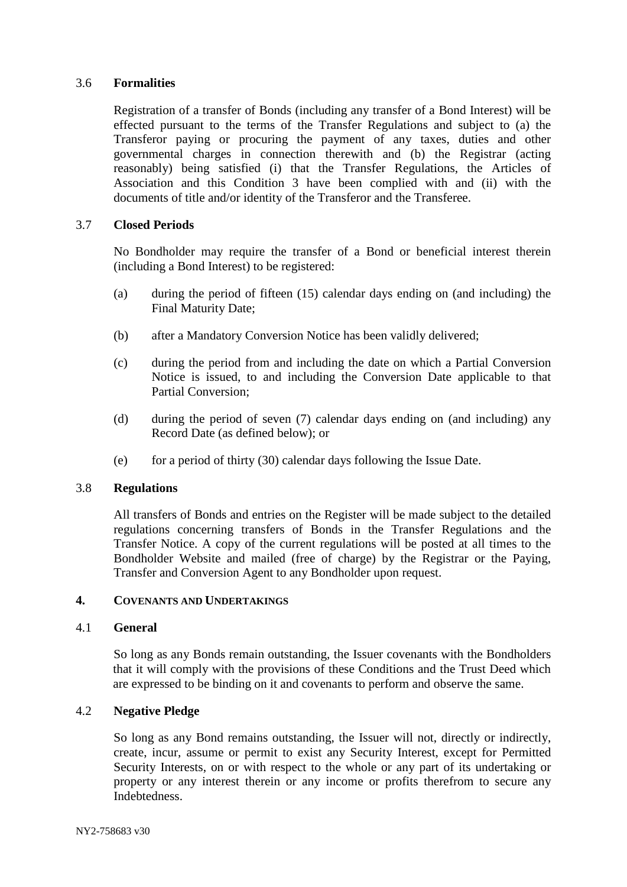### 3.6 Formalities

Registration of a transfer of Bonds (including any transfer of a Bond Interest) will be effected pursuant to the terms of the Transfer Regulations and subject to (a) the Transferor paying or procuring the payment of any taxes, duties and other governmental charges in connection therewith and (b) the Registrar (acting reasonably) being satisfied (i) that the Transfer Regulations, the Articles of Association and this Condition 3 have been complied with and (ii) with the documents of title and/or identity of the Transferor and the Transferee.

### 3.7 Closed Periods

No Bondholder may require the transfer of a Bond or beneficial interest therein (including a Bond Interest) to be registered:

(a) during the period of fifteen (15) calendar days ending on (and including) the Final Maturity Date;

(b) after a Mandatory Conversion Notice has been validly delivered;

(c) during the period from and including the date on which a Partial Conversion Notice is issued, to and including the Conversion Date applicable to that Partial Conversion;

(d) during the period of seven (7) calendar days ending on (and including) any Record Date (as defined below); or

(e) for a period of thirty (30) calendar days following the Issue Date.

### 3.8 Regulations

All transfers of Bonds and entries on the Register will be made subject to the detailed regulations concerning transfers of Bonds in the Transfer Regulations and the Transfer Notice. A copy of the current regulations will be posted at all times to the Bondholder Website and mailed (free of charge) by the Registrar or the Paying, Transfer and Conversion Agent to any Bondholder upon request.

## 4. COVENANTS AND UNDERTAKINGS

### 4.1 General

So long as any Bonds remain outstanding, the Issuer covenants with the Bondholders that it will comply with the provisions of these Conditions and the Trust Deed which are expressed to be binding on it and covenants to perform and observe the same.

### 4.2 Negative Pledge

So long as any Bond remains outstanding, the Issuer will not, directly or indirectly, create, incur, assume or permit to exist any Security Interest, except for Permitted Security Interests, on or with respect to the whole or any part of its undertaking or property or any interest therein or any income or profits therefrom to secure any Indebtedness.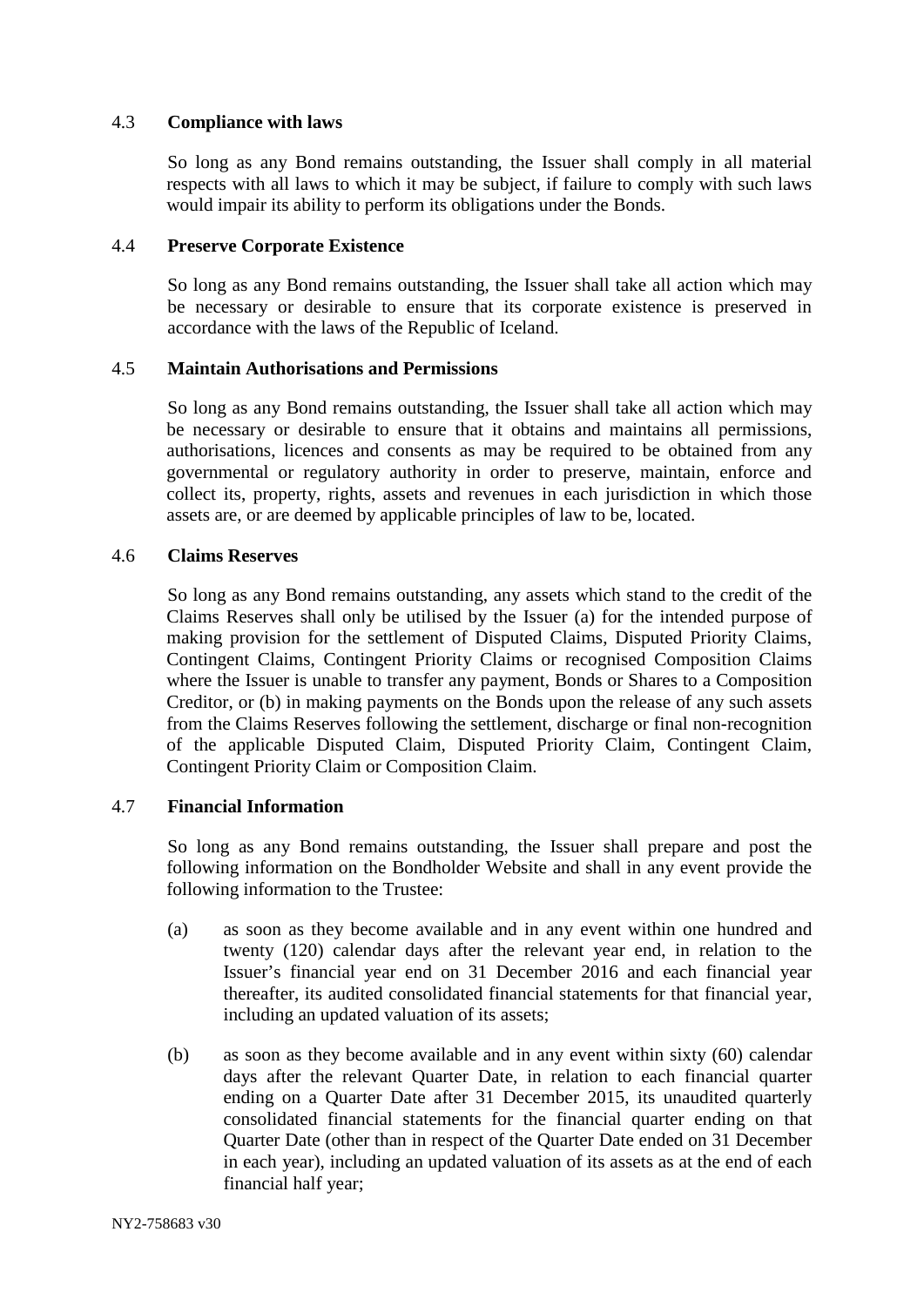### 4.3 **Compliance with laws**

So long as any Bond remains outstanding, the Issuer shall comply in all material respects with all laws to which it may be subject, if failure to comply with such laws would impair its ability to perform its obligations under the Bonds.

### 4.4 **Preserve Corporate Existence**

So long as any Bond remains outstanding, the Issuer shall take all action which may be necessary or desirable to ensure that its corporate existence is preserved in accordance with the laws of the Republic of Iceland.

### 4.5 **Maintain Authorisations and Permissions**

So long as any Bond remains outstanding, the Issuer shall take all action which may be necessary or desirable to ensure that it obtains and maintains all permissions, authorisations, licences and consents as may be required to be obtained from any governmental or regulatory authority in order to preserve, maintain, enforce and collect its, property, rights, assets and revenues in each jurisdiction in which those assets are, or are deemed by applicable principles of law to be, located.

### 4.6 **Claims Reserves**

So long as any Bond remains outstanding, any assets which stand to the credit of the Claims Reserves shall only be utilised by the Issuer (a) for the intended purpose of making provision for the settlement of Disputed Claims, Disputed Priority Claims, Contingent Claims, Contingent Priority Claims or recognised Composition Claims where the Issuer is unable to transfer any payment, Bonds or Shares to a Composition Creditor, or (b) in making payments on the Bonds upon the release of any such assets from the Claims Reserves following the settlement, discharge or final non-recognition of the applicable Disputed Claim, Disputed Priority Claim, Contingent Claim, Contingent Priority Claim or Composition Claim.

### 4.7 **Financial Information**

So long as any Bond remains outstanding, the Issuer shall prepare and post the following information on the Bondholder Website and shall in any event provide the following information to the Trustee:

(a) as soon as they become available and in any event within one hundred and twenty (120) calendar days after the relevant year end, in relation to the Issuer's financial year end on 31 December 2016 and each financial year thereafter, its audited consolidated financial statements for that financial year, including an updated valuation of its assets;

(b) as soon as they become available and in any event within sixty (60) calendar days after the relevant Quarter Date, in relation to each financial quarter ending on a Quarter Date after 31 December 2015, its unaudited quarterly consolidated financial statements for the financial quarter ending on that Quarter Date (other than in respect of the Quarter Date ended on 31 December in each year), including an updated valuation of its assets as at the end of each financial half year;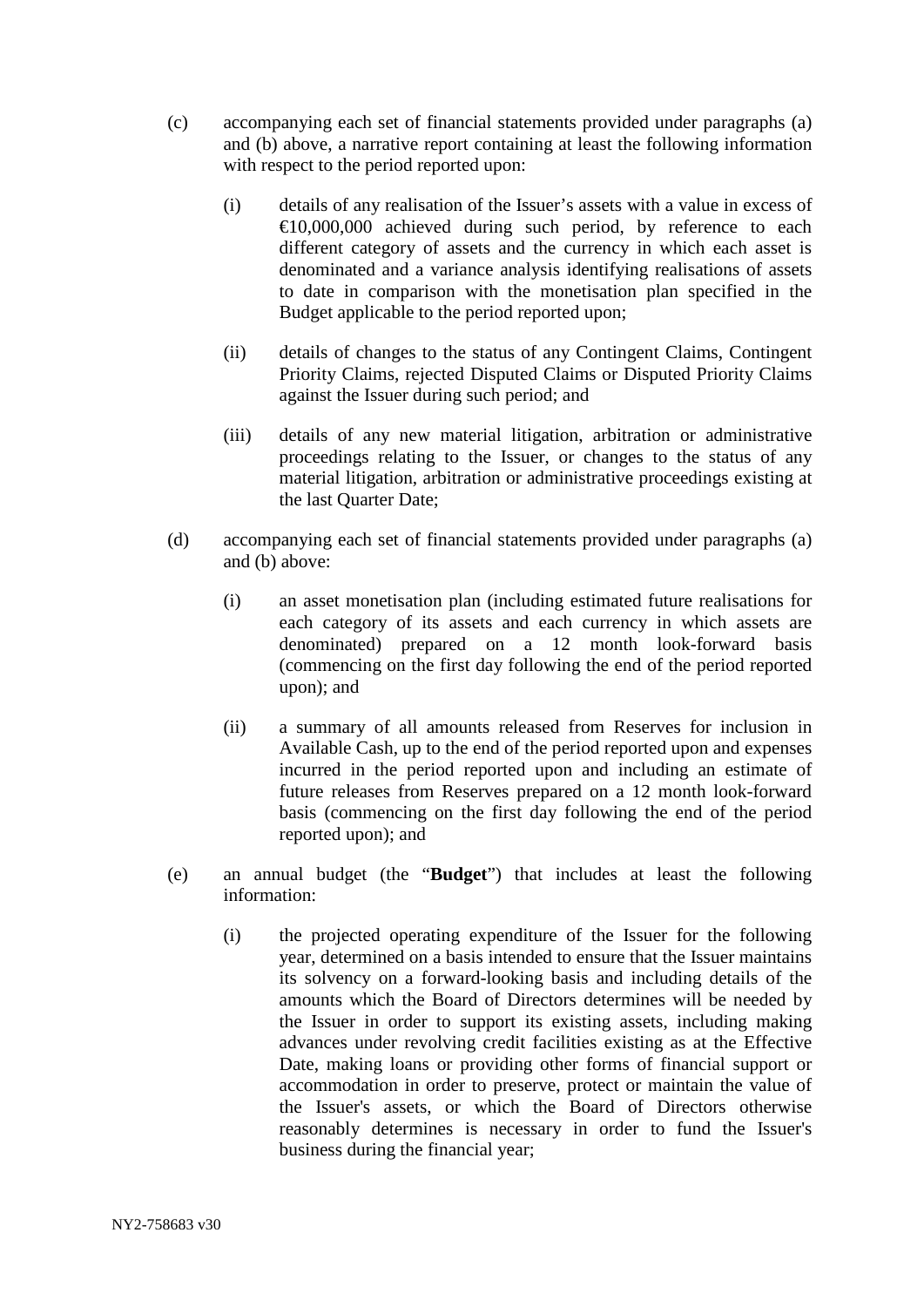(c) accompanying each set of financial statements provided under paragraphs (a) and (b) above, a narrative report containing at least the following information with respect to the period reported upon:

   (i) details of any realisation of the Issuer's assets with a value in excess of €10,000,000 achieved during such period, by reference to each different category of assets and the currency in which each asset is denominated and a variance analysis identifying realisations of assets to date in comparison with the monetisation plan specified in the Budget applicable to the period reported upon;

   (ii) details of changes to the status of any Contingent Claims, Contingent Priority Claims, rejected Disputed Claims or Disputed Priority Claims against the Issuer during such period; and

   (iii) details of any new material litigation, arbitration or administrative proceedings relating to the Issuer, or changes to the status of any material litigation, arbitration or administrative proceedings existing at the last Quarter Date;

(d) accompanying each set of financial statements provided under paragraphs (a) and (b) above:

   (i) an asset monetisation plan (including estimated future realisations for each category of its assets and each currency in which assets are denominated) prepared on a 12 month look-forward basis (commencing on the first day following the end of the period reported upon); and

   (ii) a summary of all amounts released from Reserves for inclusion in Available Cash, up to the end of the period reported upon and expenses incurred in the period reported upon and including an estimate of future releases from Reserves prepared on a 12 month look-forward basis (commencing on the first day following the end of the period reported upon); and

(e) an annual budget (the "**Budget**") that includes at least the following information:

   (i) the projected operating expenditure of the Issuer for the following year, determined on a basis intended to ensure that the Issuer maintains its solvency on a forward-looking basis and including details of the amounts which the Board of Directors determines will be needed by the Issuer in order to support its existing assets, including making advances under revolving credit facilities existing as at the Effective Date, making loans or providing other forms of financial support or accommodation in order to preserve, protect or maintain the value of the Issuer's assets, or which the Board of Directors otherwise reasonably determines is necessary in order to fund the Issuer's business during the financial year;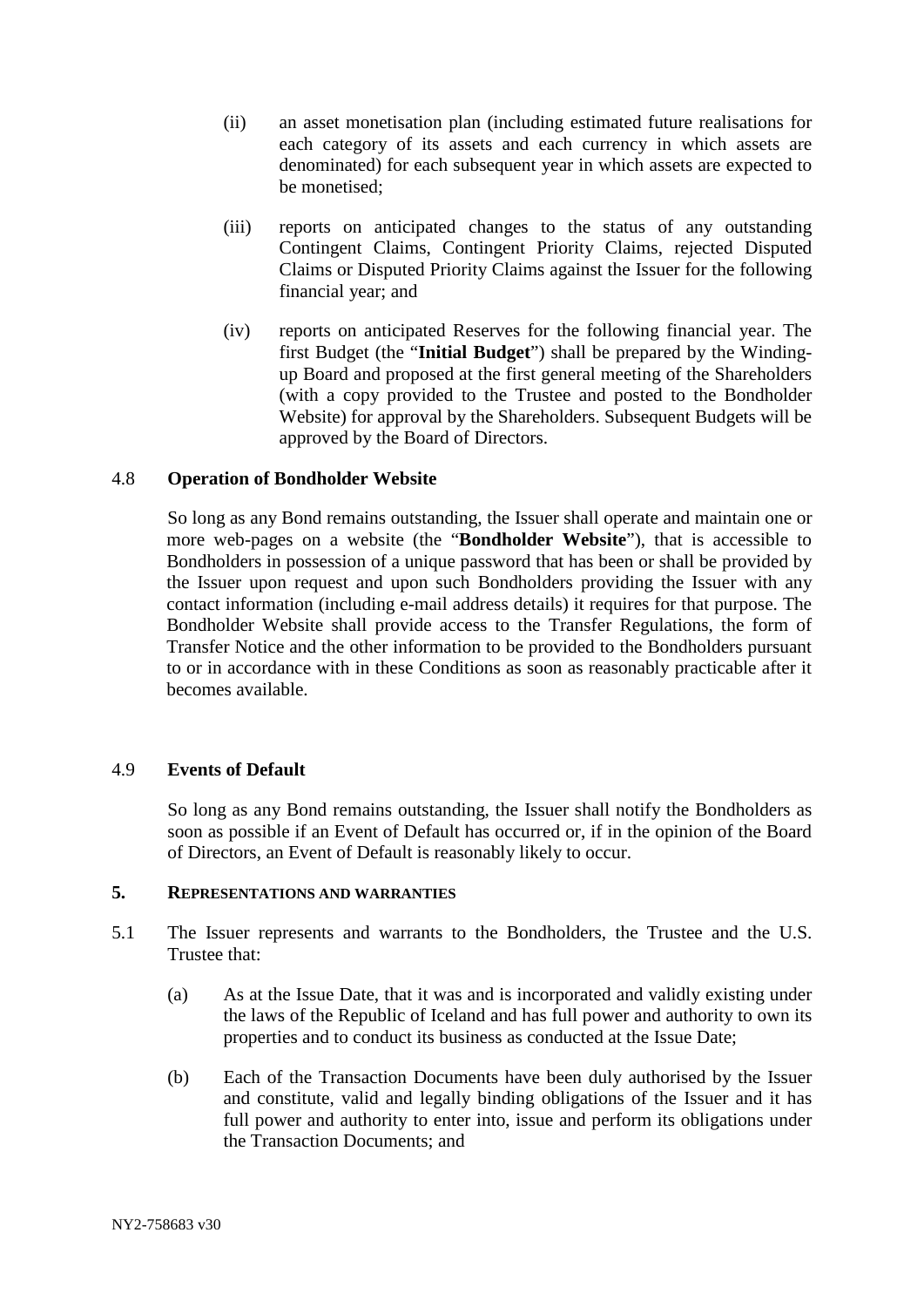(ii) an asset monetisation plan (including estimated future realisations for each category of its assets and each currency in which assets are denominated) for each subsequent year in which assets are expected to be monetised;

(iii) reports on anticipated changes to the status of any outstanding Contingent Claims, Contingent Priority Claims, rejected Disputed Claims or Disputed Priority Claims against the Issuer for the following financial year; and

(iv) reports on anticipated Reserves for the following financial year. The first Budget (the "**Initial Budget**") shall be prepared by the Winding-up Board and proposed at the first general meeting of the Shareholders (with a copy provided to the Trustee and posted to the Bondholder Website) for approval by the Shareholders. Subsequent Budgets will be approved by the Board of Directors.

4.8 **Operation of Bondholder Website**

So long as any Bond remains outstanding, the Issuer shall operate and maintain one or more web-pages on a website (the "**Bondholder Website**"), that is accessible to Bondholders in possession of a unique password that has been or shall be provided by the Issuer upon request and upon such Bondholders providing the Issuer with any contact information (including e-mail address details) it requires for that purpose. The Bondholder Website shall provide access to the Transfer Regulations, the form of Transfer Notice and the other information to be provided to the Bondholders pursuant to or in accordance with in these Conditions as soon as reasonably practicable after it becomes available.

4.9 **Events of Default**

So long as any Bond remains outstanding, the Issuer shall notify the Bondholders as soon as possible if an Event of Default has occurred or, if in the opinion of the Board of Directors, an Event of Default is reasonably likely to occur.

## 5. REPRESENTATIONS AND WARRANTIES

5.1 The Issuer represents and warrants to the Bondholders, the Trustee and the U.S. Trustee that:

(a) As at the Issue Date, that it was and is incorporated and validly existing under the laws of the Republic of Iceland and has full power and authority to own its properties and to conduct its business as conducted at the Issue Date;

(b) Each of the Transaction Documents have been duly authorised by the Issuer and constitute, valid and legally binding obligations of the Issuer and it has full power and authority to enter into, issue and perform its obligations under the Transaction Documents; and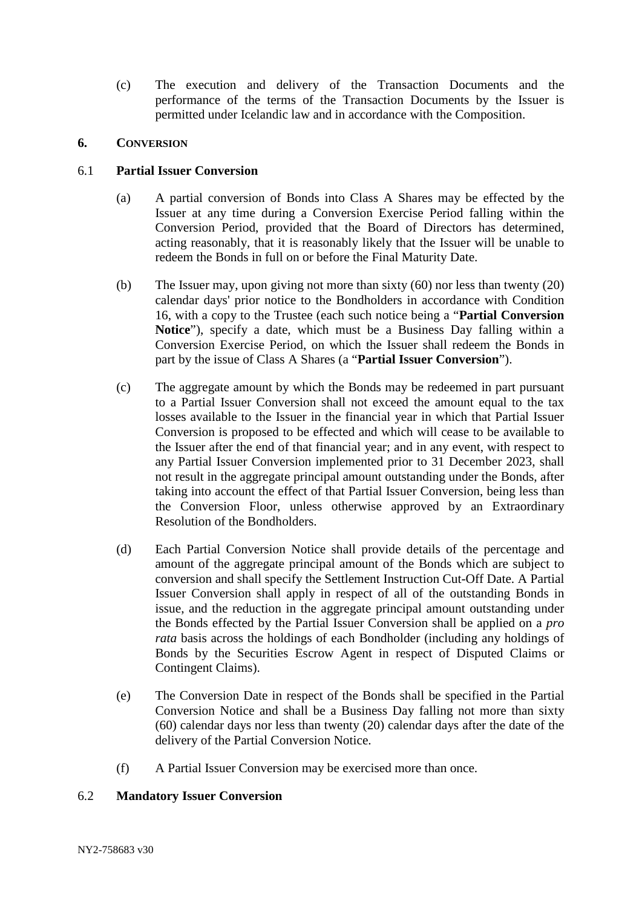(c) The execution and delivery of the Transaction Documents and the performance of the terms of the Transaction Documents by the Issuer is permitted under Icelandic law and in accordance with the Composition.

## 6. CONVERSION

### 6.1 Partial Issuer Conversion

(a) A partial conversion of Bonds into Class A Shares may be effected by the Issuer at any time during a Conversion Exercise Period falling within the Conversion Period, provided that the Board of Directors has determined, acting reasonably, that it is reasonably likely that the Issuer will be unable to redeem the Bonds in full on or before the Final Maturity Date.

(b) The Issuer may, upon giving not more than sixty (60) nor less than twenty (20) calendar days' prior notice to the Bondholders in accordance with Condition 16, with a copy to the Trustee (each such notice being a "**Partial Conversion Notice**"), specify a date, which must be a Business Day falling within a Conversion Exercise Period, on which the Issuer shall redeem the Bonds in part by the issue of Class A Shares (a "**Partial Issuer Conversion**").

(c) The aggregate amount by which the Bonds may be redeemed in part pursuant to a Partial Issuer Conversion shall not exceed the amount equal to the tax losses available to the Issuer in the financial year in which that Partial Issuer Conversion is proposed to be effected and which will cease to be available to the Issuer after the end of that financial year; and in any event, with respect to any Partial Issuer Conversion implemented prior to 31 December 2023, shall not result in the aggregate principal amount outstanding under the Bonds, after taking into account the effect of that Partial Issuer Conversion, being less than the Conversion Floor, unless otherwise approved by an Extraordinary Resolution of the Bondholders.

(d) Each Partial Conversion Notice shall provide details of the percentage and amount of the aggregate principal amount of the Bonds which are subject to conversion and shall specify the Settlement Instruction Cut-Off Date. A Partial Issuer Conversion shall apply in respect of all of the outstanding Bonds in issue, and the reduction in the aggregate principal amount outstanding under the Bonds effected by the Partial Issuer Conversion shall be applied on a *pro rata* basis across the holdings of each Bondholder (including any holdings of Bonds by the Securities Escrow Agent in respect of Disputed Claims or Contingent Claims).

(e) The Conversion Date in respect of the Bonds shall be specified in the Partial Conversion Notice and shall be a Business Day falling not more than sixty (60) calendar days nor less than twenty (20) calendar days after the date of the delivery of the Partial Conversion Notice.

(f) A Partial Issuer Conversion may be exercised more than once.

### 6.2 Mandatory Issuer Conversion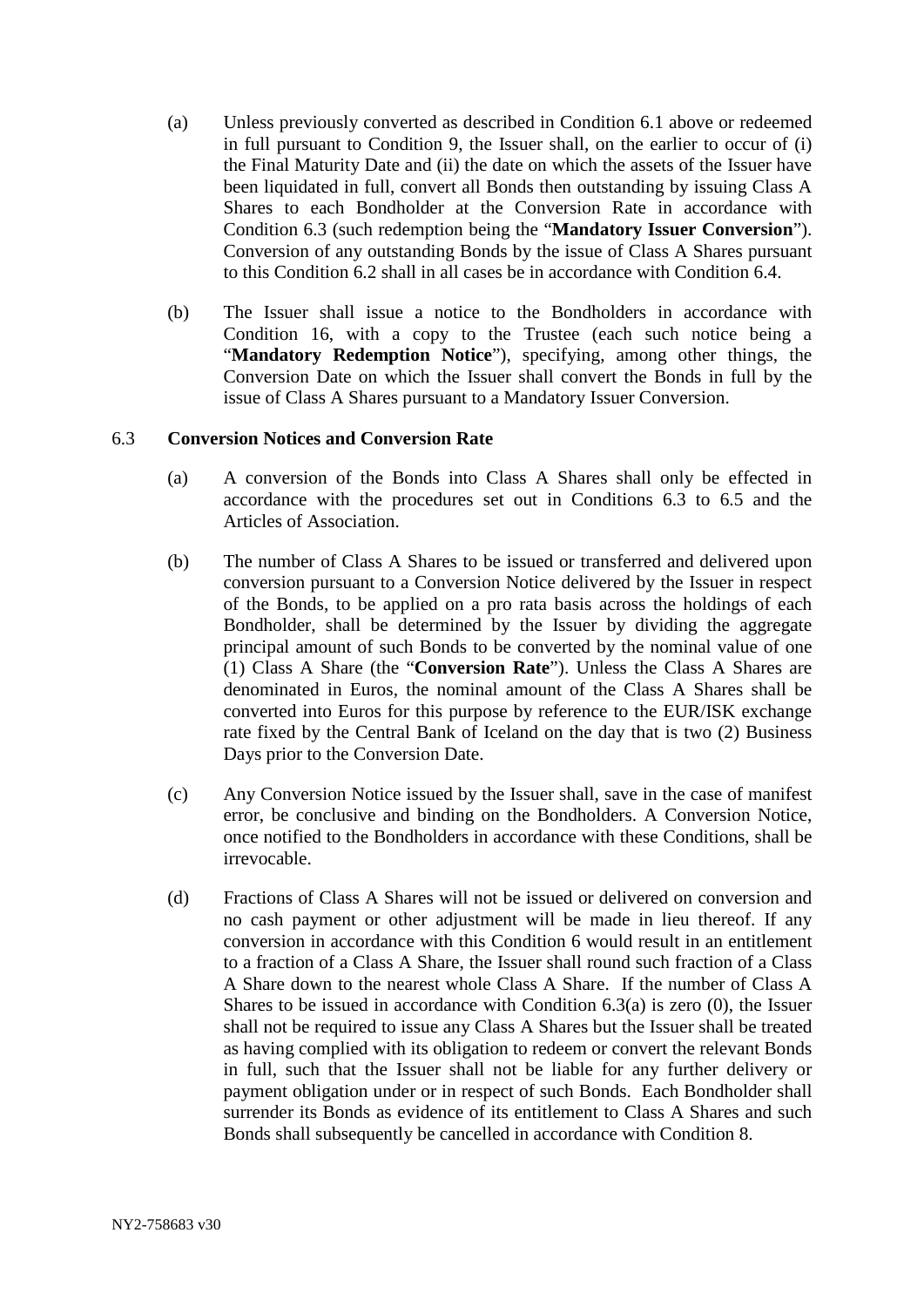(a) Unless previously converted as described in Condition 6.1 above or redeemed in full pursuant to Condition 9, the Issuer shall, on the earlier to occur of (i) the Final Maturity Date and (ii) the date on which the assets of the Issuer have been liquidated in full, convert all Bonds then outstanding by issuing Class A Shares to each Bondholder at the Conversion Rate in accordance with Condition 6.3 (such redemption being the "**Mandatory Issuer Conversion**"). Conversion of any outstanding Bonds by the issue of Class A Shares pursuant to this Condition 6.2 shall in all cases be in accordance with Condition 6.4.

(b) The Issuer shall issue a notice to the Bondholders in accordance with Condition 16, with a copy to the Trustee (each such notice being a "**Mandatory Redemption Notice**"), specifying, among other things, the Conversion Date on which the Issuer shall convert the Bonds in full by the issue of Class A Shares pursuant to a Mandatory Issuer Conversion.

### 6.3 Conversion Notices and Conversion Rate

(a) A conversion of the Bonds into Class A Shares shall only be effected in accordance with the procedures set out in Conditions 6.3 to 6.5 and the Articles of Association.

(b) The number of Class A Shares to be issued or transferred and delivered upon conversion pursuant to a Conversion Notice delivered by the Issuer in respect of the Bonds, to be applied on a pro rata basis across the holdings of each Bondholder, shall be determined by the Issuer by dividing the aggregate principal amount of such Bonds to be converted by the nominal value of one (1) Class A Share (the "**Conversion Rate**"). Unless the Class A Shares are denominated in Euros, the nominal amount of the Class A Shares shall be converted into Euros for this purpose by reference to the EUR/ISK exchange rate fixed by the Central Bank of Iceland on the day that is two (2) Business Days prior to the Conversion Date.

(c) Any Conversion Notice issued by the Issuer shall, save in the case of manifest error, be conclusive and binding on the Bondholders. A Conversion Notice, once notified to the Bondholders in accordance with these Conditions, shall be irrevocable.

(d) Fractions of Class A Shares will not be issued or delivered on conversion and no cash payment or other adjustment will be made in lieu thereof. If any conversion in accordance with this Condition 6 would result in an entitlement to a fraction of a Class A Share, the Issuer shall round such fraction of a Class A Share down to the nearest whole Class A Share. If the number of Class A Shares to be issued in accordance with Condition 6.3(a) is zero (0), the Issuer shall not be required to issue any Class A Shares but the Issuer shall be treated as having complied with its obligation to redeem or convert the relevant Bonds in full, such that the Issuer shall not be liable for any further delivery or payment obligation under or in respect of such Bonds. Each Bondholder shall surrender its Bonds as evidence of its entitlement to Class A Shares and such Bonds shall subsequently be cancelled in accordance with Condition 8.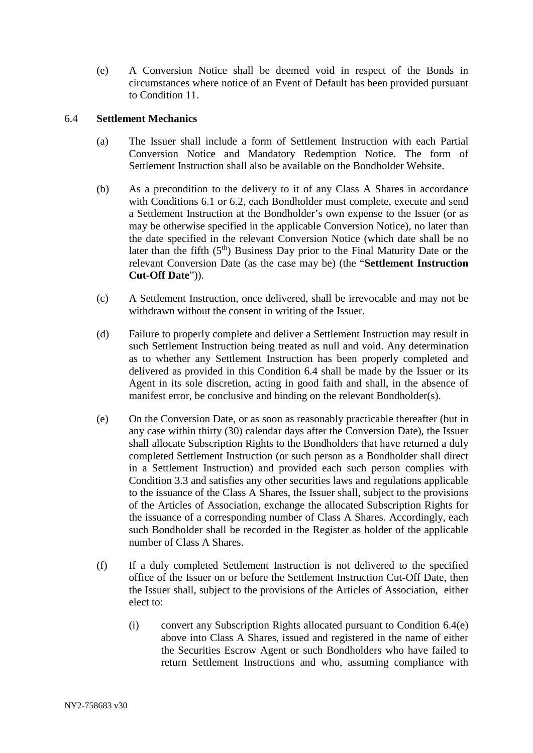(e) A Conversion Notice shall be deemed void in respect of the Bonds in circumstances where notice of an Event of Default has been provided pursuant to Condition 11.

6.4 **Settlement Mechanics**

(a) The Issuer shall include a form of Settlement Instruction with each Partial Conversion Notice and Mandatory Redemption Notice. The form of Settlement Instruction shall also be available on the Bondholder Website.

(b) As a precondition to the delivery to it of any Class A Shares in accordance with Conditions 6.1 or 6.2, each Bondholder must complete, execute and send a Settlement Instruction at the Bondholder's own expense to the Issuer (or as may be otherwise specified in the applicable Conversion Notice), no later than the date specified in the relevant Conversion Notice (which date shall be no later than the fifth (5th) Business Day prior to the Final Maturity Date or the relevant Conversion Date (as the case may be) (the "**Settlement Instruction Cut-Off Date**")).

(c) A Settlement Instruction, once delivered, shall be irrevocable and may not be withdrawn without the consent in writing of the Issuer.

(d) Failure to properly complete and deliver a Settlement Instruction may result in such Settlement Instruction being treated as null and void. Any determination as to whether any Settlement Instruction has been properly completed and delivered as provided in this Condition 6.4 shall be made by the Issuer or its Agent in its sole discretion, acting in good faith and shall, in the absence of manifest error, be conclusive and binding on the relevant Bondholder(s).

(e) On the Conversion Date, or as soon as reasonably practicable thereafter (but in any case within thirty (30) calendar days after the Conversion Date), the Issuer shall allocate Subscription Rights to the Bondholders that have returned a duly completed Settlement Instruction (or such person as a Bondholder shall direct in a Settlement Instruction) and provided each such person complies with Condition 3.3 and satisfies any other securities laws and regulations applicable to the issuance of the Class A Shares, the Issuer shall, subject to the provisions of the Articles of Association, exchange the allocated Subscription Rights for the issuance of a corresponding number of Class A Shares. Accordingly, each such Bondholder shall be recorded in the Register as holder of the applicable number of Class A Shares.

(f) If a duly completed Settlement Instruction is not delivered to the specified office of the Issuer on or before the Settlement Instruction Cut-Off Date, then the Issuer shall, subject to the provisions of the Articles of Association, either elect to:

(i) convert any Subscription Rights allocated pursuant to Condition 6.4(e) above into Class A Shares, issued and registered in the name of either the Securities Escrow Agent or such Bondholders who have failed to return Settlement Instructions and who, assuming compliance with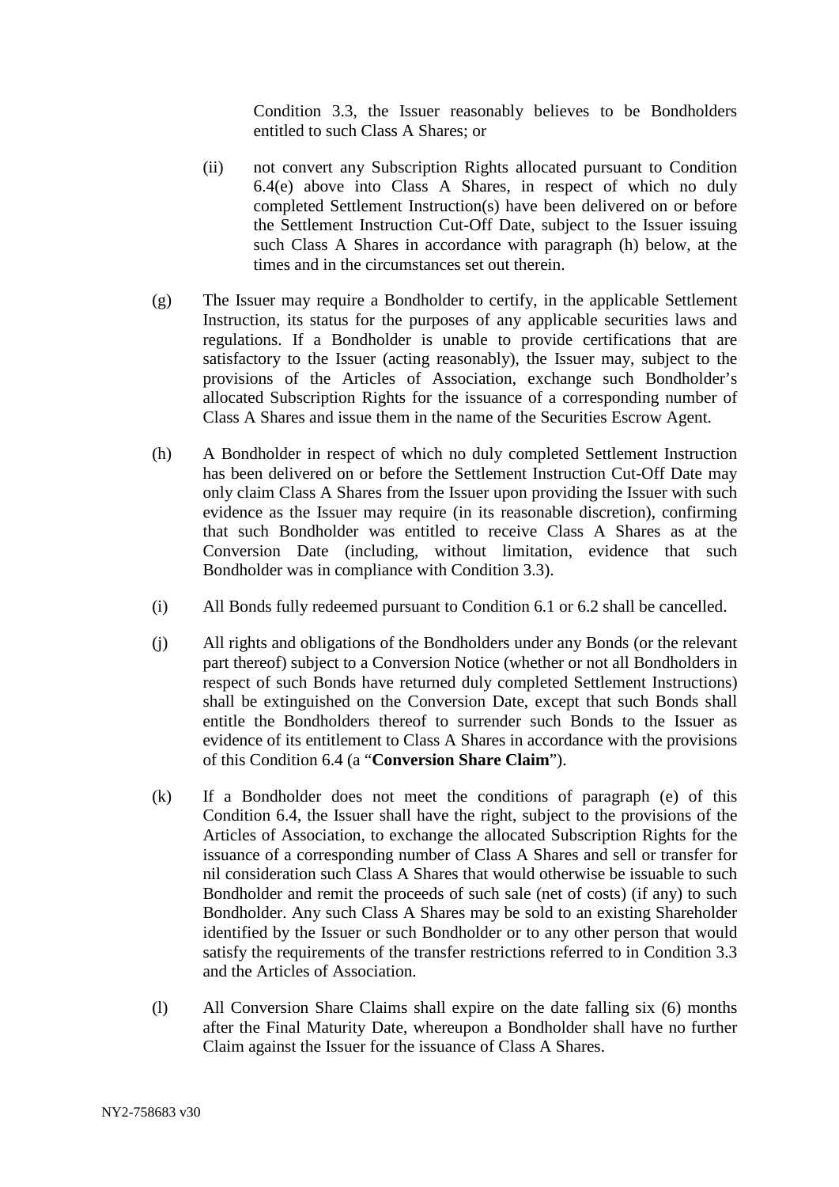Condition 3.3, the Issuer reasonably believes to be Bondholders entitled to such Class A Shares; or

(ii) not convert any Subscription Rights allocated pursuant to Condition 6.4(e) above into Class A Shares, in respect of which no duly completed Settlement Instruction(s) have been delivered on or before the Settlement Instruction Cut-Off Date, subject to the Issuer issuing such Class A Shares in accordance with paragraph (h) below, at the times and in the circumstances set out therein.

(g) The Issuer may require a Bondholder to certify, in the applicable Settlement Instruction, its status for the purposes of any applicable securities laws and regulations. If a Bondholder is unable to provide certifications that are satisfactory to the Issuer (acting reasonably), the Issuer may, subject to the provisions of the Articles of Association, exchange such Bondholder's allocated Subscription Rights for the issuance of a corresponding number of Class A Shares and issue them in the name of the Securities Escrow Agent.

(h) A Bondholder in respect of which no duly completed Settlement Instruction has been delivered on or before the Settlement Instruction Cut-Off Date may only claim Class A Shares from the Issuer upon providing the Issuer with such evidence as the Issuer may require (in its reasonable discretion), confirming that such Bondholder was entitled to receive Class A Shares as at the Conversion Date (including, without limitation, evidence that such Bondholder was in compliance with Condition 3.3).

(i) All Bonds fully redeemed pursuant to Condition 6.1 or 6.2 shall be cancelled.

(j) All rights and obligations of the Bondholders under any Bonds (or the relevant part thereof) subject to a Conversion Notice (whether or not all Bondholders in respect of such Bonds have returned duly completed Settlement Instructions) shall be extinguished on the Conversion Date, except that such Bonds shall entitle the Bondholders thereof to surrender such Bonds to the Issuer as evidence of its entitlement to Class A Shares in accordance with the provisions of this Condition 6.4 (a "**Conversion Share Claim**").

(k) If a Bondholder does not meet the conditions of paragraph (e) of this Condition 6.4, the Issuer shall have the right, subject to the provisions of the Articles of Association, to exchange the allocated Subscription Rights for the issuance of a corresponding number of Class A Shares and sell or transfer for nil consideration such Class A Shares that would otherwise be issuable to such Bondholder and remit the proceeds of such sale (net of costs) (if any) to such Bondholder. Any such Class A Shares may be sold to an existing Shareholder identified by the Issuer or such Bondholder or to any other person that would satisfy the requirements of the transfer restrictions referred to in Condition 3.3 and the Articles of Association.

(l) All Conversion Share Claims shall expire on the date falling six (6) months after the Final Maturity Date, whereupon a Bondholder shall have no further Claim against the Issuer for the issuance of Class A Shares.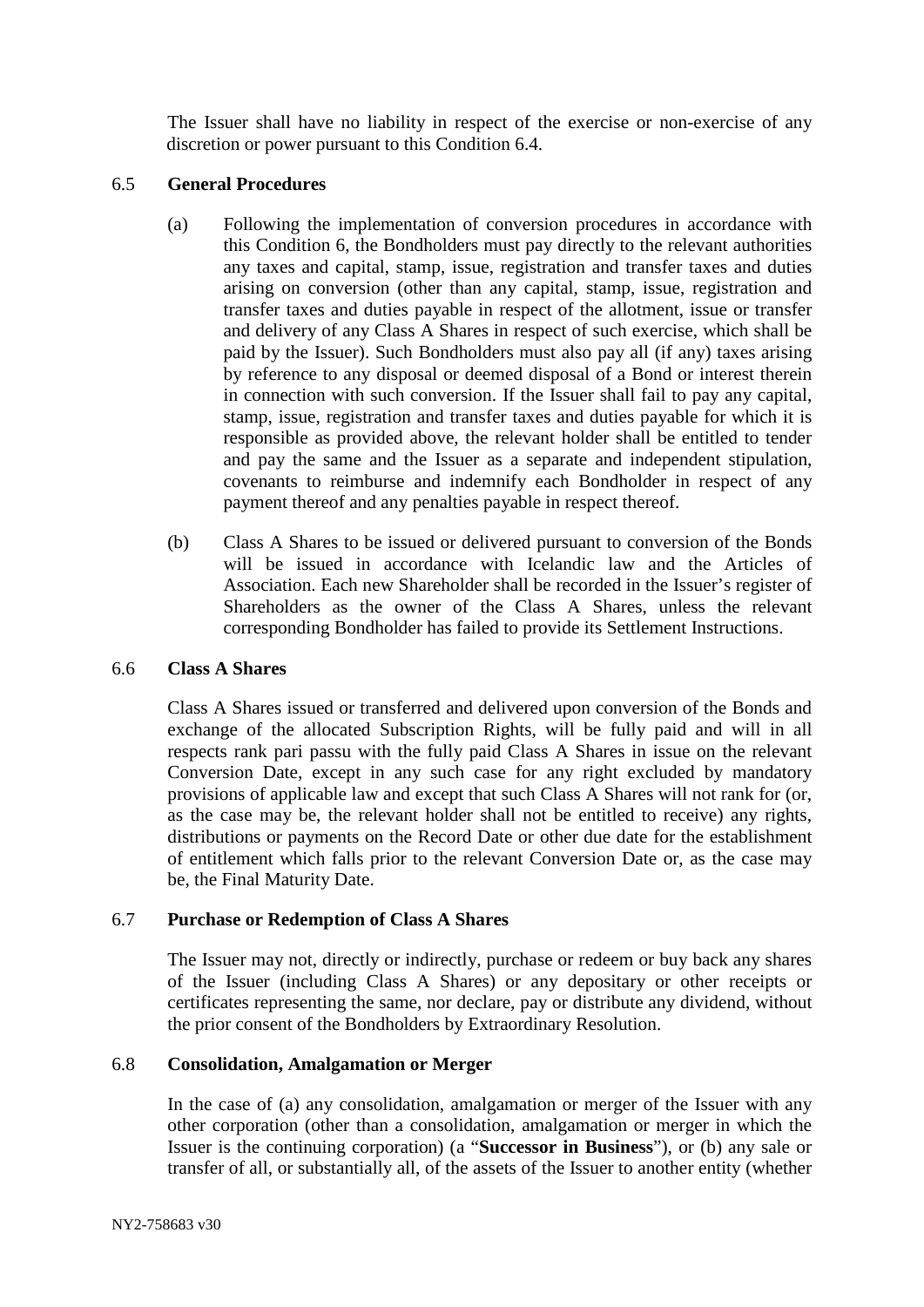The Issuer shall have no liability in respect of the exercise or non-exercise of any discretion or power pursuant to this Condition 6.4.

### 6.5 General Procedures

(a) Following the implementation of conversion procedures in accordance with this Condition 6, the Bondholders must pay directly to the relevant authorities any taxes and capital, stamp, issue, registration and transfer taxes and duties arising on conversion (other than any capital, stamp, issue, registration and transfer taxes and duties payable in respect of the allotment, issue or transfer and delivery of any Class A Shares in respect of such exercise, which shall be paid by the Issuer). Such Bondholders must also pay all (if any) taxes arising by reference to any disposal or deemed disposal of a Bond or interest therein in connection with such conversion. If the Issuer shall fail to pay any capital, stamp, issue, registration and transfer taxes and duties payable for which it is responsible as provided above, the relevant holder shall be entitled to tender and pay the same and the Issuer as a separate and independent stipulation, covenants to reimburse and indemnify each Bondholder in respect of any payment thereof and any penalties payable in respect thereof.

(b) Class A Shares to be issued or delivered pursuant to conversion of the Bonds will be issued in accordance with Icelandic law and the Articles of Association. Each new Shareholder shall be recorded in the Issuer's register of Shareholders as the owner of the Class A Shares, unless the relevant corresponding Bondholder has failed to provide its Settlement Instructions.

### 6.6 Class A Shares

Class A Shares issued or transferred and delivered upon conversion of the Bonds and exchange of the allocated Subscription Rights, will be fully paid and will in all respects rank pari passu with the fully paid Class A Shares in issue on the relevant Conversion Date, except in any such case for any right excluded by mandatory provisions of applicable law and except that such Class A Shares will not rank for (or, as the case may be, the relevant holder shall not be entitled to receive) any rights, distributions or payments on the Record Date or other due date for the establishment of entitlement which falls prior to the relevant Conversion Date or, as the case may be, the Final Maturity Date.

### 6.7 Purchase or Redemption of Class A Shares

The Issuer may not, directly or indirectly, purchase or redeem or buy back any shares of the Issuer (including Class A Shares) or any depositary or other receipts or certificates representing the same, nor declare, pay or distribute any dividend, without the prior consent of the Bondholders by Extraordinary Resolution.

### 6.8 Consolidation, Amalgamation or Merger

In the case of (a) any consolidation, amalgamation or merger of the Issuer with any other corporation (other than a consolidation, amalgamation or merger in which the Issuer is the continuing corporation) (a "**Successor in Business**"), or (b) any sale or transfer of all, or substantially all, of the assets of the Issuer to another entity (whether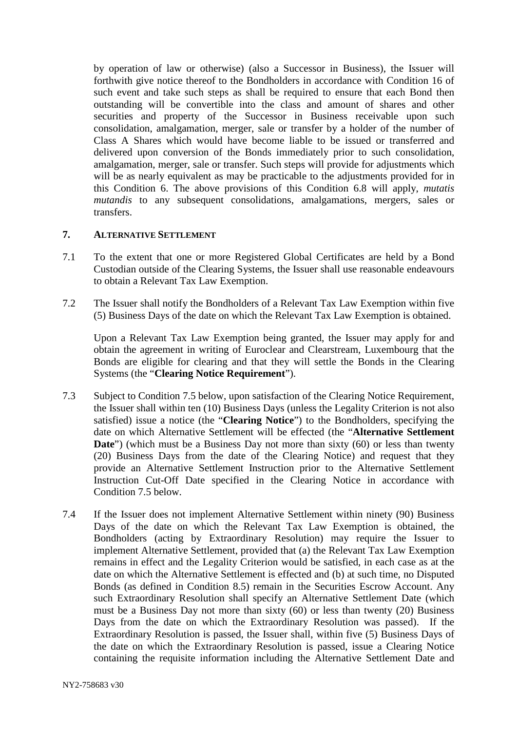by operation of law or otherwise) (also a Successor in Business), the Issuer will forthwith give notice thereof to the Bondholders in accordance with Condition 16 of such event and take such steps as shall be required to ensure that each Bond then outstanding will be convertible into the class and amount of shares and other securities and property of the Successor in Business receivable upon such consolidation, amalgamation, merger, sale or transfer by a holder of the number of Class A Shares which would have become liable to be issued or transferred and delivered upon conversion of the Bonds immediately prior to such consolidation, amalgamation, merger, sale or transfer. Such steps will provide for adjustments which will be as nearly equivalent as may be practicable to the adjustments provided for in this Condition 6. The above provisions of this Condition 6.8 will apply, *mutatis mutandis* to any subsequent consolidations, amalgamations, mergers, sales or transfers.

## 7. ALTERNATIVE SETTLEMENT

7.1 To the extent that one or more Registered Global Certificates are held by a Bond Custodian outside of the Clearing Systems, the Issuer shall use reasonable endeavours to obtain a Relevant Tax Law Exemption.

7.2 The Issuer shall notify the Bondholders of a Relevant Tax Law Exemption within five (5) Business Days of the date on which the Relevant Tax Law Exemption is obtained.

Upon a Relevant Tax Law Exemption being granted, the Issuer may apply for and obtain the agreement in writing of Euroclear and Clearstream, Luxembourg that the Bonds are eligible for clearing and that they will settle the Bonds in the Clearing Systems (the "**Clearing Notice Requirement**").

7.3 Subject to Condition 7.5 below, upon satisfaction of the Clearing Notice Requirement, the Issuer shall within ten (10) Business Days (unless the Legality Criterion is not also satisfied) issue a notice (the "**Clearing Notice**") to the Bondholders, specifying the date on which Alternative Settlement will be effected (the "**Alternative Settlement Date**") (which must be a Business Day not more than sixty (60) or less than twenty (20) Business Days from the date of the Clearing Notice) and request that they provide an Alternative Settlement Instruction prior to the Alternative Settlement Instruction Cut-Off Date specified in the Clearing Notice in accordance with Condition 7.5 below.

7.4 If the Issuer does not implement Alternative Settlement within ninety (90) Business Days of the date on which the Relevant Tax Law Exemption is obtained, the Bondholders (acting by Extraordinary Resolution) may require the Issuer to implement Alternative Settlement, provided that (a) the Relevant Tax Law Exemption remains in effect and the Legality Criterion would be satisfied, in each case as at the date on which the Alternative Settlement is effected and (b) at such time, no Disputed Bonds (as defined in Condition 8.5) remain in the Securities Escrow Account. Any such Extraordinary Resolution shall specify an Alternative Settlement Date (which must be a Business Day not more than sixty (60) or less than twenty (20) Business Days from the date on which the Extraordinary Resolution was passed). If the Extraordinary Resolution is passed, the Issuer shall, within five (5) Business Days of the date on which the Extraordinary Resolution is passed, issue a Clearing Notice containing the requisite information including the Alternative Settlement Date and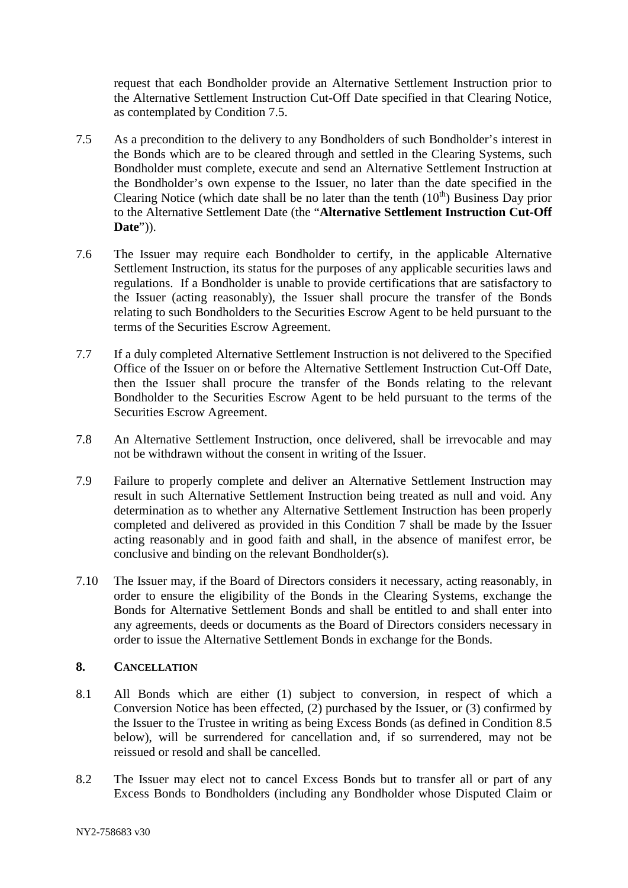request that each Bondholder provide an Alternative Settlement Instruction prior to the Alternative Settlement Instruction Cut-Off Date specified in that Clearing Notice, as contemplated by Condition 7.5.

7.5 As a precondition to the delivery to any Bondholders of such Bondholder's interest in the Bonds which are to be cleared through and settled in the Clearing Systems, such Bondholder must complete, execute and send an Alternative Settlement Instruction at the Bondholder's own expense to the Issuer, no later than the date specified in the Clearing Notice (which date shall be no later than the tenth ($10^{th}$) Business Day prior to the Alternative Settlement Date (the "**Alternative Settlement Instruction Cut-Off Date**")).

7.6 The Issuer may require each Bondholder to certify, in the applicable Alternative Settlement Instruction, its status for the purposes of any applicable securities laws and regulations. If a Bondholder is unable to provide certifications that are satisfactory to the Issuer (acting reasonably), the Issuer shall procure the transfer of the Bonds relating to such Bondholders to the Securities Escrow Agent to be held pursuant to the terms of the Securities Escrow Agreement.

7.7 If a duly completed Alternative Settlement Instruction is not delivered to the Specified Office of the Issuer on or before the Alternative Settlement Instruction Cut-Off Date, then the Issuer shall procure the transfer of the Bonds relating to the relevant Bondholder to the Securities Escrow Agent to be held pursuant to the terms of the Securities Escrow Agreement.

7.8 An Alternative Settlement Instruction, once delivered, shall be irrevocable and may not be withdrawn without the consent in writing of the Issuer.

7.9 Failure to properly complete and deliver an Alternative Settlement Instruction may result in such Alternative Settlement Instruction being treated as null and void. Any determination as to whether any Alternative Settlement Instruction has been properly completed and delivered as provided in this Condition 7 shall be made by the Issuer acting reasonably and in good faith and shall, in the absence of manifest error, be conclusive and binding on the relevant Bondholder(s).

7.10 The Issuer may, if the Board of Directors considers it necessary, acting reasonably, in order to ensure the eligibility of the Bonds in the Clearing Systems, exchange the Bonds for Alternative Settlement Bonds and shall be entitled to and shall enter into any agreements, deeds or documents as the Board of Directors considers necessary in order to issue the Alternative Settlement Bonds in exchange for the Bonds.

## 8. CANCELLATION

8.1 All Bonds which are either (1) subject to conversion, in respect of which a Conversion Notice has been effected, (2) purchased by the Issuer, or (3) confirmed by the Issuer to the Trustee in writing as being Excess Bonds (as defined in Condition 8.5 below), will be surrendered for cancellation and, if so surrendered, may not be reissued or resold and shall be cancelled.

8.2 The Issuer may elect not to cancel Excess Bonds but to transfer all or part of any Excess Bonds to Bondholders (including any Bondholder whose Disputed Claim or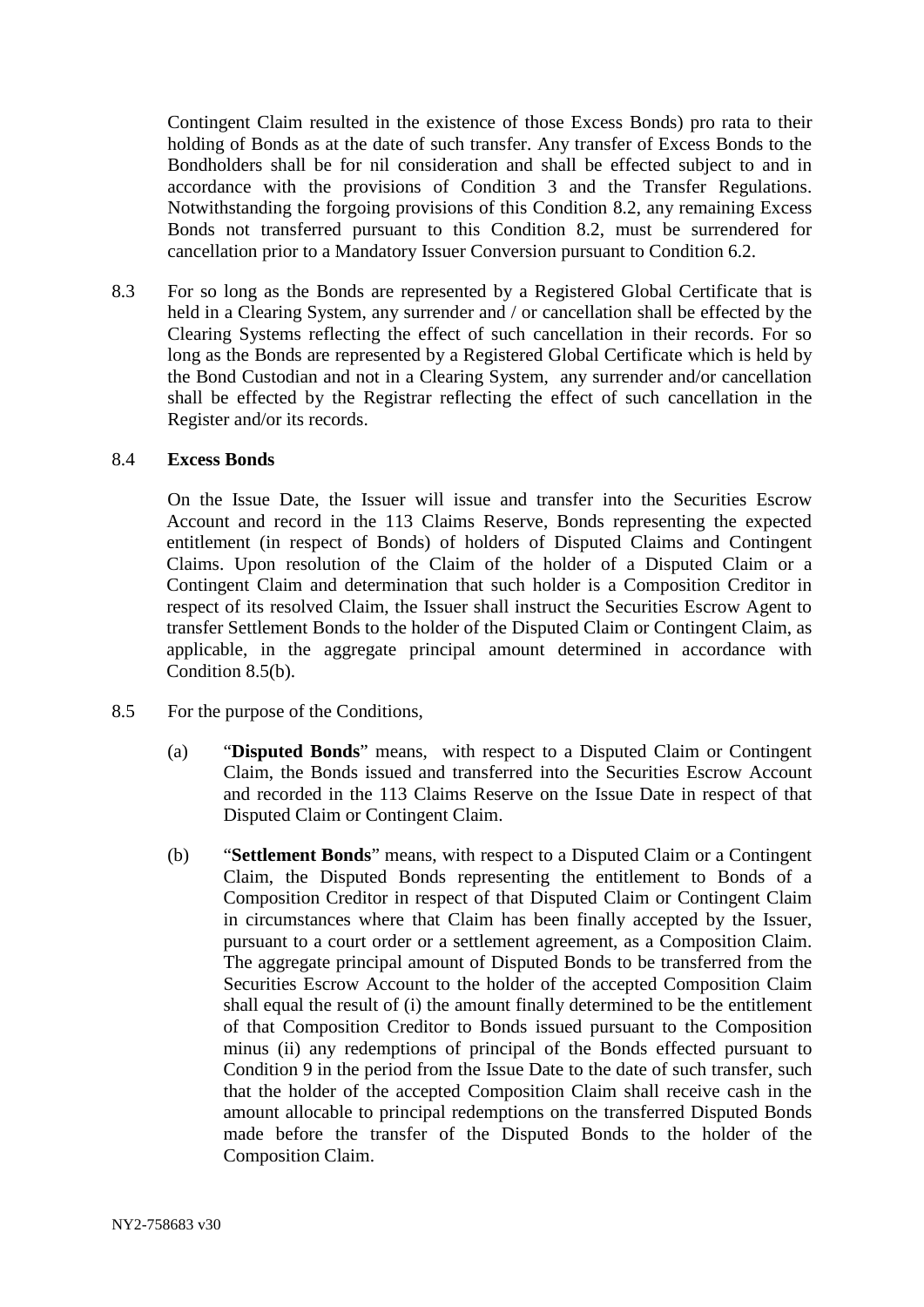Contingent Claim resulted in the existence of those Excess Bonds) pro rata to their holding of Bonds as at the date of such transfer. Any transfer of Excess Bonds to the Bondholders shall be for nil consideration and shall be effected subject to and in accordance with the provisions of Condition 3 and the Transfer Regulations. Notwithstanding the forgoing provisions of this Condition 8.2, any remaining Excess Bonds not transferred pursuant to this Condition 8.2, must be surrendered for cancellation prior to a Mandatory Issuer Conversion pursuant to Condition 6.2.

8.3 For so long as the Bonds are represented by a Registered Global Certificate that is held in a Clearing System, any surrender and / or cancellation shall be effected by the Clearing Systems reflecting the effect of such cancellation in their records. For so long as the Bonds are represented by a Registered Global Certificate which is held by the Bond Custodian and not in a Clearing System, any surrender and/or cancellation shall be effected by the Registrar reflecting the effect of such cancellation in the Register and/or its records.

8.4 **Excess Bonds**

On the Issue Date, the Issuer will issue and transfer into the Securities Escrow Account and record in the 113 Claims Reserve, Bonds representing the expected entitlement (in respect of Bonds) of holders of Disputed Claims and Contingent Claims. Upon resolution of the Claim of the holder of a Disputed Claim or a Contingent Claim and determination that such holder is a Composition Creditor in respect of its resolved Claim, the Issuer shall instruct the Securities Escrow Agent to transfer Settlement Bonds to the holder of the Disputed Claim or Contingent Claim, as applicable, in the aggregate principal amount determined in accordance with Condition 8.5(b).

8.5 For the purpose of the Conditions,

(a) "**Disputed Bonds**" means, with respect to a Disputed Claim or Contingent Claim, the Bonds issued and transferred into the Securities Escrow Account and recorded in the 113 Claims Reserve on the Issue Date in respect of that Disputed Claim or Contingent Claim.

(b) "**Settlement Bonds**" means, with respect to a Disputed Claim or a Contingent Claim, the Disputed Bonds representing the entitlement to Bonds of a Composition Creditor in respect of that Disputed Claim or Contingent Claim in circumstances where that Claim has been finally accepted by the Issuer, pursuant to a court order or a settlement agreement, as a Composition Claim. The aggregate principal amount of Disputed Bonds to be transferred from the Securities Escrow Account to the holder of the accepted Composition Claim shall equal the result of (i) the amount finally determined to be the entitlement of that Composition Creditor to Bonds issued pursuant to the Composition minus (ii) any redemptions of principal of the Bonds effected pursuant to Condition 9 in the period from the Issue Date to the date of such transfer, such that the holder of the accepted Composition Claim shall receive cash in the amount allocable to principal redemptions on the transferred Disputed Bonds made before the transfer of the Disputed Bonds to the holder of the Composition Claim.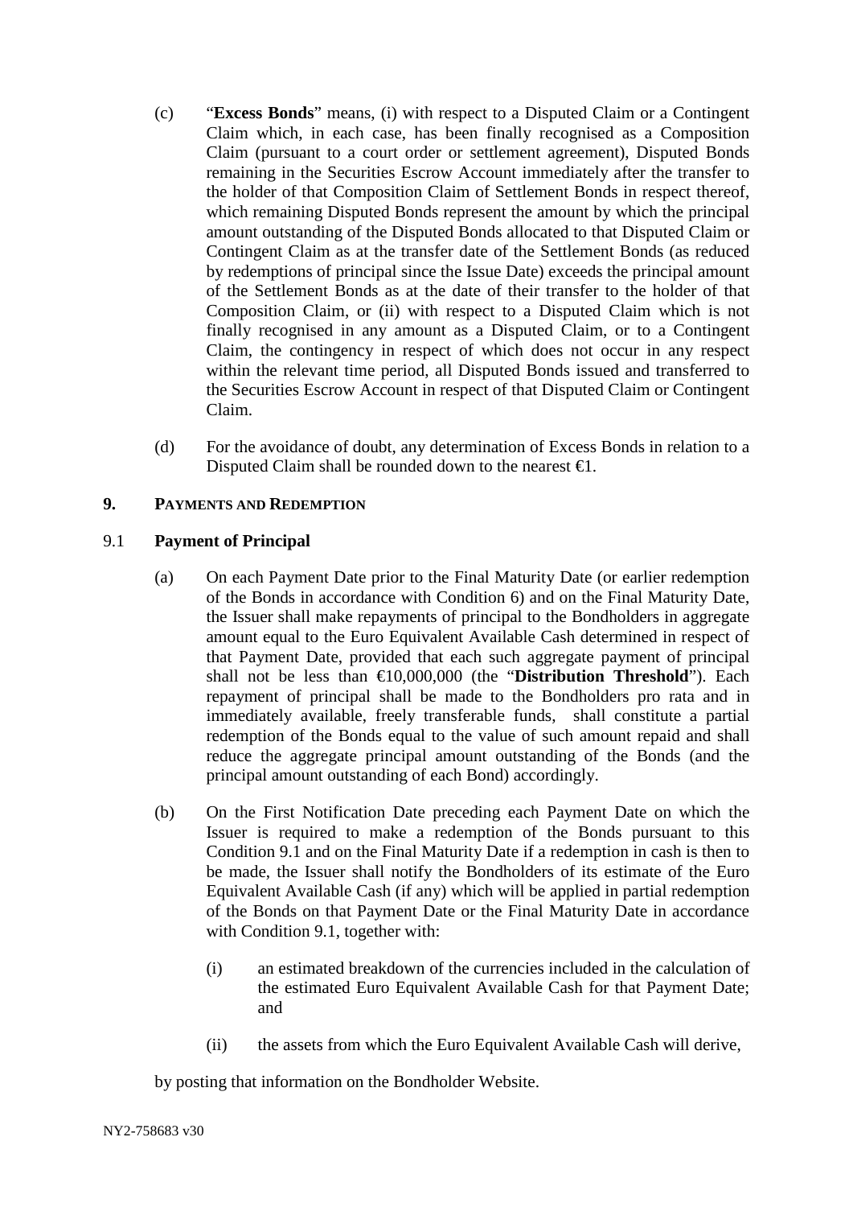(c) "**Excess Bonds**" means, (i) with respect to a Disputed Claim or a Contingent Claim which, in each case, has been finally recognised as a Composition Claim (pursuant to a court order or settlement agreement), Disputed Bonds remaining in the Securities Escrow Account immediately after the transfer to the holder of that Composition Claim of Settlement Bonds in respect thereof, which remaining Disputed Bonds represent the amount by which the principal amount outstanding of the Disputed Bonds allocated to that Disputed Claim or Contingent Claim as at the transfer date of the Settlement Bonds (as reduced by redemptions of principal since the Issue Date) exceeds the principal amount of the Settlement Bonds as at the date of their transfer to the holder of that Composition Claim, or (ii) with respect to a Disputed Claim which is not finally recognised in any amount as a Disputed Claim, or to a Contingent Claim, the contingency in respect of which does not occur in any respect within the relevant time period, all Disputed Bonds issued and transferred to the Securities Escrow Account in respect of that Disputed Claim or Contingent Claim.

(d) For the avoidance of doubt, any determination of Excess Bonds in relation to a Disputed Claim shall be rounded down to the nearest €1.

## 9. PAYMENTS AND REDEMPTION

### 9.1 Payment of Principal

(a) On each Payment Date prior to the Final Maturity Date (or earlier redemption of the Bonds in accordance with Condition 6) and on the Final Maturity Date, the Issuer shall make repayments of principal to the Bondholders in aggregate amount equal to the Euro Equivalent Available Cash determined in respect of that Payment Date, provided that each such aggregate payment of principal shall not be less than €10,000,000 (the "**Distribution Threshold**"). Each repayment of principal shall be made to the Bondholders pro rata and in immediately available, freely transferable funds, shall constitute a partial redemption of the Bonds equal to the value of such amount repaid and shall reduce the aggregate principal amount outstanding of the Bonds (and the principal amount outstanding of each Bond) accordingly.

(b) On the First Notification Date preceding each Payment Date on which the Issuer is required to make a redemption of the Bonds pursuant to this Condition 9.1 and on the Final Maturity Date if a redemption in cash is then to be made, the Issuer shall notify the Bondholders of its estimate of the Euro Equivalent Available Cash (if any) which will be applied in partial redemption of the Bonds on that Payment Date or the Final Maturity Date in accordance with Condition 9.1, together with:

  (i) an estimated breakdown of the currencies included in the calculation of the estimated Euro Equivalent Available Cash for that Payment Date; and

  (ii) the assets from which the Euro Equivalent Available Cash will derive,

by posting that information on the Bondholder Website.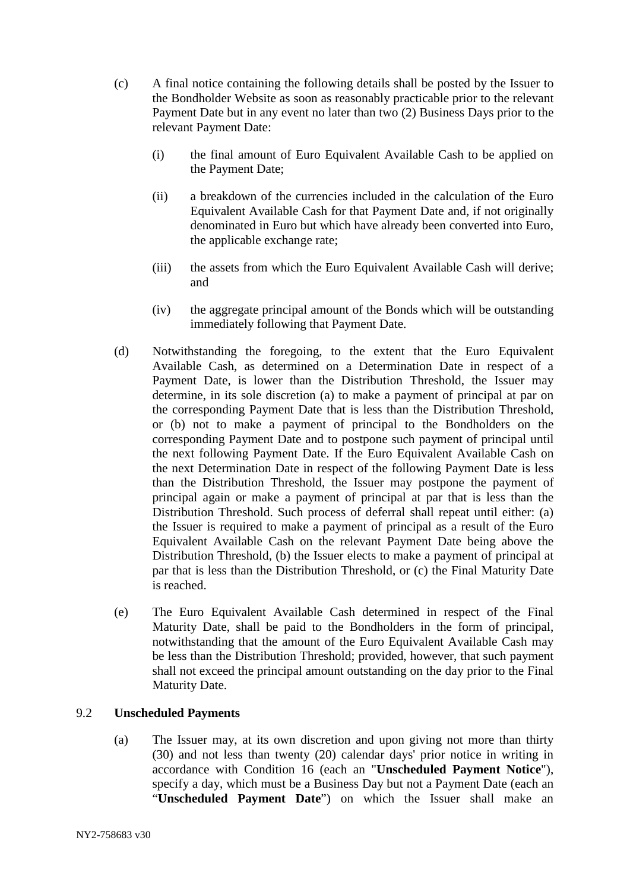(c) A final notice containing the following details shall be posted by the Issuer to the Bondholder Website as soon as reasonably practicable prior to the relevant Payment Date but in any event no later than two (2) Business Days prior to the relevant Payment Date:

   (i) the final amount of Euro Equivalent Available Cash to be applied on the Payment Date;

   (ii) a breakdown of the currencies included in the calculation of the Euro Equivalent Available Cash for that Payment Date and, if not originally denominated in Euro but which have already been converted into Euro, the applicable exchange rate;

   (iii) the assets from which the Euro Equivalent Available Cash will derive; and

   (iv) the aggregate principal amount of the Bonds which will be outstanding immediately following that Payment Date.

(d) Notwithstanding the foregoing, to the extent that the Euro Equivalent Available Cash, as determined on a Determination Date in respect of a Payment Date, is lower than the Distribution Threshold, the Issuer may determine, in its sole discretion (a) to make a payment of principal at par on the corresponding Payment Date that is less than the Distribution Threshold, or (b) not to make a payment of principal to the Bondholders on the corresponding Payment Date and to postpone such payment of principal until the next following Payment Date. If the Euro Equivalent Available Cash on the next Determination Date in respect of the following Payment Date is less than the Distribution Threshold, the Issuer may postpone the payment of principal again or make a payment of principal at par that is less than the Distribution Threshold. Such process of deferral shall repeat until either: (a) the Issuer is required to make a payment of principal as a result of the Euro Equivalent Available Cash on the relevant Payment Date being above the Distribution Threshold, (b) the Issuer elects to make a payment of principal at par that is less than the Distribution Threshold, or (c) the Final Maturity Date is reached.

(e) The Euro Equivalent Available Cash determined in respect of the Final Maturity Date, shall be paid to the Bondholders in the form of principal, notwithstanding that the amount of the Euro Equivalent Available Cash may be less than the Distribution Threshold; provided, however, that such payment shall not exceed the principal amount outstanding on the day prior to the Final Maturity Date.

9.2 **Unscheduled Payments**

(a) The Issuer may, at its own discretion and upon giving not more than thirty (30) and not less than twenty (20) calendar days' prior notice in writing in accordance with Condition 16 (each an "**Unscheduled Payment Notice**"), specify a day, which must be a Business Day but not a Payment Date (each an "**Unscheduled Payment Date**") on which the Issuer shall make an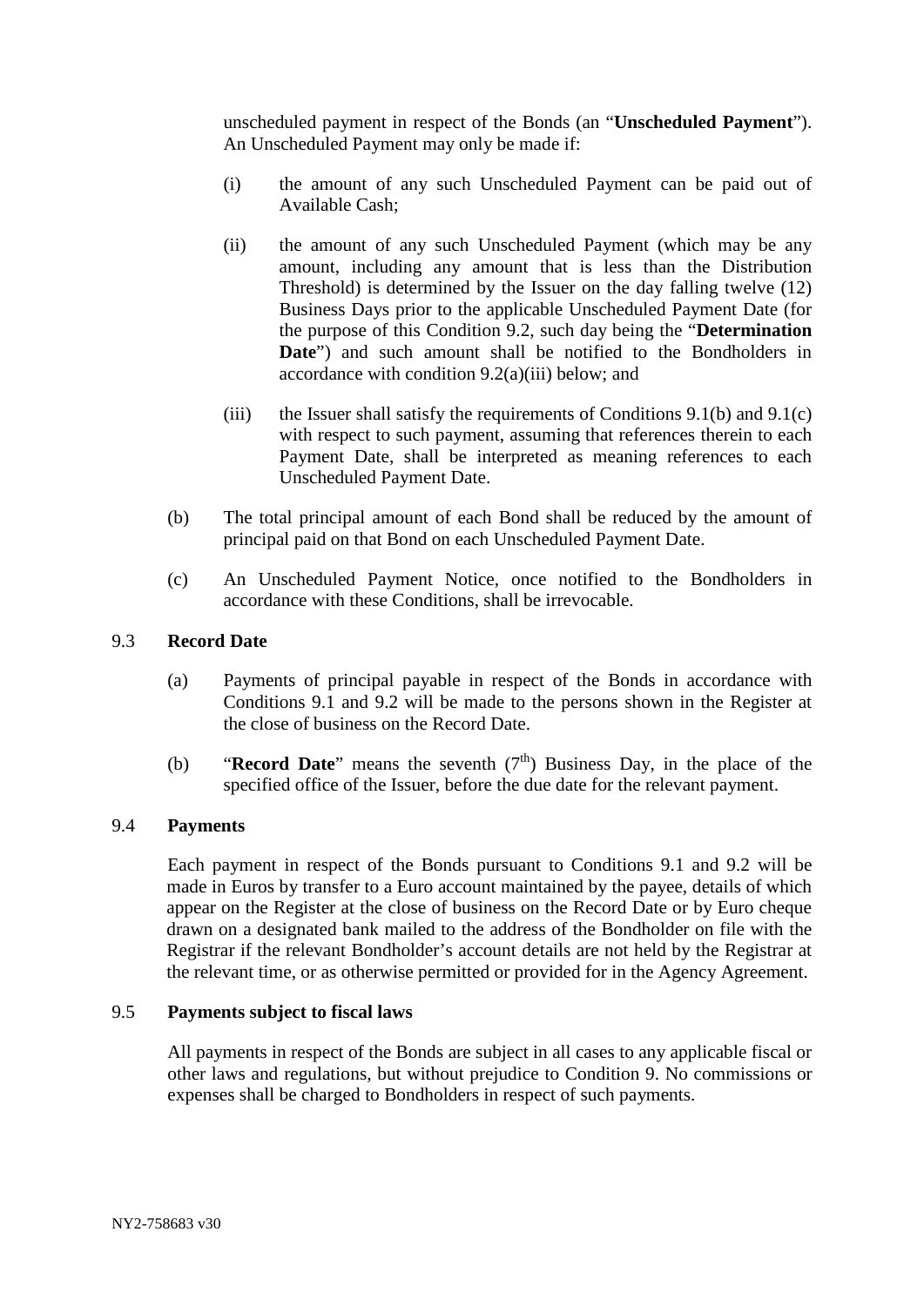unscheduled payment in respect of the Bonds (an "**Unscheduled Payment**"). An Unscheduled Payment may only be made if:

(i) the amount of any such Unscheduled Payment can be paid out of Available Cash;

(ii) the amount of any such Unscheduled Payment (which may be any amount, including any amount that is less than the Distribution Threshold) is determined by the Issuer on the day falling twelve (12) Business Days prior to the applicable Unscheduled Payment Date (for the purpose of this Condition 9.2, such day being the "**Determination Date**") and such amount shall be notified to the Bondholders in accordance with condition 9.2(a)(iii) below; and

(iii) the Issuer shall satisfy the requirements of Conditions 9.1(b) and 9.1(c) with respect to such payment, assuming that references therein to each Payment Date, shall be interpreted as meaning references to each Unscheduled Payment Date.

(b) The total principal amount of each Bond shall be reduced by the amount of principal paid on that Bond on each Unscheduled Payment Date.

(c) An Unscheduled Payment Notice, once notified to the Bondholders in accordance with these Conditions, shall be irrevocable.

### 9.3 Record Date

(a) Payments of principal payable in respect of the Bonds in accordance with Conditions 9.1 and 9.2 will be made to the persons shown in the Register at the close of business on the Record Date.

(b) "**Record Date**" means the seventh (7th) Business Day, in the place of the specified office of the Issuer, before the due date for the relevant payment.

### 9.4 Payments

Each payment in respect of the Bonds pursuant to Conditions 9.1 and 9.2 will be made in Euros by transfer to a Euro account maintained by the payee, details of which appear on the Register at the close of business on the Record Date or by Euro cheque drawn on a designated bank mailed to the address of the Bondholder on file with the Registrar if the relevant Bondholder's account details are not held by the Registrar at the relevant time, or as otherwise permitted or provided for in the Agency Agreement.

### 9.5 Payments subject to fiscal laws

All payments in respect of the Bonds are subject in all cases to any applicable fiscal or other laws and regulations, but without prejudice to Condition 9. No commissions or expenses shall be charged to Bondholders in respect of such payments.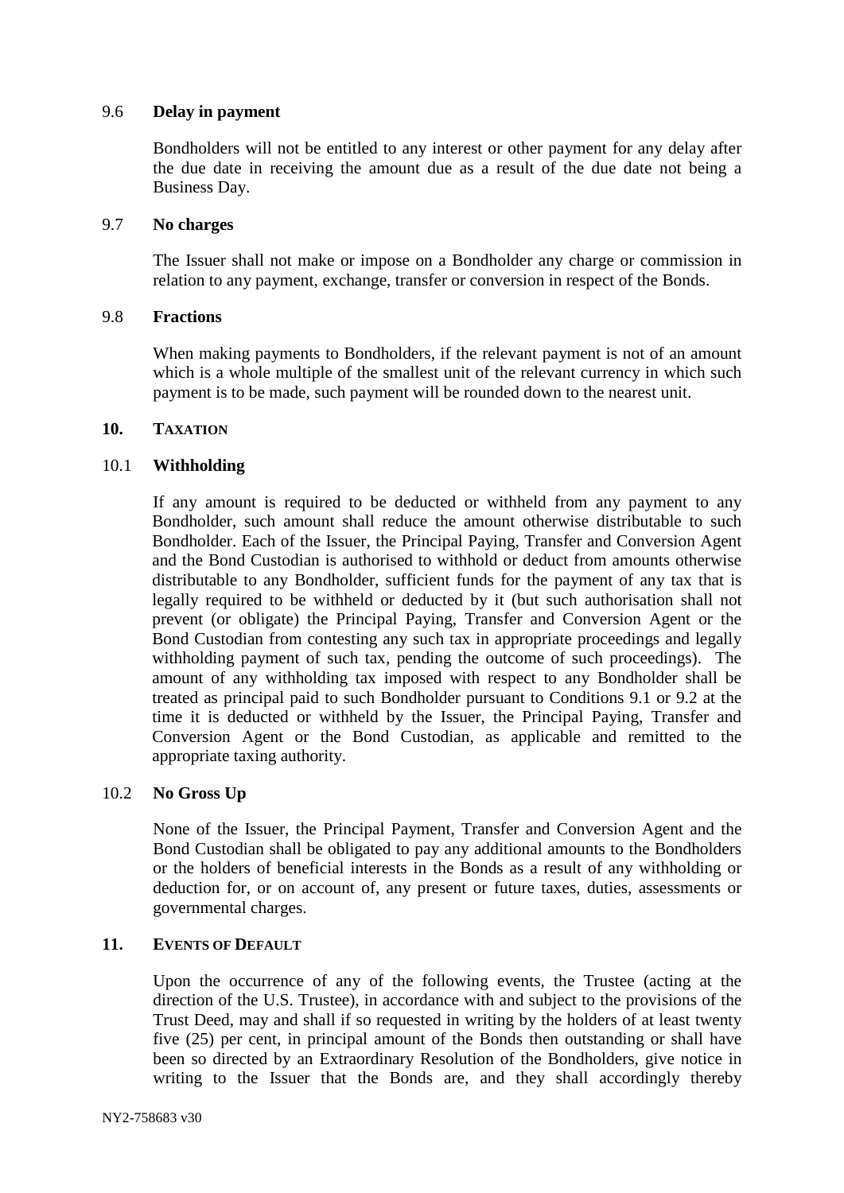9.6 **Delay in payment**

Bondholders will not be entitled to any interest or other payment for any delay after the due date in receiving the amount due as a result of the due date not being a Business Day.

9.7 **No charges**

The Issuer shall not make or impose on a Bondholder any charge or commission in relation to any payment, exchange, transfer or conversion in respect of the Bonds.

9.8 **Fractions**

When making payments to Bondholders, if the relevant payment is not of an amount which is a whole multiple of the smallest unit of the relevant currency in which such payment is to be made, such payment will be rounded down to the nearest unit.

## 10. TAXATION

10.1 **Withholding**

If any amount is required to be deducted or withheld from any payment to any Bondholder, such amount shall reduce the amount otherwise distributable to such Bondholder. Each of the Issuer, the Principal Paying, Transfer and Conversion Agent and the Bond Custodian is authorised to withhold or deduct from amounts otherwise distributable to any Bondholder, sufficient funds for the payment of any tax that is legally required to be withheld or deducted by it (but such authorisation shall not prevent (or obligate) the Principal Paying, Transfer and Conversion Agent or the Bond Custodian from contesting any such tax in appropriate proceedings and legally withholding payment of such tax, pending the outcome of such proceedings). The amount of any withholding tax imposed with respect to any Bondholder shall be treated as principal paid to such Bondholder pursuant to Conditions 9.1 or 9.2 at the time it is deducted or withheld by the Issuer, the Principal Paying, Transfer and Conversion Agent or the Bond Custodian, as applicable and remitted to the appropriate taxing authority.

10.2 **No Gross Up**

None of the Issuer, the Principal Payment, Transfer and Conversion Agent and the Bond Custodian shall be obligated to pay any additional amounts to the Bondholders or the holders of beneficial interests in the Bonds as a result of any withholding or deduction for, or on account of, any present or future taxes, duties, assessments or governmental charges.

## 11. EVENTS OF DEFAULT

Upon the occurrence of any of the following events, the Trustee (acting at the direction of the U.S. Trustee), in accordance with and subject to the provisions of the Trust Deed, may and shall if so requested in writing by the holders of at least twenty five (25) per cent, in principal amount of the Bonds then outstanding or shall have been so directed by an Extraordinary Resolution of the Bondholders, give notice in writing to the Issuer that the Bonds are, and they shall accordingly thereby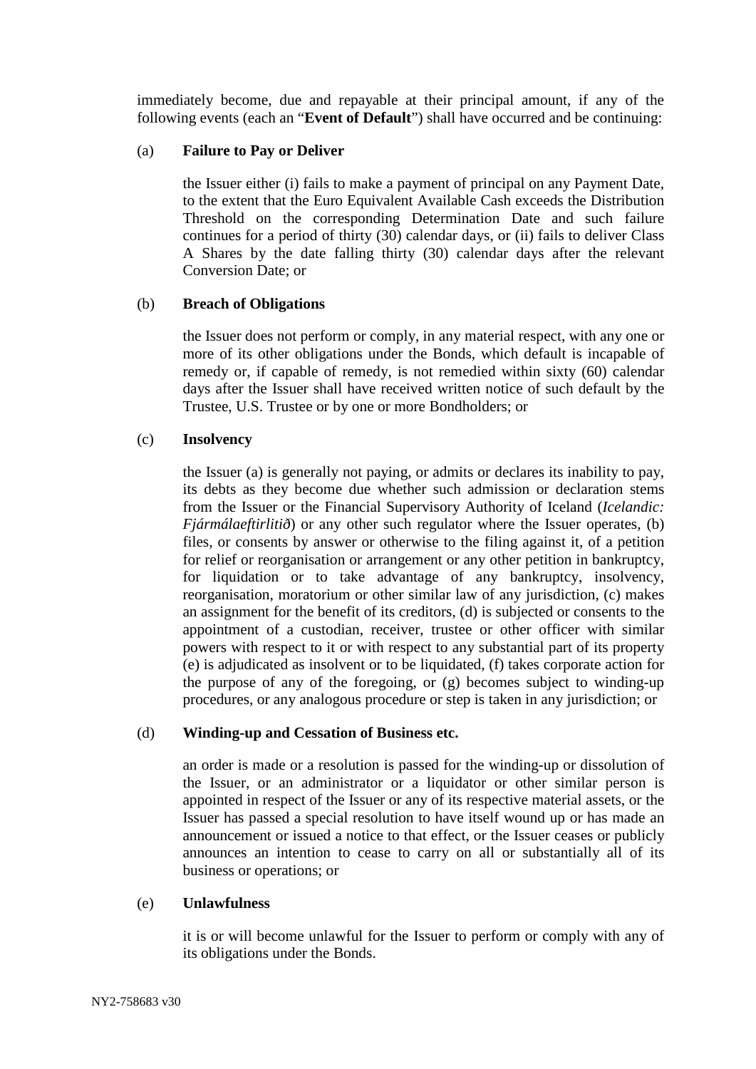immediately become, due and repayable at their principal amount, if any of the following events (each an "**Event of Default**") shall have occurred and be continuing:

(a) **Failure to Pay or Deliver**

the Issuer either (i) fails to make a payment of principal on any Payment Date, to the extent that the Euro Equivalent Available Cash exceeds the Distribution Threshold on the corresponding Determination Date and such failure continues for a period of thirty (30) calendar days, or (ii) fails to deliver Class A Shares by the date falling thirty (30) calendar days after the relevant Conversion Date; or

(b) **Breach of Obligations**

the Issuer does not perform or comply, in any material respect, with any one or more of its other obligations under the Bonds, which default is incapable of remedy or, if capable of remedy, is not remedied within sixty (60) calendar days after the Issuer shall have received written notice of such default by the Trustee, U.S. Trustee or by one or more Bondholders; or

(c) **Insolvency**

the Issuer (a) is generally not paying, or admits or declares its inability to pay, its debts as they become due whether such admission or declaration stems from the Issuer or the Financial Supervisory Authority of Iceland (*Icelandic: Fjármálaeftirlitið*) or any other such regulator where the Issuer operates, (b) files, or consents by answer or otherwise to the filing against it, of a petition for relief or reorganisation or arrangement or any other petition in bankruptcy, for liquidation or to take advantage of any bankruptcy, insolvency, reorganisation, moratorium or other similar law of any jurisdiction, (c) makes an assignment for the benefit of its creditors, (d) is subjected or consents to the appointment of a custodian, receiver, trustee or other officer with similar powers with respect to it or with respect to any substantial part of its property (e) is adjudicated as insolvent or to be liquidated, (f) takes corporate action for the purpose of any of the foregoing, or (g) becomes subject to winding-up procedures, or any analogous procedure or step is taken in any jurisdiction; or

(d) **Winding-up and Cessation of Business etc.**

an order is made or a resolution is passed for the winding-up or dissolution of the Issuer, or an administrator or a liquidator or other similar person is appointed in respect of the Issuer or any of its respective material assets, or the Issuer has passed a special resolution to have itself wound up or has made an announcement or issued a notice to that effect, or the Issuer ceases or publicly announces an intention to cease to carry on all or substantially all of its business or operations; or

(e) **Unlawfulness**

it is or will become unlawful for the Issuer to perform or comply with any of its obligations under the Bonds.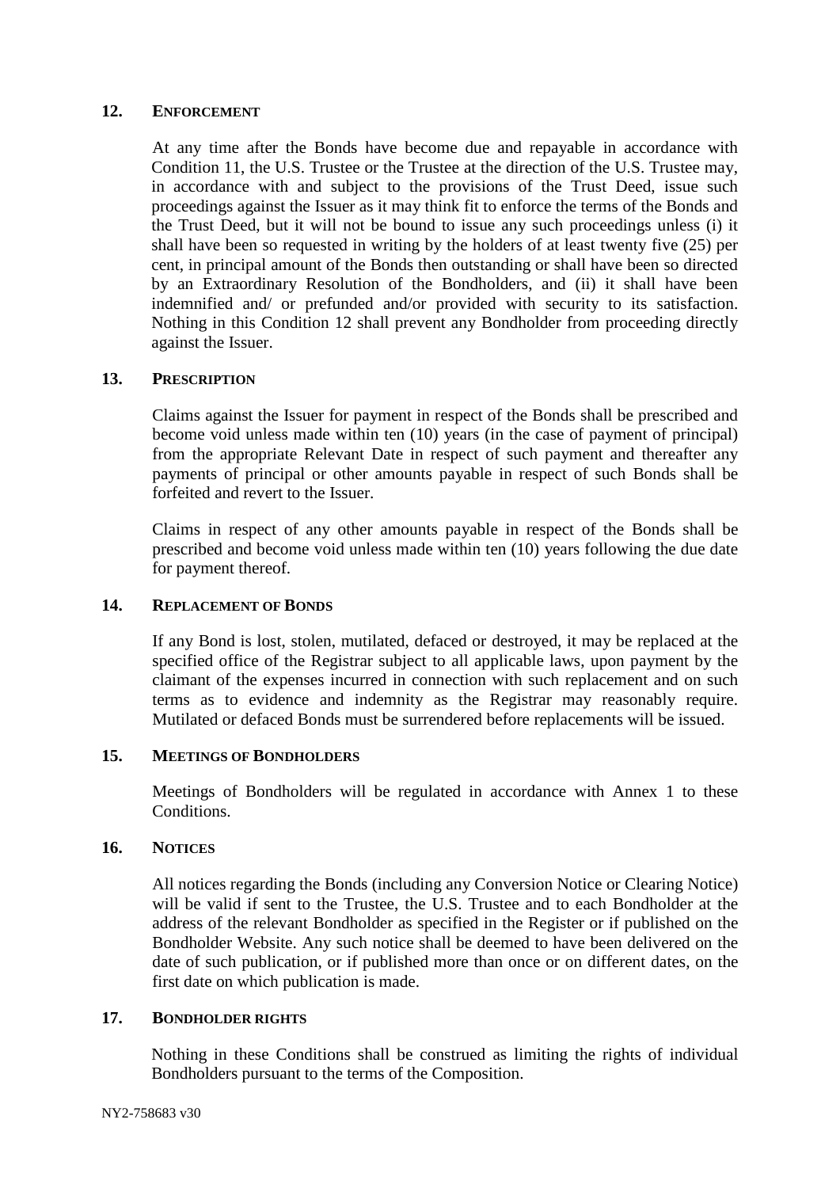## 12. ENFORCEMENT

At any time after the Bonds have become due and repayable in accordance with Condition 11, the U.S. Trustee or the Trustee at the direction of the U.S. Trustee may, in accordance with and subject to the provisions of the Trust Deed, issue such proceedings against the Issuer as it may think fit to enforce the terms of the Bonds and the Trust Deed, but it will not be bound to issue any such proceedings unless (i) it shall have been so requested in writing by the holders of at least twenty five (25) per cent, in principal amount of the Bonds then outstanding or shall have been so directed by an Extraordinary Resolution of the Bondholders, and (ii) it shall have been indemnified and/ or prefunded and/or provided with security to its satisfaction. Nothing in this Condition 12 shall prevent any Bondholder from proceeding directly against the Issuer.

## 13. PRESCRIPTION

Claims against the Issuer for payment in respect of the Bonds shall be prescribed and become void unless made within ten (10) years (in the case of payment of principal) from the appropriate Relevant Date in respect of such payment and thereafter any payments of principal or other amounts payable in respect of such Bonds shall be forfeited and revert to the Issuer.

Claims in respect of any other amounts payable in respect of the Bonds shall be prescribed and become void unless made within ten (10) years following the due date for payment thereof.

## 14. REPLACEMENT OF BONDS

If any Bond is lost, stolen, mutilated, defaced or destroyed, it may be replaced at the specified office of the Registrar subject to all applicable laws, upon payment by the claimant of the expenses incurred in connection with such replacement and on such terms as to evidence and indemnity as the Registrar may reasonably require. Mutilated or defaced Bonds must be surrendered before replacements will be issued.

## 15. MEETINGS OF BONDHOLDERS

Meetings of Bondholders will be regulated in accordance with Annex 1 to these Conditions.

## 16. NOTICES

All notices regarding the Bonds (including any Conversion Notice or Clearing Notice) will be valid if sent to the Trustee, the U.S. Trustee and to each Bondholder at the address of the relevant Bondholder as specified in the Register or if published on the Bondholder Website. Any such notice shall be deemed to have been delivered on the date of such publication, or if published more than once or on different dates, on the first date on which publication is made.

## 17. BONDHOLDER RIGHTS

Nothing in these Conditions shall be construed as limiting the rights of individual Bondholders pursuant to the terms of the Composition.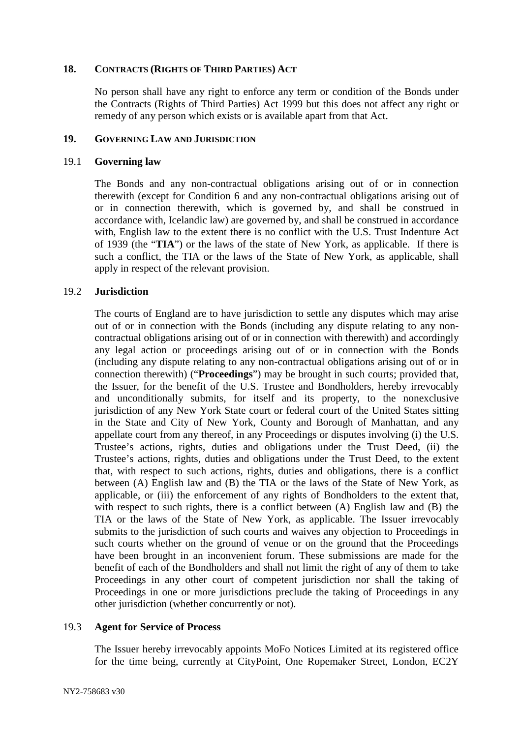## 18. CONTRACTS (RIGHTS OF THIRD PARTIES) ACT

No person shall have any right to enforce any term or condition of the Bonds under the Contracts (Rights of Third Parties) Act 1999 but this does not affect any right or remedy of any person which exists or is available apart from that Act.

## 19. GOVERNING LAW AND JURISDICTION

### 19.1 Governing law

The Bonds and any non-contractual obligations arising out of or in connection therewith (except for Condition 6 and any non-contractual obligations arising out of or in connection therewith, which is governed by, and shall be construed in accordance with, Icelandic law) are governed by, and shall be construed in accordance with, English law to the extent there is no conflict with the U.S. Trust Indenture Act of 1939 (the "**TIA**") or the laws of the state of New York, as applicable. If there is such a conflict, the TIA or the laws of the State of New York, as applicable, shall apply in respect of the relevant provision.

### 19.2 Jurisdiction

The courts of England are to have jurisdiction to settle any disputes which may arise out of or in connection with the Bonds (including any dispute relating to any non-contractual obligations arising out of or in connection with therewith) and accordingly any legal action or proceedings arising out of or in connection with the Bonds (including any dispute relating to any non-contractual obligations arising out of or in connection therewith) ("**Proceedings**") may be brought in such courts; provided that, the Issuer, for the benefit of the U.S. Trustee and Bondholders, hereby irrevocably and unconditionally submits, for itself and its property, to the nonexclusive jurisdiction of any New York State court or federal court of the United States sitting in the State and City of New York, County and Borough of Manhattan, and any appellate court from any thereof, in any Proceedings or disputes involving (i) the U.S. Trustee's actions, rights, duties and obligations under the Trust Deed, (ii) the Trustee's actions, rights, duties and obligations under the Trust Deed, to the extent that, with respect to such actions, rights, duties and obligations, there is a conflict between (A) English law and (B) the TIA or the laws of the State of New York, as applicable, or (iii) the enforcement of any rights of Bondholders to the extent that, with respect to such rights, there is a conflict between (A) English law and (B) the TIA or the laws of the State of New York, as applicable. The Issuer irrevocably submits to the jurisdiction of such courts and waives any objection to Proceedings in such courts whether on the ground of venue or on the ground that the Proceedings have been brought in an inconvenient forum. These submissions are made for the benefit of each of the Bondholders and shall not limit the right of any of them to take Proceedings in any other court of competent jurisdiction nor shall the taking of Proceedings in one or more jurisdictions preclude the taking of Proceedings in any other jurisdiction (whether concurrently or not).

### 19.3 Agent for Service of Process

The Issuer hereby irrevocably appoints MoFo Notices Limited at its registered office for the time being, currently at CityPoint, One Ropemaker Street, London, EC2Y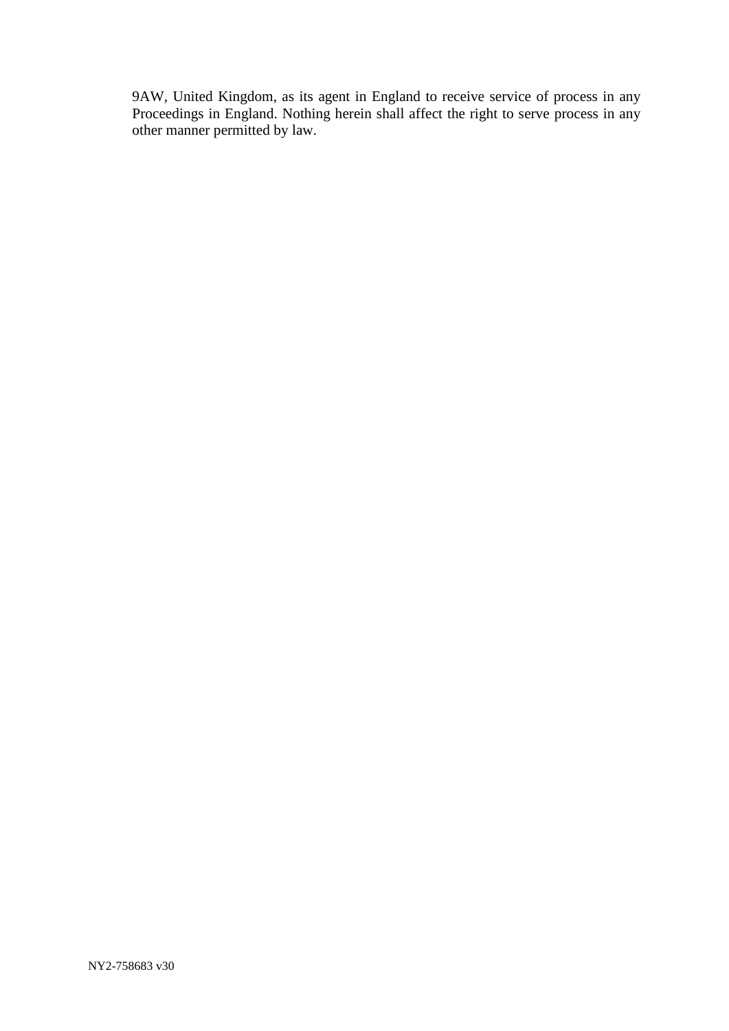9AW, United Kingdom, as its agent in England to receive service of process in any Proceedings in England. Nothing herein shall affect the right to serve process in any other manner permitted by law.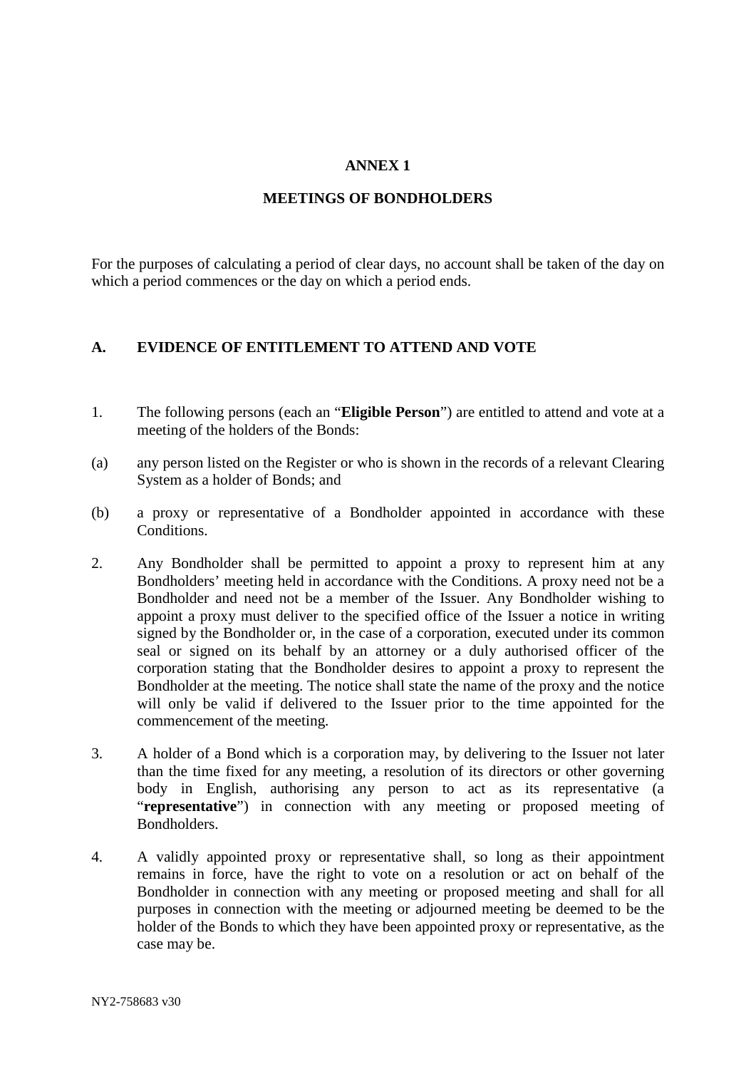# ANNEX 1

## MEETINGS OF BONDHOLDERS

For the purposes of calculating a period of clear days, no account shall be taken of the day on which a period commences or the day on which a period ends.

### A. EVIDENCE OF ENTITLEMENT TO ATTEND AND VOTE

1. The following persons (each an "**Eligible Person**") are entitled to attend and vote at a meeting of the holders of the Bonds:

(a) any person listed on the Register or who is shown in the records of a relevant Clearing System as a holder of Bonds; and

(b) a proxy or representative of a Bondholder appointed in accordance with these Conditions.

2. Any Bondholder shall be permitted to appoint a proxy to represent him at any Bondholders' meeting held in accordance with the Conditions. A proxy need not be a Bondholder and need not be a member of the Issuer. Any Bondholder wishing to appoint a proxy must deliver to the specified office of the Issuer a notice in writing signed by the Bondholder or, in the case of a corporation, executed under its common seal or signed on its behalf by an attorney or a duly authorised officer of the corporation stating that the Bondholder desires to appoint a proxy to represent the Bondholder at the meeting. The notice shall state the name of the proxy and the notice will only be valid if delivered to the Issuer prior to the time appointed for the commencement of the meeting.

3. A holder of a Bond which is a corporation may, by delivering to the Issuer not later than the time fixed for any meeting, a resolution of its directors or other governing body in English, authorising any person to act as its representative (a "**representative**") in connection with any meeting or proposed meeting of Bondholders.

4. A validly appointed proxy or representative shall, so long as their appointment remains in force, have the right to vote on a resolution or act on behalf of the Bondholder in connection with any meeting or proposed meeting and shall for all purposes in connection with the meeting or adjourned meeting be deemed to be the holder of the Bonds to which they have been appointed proxy or representative, as the case may be.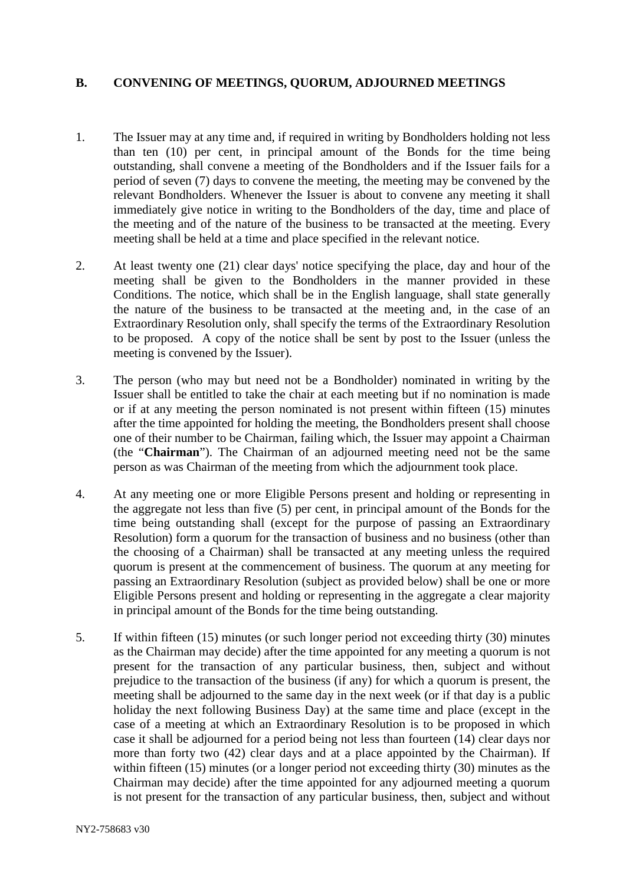## B. CONVENING OF MEETINGS, QUORUM, ADJOURNED MEETINGS

1. The Issuer may at any time and, if required in writing by Bondholders holding not less than ten (10) per cent, in principal amount of the Bonds for the time being outstanding, shall convene a meeting of the Bondholders and if the Issuer fails for a period of seven (7) days to convene the meeting, the meeting may be convened by the relevant Bondholders. Whenever the Issuer is about to convene any meeting it shall immediately give notice in writing to the Bondholders of the day, time and place of the meeting and of the nature of the business to be transacted at the meeting. Every meeting shall be held at a time and place specified in the relevant notice.

2. At least twenty one (21) clear days' notice specifying the place, day and hour of the meeting shall be given to the Bondholders in the manner provided in these Conditions. The notice, which shall be in the English language, shall state generally the nature of the business to be transacted at the meeting and, in the case of an Extraordinary Resolution only, shall specify the terms of the Extraordinary Resolution to be proposed. A copy of the notice shall be sent by post to the Issuer (unless the meeting is convened by the Issuer).

3. The person (who may but need not be a Bondholder) nominated in writing by the Issuer shall be entitled to take the chair at each meeting but if no nomination is made or if at any meeting the person nominated is not present within fifteen (15) minutes after the time appointed for holding the meeting, the Bondholders present shall choose one of their number to be Chairman, failing which, the Issuer may appoint a Chairman (the "**Chairman**"). The Chairman of an adjourned meeting need not be the same person as was Chairman of the meeting from which the adjournment took place.

4. At any meeting one or more Eligible Persons present and holding or representing in the aggregate not less than five (5) per cent, in principal amount of the Bonds for the time being outstanding shall (except for the purpose of passing an Extraordinary Resolution) form a quorum for the transaction of business and no business (other than the choosing of a Chairman) shall be transacted at any meeting unless the required quorum is present at the commencement of business. The quorum at any meeting for passing an Extraordinary Resolution (subject as provided below) shall be one or more Eligible Persons present and holding or representing in the aggregate a clear majority in principal amount of the Bonds for the time being outstanding.

5. If within fifteen (15) minutes (or such longer period not exceeding thirty (30) minutes as the Chairman may decide) after the time appointed for any meeting a quorum is not present for the transaction of any particular business, then, subject and without prejudice to the transaction of the business (if any) for which a quorum is present, the meeting shall be adjourned to the same day in the next week (or if that day is a public holiday the next following Business Day) at the same time and place (except in the case of a meeting at which an Extraordinary Resolution is to be proposed in which case it shall be adjourned for a period being not less than fourteen (14) clear days nor more than forty two (42) clear days and at a place appointed by the Chairman). If within fifteen (15) minutes (or a longer period not exceeding thirty (30) minutes as the Chairman may decide) after the time appointed for any adjourned meeting a quorum is not present for the transaction of any particular business, then, subject and without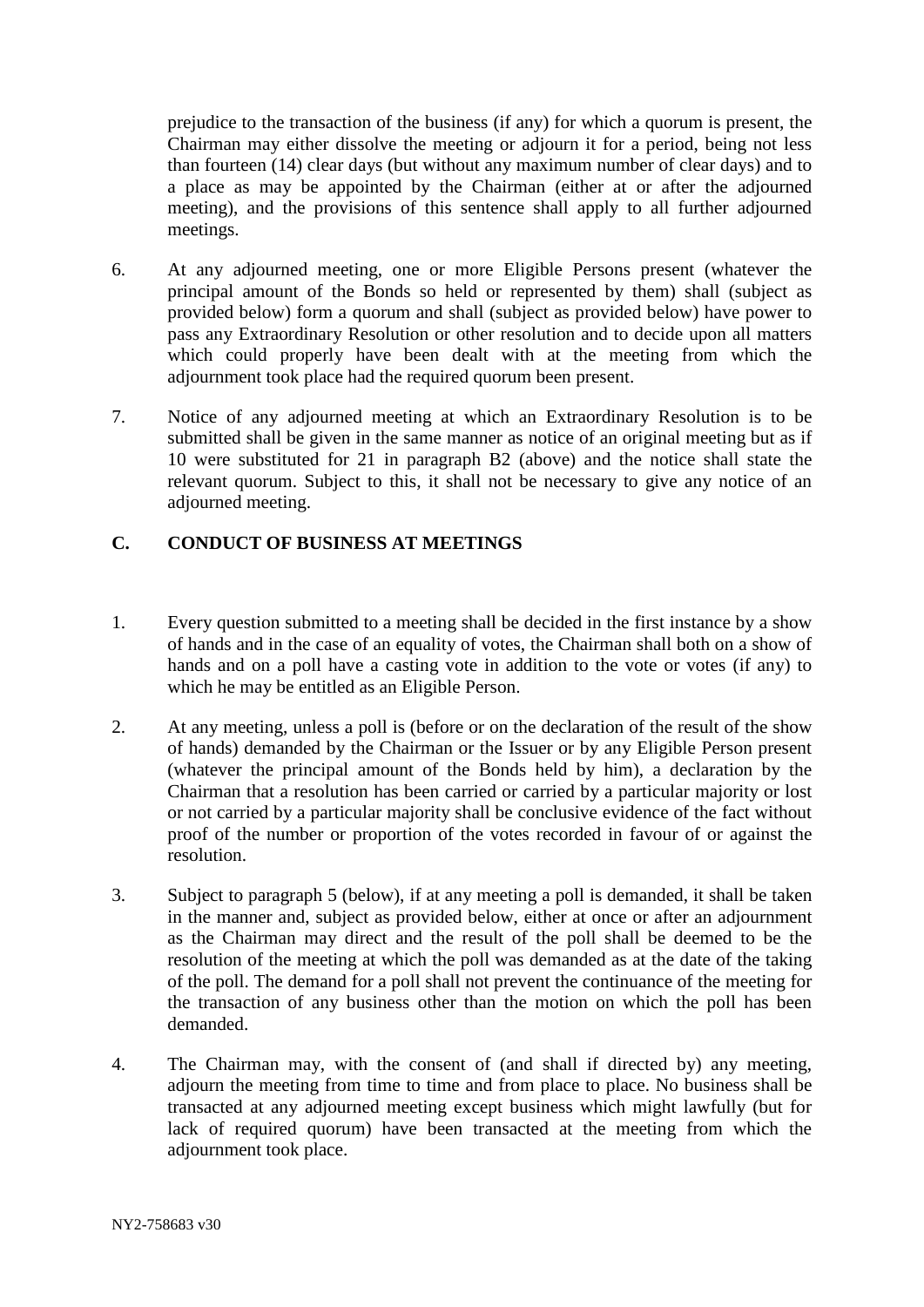prejudice to the transaction of the business (if any) for which a quorum is present, the Chairman may either dissolve the meeting or adjourn it for a period, being not less than fourteen (14) clear days (but without any maximum number of clear days) and to a place as may be appointed by the Chairman (either at or after the adjourned meeting), and the provisions of this sentence shall apply to all further adjourned meetings.

6. At any adjourned meeting, one or more Eligible Persons present (whatever the principal amount of the Bonds so held or represented by them) shall (subject as provided below) form a quorum and shall (subject as provided below) have power to pass any Extraordinary Resolution or other resolution and to decide upon all matters which could properly have been dealt with at the meeting from which the adjournment took place had the required quorum been present.

7. Notice of any adjourned meeting at which an Extraordinary Resolution is to be submitted shall be given in the same manner as notice of an original meeting but as if 10 were substituted for 21 in paragraph B2 (above) and the notice shall state the relevant quorum. Subject to this, it shall not be necessary to give any notice of an adjourned meeting.

## C. CONDUCT OF BUSINESS AT MEETINGS

1. Every question submitted to a meeting shall be decided in the first instance by a show of hands and in the case of an equality of votes, the Chairman shall both on a show of hands and on a poll have a casting vote in addition to the vote or votes (if any) to which he may be entitled as an Eligible Person.

2. At any meeting, unless a poll is (before or on the declaration of the result of the show of hands) demanded by the Chairman or the Issuer or by any Eligible Person present (whatever the principal amount of the Bonds held by him), a declaration by the Chairman that a resolution has been carried or carried by a particular majority or lost or not carried by a particular majority shall be conclusive evidence of the fact without proof of the number or proportion of the votes recorded in favour of or against the resolution.

3. Subject to paragraph 5 (below), if at any meeting a poll is demanded, it shall be taken in the manner and, subject as provided below, either at once or after an adjournment as the Chairman may direct and the result of the poll shall be deemed to be the resolution of the meeting at which the poll was demanded as at the date of the taking of the poll. The demand for a poll shall not prevent the continuance of the meeting for the transaction of any business other than the motion on which the poll has been demanded.

4. The Chairman may, with the consent of (and shall if directed by) any meeting, adjourn the meeting from time to time and from place to place. No business shall be transacted at any adjourned meeting except business which might lawfully (but for lack of required quorum) have been transacted at the meeting from which the adjournment took place.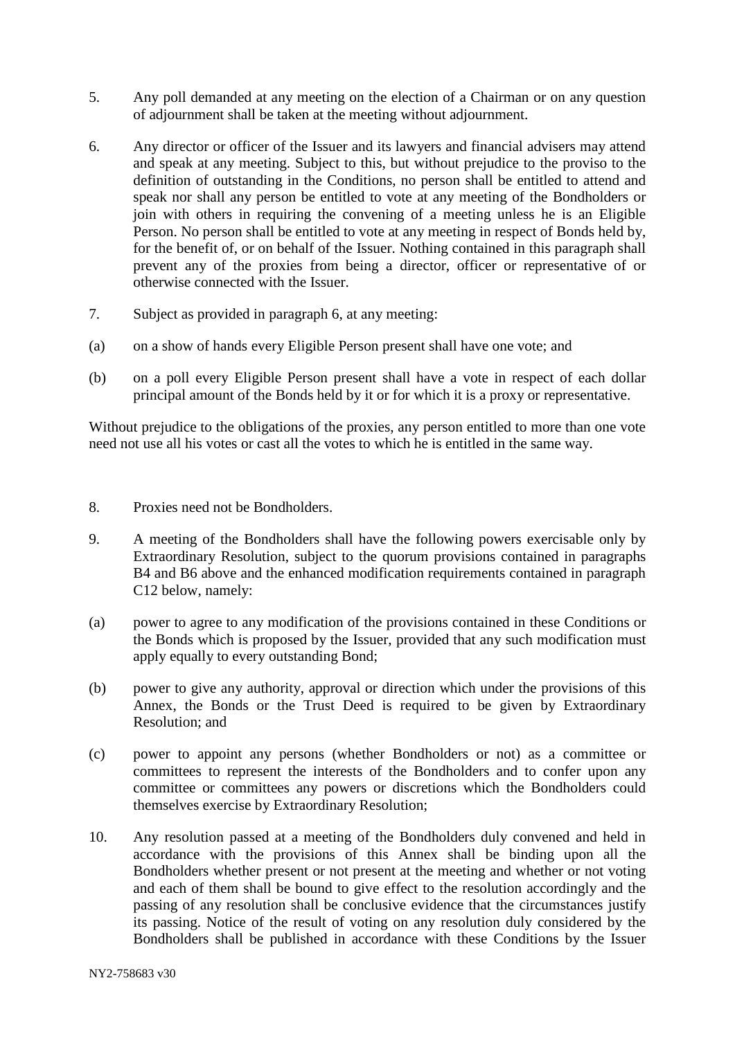5. Any poll demanded at any meeting on the election of a Chairman or on any question of adjournment shall be taken at the meeting without adjournment.

6. Any director or officer of the Issuer and its lawyers and financial advisers may attend and speak at any meeting. Subject to this, but without prejudice to the proviso to the definition of outstanding in the Conditions, no person shall be entitled to attend and speak nor shall any person be entitled to vote at any meeting of the Bondholders or join with others in requiring the convening of a meeting unless he is an Eligible Person. No person shall be entitled to vote at any meeting in respect of Bonds held by, for the benefit of, or on behalf of the Issuer. Nothing contained in this paragraph shall prevent any of the proxies from being a director, officer or representative of or otherwise connected with the Issuer.

7. Subject as provided in paragraph 6, at any meeting:

(a) on a show of hands every Eligible Person present shall have one vote; and

(b) on a poll every Eligible Person present shall have a vote in respect of each dollar principal amount of the Bonds held by it or for which it is a proxy or representative.

Without prejudice to the obligations of the proxies, any person entitled to more than one vote need not use all his votes or cast all the votes to which he is entitled in the same way.

8. Proxies need not be Bondholders.

9. A meeting of the Bondholders shall have the following powers exercisable only by Extraordinary Resolution, subject to the quorum provisions contained in paragraphs B4 and B6 above and the enhanced modification requirements contained in paragraph C12 below, namely:

(a) power to agree to any modification of the provisions contained in these Conditions or the Bonds which is proposed by the Issuer, provided that any such modification must apply equally to every outstanding Bond;

(b) power to give any authority, approval or direction which under the provisions of this Annex, the Bonds or the Trust Deed is required to be given by Extraordinary Resolution; and

(c) power to appoint any persons (whether Bondholders or not) as a committee or committees to represent the interests of the Bondholders and to confer upon any committee or committees any powers or discretions which the Bondholders could themselves exercise by Extraordinary Resolution;

10. Any resolution passed at a meeting of the Bondholders duly convened and held in accordance with the provisions of this Annex shall be binding upon all the Bondholders whether present or not present at the meeting and whether or not voting and each of them shall be bound to give effect to the resolution accordingly and the passing of any resolution shall be conclusive evidence that the circumstances justify its passing. Notice of the result of voting on any resolution duly considered by the Bondholders shall be published in accordance with these Conditions by the Issuer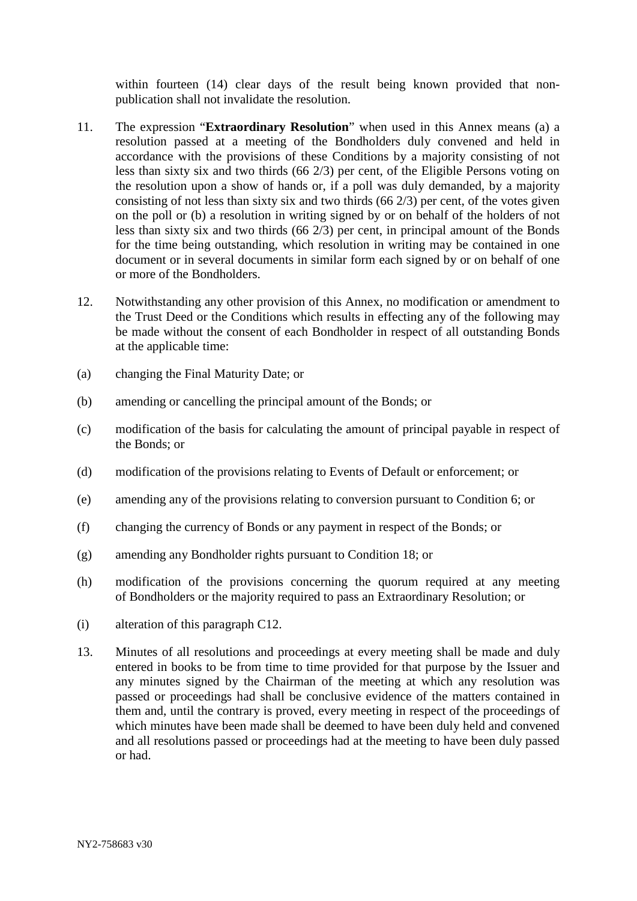within fourteen (14) clear days of the result being known provided that non-publication shall not invalidate the resolution.

11. The expression "**Extraordinary Resolution**" when used in this Annex means (a) a resolution passed at a meeting of the Bondholders duly convened and held in accordance with the provisions of these Conditions by a majority consisting of not less than sixty six and two thirds (66 2/3) per cent, of the Eligible Persons voting on the resolution upon a show of hands or, if a poll was duly demanded, by a majority consisting of not less than sixty six and two thirds (66 2/3) per cent, of the votes given on the poll or (b) a resolution in writing signed by or on behalf of the holders of not less than sixty six and two thirds (66 2/3) per cent, in principal amount of the Bonds for the time being outstanding, which resolution in writing may be contained in one document or in several documents in similar form each signed by or on behalf of one or more of the Bondholders.

12. Notwithstanding any other provision of this Annex, no modification or amendment to the Trust Deed or the Conditions which results in effecting any of the following may be made without the consent of each Bondholder in respect of all outstanding Bonds at the applicable time:

(a) changing the Final Maturity Date; or

(b) amending or cancelling the principal amount of the Bonds; or

(c) modification of the basis for calculating the amount of principal payable in respect of the Bonds; or

(d) modification of the provisions relating to Events of Default or enforcement; or

(e) amending any of the provisions relating to conversion pursuant to Condition 6; or

(f) changing the currency of Bonds or any payment in respect of the Bonds; or

(g) amending any Bondholder rights pursuant to Condition 18; or

(h) modification of the provisions concerning the quorum required at any meeting of Bondholders or the majority required to pass an Extraordinary Resolution; or

(i) alteration of this paragraph C12.

13. Minutes of all resolutions and proceedings at every meeting shall be made and duly entered in books to be from time to time provided for that purpose by the Issuer and any minutes signed by the Chairman of the meeting at which any resolution was passed or proceedings had shall be conclusive evidence of the matters contained in them and, until the contrary is proved, every meeting in respect of the proceedings of which minutes have been made shall be deemed to have been duly held and convened and all resolutions passed or proceedings had at the meeting to have been duly passed or had.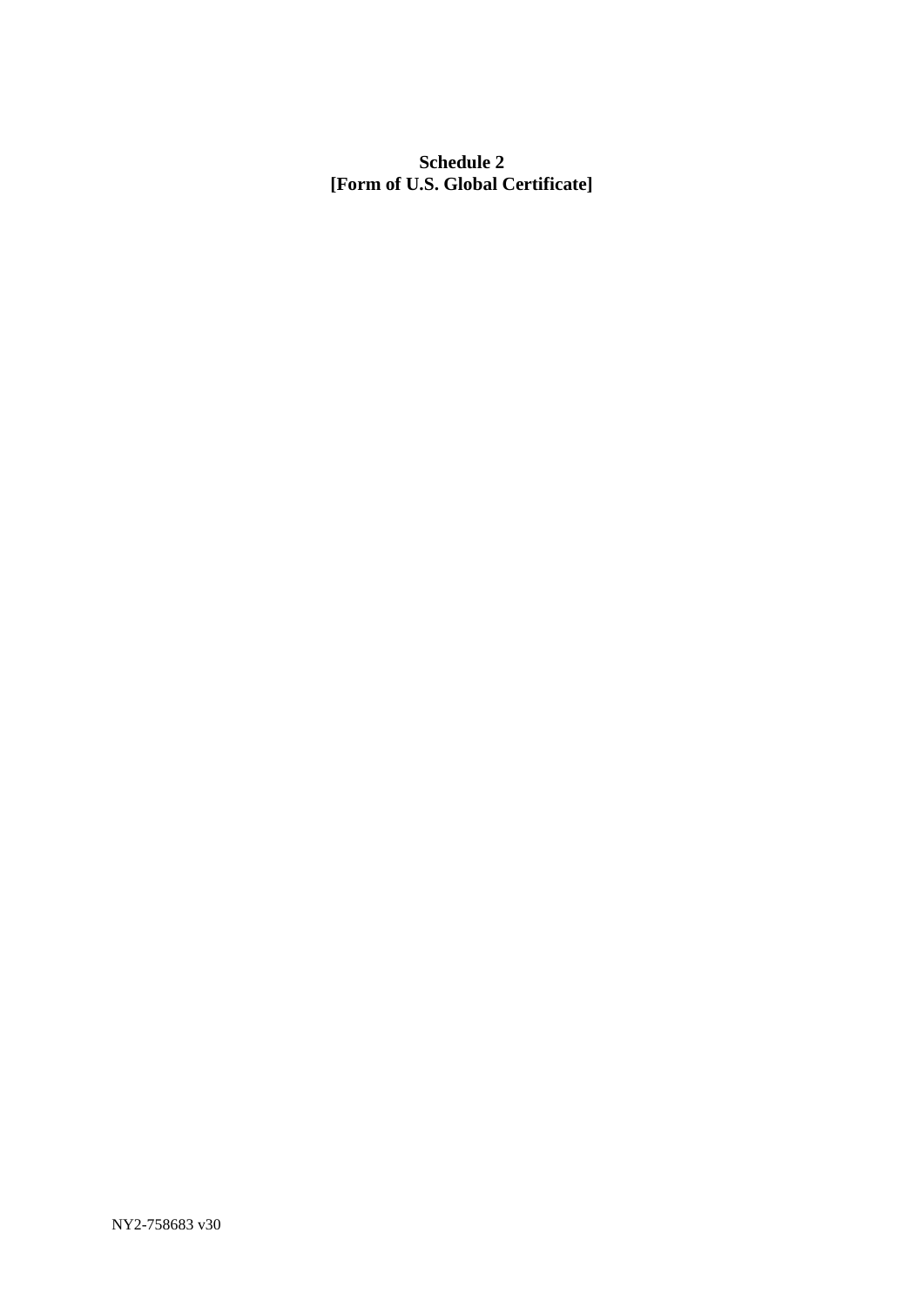**Schedule 2**
**[Form of U.S. Global Certificate]**

NY2-758683 v30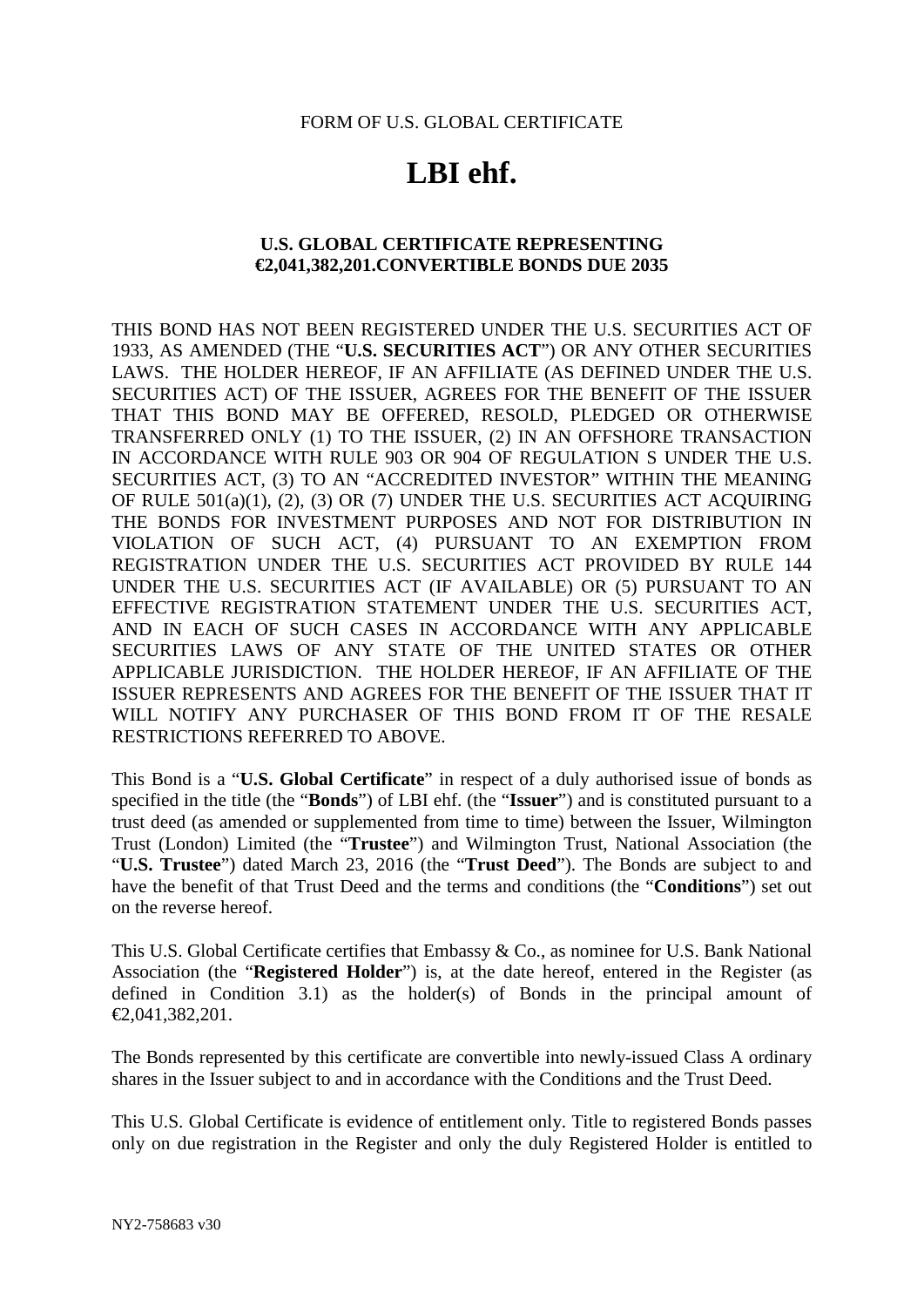FORM OF U.S. GLOBAL CERTIFICATE

# LBI ehf.

**U.S. GLOBAL CERTIFICATE REPRESENTING €2,041,382,201.CONVERTIBLE BONDS DUE 2035**

THIS BOND HAS NOT BEEN REGISTERED UNDER THE U.S. SECURITIES ACT OF 1933, AS AMENDED (THE "**U.S. SECURITIES ACT**") OR ANY OTHER SECURITIES LAWS. THE HOLDER HEREOF, IF AN AFFILIATE (AS DEFINED UNDER THE U.S. SECURITIES ACT) OF THE ISSUER, AGREES FOR THE BENEFIT OF THE ISSUER THAT THIS BOND MAY BE OFFERED, RESOLD, PLEDGED OR OTHERWISE TRANSFERRED ONLY (1) TO THE ISSUER, (2) IN AN OFFSHORE TRANSACTION IN ACCORDANCE WITH RULE 903 OR 904 OF REGULATION S UNDER THE U.S. SECURITIES ACT, (3) TO AN "ACCREDITED INVESTOR" WITHIN THE MEANING OF RULE 501(a)(1), (2), (3) OR (7) UNDER THE U.S. SECURITIES ACT ACQUIRING THE BONDS FOR INVESTMENT PURPOSES AND NOT FOR DISTRIBUTION IN VIOLATION OF SUCH ACT, (4) PURSUANT TO AN EXEMPTION FROM REGISTRATION UNDER THE U.S. SECURITIES ACT PROVIDED BY RULE 144 UNDER THE U.S. SECURITIES ACT (IF AVAILABLE) OR (5) PURSUANT TO AN EFFECTIVE REGISTRATION STATEMENT UNDER THE U.S. SECURITIES ACT, AND IN EACH OF SUCH CASES IN ACCORDANCE WITH ANY APPLICABLE SECURITIES LAWS OF ANY STATE OF THE UNITED STATES OR OTHER APPLICABLE JURISDICTION. THE HOLDER HEREOF, IF AN AFFILIATE OF THE ISSUER REPRESENTS AND AGREES FOR THE BENEFIT OF THE ISSUER THAT IT WILL NOTIFY ANY PURCHASER OF THIS BOND FROM IT OF THE RESALE RESTRICTIONS REFERRED TO ABOVE.

This Bond is a "**U.S. Global Certificate**" in respect of a duly authorised issue of bonds as specified in the title (the "**Bonds**") of LBI ehf. (the "**Issuer**") and is constituted pursuant to a trust deed (as amended or supplemented from time to time) between the Issuer, Wilmington Trust (London) Limited (the "**Trustee**") and Wilmington Trust, National Association (the "**U.S. Trustee**") dated March 23, 2016 (the "**Trust Deed**"). The Bonds are subject to and have the benefit of that Trust Deed and the terms and conditions (the "**Conditions**") set out on the reverse hereof.

This U.S. Global Certificate certifies that Embassy & Co., as nominee for U.S. Bank National Association (the "**Registered Holder**") is, at the date hereof, entered in the Register (as defined in Condition 3.1) as the holder(s) of Bonds in the principal amount of €2,041,382,201.

The Bonds represented by this certificate are convertible into newly-issued Class A ordinary shares in the Issuer subject to and in accordance with the Conditions and the Trust Deed.

This U.S. Global Certificate is evidence of entitlement only. Title to registered Bonds passes only on due registration in the Register and only the duly Registered Holder is entitled to

NY2-758683 v30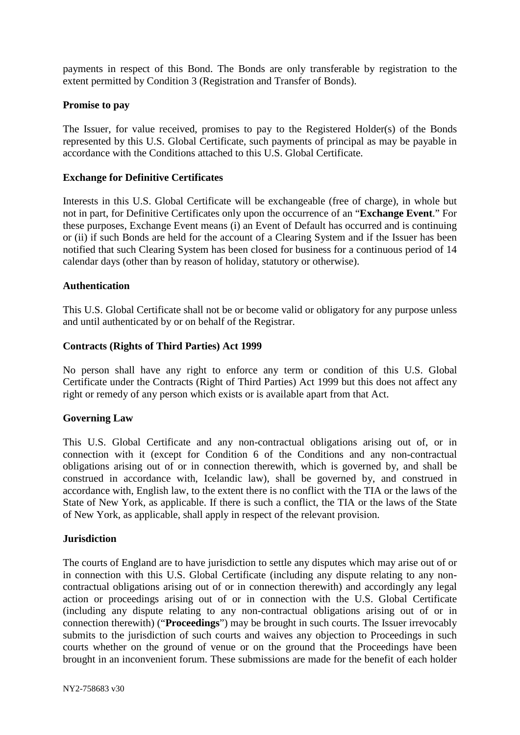payments in respect of this Bond. The Bonds are only transferable by registration to the extent permitted by Condition 3 (Registration and Transfer of Bonds).

**Promise to pay**

The Issuer, for value received, promises to pay to the Registered Holder(s) of the Bonds represented by this U.S. Global Certificate, such payments of principal as may be payable in accordance with the Conditions attached to this U.S. Global Certificate.

**Exchange for Definitive Certificates**

Interests in this U.S. Global Certificate will be exchangeable (free of charge), in whole but not in part, for Definitive Certificates only upon the occurrence of an "**Exchange Event**." For these purposes, Exchange Event means (i) an Event of Default has occurred and is continuing or (ii) if such Bonds are held for the account of a Clearing System and if the Issuer has been notified that such Clearing System has been closed for business for a continuous period of 14 calendar days (other than by reason of holiday, statutory or otherwise).

**Authentication**

This U.S. Global Certificate shall not be or become valid or obligatory for any purpose unless and until authenticated by or on behalf of the Registrar.

**Contracts (Rights of Third Parties) Act 1999**

No person shall have any right to enforce any term or condition of this U.S. Global Certificate under the Contracts (Right of Third Parties) Act 1999 but this does not affect any right or remedy of any person which exists or is available apart from that Act.

**Governing Law**

This U.S. Global Certificate and any non-contractual obligations arising out of, or in connection with it (except for Condition 6 of the Conditions and any non-contractual obligations arising out of or in connection therewith, which is governed by, and shall be construed in accordance with, Icelandic law), shall be governed by, and construed in accordance with, English law, to the extent there is no conflict with the TIA or the laws of the State of New York, as applicable. If there is such a conflict, the TIA or the laws of the State of New York, as applicable, shall apply in respect of the relevant provision.

**Jurisdiction**

The courts of England are to have jurisdiction to settle any disputes which may arise out of or in connection with this U.S. Global Certificate (including any dispute relating to any non-contractual obligations arising out of or in connection therewith) and accordingly any legal action or proceedings arising out of or in connection with the U.S. Global Certificate (including any dispute relating to any non-contractual obligations arising out of or in connection therewith) ("**Proceedings**") may be brought in such courts. The Issuer irrevocably submits to the jurisdiction of such courts and waives any objection to Proceedings in such courts whether on the ground of venue or on the ground that the Proceedings have been brought in an inconvenient forum. These submissions are made for the benefit of each holder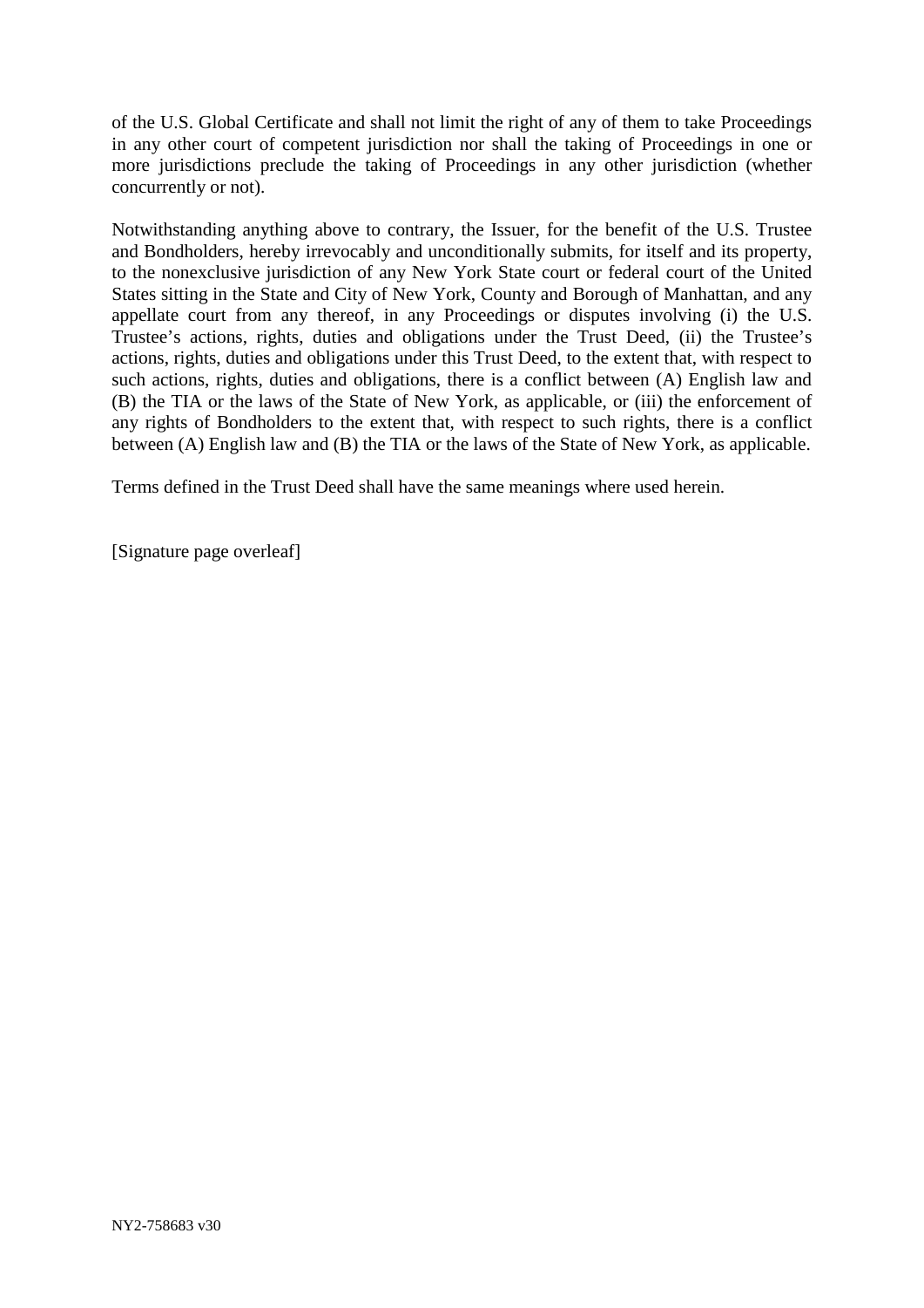of the U.S. Global Certificate and shall not limit the right of any of them to take Proceedings in any other court of competent jurisdiction nor shall the taking of Proceedings in one or more jurisdictions preclude the taking of Proceedings in any other jurisdiction (whether concurrently or not).

Notwithstanding anything above to contrary, the Issuer, for the benefit of the U.S. Trustee and Bondholders, hereby irrevocably and unconditionally submits, for itself and its property, to the nonexclusive jurisdiction of any New York State court or federal court of the United States sitting in the State and City of New York, County and Borough of Manhattan, and any appellate court from any thereof, in any Proceedings or disputes involving (i) the U.S. Trustee's actions, rights, duties and obligations under the Trust Deed, (ii) the Trustee's actions, rights, duties and obligations under this Trust Deed, to the extent that, with respect to such actions, rights, duties and obligations, there is a conflict between (A) English law and (B) the TIA or the laws of the State of New York, as applicable, or (iii) the enforcement of any rights of Bondholders to the extent that, with respect to such rights, there is a conflict between (A) English law and (B) the TIA or the laws of the State of New York, as applicable.

Terms defined in the Trust Deed shall have the same meanings where used herein.

[Signature page overleaf]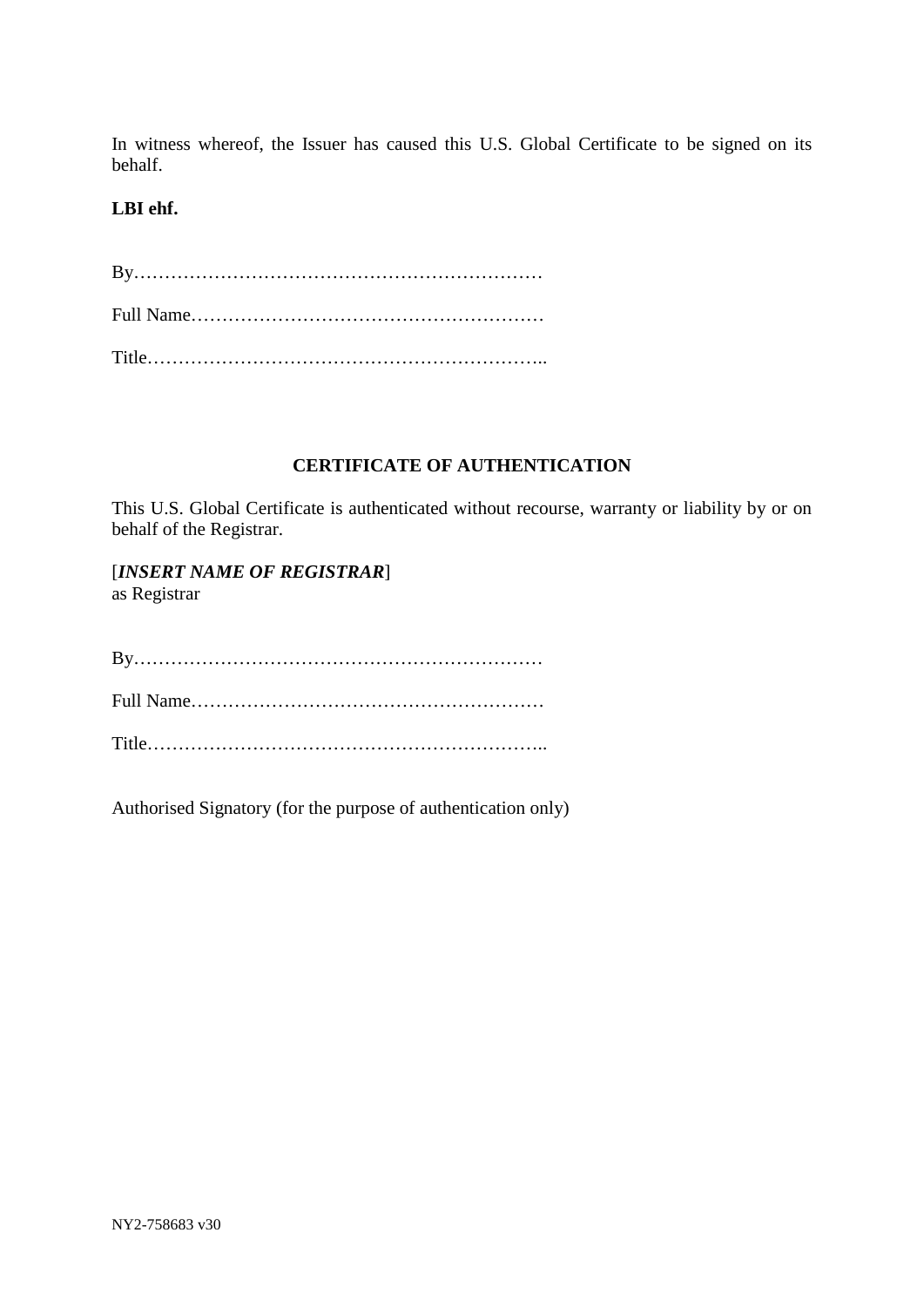In witness whereof, the Issuer has caused this U.S. Global Certificate to be signed on its behalf.

**LBI ehf.**

By…………………………………………………………

Full Name…………………………………………………

Title………………………………………………………..

**CERTIFICATE OF AUTHENTICATION**

This U.S. Global Certificate is authenticated without recourse, warranty or liability by or on behalf of the Registrar.

[***INSERT NAME OF REGISTRAR***]
as Registrar

By…………………………………………………………

Full Name…………………………………………………

Title………………………………………………………..

Authorised Signatory (for the purpose of authentication only)

NY2-758683 v30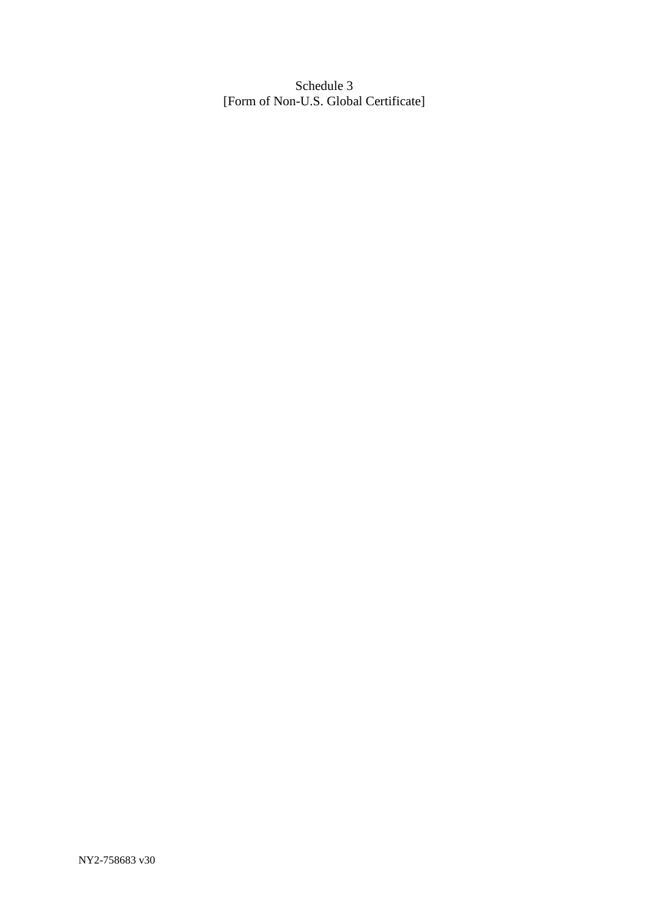Schedule 3
[Form of Non-U.S. Global Certificate]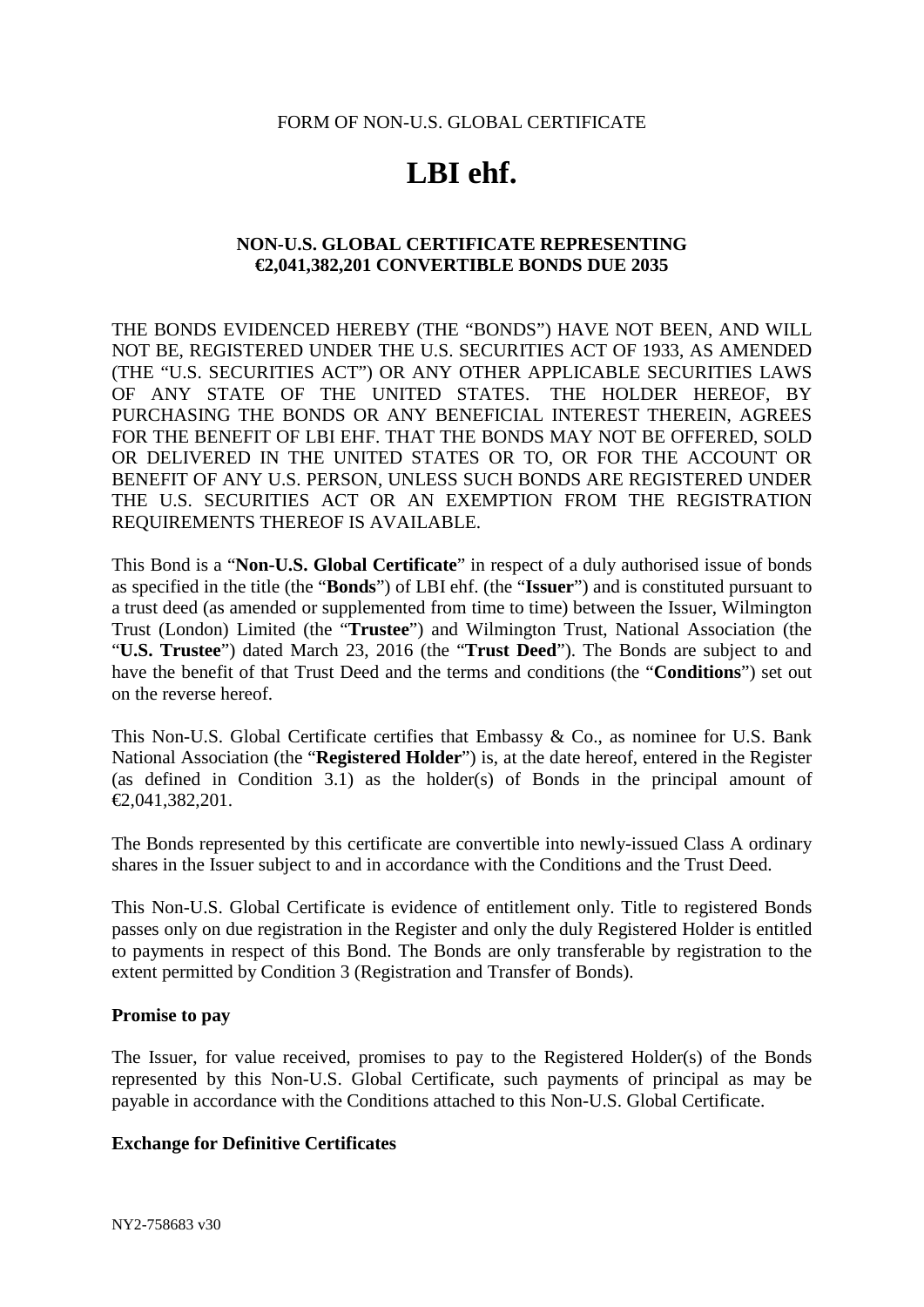FORM OF NON-U.S. GLOBAL CERTIFICATE

# LBI ehf.

**NON-U.S. GLOBAL CERTIFICATE REPRESENTING €2,041,382,201 CONVERTIBLE BONDS DUE 2035**

THE BONDS EVIDENCED HEREBY (THE "BONDS") HAVE NOT BEEN, AND WILL NOT BE, REGISTERED UNDER THE U.S. SECURITIES ACT OF 1933, AS AMENDED (THE "U.S. SECURITIES ACT") OR ANY OTHER APPLICABLE SECURITIES LAWS OF ANY STATE OF THE UNITED STATES. THE HOLDER HEREOF, BY PURCHASING THE BONDS OR ANY BENEFICIAL INTEREST THEREIN, AGREES FOR THE BENEFIT OF LBI EHF. THAT THE BONDS MAY NOT BE OFFERED, SOLD OR DELIVERED IN THE UNITED STATES OR TO, OR FOR THE ACCOUNT OR BENEFIT OF ANY U.S. PERSON, UNLESS SUCH BONDS ARE REGISTERED UNDER THE U.S. SECURITIES ACT OR AN EXEMPTION FROM THE REGISTRATION REQUIREMENTS THEREOF IS AVAILABLE.

This Bond is a "**Non-U.S. Global Certificate**" in respect of a duly authorised issue of bonds as specified in the title (the "**Bonds**") of LBI ehf. (the "**Issuer**") and is constituted pursuant to a trust deed (as amended or supplemented from time to time) between the Issuer, Wilmington Trust (London) Limited (the "**Trustee**") and Wilmington Trust, National Association (the "**U.S. Trustee**") dated March 23, 2016 (the "**Trust Deed**"). The Bonds are subject to and have the benefit of that Trust Deed and the terms and conditions (the "**Conditions**") set out on the reverse hereof.

This Non-U.S. Global Certificate certifies that Embassy & Co., as nominee for U.S. Bank National Association (the "**Registered Holder**") is, at the date hereof, entered in the Register (as defined in Condition 3.1) as the holder(s) of Bonds in the principal amount of €2,041,382,201.

The Bonds represented by this certificate are convertible into newly-issued Class A ordinary shares in the Issuer subject to and in accordance with the Conditions and the Trust Deed.

This Non-U.S. Global Certificate is evidence of entitlement only. Title to registered Bonds passes only on due registration in the Register and only the duly Registered Holder is entitled to payments in respect of this Bond. The Bonds are only transferable by registration to the extent permitted by Condition 3 (Registration and Transfer of Bonds).

**Promise to pay**

The Issuer, for value received, promises to pay to the Registered Holder(s) of the Bonds represented by this Non-U.S. Global Certificate, such payments of principal as may be payable in accordance with the Conditions attached to this Non-U.S. Global Certificate.

**Exchange for Definitive Certificates**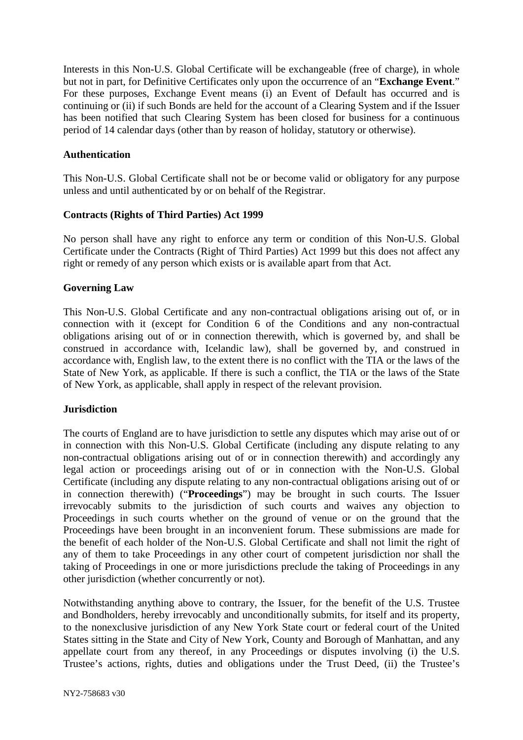Interests in this Non-U.S. Global Certificate will be exchangeable (free of charge), in whole but not in part, for Definitive Certificates only upon the occurrence of an "**Exchange Event**." For these purposes, Exchange Event means (i) an Event of Default has occurred and is continuing or (ii) if such Bonds are held for the account of a Clearing System and if the Issuer has been notified that such Clearing System has been closed for business for a continuous period of 14 calendar days (other than by reason of holiday, statutory or otherwise).

**Authentication**

This Non-U.S. Global Certificate shall not be or become valid or obligatory for any purpose unless and until authenticated by or on behalf of the Registrar.

**Contracts (Rights of Third Parties) Act 1999**

No person shall have any right to enforce any term or condition of this Non-U.S. Global Certificate under the Contracts (Right of Third Parties) Act 1999 but this does not affect any right or remedy of any person which exists or is available apart from that Act.

**Governing Law**

This Non-U.S. Global Certificate and any non-contractual obligations arising out of, or in connection with it (except for Condition 6 of the Conditions and any non-contractual obligations arising out of or in connection therewith, which is governed by, and shall be construed in accordance with, Icelandic law), shall be governed by, and construed in accordance with, English law, to the extent there is no conflict with the TIA or the laws of the State of New York, as applicable. If there is such a conflict, the TIA or the laws of the State of New York, as applicable, shall apply in respect of the relevant provision.

**Jurisdiction**

The courts of England are to have jurisdiction to settle any disputes which may arise out of or in connection with this Non-U.S. Global Certificate (including any dispute relating to any non-contractual obligations arising out of or in connection therewith) and accordingly any legal action or proceedings arising out of or in connection with the Non-U.S. Global Certificate (including any dispute relating to any non-contractual obligations arising out of or in connection therewith) ("**Proceedings**") may be brought in such courts. The Issuer irrevocably submits to the jurisdiction of such courts and waives any objection to Proceedings in such courts whether on the ground of venue or on the ground that the Proceedings have been brought in an inconvenient forum. These submissions are made for the benefit of each holder of the Non-U.S. Global Certificate and shall not limit the right of any of them to take Proceedings in any other court of competent jurisdiction nor shall the taking of Proceedings in one or more jurisdictions preclude the taking of Proceedings in any other jurisdiction (whether concurrently or not).

Notwithstanding anything above to contrary, the Issuer, for the benefit of the U.S. Trustee and Bondholders, hereby irrevocably and unconditionally submits, for itself and its property, to the nonexclusive jurisdiction of any New York State court or federal court of the United States sitting in the State and City of New York, County and Borough of Manhattan, and any appellate court from any thereof, in any Proceedings or disputes involving (i) the U.S. Trustee's actions, rights, duties and obligations under the Trust Deed, (ii) the Trustee's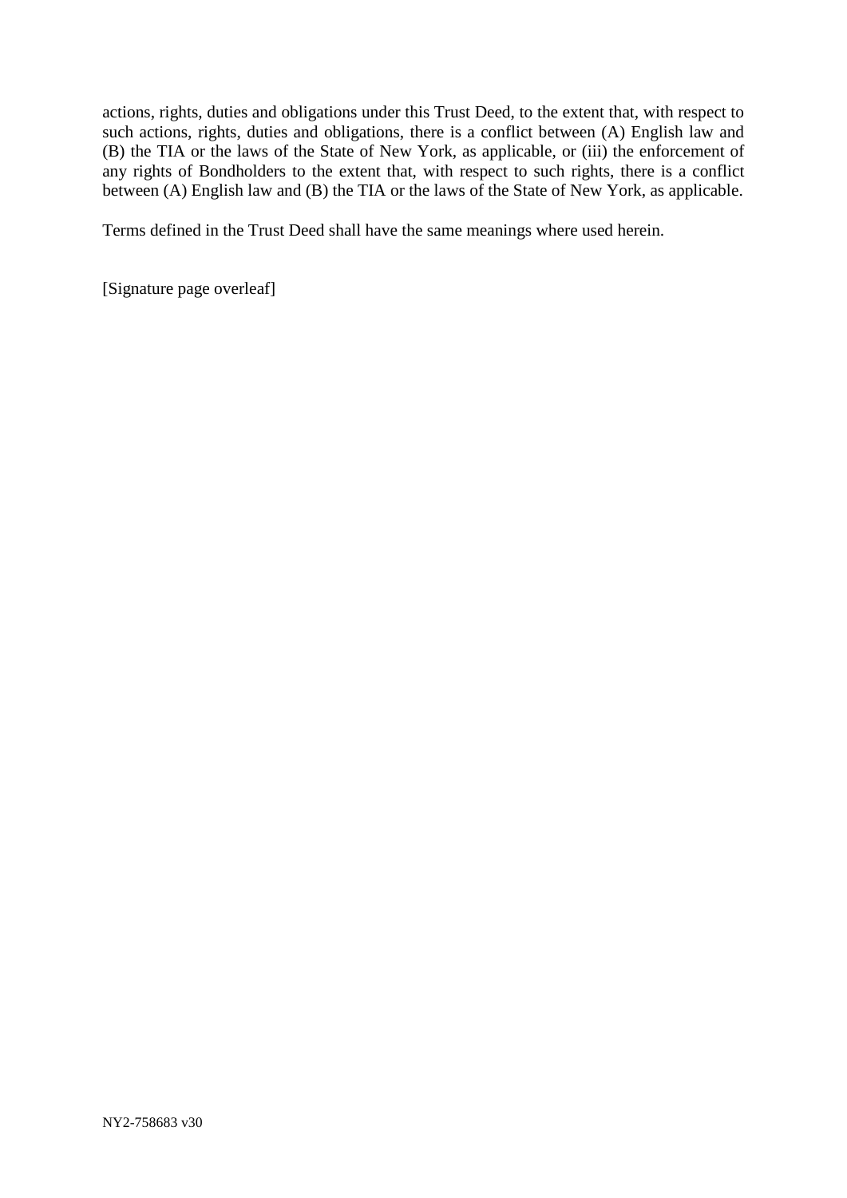actions, rights, duties and obligations under this Trust Deed, to the extent that, with respect to such actions, rights, duties and obligations, there is a conflict between (A) English law and (B) the TIA or the laws of the State of New York, as applicable, or (iii) the enforcement of any rights of Bondholders to the extent that, with respect to such rights, there is a conflict between (A) English law and (B) the TIA or the laws of the State of New York, as applicable.

Terms defined in the Trust Deed shall have the same meanings where used herein.

[Signature page overleaf]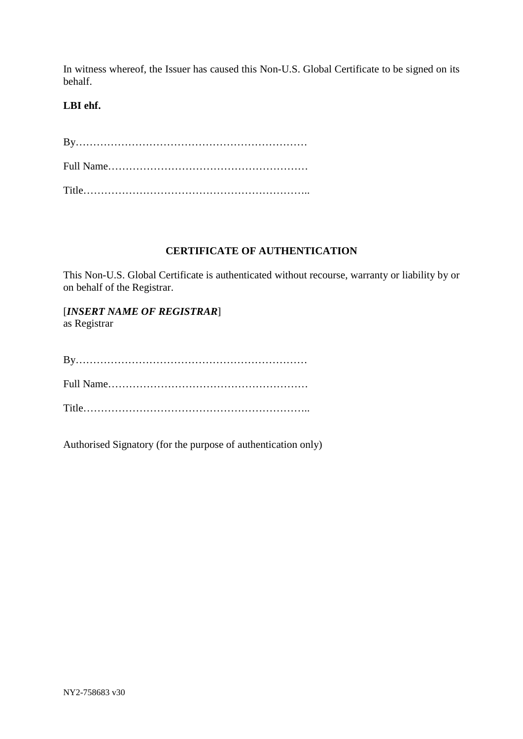In witness whereof, the Issuer has caused this Non-U.S. Global Certificate to be signed on its behalf.

**LBI ehf.**

By…………………………………………………………

Full Name…………………………………………………

Title………………………………………………………..

**CERTIFICATE OF AUTHENTICATION**

This Non-U.S. Global Certificate is authenticated without recourse, warranty or liability by or on behalf of the Registrar.

[***INSERT NAME OF REGISTRAR***]
as Registrar

By…………………………………………………………

Full Name…………………………………………………

Title………………………………………………………..

Authorised Signatory (for the purpose of authentication only)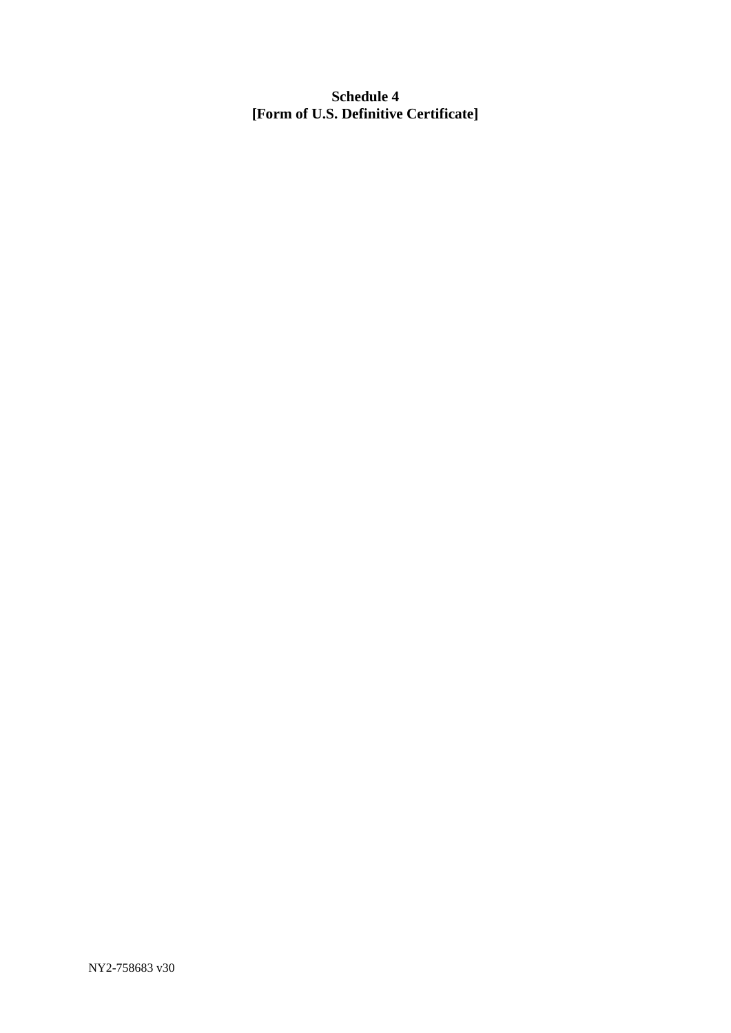**Schedule 4**
**[Form of U.S. Definitive Certificate]**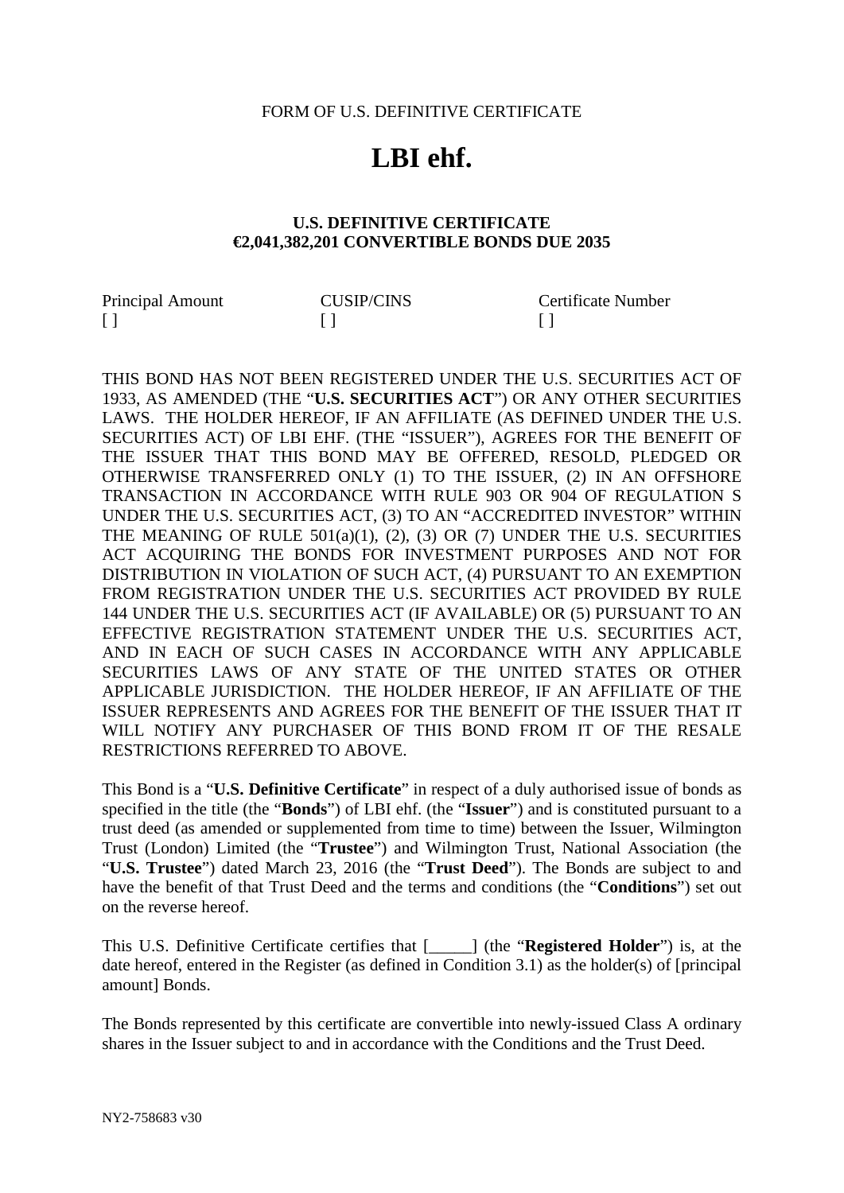FORM OF U.S. DEFINITIVE CERTIFICATE

# LBI ehf.

**U.S. DEFINITIVE CERTIFICATE**
**€2,041,382,201 CONVERTIBLE BONDS DUE 2035**

| Principal Amount | CUSIP/CINS | Certificate Number |
|---|---|---|
| [ ] | [ ] | [ ] |

THIS BOND HAS NOT BEEN REGISTERED UNDER THE U.S. SECURITIES ACT OF 1933, AS AMENDED (THE "**U.S. SECURITIES ACT**") OR ANY OTHER SECURITIES LAWS. THE HOLDER HEREOF, IF AN AFFILIATE (AS DEFINED UNDER THE U.S. SECURITIES ACT) OF LBI EHF. (THE "ISSUER"), AGREES FOR THE BENEFIT OF THE ISSUER THAT THIS BOND MAY BE OFFERED, RESOLD, PLEDGED OR OTHERWISE TRANSFERRED ONLY (1) TO THE ISSUER, (2) IN AN OFFSHORE TRANSACTION IN ACCORDANCE WITH RULE 903 OR 904 OF REGULATION S UNDER THE U.S. SECURITIES ACT, (3) TO AN "ACCREDITED INVESTOR" WITHIN THE MEANING OF RULE 501(a)(1), (2), (3) OR (7) UNDER THE U.S. SECURITIES ACT ACQUIRING THE BONDS FOR INVESTMENT PURPOSES AND NOT FOR DISTRIBUTION IN VIOLATION OF SUCH ACT, (4) PURSUANT TO AN EXEMPTION FROM REGISTRATION UNDER THE U.S. SECURITIES ACT PROVIDED BY RULE 144 UNDER THE U.S. SECURITIES ACT (IF AVAILABLE) OR (5) PURSUANT TO AN EFFECTIVE REGISTRATION STATEMENT UNDER THE U.S. SECURITIES ACT, AND IN EACH OF SUCH CASES IN ACCORDANCE WITH ANY APPLICABLE SECURITIES LAWS OF ANY STATE OF THE UNITED STATES OR OTHER APPLICABLE JURISDICTION. THE HOLDER HEREOF, IF AN AFFILIATE OF THE ISSUER REPRESENTS AND AGREES FOR THE BENEFIT OF THE ISSUER THAT IT WILL NOTIFY ANY PURCHASER OF THIS BOND FROM IT OF THE RESALE RESTRICTIONS REFERRED TO ABOVE.

This Bond is a "**U.S. Definitive Certificate**" in respect of a duly authorised issue of bonds as specified in the title (the "**Bonds**") of LBI ehf. (the "**Issuer**") and is constituted pursuant to a trust deed (as amended or supplemented from time to time) between the Issuer, Wilmington Trust (London) Limited (the "**Trustee**") and Wilmington Trust, National Association (the "**U.S. Trustee**") dated March 23, 2016 (the "**Trust Deed**"). The Bonds are subject to and have the benefit of that Trust Deed and the terms and conditions (the "**Conditions**") set out on the reverse hereof.

This U.S. Definitive Certificate certifies that [_____] (the "**Registered Holder**") is, at the date hereof, entered in the Register (as defined in Condition 3.1) as the holder(s) of [principal amount] Bonds.

The Bonds represented by this certificate are convertible into newly-issued Class A ordinary shares in the Issuer subject to and in accordance with the Conditions and the Trust Deed.

NY2-758683 v30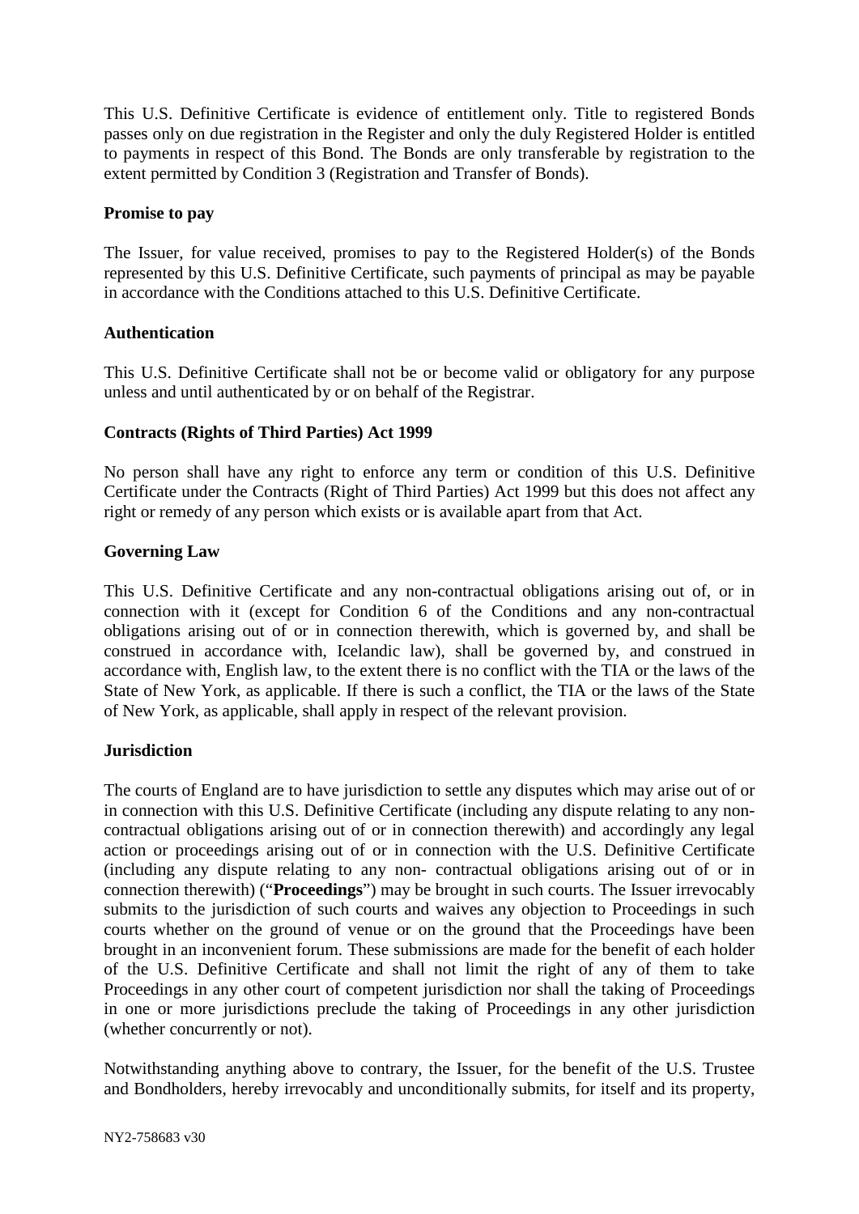This U.S. Definitive Certificate is evidence of entitlement only. Title to registered Bonds passes only on due registration in the Register and only the duly Registered Holder is entitled to payments in respect of this Bond. The Bonds are only transferable by registration to the extent permitted by Condition 3 (Registration and Transfer of Bonds).

**Promise to pay**

The Issuer, for value received, promises to pay to the Registered Holder(s) of the Bonds represented by this U.S. Definitive Certificate, such payments of principal as may be payable in accordance with the Conditions attached to this U.S. Definitive Certificate.

**Authentication**

This U.S. Definitive Certificate shall not be or become valid or obligatory for any purpose unless and until authenticated by or on behalf of the Registrar.

**Contracts (Rights of Third Parties) Act 1999**

No person shall have any right to enforce any term or condition of this U.S. Definitive Certificate under the Contracts (Right of Third Parties) Act 1999 but this does not affect any right or remedy of any person which exists or is available apart from that Act.

**Governing Law**

This U.S. Definitive Certificate and any non-contractual obligations arising out of, or in connection with it (except for Condition 6 of the Conditions and any non-contractual obligations arising out of or in connection therewith, which is governed by, and shall be construed in accordance with, Icelandic law), shall be governed by, and construed in accordance with, English law, to the extent there is no conflict with the TIA or the laws of the State of New York, as applicable. If there is such a conflict, the TIA or the laws of the State of New York, as applicable, shall apply in respect of the relevant provision.

**Jurisdiction**

The courts of England are to have jurisdiction to settle any disputes which may arise out of or in connection with this U.S. Definitive Certificate (including any dispute relating to any non-contractual obligations arising out of or in connection therewith) and accordingly any legal action or proceedings arising out of or in connection with the U.S. Definitive Certificate (including any dispute relating to any non- contractual obligations arising out of or in connection therewith) ("**Proceedings**") may be brought in such courts. The Issuer irrevocably submits to the jurisdiction of such courts and waives any objection to Proceedings in such courts whether on the ground of venue or on the ground that the Proceedings have been brought in an inconvenient forum. These submissions are made for the benefit of each holder of the U.S. Definitive Certificate and shall not limit the right of any of them to take Proceedings in any other court of competent jurisdiction nor shall the taking of Proceedings in one or more jurisdictions preclude the taking of Proceedings in any other jurisdiction (whether concurrently or not).

Notwithstanding anything above to contrary, the Issuer, for the benefit of the U.S. Trustee and Bondholders, hereby irrevocably and unconditionally submits, for itself and its property,

NY2-758683 v30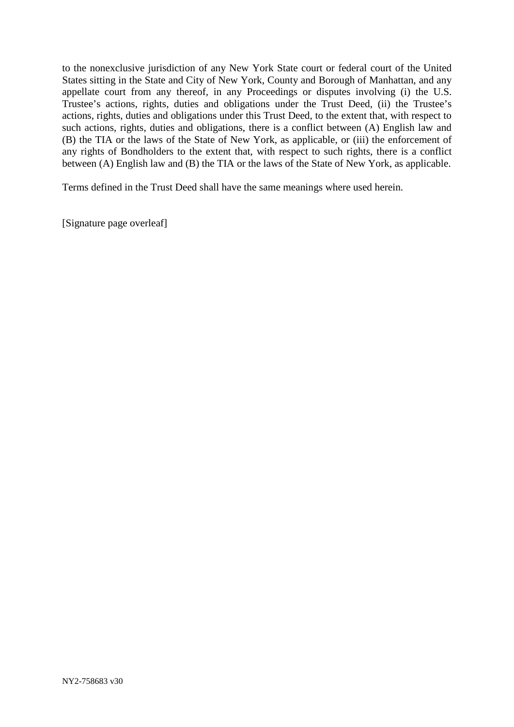to the nonexclusive jurisdiction of any New York State court or federal court of the United States sitting in the State and City of New York, County and Borough of Manhattan, and any appellate court from any thereof, in any Proceedings or disputes involving (i) the U.S. Trustee's actions, rights, duties and obligations under the Trust Deed, (ii) the Trustee's actions, rights, duties and obligations under this Trust Deed, to the extent that, with respect to such actions, rights, duties and obligations, there is a conflict between (A) English law and (B) the TIA or the laws of the State of New York, as applicable, or (iii) the enforcement of any rights of Bondholders to the extent that, with respect to such rights, there is a conflict between (A) English law and (B) the TIA or the laws of the State of New York, as applicable.

Terms defined in the Trust Deed shall have the same meanings where used herein.

[Signature page overleaf]

NY2-758683 v30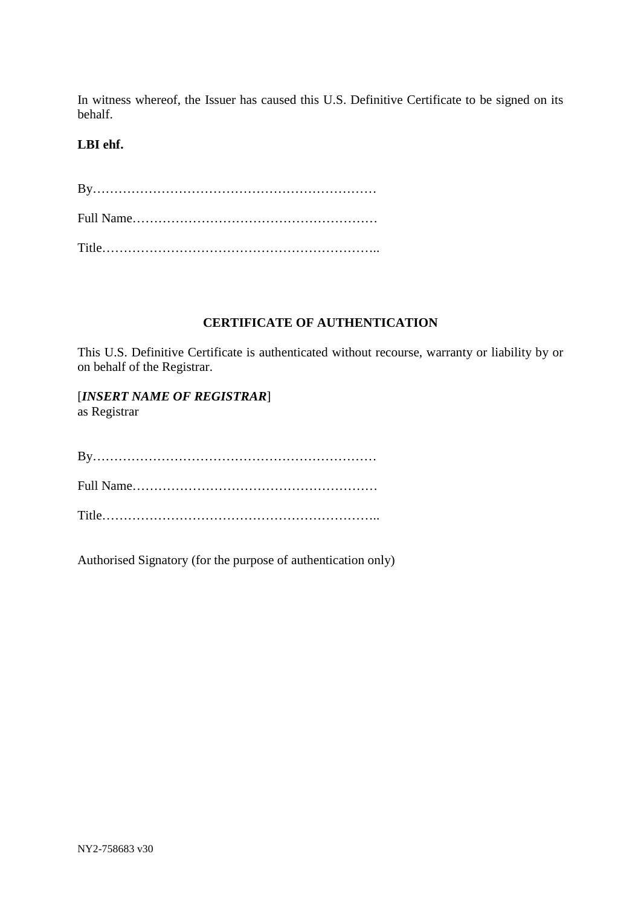In witness whereof, the Issuer has caused this U.S. Definitive Certificate to be signed on its behalf.

**LBI ehf.**

By…………………………………………………………

Full Name…………………………………………………

Title………………………………………………………..

## CERTIFICATE OF AUTHENTICATION

This U.S. Definitive Certificate is authenticated without recourse, warranty or liability by or on behalf of the Registrar.

[***INSERT NAME OF REGISTRAR***]
as Registrar

By…………………………………………………………

Full Name…………………………………………………

Title………………………………………………………..

Authorised Signatory (for the purpose of authentication only)

NY2-758683 v30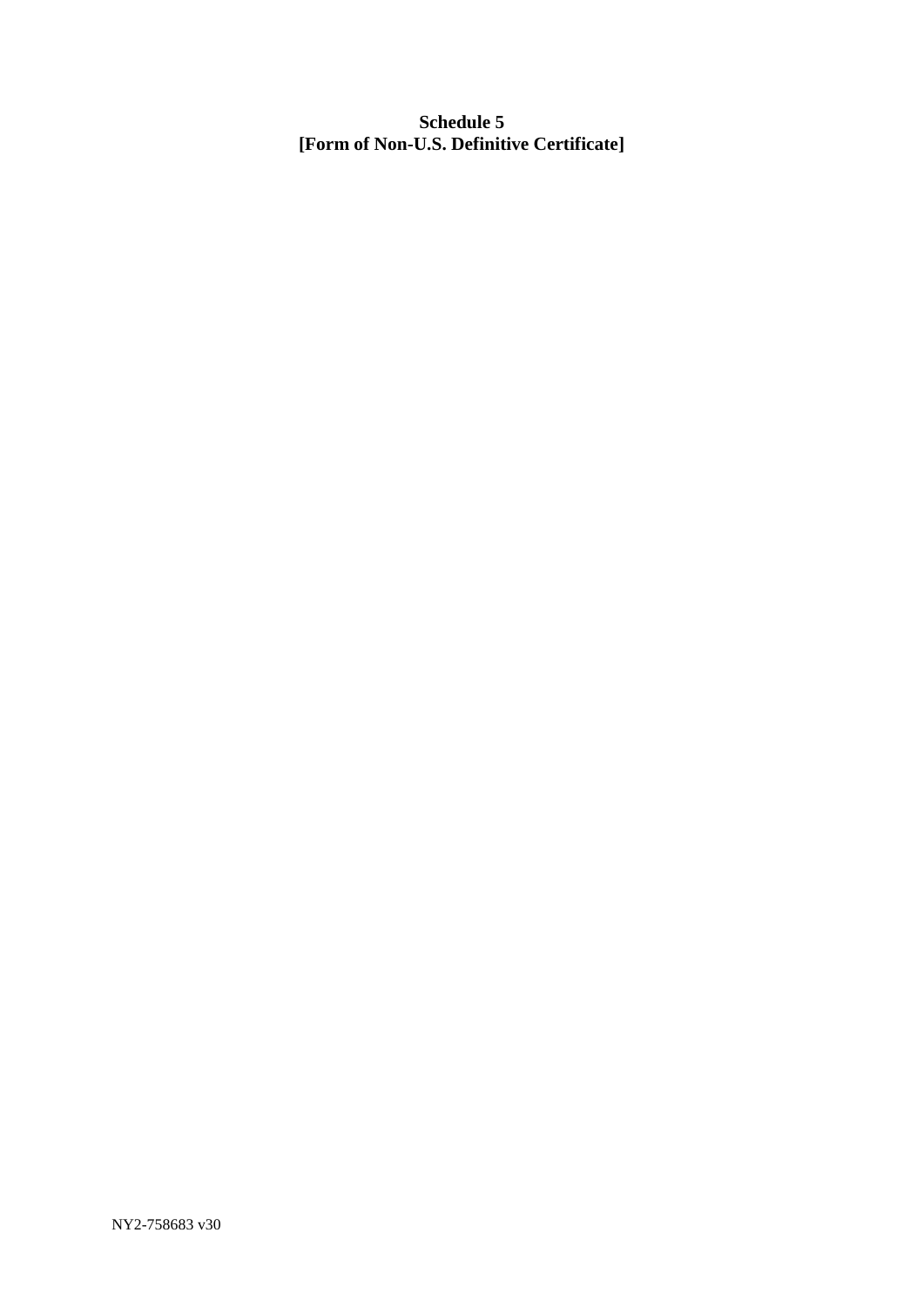**Schedule 5**
**[Form of Non-U.S. Definitive Certificate]**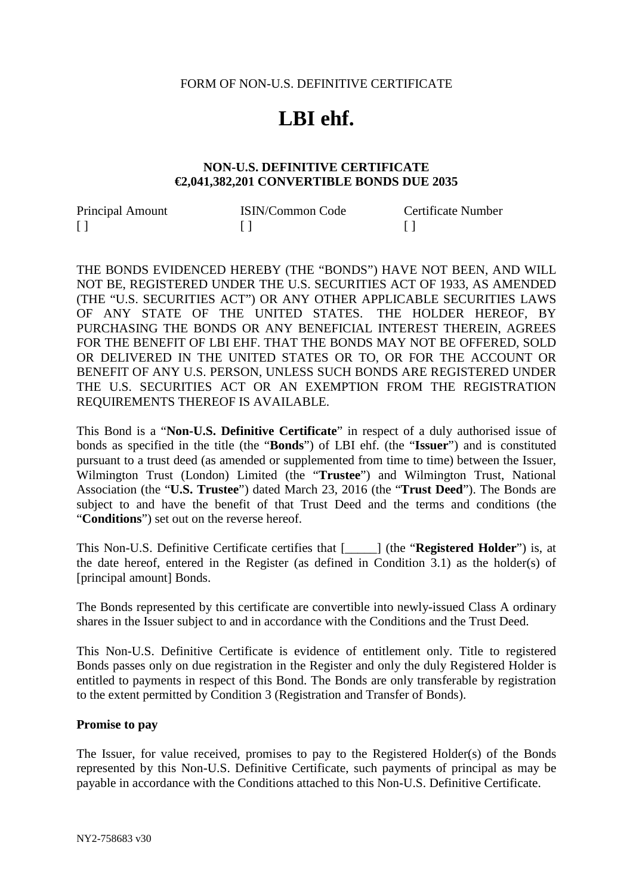FORM OF NON-U.S. DEFINITIVE CERTIFICATE

# LBI ehf.

**NON-U.S. DEFINITIVE CERTIFICATE**
**€2,041,382,201 CONVERTIBLE BONDS DUE 2035**

| Principal Amount | ISIN/Common Code | Certificate Number |
|---|---|---|
| [ ] | [ ] | [ ] |

THE BONDS EVIDENCED HEREBY (THE "BONDS") HAVE NOT BEEN, AND WILL NOT BE, REGISTERED UNDER THE U.S. SECURITIES ACT OF 1933, AS AMENDED (THE "U.S. SECURITIES ACT") OR ANY OTHER APPLICABLE SECURITIES LAWS OF ANY STATE OF THE UNITED STATES. THE HOLDER HEREOF, BY PURCHASING THE BONDS OR ANY BENEFICIAL INTEREST THEREIN, AGREES FOR THE BENEFIT OF LBI EHF. THAT THE BONDS MAY NOT BE OFFERED, SOLD OR DELIVERED IN THE UNITED STATES OR TO, OR FOR THE ACCOUNT OR BENEFIT OF ANY U.S. PERSON, UNLESS SUCH BONDS ARE REGISTERED UNDER THE U.S. SECURITIES ACT OR AN EXEMPTION FROM THE REGISTRATION REQUIREMENTS THEREOF IS AVAILABLE.

This Bond is a "**Non-U.S. Definitive Certificate**" in respect of a duly authorised issue of bonds as specified in the title (the "**Bonds**") of LBI ehf. (the "**Issuer**") and is constituted pursuant to a trust deed (as amended or supplemented from time to time) between the Issuer, Wilmington Trust (London) Limited (the "**Trustee**") and Wilmington Trust, National Association (the "**U.S. Trustee**") dated March 23, 2016 (the "**Trust Deed**"). The Bonds are subject to and have the benefit of that Trust Deed and the terms and conditions (the "**Conditions**") set out on the reverse hereof.

This Non-U.S. Definitive Certificate certifies that [_____] (the "**Registered Holder**") is, at the date hereof, entered in the Register (as defined in Condition 3.1) as the holder(s) of [principal amount] Bonds.

The Bonds represented by this certificate are convertible into newly-issued Class A ordinary shares in the Issuer subject to and in accordance with the Conditions and the Trust Deed.

This Non-U.S. Definitive Certificate is evidence of entitlement only. Title to registered Bonds passes only on due registration in the Register and only the duly Registered Holder is entitled to payments in respect of this Bond. The Bonds are only transferable by registration to the extent permitted by Condition 3 (Registration and Transfer of Bonds).

**Promise to pay**

The Issuer, for value received, promises to pay to the Registered Holder(s) of the Bonds represented by this Non-U.S. Definitive Certificate, such payments of principal as may be payable in accordance with the Conditions attached to this Non-U.S. Definitive Certificate.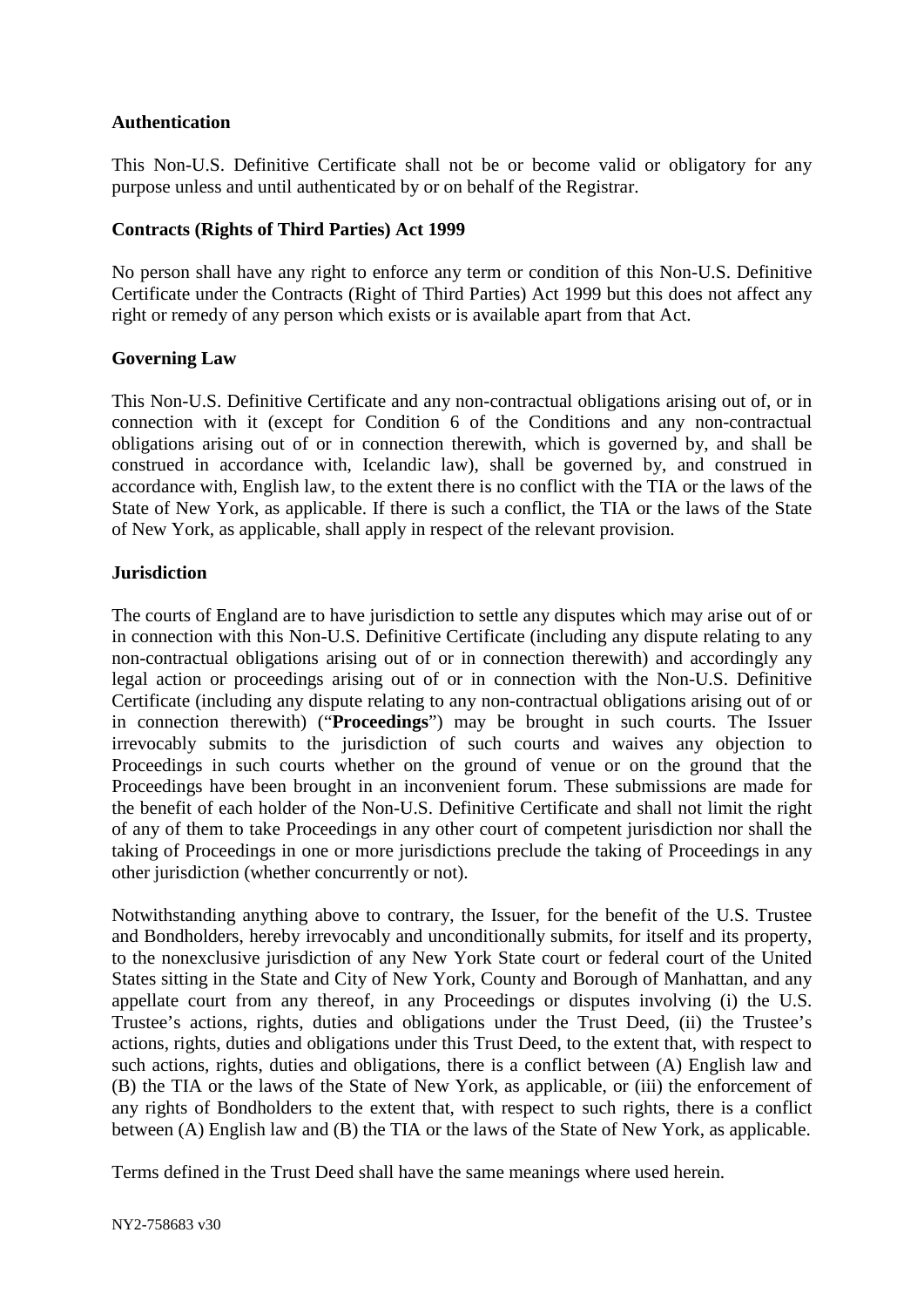**Authentication**

This Non-U.S. Definitive Certificate shall not be or become valid or obligatory for any purpose unless and until authenticated by or on behalf of the Registrar.

**Contracts (Rights of Third Parties) Act 1999**

No person shall have any right to enforce any term or condition of this Non-U.S. Definitive Certificate under the Contracts (Right of Third Parties) Act 1999 but this does not affect any right or remedy of any person which exists or is available apart from that Act.

**Governing Law**

This Non-U.S. Definitive Certificate and any non-contractual obligations arising out of, or in connection with it (except for Condition 6 of the Conditions and any non-contractual obligations arising out of or in connection therewith, which is governed by, and shall be construed in accordance with, Icelandic law), shall be governed by, and construed in accordance with, English law, to the extent there is no conflict with the TIA or the laws of the State of New York, as applicable. If there is such a conflict, the TIA or the laws of the State of New York, as applicable, shall apply in respect of the relevant provision.

**Jurisdiction**

The courts of England are to have jurisdiction to settle any disputes which may arise out of or in connection with this Non-U.S. Definitive Certificate (including any dispute relating to any non-contractual obligations arising out of or in connection therewith) and accordingly any legal action or proceedings arising out of or in connection with the Non-U.S. Definitive Certificate (including any dispute relating to any non-contractual obligations arising out of or in connection therewith) ("**Proceedings**") may be brought in such courts. The Issuer irrevocably submits to the jurisdiction of such courts and waives any objection to Proceedings in such courts whether on the ground of venue or on the ground that the Proceedings have been brought in an inconvenient forum. These submissions are made for the benefit of each holder of the Non-U.S. Definitive Certificate and shall not limit the right of any of them to take Proceedings in any other court of competent jurisdiction nor shall the taking of Proceedings in one or more jurisdictions preclude the taking of Proceedings in any other jurisdiction (whether concurrently or not).

Notwithstanding anything above to contrary, the Issuer, for the benefit of the U.S. Trustee and Bondholders, hereby irrevocably and unconditionally submits, for itself and its property, to the nonexclusive jurisdiction of any New York State court or federal court of the United States sitting in the State and City of New York, County and Borough of Manhattan, and any appellate court from any thereof, in any Proceedings or disputes involving (i) the U.S. Trustee's actions, rights, duties and obligations under the Trust Deed, (ii) the Trustee's actions, rights, duties and obligations under this Trust Deed, to the extent that, with respect to such actions, rights, duties and obligations, there is a conflict between (A) English law and (B) the TIA or the laws of the State of New York, as applicable, or (iii) the enforcement of any rights of Bondholders to the extent that, with respect to such rights, there is a conflict between (A) English law and (B) the TIA or the laws of the State of New York, as applicable.

Terms defined in the Trust Deed shall have the same meanings where used herein.

NY2-758683 v30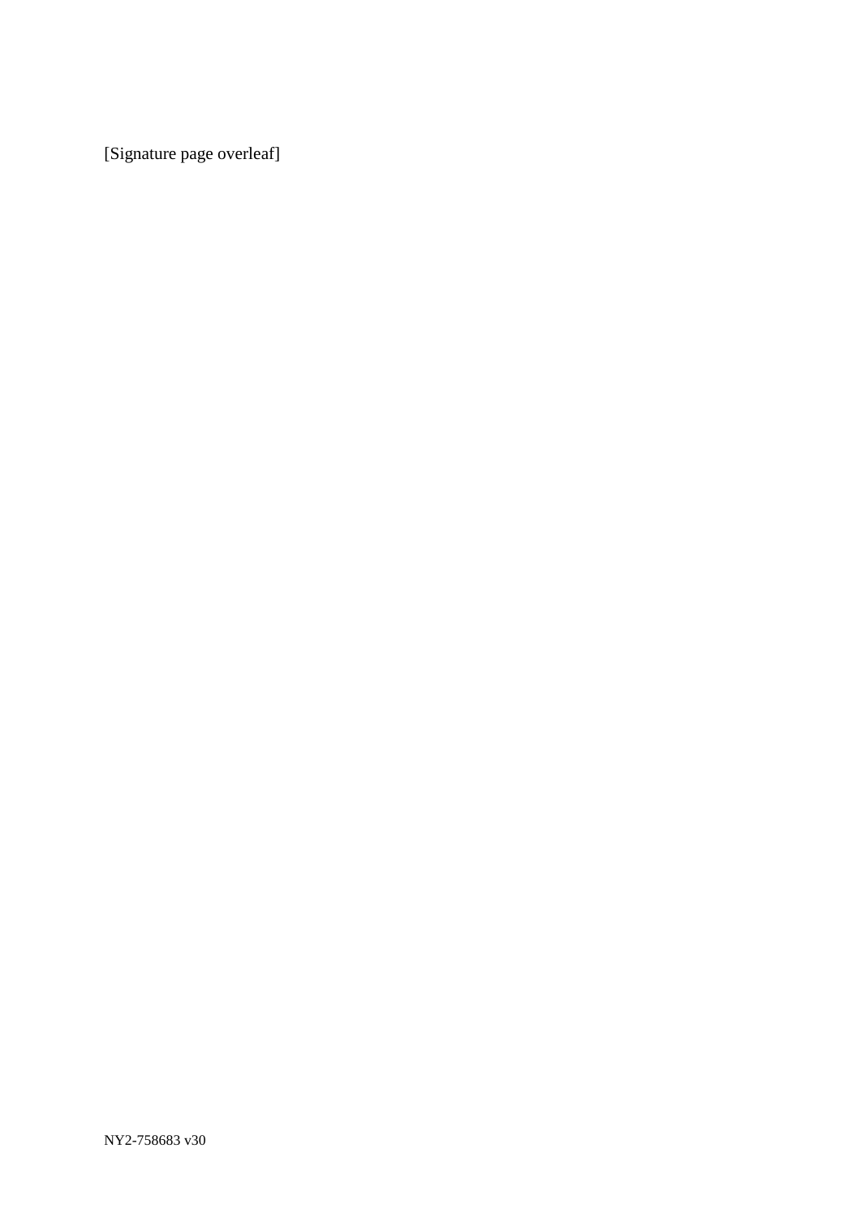[Signature page overleaf]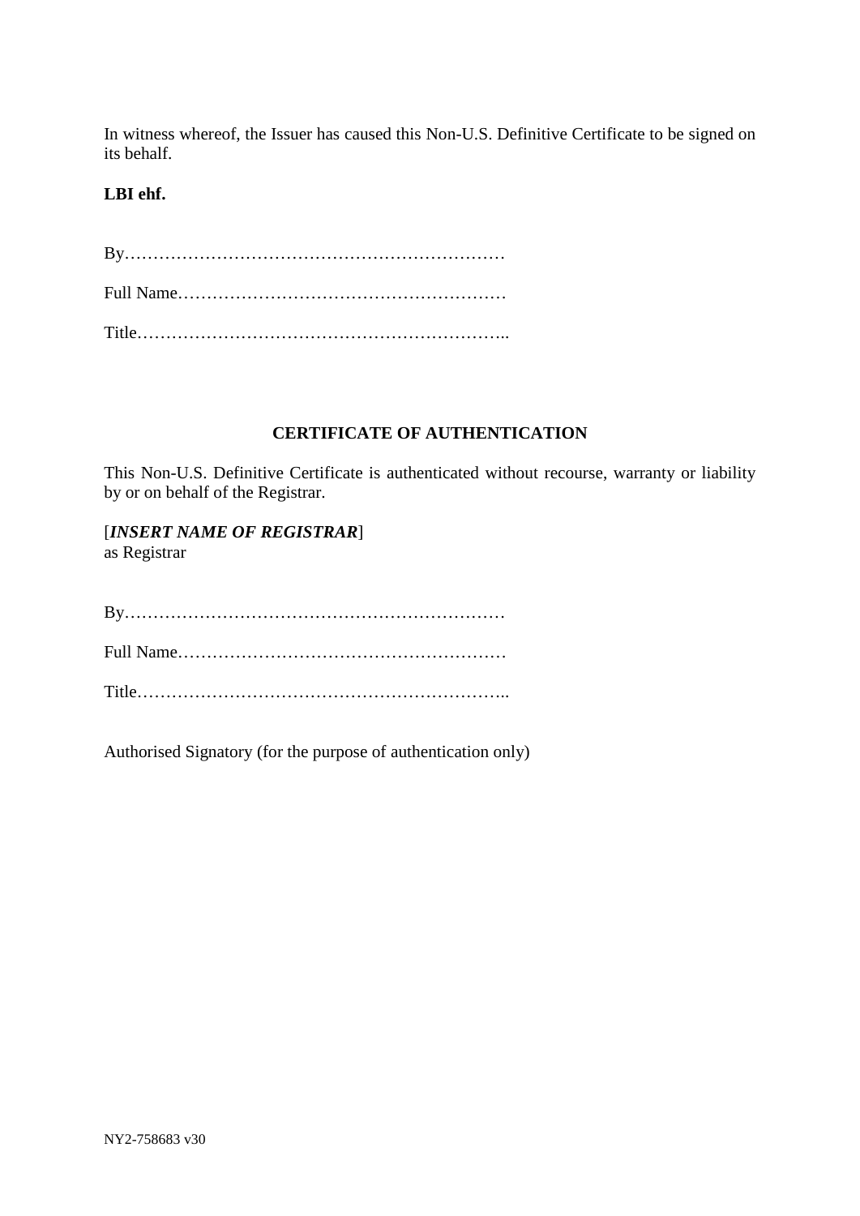In witness whereof, the Issuer has caused this Non-U.S. Definitive Certificate to be signed on its behalf.

**LBI ehf.**

By…………………………………………………………

Full Name…………………………………………………

Title………………………………………………………..

**CERTIFICATE OF AUTHENTICATION**

This Non-U.S. Definitive Certificate is authenticated without recourse, warranty or liability by or on behalf of the Registrar.

[***INSERT NAME OF REGISTRAR***]
as Registrar

By…………………………………………………………

Full Name…………………………………………………

Title………………………………………………………..

Authorised Signatory (for the purpose of authentication only)

NY2-758683 v30